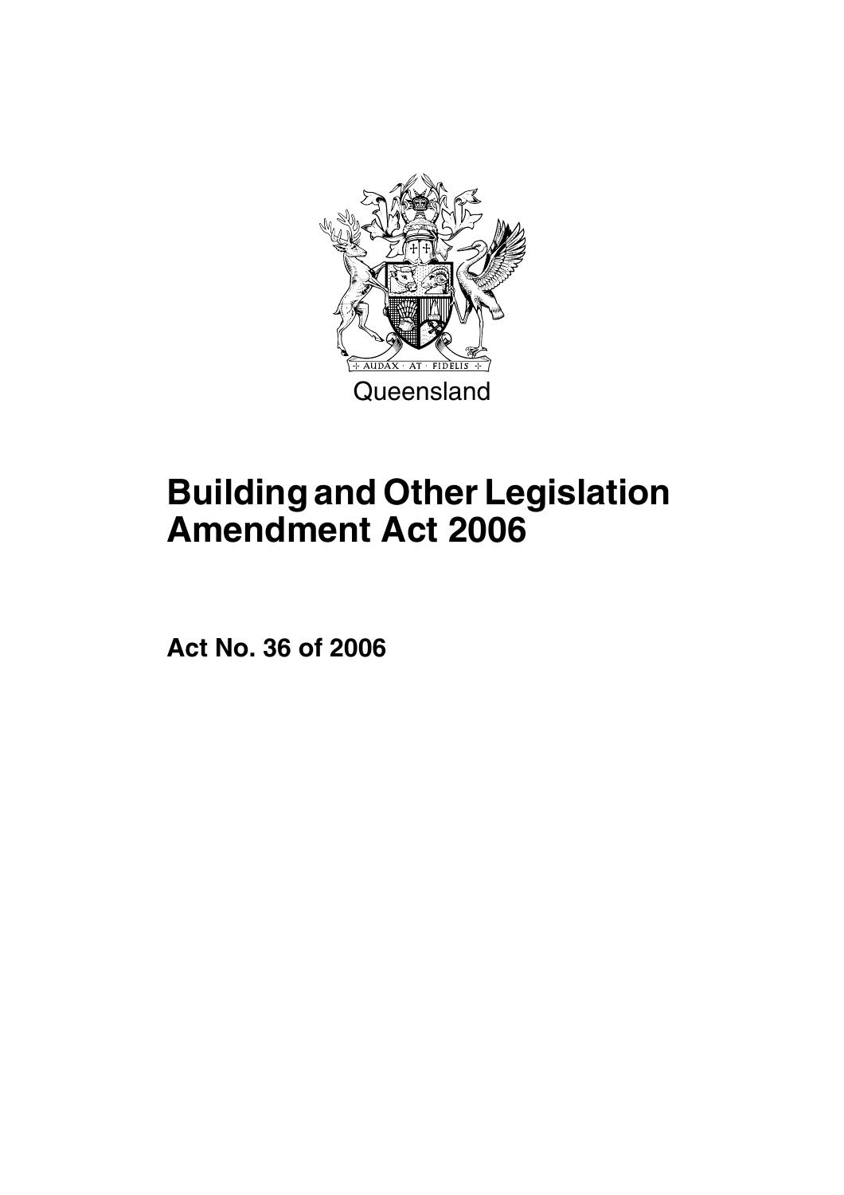Queensland

# Building and Other Legislation Amendment Act 2006

**Act No. 36 of 2006**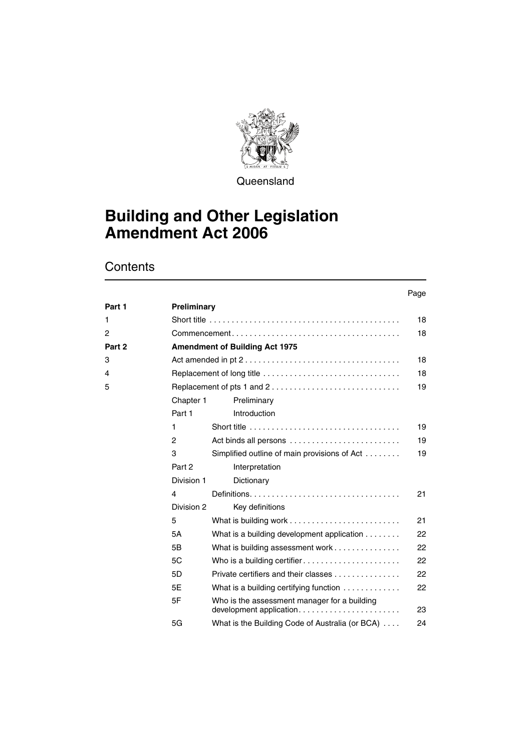Queensland

# Building and Other Legislation Amendment Act 2006

## Contents

| | | | Page |
|---|---|---|---|
| **Part 1** | **Preliminary** | | |
| 1 | Short title | | 18 |
| 2 | Commencement | | 18 |
| **Part 2** | **Amendment of Building Act 1975** | | |
| 3 | Act amended in pt 2 | | 18 |
| 4 | Replacement of long title | | 18 |
| 5 | Replacement of pts 1 and 2 | | 19 |
| | Chapter 1 | Preliminary | |
| | Part 1 | Introduction | |
| | 1 | Short title | 19 |
| | 2 | Act binds all persons | 19 |
| | 3 | Simplified outline of main provisions of Act | 19 |
| | Part 2 | Interpretation | |
| | Division 1 | Dictionary | |
| | 4 | Definitions | 21 |
| | Division 2 | Key definitions | |
| | 5 | What is building work | 21 |
| | 5A | What is a building development application | 22 |
| | 5B | What is building assessment work | 22 |
| | 5C | Who is a building certifier | 22 |
| | 5D | Private certifiers and their classes | 22 |
| | 5E | What is a building certifying function | 22 |
| | 5F | Who is the assessment manager for a building development application | 23 |
| | 5G | What is the Building Code of Australia (or BCA) | 24 |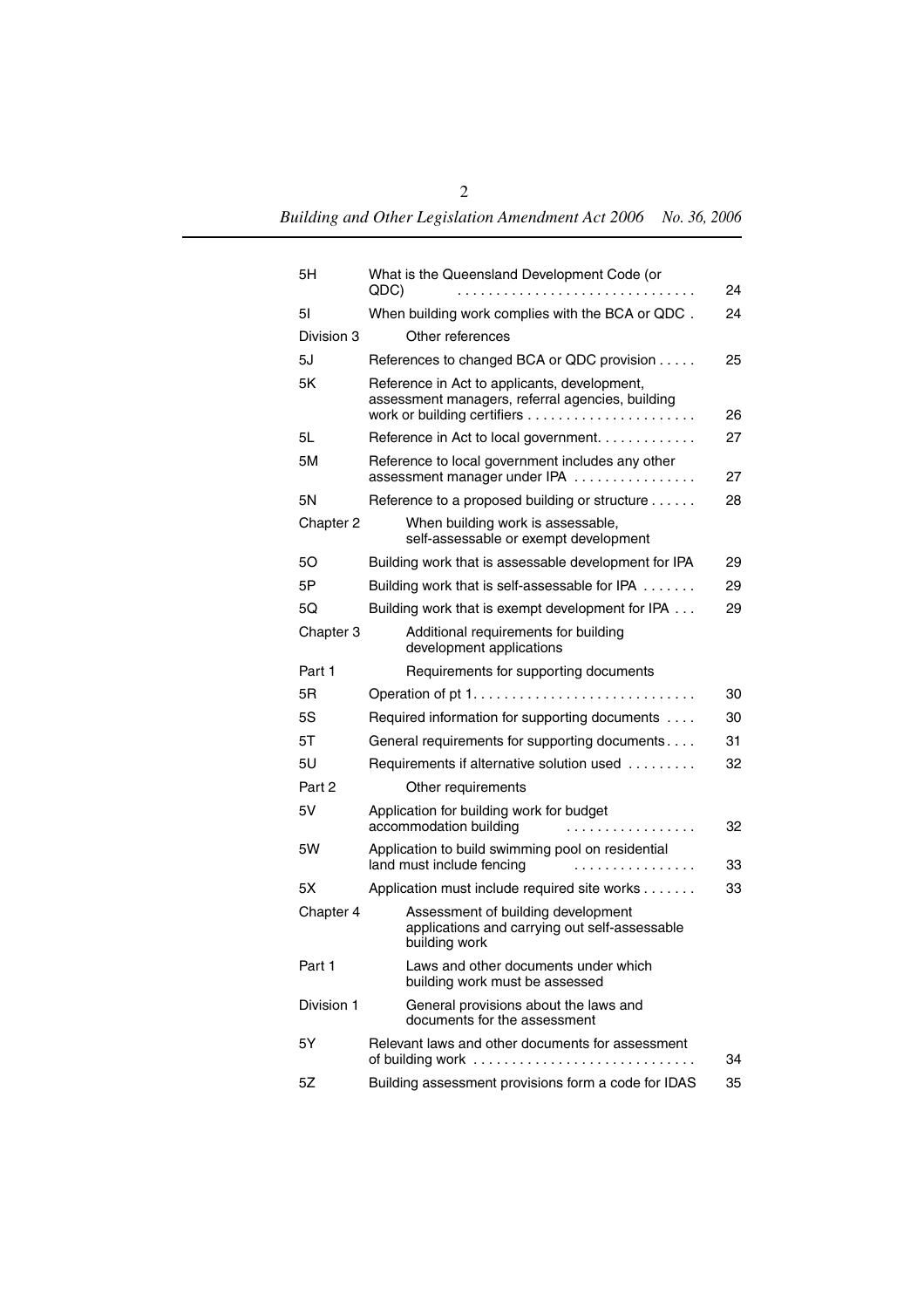| | | |
|---|---|---|
| 5H | What is the Queensland Development Code (or QDC) | 24 |
| 5I | When building work complies with the BCA or QDC . | 24 |
| Division 3 | Other references | |
| 5J | References to changed BCA or QDC provision | 25 |
| 5K | Reference in Act to applicants, development, assessment managers, referral agencies, building work or building certifiers | 26 |
| 5L | Reference in Act to local government. | 27 |
| 5M | Reference to local government includes any other assessment manager under IPA | 27 |
| 5N | Reference to a proposed building or structure | 28 |
| Chapter 2 | When building work is assessable, self-assessable or exempt development | |
| 5O | Building work that is assessable development for IPA | 29 |
| 5P | Building work that is self-assessable for IPA | 29 |
| 5Q | Building work that is exempt development for IPA | 29 |
| Chapter 3 | Additional requirements for building development applications | |
| Part 1 | Requirements for supporting documents | |
| 5R | Operation of pt 1. | 30 |
| 5S | Required information for supporting documents | 30 |
| 5T | General requirements for supporting documents | 31 |
| 5U | Requirements if alternative solution used | 32 |
| Part 2 | Other requirements | |
| 5V | Application for building work for budget accommodation building | 32 |
| 5W | Application to build swimming pool on residential land must include fencing | 33 |
| 5X | Application must include required site works | 33 |
| Chapter 4 | Assessment of building development applications and carrying out self-assessable building work | |
| Part 1 | Laws and other documents under which building work must be assessed | |
| Division 1 | General provisions about the laws and documents for the assessment | |
| 5Y | Relevant laws and other documents for assessment of building work | 34 |
| 5Z | Building assessment provisions form a code for IDAS | 35 |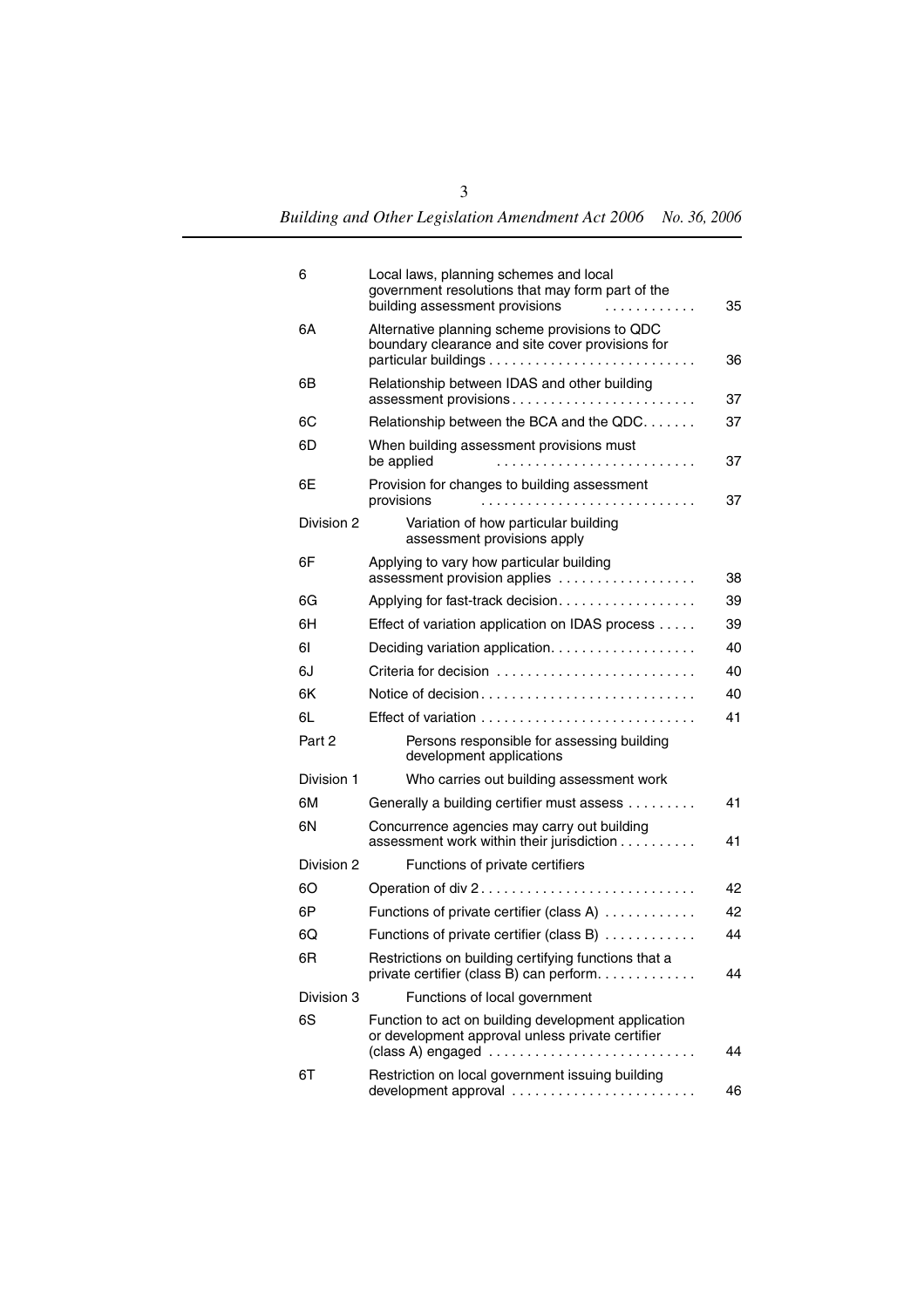| | | |
|---|---|---|
| 6 | Local laws, planning schemes and local government resolutions that may form part of the building assessment provisions | 35 |
| 6A | Alternative planning scheme provisions to QDC boundary clearance and site cover provisions for particular buildings | 36 |
| 6B | Relationship between IDAS and other building assessment provisions | 37 |
| 6C | Relationship between the BCA and the QDC | 37 |
| 6D | When building assessment provisions must be applied | 37 |
| 6E | Provision for changes to building assessment provisions | 37 |
| Division 2 | Variation of how particular building assessment provisions apply | |
| 6F | Applying to vary how particular building assessment provision applies | 38 |
| 6G | Applying for fast-track decision | 39 |
| 6H | Effect of variation application on IDAS process | 39 |
| 6I | Deciding variation application | 40 |
| 6J | Criteria for decision | 40 |
| 6K | Notice of decision | 40 |
| 6L | Effect of variation | 41 |
| Part 2 | Persons responsible for assessing building development applications | |
| Division 1 | Who carries out building assessment work | |
| 6M | Generally a building certifier must assess | 41 |
| 6N | Concurrence agencies may carry out building assessment work within their jurisdiction | 41 |
| Division 2 | Functions of private certifiers | |
| 6O | Operation of div 2 | 42 |
| 6P | Functions of private certifier (class A) | 42 |
| 6Q | Functions of private certifier (class B) | 44 |
| 6R | Restrictions on building certifying functions that a private certifier (class B) can perform | 44 |
| Division 3 | Functions of local government | |
| 6S | Function to act on building development application or development approval unless private certifier (class A) engaged | 44 |
| 6T | Restriction on local government issuing building development approval | 46 |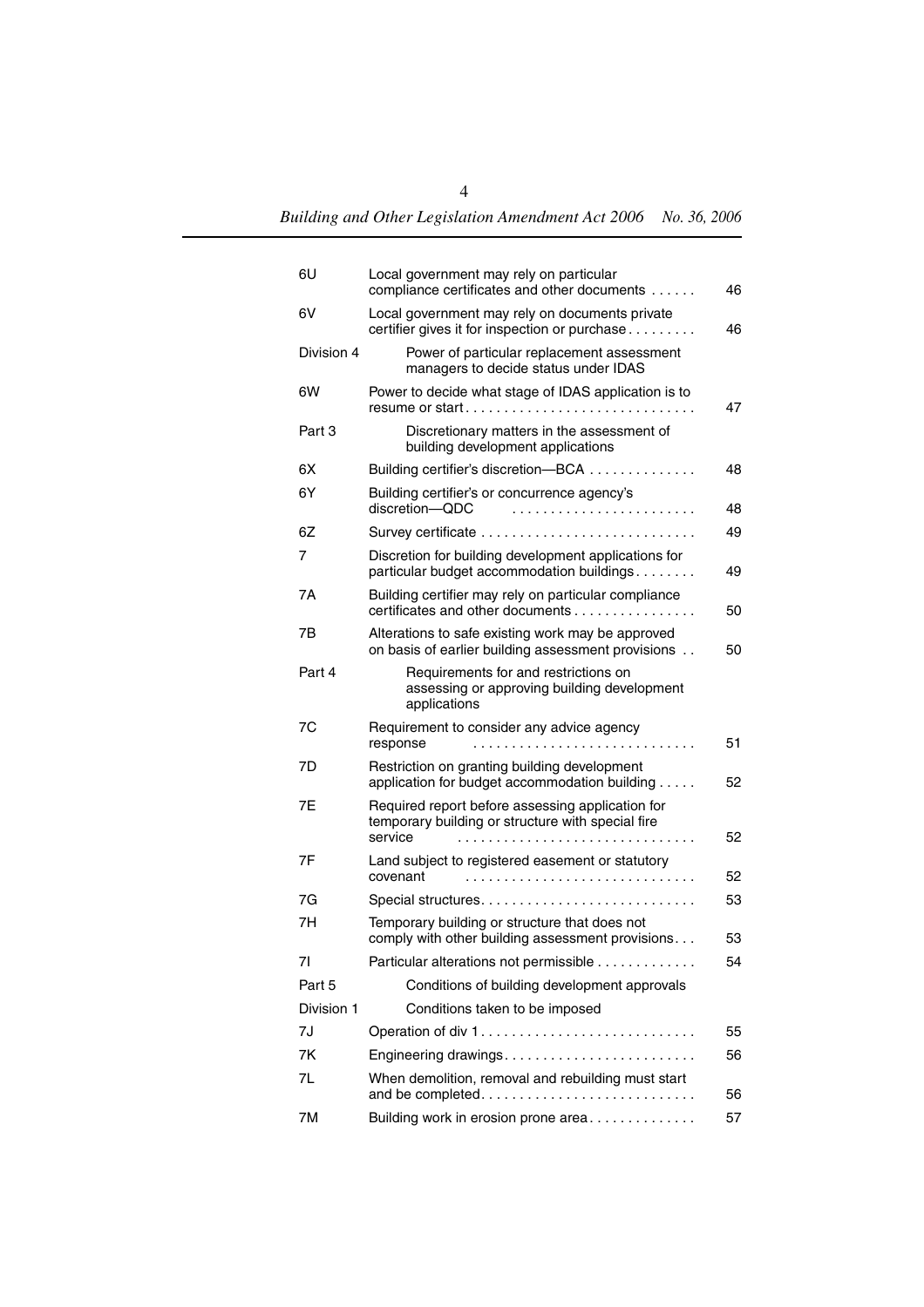| | | |
|---|---|---|
| 6U | Local government may rely on particular compliance certificates and other documents | 46 |
| 6V | Local government may rely on documents private certifier gives it for inspection or purchase | 46 |
| Division 4 | Power of particular replacement assessment managers to decide status under IDAS | |
| 6W | Power to decide what stage of IDAS application is to resume or start | 47 |
| Part 3 | Discretionary matters in the assessment of building development applications | |
| 6X | Building certifier's discretion—BCA | 48 |
| 6Y | Building certifier's or concurrence agency's discretion—QDC | 48 |
| 6Z | Survey certificate | 49 |
| 7 | Discretion for building development applications for particular budget accommodation buildings | 49 |
| 7A | Building certifier may rely on particular compliance certificates and other documents | 50 |
| 7B | Alterations to safe existing work may be approved on basis of earlier building assessment provisions | 50 |
| Part 4 | Requirements for and restrictions on assessing or approving building development applications | |
| 7C | Requirement to consider any advice agency response | 51 |
| 7D | Restriction on granting building development application for budget accommodation building | 52 |
| 7E | Required report before assessing application for temporary building or structure with special fire service | 52 |
| 7F | Land subject to registered easement or statutory covenant | 52 |
| 7G | Special structures | 53 |
| 7H | Temporary building or structure that does not comply with other building assessment provisions | 53 |
| 7I | Particular alterations not permissible | 54 |
| Part 5 | Conditions of building development approvals | |
| Division 1 | Conditions taken to be imposed | |
| 7J | Operation of div 1 | 55 |
| 7K | Engineering drawings | 56 |
| 7L | When demolition, removal and rebuilding must start and be completed | 56 |
| 7M | Building work in erosion prone area | 57 |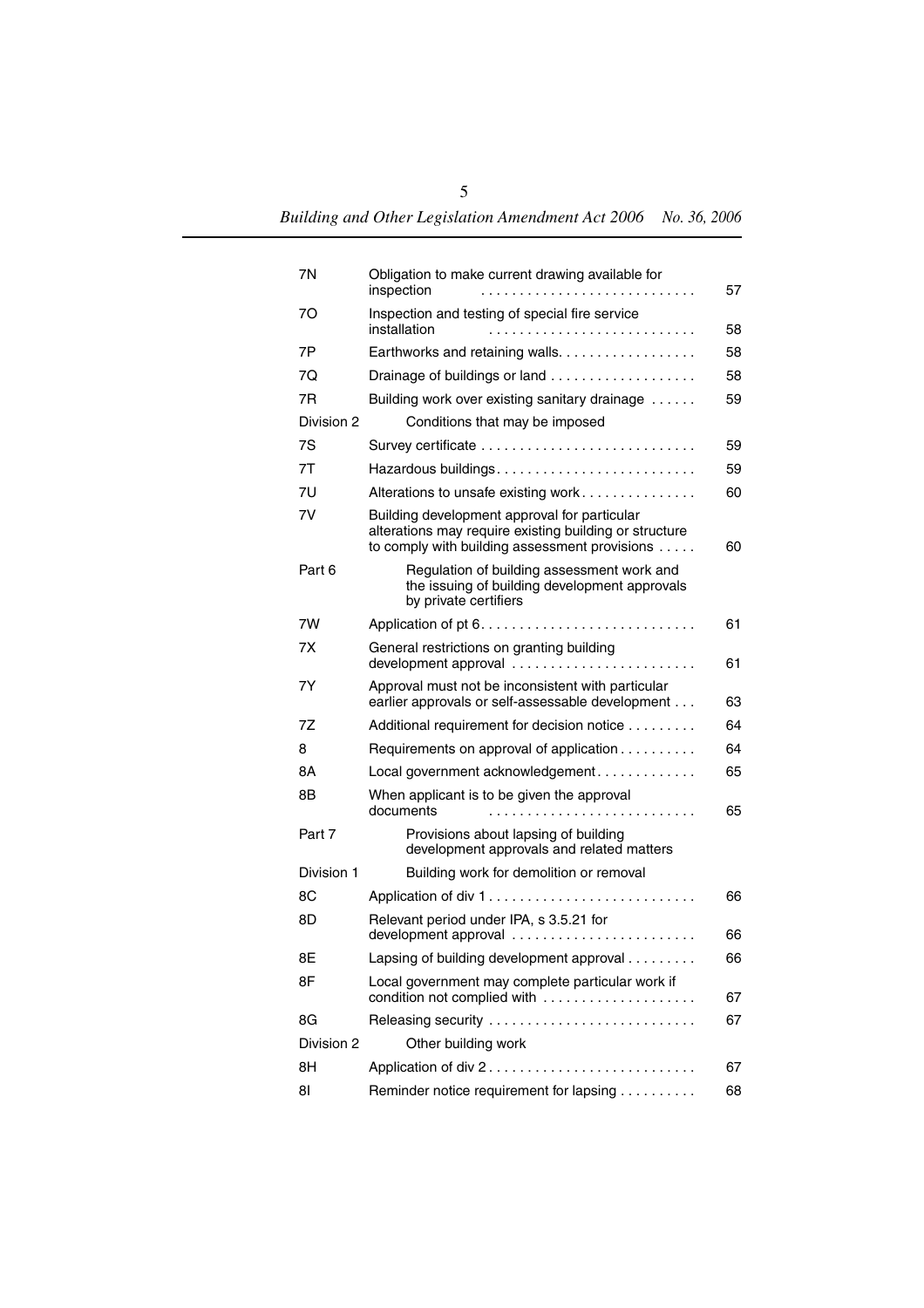| | | |
|---|---|---|
| 7N | Obligation to make current drawing available for inspection | 57 |
| 7O | Inspection and testing of special fire service installation | 58 |
| 7P | Earthworks and retaining walls | 58 |
| 7Q | Drainage of buildings or land | 58 |
| 7R | Building work over existing sanitary drainage | 59 |
| Division 2 | Conditions that may be imposed | |
| 7S | Survey certificate | 59 |
| 7T | Hazardous buildings | 59 |
| 7U | Alterations to unsafe existing work | 60 |
| 7V | Building development approval for particular alterations may require existing building or structure to comply with building assessment provisions | 60 |
| Part 6 | Regulation of building assessment work and the issuing of building development approvals by private certifiers | |
| 7W | Application of pt 6 | 61 |
| 7X | General restrictions on granting building development approval | 61 |
| 7Y | Approval must not be inconsistent with particular earlier approvals or self-assessable development | 63 |
| 7Z | Additional requirement for decision notice | 64 |
| 8 | Requirements on approval of application | 64 |
| 8A | Local government acknowledgement | 65 |
| 8B | When applicant is to be given the approval documents | 65 |
| Part 7 | Provisions about lapsing of building development approvals and related matters | |
| Division 1 | Building work for demolition or removal | |
| 8C | Application of div 1 | 66 |
| 8D | Relevant period under IPA, s 3.5.21 for development approval | 66 |
| 8E | Lapsing of building development approval | 66 |
| 8F | Local government may complete particular work if condition not complied with | 67 |
| 8G | Releasing security | 67 |
| Division 2 | Other building work | |
| 8H | Application of div 2 | 67 |
| 8I | Reminder notice requirement for lapsing | 68 |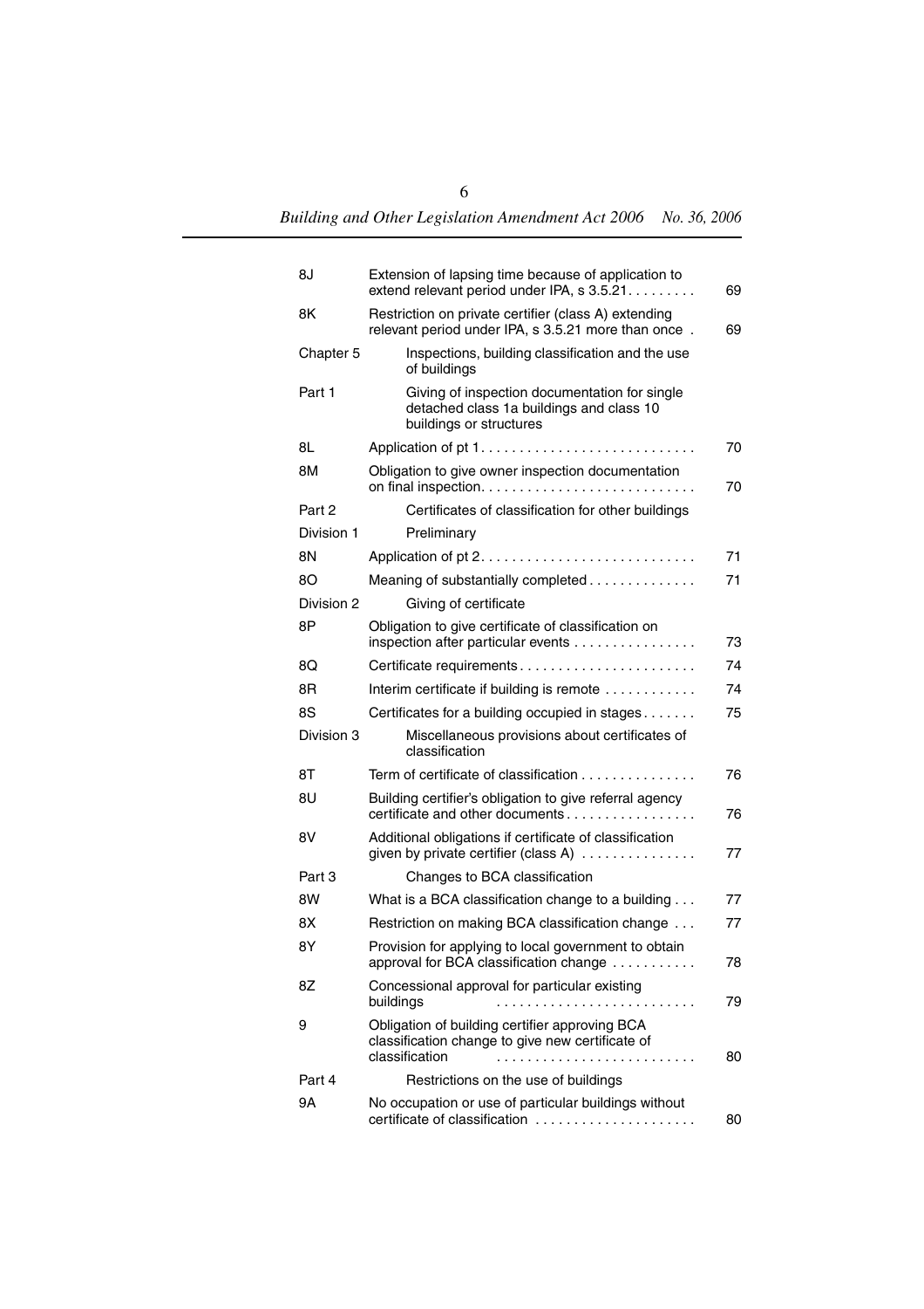| | | |
|---|---|---|
| 8J | Extension of lapsing time because of application to extend relevant period under IPA, s 3.5.21 | 69 |
| 8K | Restriction on private certifier (class A) extending relevant period under IPA, s 3.5.21 more than once | 69 |
| Chapter 5 | Inspections, building classification and the use of buildings | |
| Part 1 | Giving of inspection documentation for single detached class 1a buildings and class 10 buildings or structures | |
| 8L | Application of pt 1 | 70 |
| 8M | Obligation to give owner inspection documentation on final inspection | 70 |
| Part 2 | Certificates of classification for other buildings | |
| Division 1 | Preliminary | |
| 8N | Application of pt 2 | 71 |
| 8O | Meaning of substantially completed | 71 |
| Division 2 | Giving of certificate | |
| 8P | Obligation to give certificate of classification on inspection after particular events | 73 |
| 8Q | Certificate requirements | 74 |
| 8R | Interim certificate if building is remote | 74 |
| 8S | Certificates for a building occupied in stages | 75 |
| Division 3 | Miscellaneous provisions about certificates of classification | |
| 8T | Term of certificate of classification | 76 |
| 8U | Building certifier's obligation to give referral agency certificate and other documents | 76 |
| 8V | Additional obligations if certificate of classification given by private certifier (class A) | 77 |
| Part 3 | Changes to BCA classification | |
| 8W | What is a BCA classification change to a building | 77 |
| 8X | Restriction on making BCA classification change | 77 |
| 8Y | Provision for applying to local government to obtain approval for BCA classification change | 78 |
| 8Z | Concessional approval for particular existing buildings | 79 |
| 9 | Obligation of building certifier approving BCA classification change to give new certificate of classification | 80 |
| Part 4 | Restrictions on the use of buildings | |
| 9A | No occupation or use of particular buildings without certificate of classification | 80 |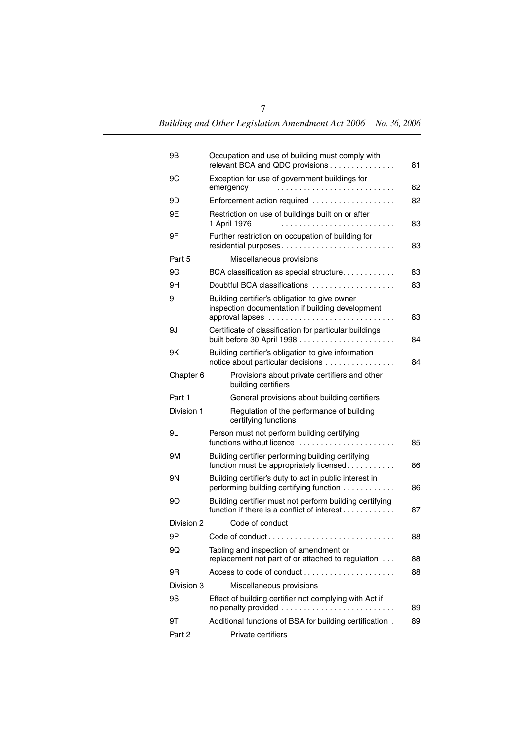| | | |
|---|---|---|
| 9B | Occupation and use of building must comply with relevant BCA and QDC provisions | 81 |
| 9C | Exception for use of government buildings for emergency | 82 |
| 9D | Enforcement action required | 82 |
| 9E | Restriction on use of buildings built on or after 1 April 1976 | 83 |
| 9F | Further restriction on occupation of building for residential purposes | 83 |
| Part 5 | Miscellaneous provisions | |
| 9G | BCA classification as special structure | 83 |
| 9H | Doubtful BCA classifications | 83 |
| 9I | Building certifier's obligation to give owner inspection documentation if building development approval lapses | 83 |
| 9J | Certificate of classification for particular buildings built before 30 April 1998 | 84 |
| 9K | Building certifier's obligation to give information notice about particular decisions | 84 |
| Chapter 6 | Provisions about private certifiers and other building certifiers | |
| Part 1 | General provisions about building certifiers | |
| Division 1 | Regulation of the performance of building certifying functions | |
| 9L | Person must not perform building certifying functions without licence | 85 |
| 9M | Building certifier performing building certifying function must be appropriately licensed | 86 |
| 9N | Building certifier's duty to act in public interest in performing building certifying function | 86 |
| 9O | Building certifier must not perform building certifying function if there is a conflict of interest | 87 |
| Division 2 | Code of conduct | |
| 9P | Code of conduct | 88 |
| 9Q | Tabling and inspection of amendment or replacement not part of or attached to regulation | 88 |
| 9R | Access to code of conduct | 88 |
| Division 3 | Miscellaneous provisions | |
| 9S | Effect of building certifier not complying with Act if no penalty provided | 89 |
| 9T | Additional functions of BSA for building certification | 89 |
| Part 2 | Private certifiers | |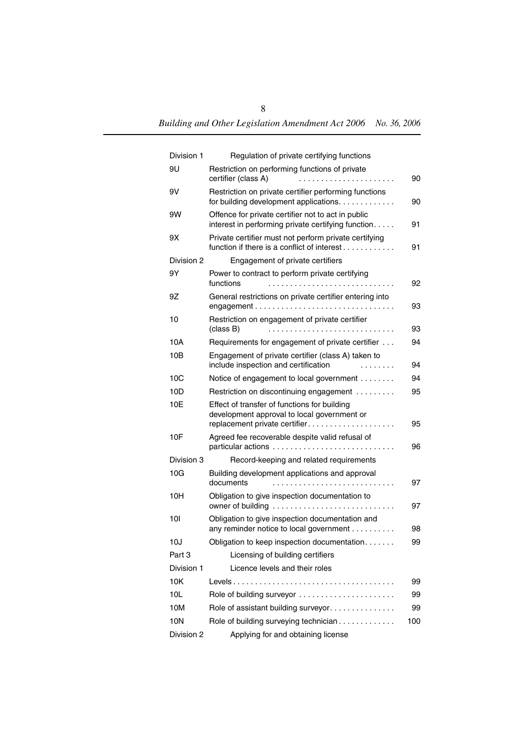| | | |
|---|---|---|
| Division 1 | Regulation of private certifying functions | |
| 9U | Restriction on performing functions of private certifier (class A) | 90 |
| 9V | Restriction on private certifier performing functions for building development applications | 90 |
| 9W | Offence for private certifier not to act in public interest in performing private certifying function | 91 |
| 9X | Private certifier must not perform private certifying function if there is a conflict of interest | 91 |
| Division 2 | Engagement of private certifiers | |
| 9Y | Power to contract to perform private certifying functions | 92 |
| 9Z | General restrictions on private certifier entering into engagement | 93 |
| 10 | Restriction on engagement of private certifier (class B) | 93 |
| 10A | Requirements for engagement of private certifier | 94 |
| 10B | Engagement of private certifier (class A) taken to include inspection and certification | 94 |
| 10C | Notice of engagement to local government | 94 |
| 10D | Restriction on discontinuing engagement | 95 |
| 10E | Effect of transfer of functions for building development approval to local government or replacement private certifier | 95 |
| 10F | Agreed fee recoverable despite valid refusal of particular actions | 96 |
| Division 3 | Record-keeping and related requirements | |
| 10G | Building development applications and approval documents | 97 |
| 10H | Obligation to give inspection documentation to owner of building | 97 |
| 10I | Obligation to give inspection documentation and any reminder notice to local government | 98 |
| 10J | Obligation to keep inspection documentation | 99 |
| Part 3 | Licensing of building certifiers | |
| Division 1 | Licence levels and their roles | |
| 10K | Levels | 99 |
| 10L | Role of building surveyor | 99 |
| 10M | Role of assistant building surveyor | 99 |
| 10N | Role of building surveying technician | 100 |
| Division 2 | Applying for and obtaining license | |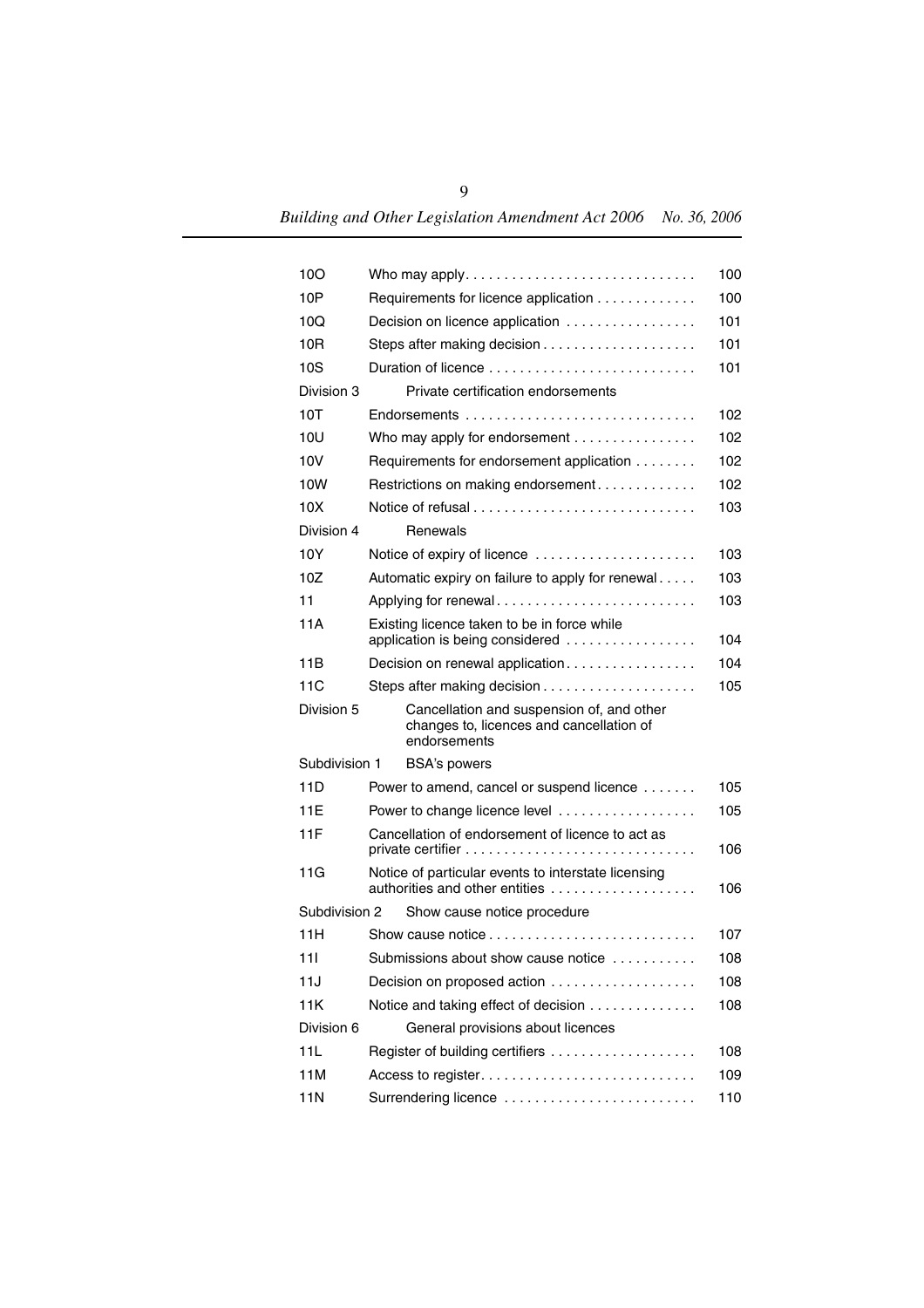| | | |
|---|---|---|
| 10O | Who may apply | 100 |
| 10P | Requirements for licence application | 100 |
| 10Q | Decision on licence application | 101 |
| 10R | Steps after making decision | 101 |
| 10S | Duration of licence | 101 |
| Division 3 | Private certification endorsements | |
| 10T | Endorsements | 102 |
| 10U | Who may apply for endorsement | 102 |
| 10V | Requirements for endorsement application | 102 |
| 10W | Restrictions on making endorsement | 102 |
| 10X | Notice of refusal | 103 |
| Division 4 | Renewals | |
| 10Y | Notice of expiry of licence | 103 |
| 10Z | Automatic expiry on failure to apply for renewal | 103 |
| 11 | Applying for renewal | 103 |
| 11A | Existing licence taken to be in force while application is being considered | 104 |
| 11B | Decision on renewal application | 104 |
| 11C | Steps after making decision | 105 |
| Division 5 | Cancellation and suspension of, and other changes to, licences and cancellation of endorsements | |
| Subdivision 1 | BSA's powers | |
| 11D | Power to amend, cancel or suspend licence | 105 |
| 11E | Power to change licence level | 105 |
| 11F | Cancellation of endorsement of licence to act as private certifier | 106 |
| 11G | Notice of particular events to interstate licensing authorities and other entities | 106 |
| Subdivision 2 | Show cause notice procedure | |
| 11H | Show cause notice | 107 |
| 11I | Submissions about show cause notice | 108 |
| 11J | Decision on proposed action | 108 |
| 11K | Notice and taking effect of decision | 108 |
| Division 6 | General provisions about licences | |
| 11L | Register of building certifiers | 108 |
| 11M | Access to register | 109 |
| 11N | Surrendering licence | 110 |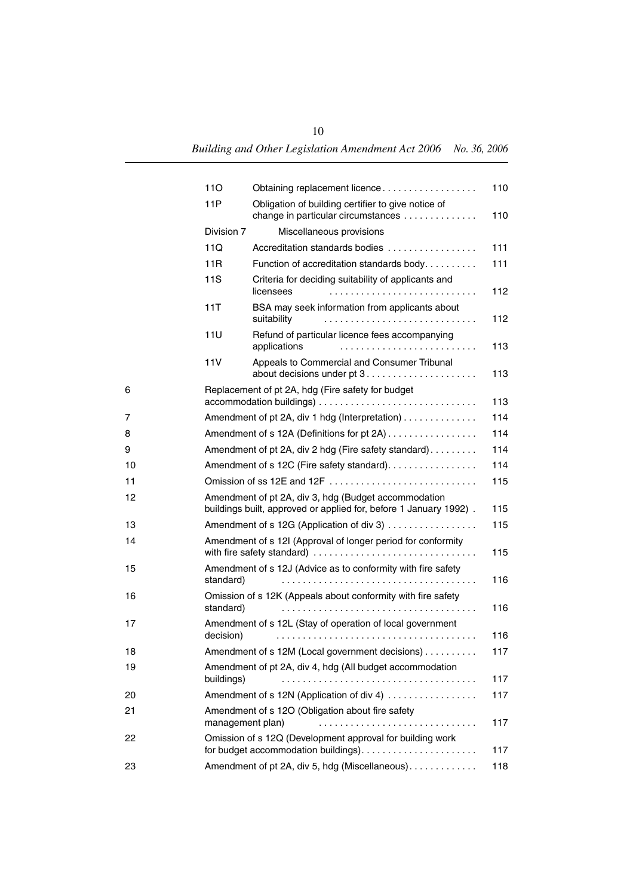| | | | |
|---|---|---|---|
| | 11O | Obtaining replacement licence | 110 |
| | 11P | Obligation of building certifier to give notice of change in particular circumstances | 110 |
| | Division 7 | Miscellaneous provisions | |
| | 11Q | Accreditation standards bodies | 111 |
| | 11R | Function of accreditation standards body | 111 |
| | 11S | Criteria for deciding suitability of applicants and licensees | 112 |
| | 11T | BSA may seek information from applicants about suitability | 112 |
| | 11U | Refund of particular licence fees accompanying applications | 113 |
| | 11V | Appeals to Commercial and Consumer Tribunal about decisions under pt 3 | 113 |
| 6 | | Replacement of pt 2A, hdg (Fire safety for budget accommodation buildings) | 113 |
| 7 | | Amendment of pt 2A, div 1 hdg (Interpretation) | 114 |
| 8 | | Amendment of s 12A (Definitions for pt 2A) | 114 |
| 9 | | Amendment of pt 2A, div 2 hdg (Fire safety standard) | 114 |
| 10 | | Amendment of s 12C (Fire safety standard) | 114 |
| 11 | | Omission of ss 12E and 12F | 115 |
| 12 | | Amendment of pt 2A, div 3, hdg (Budget accommodation buildings built, approved or applied for, before 1 January 1992) | 115 |
| 13 | | Amendment of s 12G (Application of div 3) | 115 |
| 14 | | Amendment of s 12I (Approval of longer period for conformity with fire safety standard) | 115 |
| 15 | | Amendment of s 12J (Advice as to conformity with fire safety standard) | 116 |
| 16 | | Omission of s 12K (Appeals about conformity with fire safety standard) | 116 |
| 17 | | Amendment of s 12L (Stay of operation of local government decision) | 116 |
| 18 | | Amendment of s 12M (Local government decisions) | 117 |
| 19 | | Amendment of pt 2A, div 4, hdg (All budget accommodation buildings) | 117 |
| 20 | | Amendment of s 12N (Application of div 4) | 117 |
| 21 | | Amendment of s 12O (Obligation about fire safety management plan) | 117 |
| 22 | | Omission of s 12Q (Development approval for building work for budget accommodation buildings) | 117 |
| 23 | | Amendment of pt 2A, div 5, hdg (Miscellaneous) | 118 |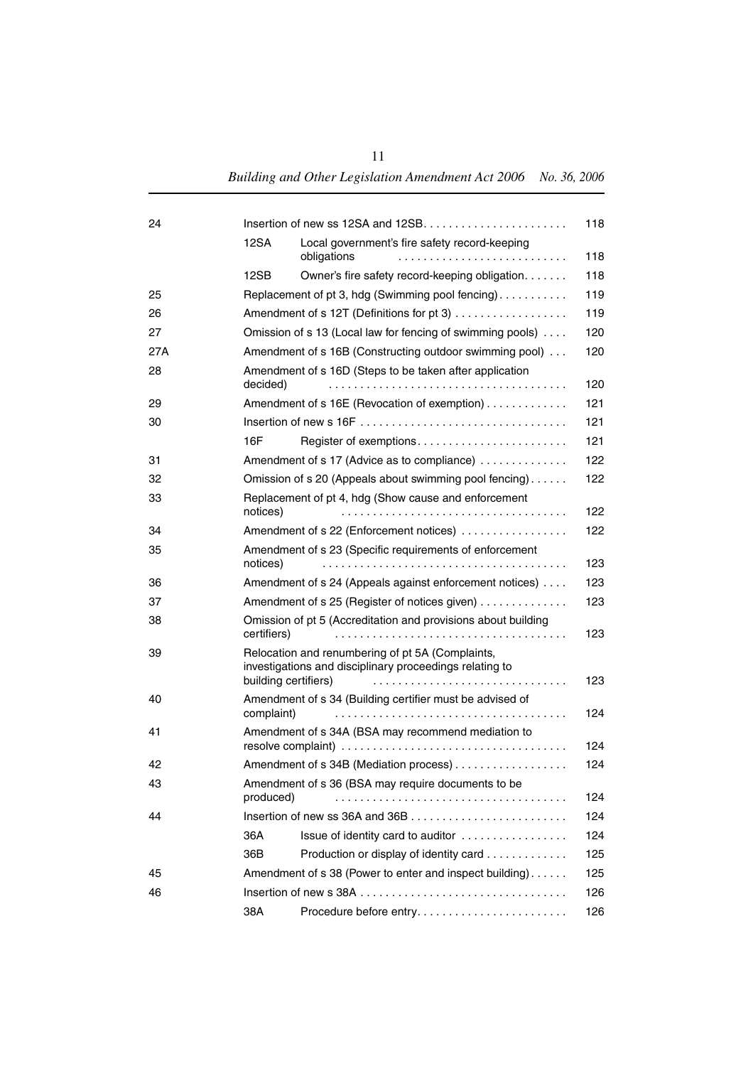| | | | |
|---|---|---|---|
| 24 | Insertion of new ss 12SA and 12SB | | 118 |
| | 12SA | Local government's fire safety record-keeping obligations | 118 |
| | 12SB | Owner's fire safety record-keeping obligation | 118 |
| 25 | Replacement of pt 3, hdg (Swimming pool fencing) | | 119 |
| 26 | Amendment of s 12T (Definitions for pt 3) | | 119 |
| 27 | Omission of s 13 (Local law for fencing of swimming pools) | | 120 |
| 27A | Amendment of s 16B (Constructing outdoor swimming pool) | | 120 |
| 28 | Amendment of s 16D (Steps to be taken after application decided) | | 120 |
| 29 | Amendment of s 16E (Revocation of exemption) | | 121 |
| 30 | Insertion of new s 16F | | 121 |
| | 16F | Register of exemptions | 121 |
| 31 | Amendment of s 17 (Advice as to compliance) | | 122 |
| 32 | Omission of s 20 (Appeals about swimming pool fencing) | | 122 |
| 33 | Replacement of pt 4, hdg (Show cause and enforcement notices) | | 122 |
| 34 | Amendment of s 22 (Enforcement notices) | | 122 |
| 35 | Amendment of s 23 (Specific requirements of enforcement notices) | | 123 |
| 36 | Amendment of s 24 (Appeals against enforcement notices) | | 123 |
| 37 | Amendment of s 25 (Register of notices given) | | 123 |
| 38 | Omission of pt 5 (Accreditation and provisions about building certifiers) | | 123 |
| 39 | Relocation and renumbering of pt 5A (Complaints, investigations and disciplinary proceedings relating to building certifiers) | | 123 |
| 40 | Amendment of s 34 (Building certifier must be advised of complaint) | | 124 |
| 41 | Amendment of s 34A (BSA may recommend mediation to resolve complaint) | | 124 |
| 42 | Amendment of s 34B (Mediation process) | | 124 |
| 43 | Amendment of s 36 (BSA may require documents to be produced) | | 124 |
| 44 | Insertion of new ss 36A and 36B | | 124 |
| | 36A | Issue of identity card to auditor | 124 |
| | 36B | Production or display of identity card | 125 |
| 45 | Amendment of s 38 (Power to enter and inspect building) | | 125 |
| 46 | Insertion of new s 38A | | 126 |
| | 38A | Procedure before entry | 126 |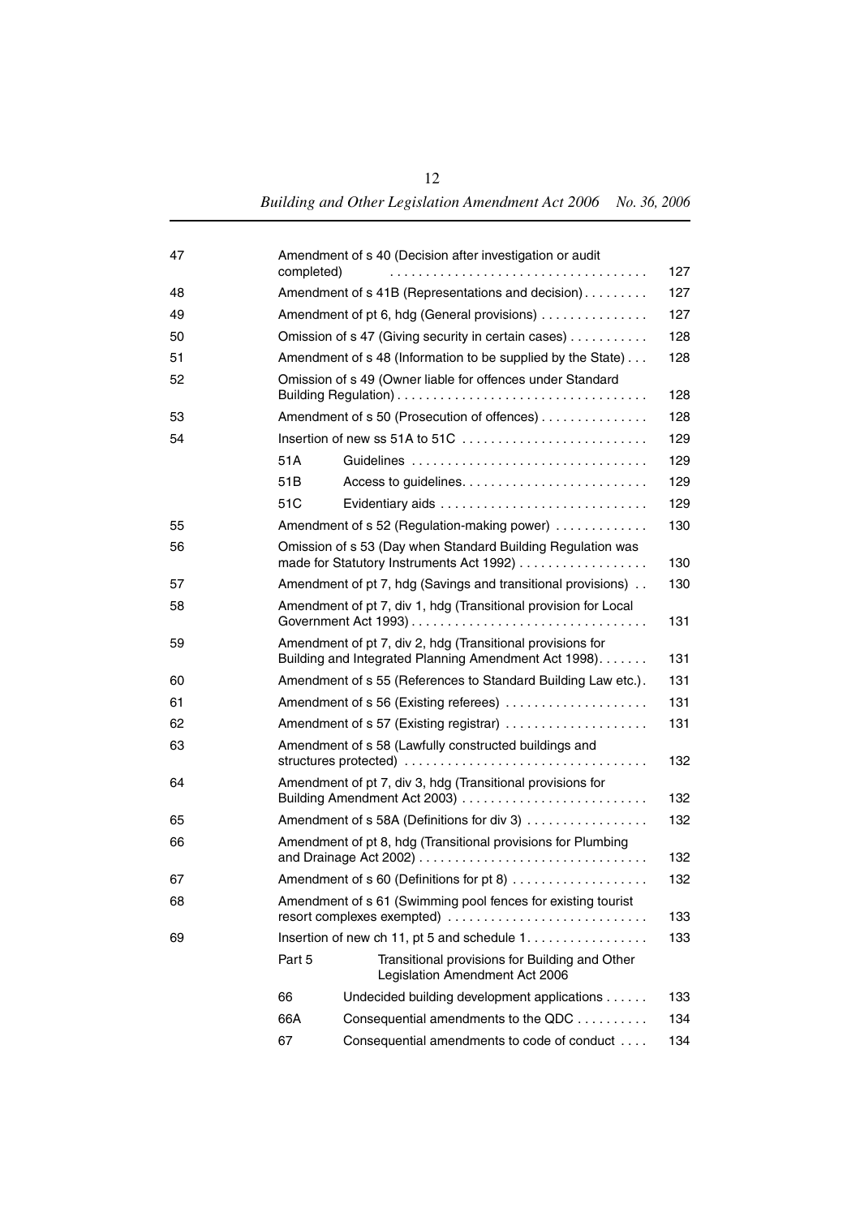| | | | |
|---|---|---|---|
| 47 | Amendment of s 40 (Decision after investigation or audit completed) | | 127 |
| 48 | Amendment of s 41B (Representations and decision) | | 127 |
| 49 | Amendment of pt 6, hdg (General provisions) | | 127 |
| 50 | Omission of s 47 (Giving security in certain cases) | | 128 |
| 51 | Amendment of s 48 (Information to be supplied by the State) | | 128 |
| 52 | Omission of s 49 (Owner liable for offences under Standard Building Regulation) | | 128 |
| 53 | Amendment of s 50 (Prosecution of offences) | | 128 |
| 54 | Insertion of new ss 51A to 51C | | 129 |
| | 51A | Guidelines | 129 |
| | 51B | Access to guidelines | 129 |
| | 51C | Evidentiary aids | 129 |
| 55 | Amendment of s 52 (Regulation-making power) | | 130 |
| 56 | Omission of s 53 (Day when Standard Building Regulation was made for Statutory Instruments Act 1992) | | 130 |
| 57 | Amendment of pt 7, hdg (Savings and transitional provisions) | | 130 |
| 58 | Amendment of pt 7, div 1, hdg (Transitional provision for Local Government Act 1993) | | 131 |
| 59 | Amendment of pt 7, div 2, hdg (Transitional provisions for Building and Integrated Planning Amendment Act 1998) | | 131 |
| 60 | Amendment of s 55 (References to Standard Building Law etc.) | | 131 |
| 61 | Amendment of s 56 (Existing referees) | | 131 |
| 62 | Amendment of s 57 (Existing registrar) | | 131 |
| 63 | Amendment of s 58 (Lawfully constructed buildings and structures protected) | | 132 |
| 64 | Amendment of pt 7, div 3, hdg (Transitional provisions for Building Amendment Act 2003) | | 132 |
| 65 | Amendment of s 58A (Definitions for div 3) | | 132 |
| 66 | Amendment of pt 8, hdg (Transitional provisions for Plumbing and Drainage Act 2002) | | 132 |
| 67 | Amendment of s 60 (Definitions for pt 8) | | 132 |
| 68 | Amendment of s 61 (Swimming pool fences for existing tourist resort complexes exempted) | | 133 |
| 69 | Insertion of new ch 11, pt 5 and schedule 1 | | 133 |
| | Part 5 | Transitional provisions for Building and Other Legislation Amendment Act 2006 | |
| | 66 | Undecided building development applications | 133 |
| | 66A | Consequential amendments to the QDC | 134 |
| | 67 | Consequential amendments to code of conduct | 134 |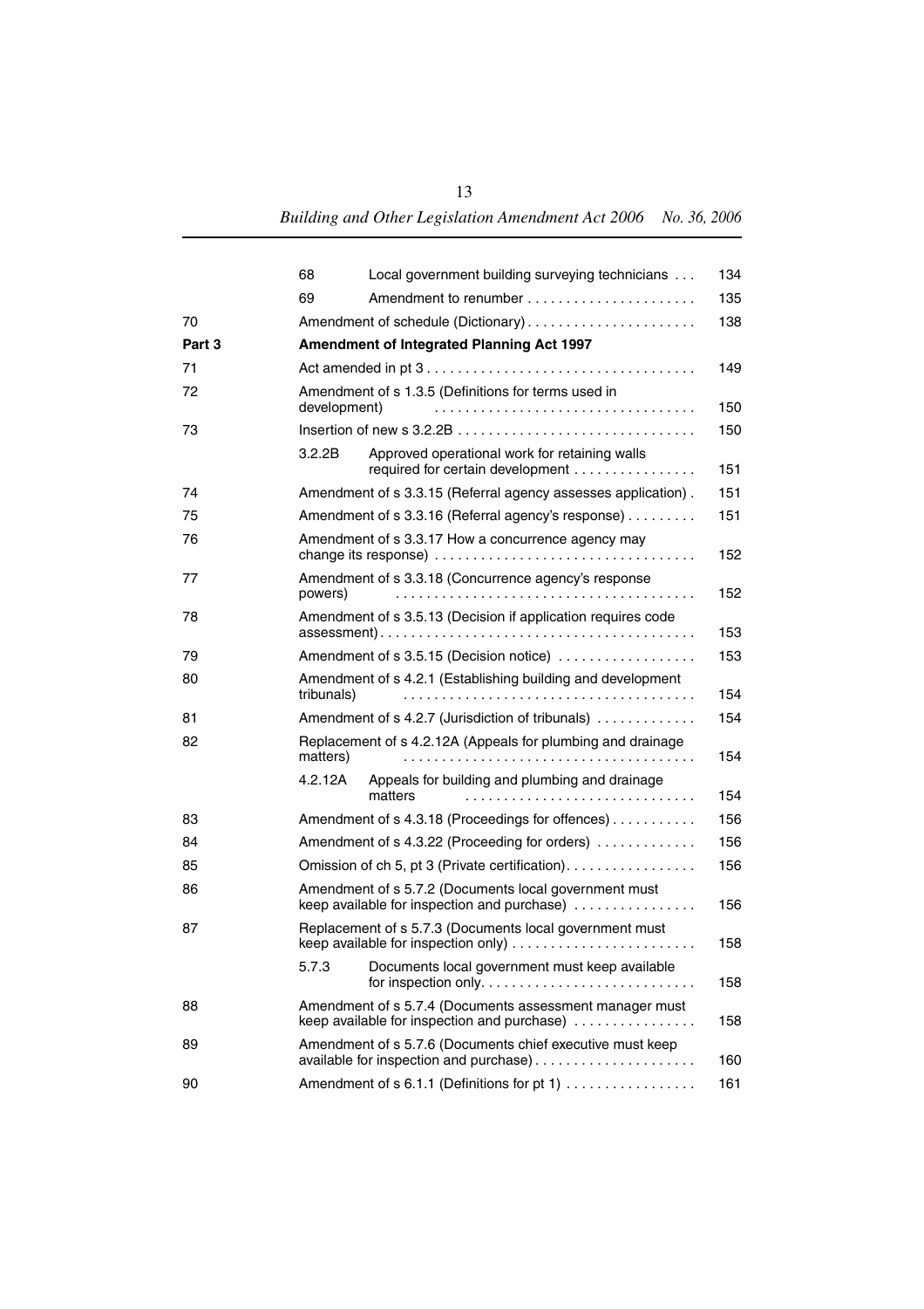| | | | |
|---|---|---|---|
| | 68 | Local government building surveying technicians | 134 |
| | 69 | Amendment to renumber | 135 |
| 70 | | Amendment of schedule (Dictionary) | 138 |
| **Part 3** | | **Amendment of Integrated Planning Act 1997** | |
| 71 | | Act amended in pt 3 | 149 |
| 72 | | Amendment of s 1.3.5 (Definitions for terms used in development) | 150 |
| 73 | | Insertion of new s 3.2.2B | 150 |
| | 3.2.2B | Approved operational work for retaining walls required for certain development | 151 |
| 74 | | Amendment of s 3.3.15 (Referral agency assesses application) | 151 |
| 75 | | Amendment of s 3.3.16 (Referral agency's response) | 151 |
| 76 | | Amendment of s 3.3.17 How a concurrence agency may change its response) | 152 |
| 77 | | Amendment of s 3.3.18 (Concurrence agency's response powers) | 152 |
| 78 | | Amendment of s 3.5.13 (Decision if application requires code assessment) | 153 |
| 79 | | Amendment of s 3.5.15 (Decision notice) | 153 |
| 80 | | Amendment of s 4.2.1 (Establishing building and development tribunals) | 154 |
| 81 | | Amendment of s 4.2.7 (Jurisdiction of tribunals) | 154 |
| 82 | | Replacement of s 4.2.12A (Appeals for plumbing and drainage matters) | 154 |
| | 4.2.12A | Appeals for building and plumbing and drainage matters | 154 |
| 83 | | Amendment of s 4.3.18 (Proceedings for offences) | 156 |
| 84 | | Amendment of s 4.3.22 (Proceeding for orders) | 156 |
| 85 | | Omission of ch 5, pt 3 (Private certification) | 156 |
| 86 | | Amendment of s 5.7.2 (Documents local government must keep available for inspection and purchase) | 156 |
| 87 | | Replacement of s 5.7.3 (Documents local government must keep available for inspection only) | 158 |
| | 5.7.3 | Documents local government must keep available for inspection only | 158 |
| 88 | | Amendment of s 5.7.4 (Documents assessment manager must keep available for inspection and purchase) | 158 |
| 89 | | Amendment of s 5.7.6 (Documents chief executive must keep available for inspection and purchase) | 160 |
| 90 | | Amendment of s 6.1.1 (Definitions for pt 1) | 161 |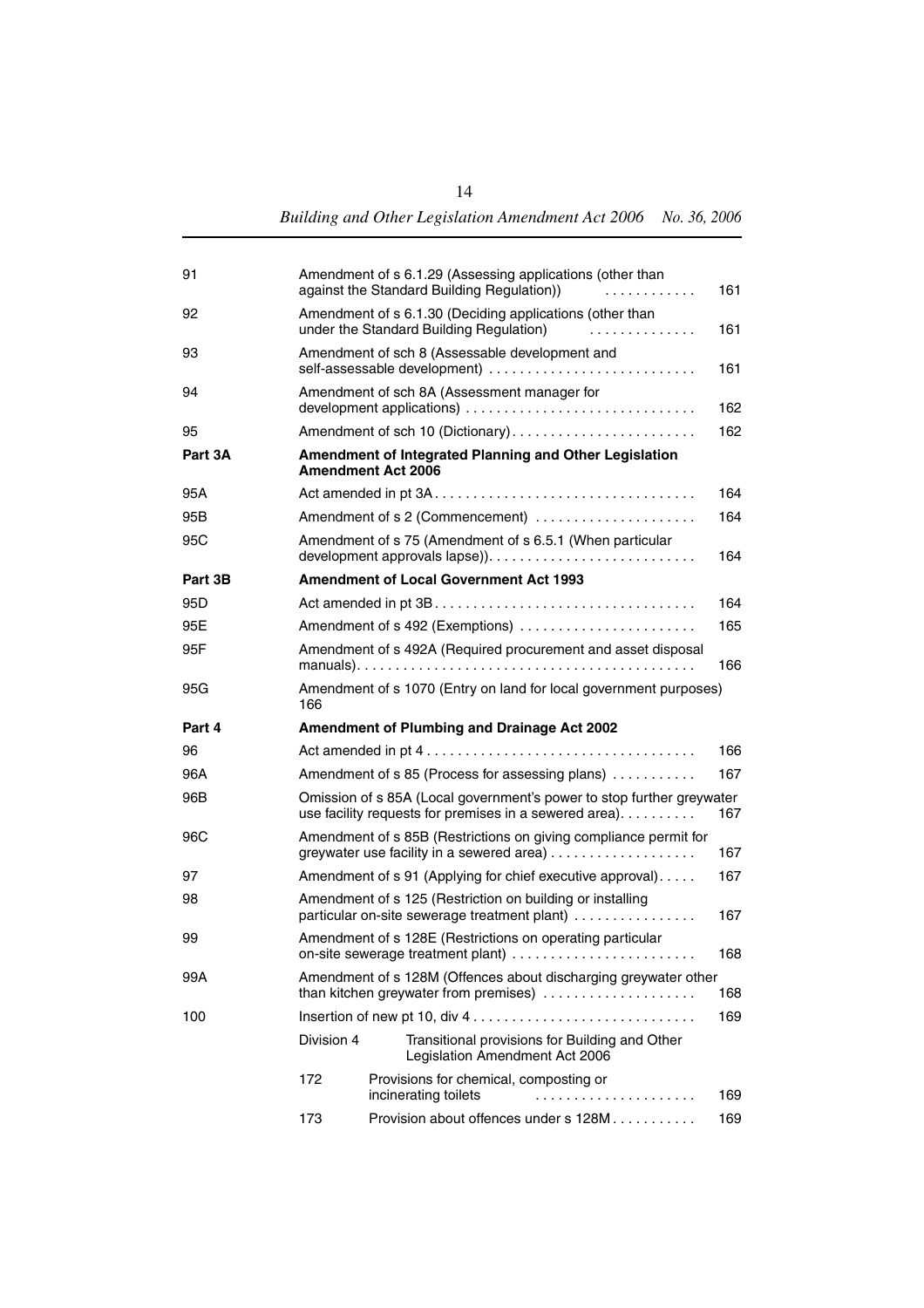| | | |
|---|---|---|
| 91 | Amendment of s 6.1.29 (Assessing applications (other than against the Standard Building Regulation)) . . . . . . . . . . . | 161 |
| 92 | Amendment of s 6.1.30 (Deciding applications (other than under the Standard Building Regulation) . . . . . . . . . . . . . | 161 |
| 93 | Amendment of sch 8 (Assessable development and self-assessable development) . . . . . . . . . . . . . . . . . . . . . . . . . . . | 161 |
| 94 | Amendment of sch 8A (Assessment manager for development applications) . . . . . . . . . . . . . . . . . . . . . . . . . . . . . | 162 |
| 95 | Amendment of sch 10 (Dictionary) . . . . . . . . . . . . . . . . . . . . . . . | 162 |
| **Part 3A** | **Amendment of Integrated Planning and Other Legislation Amendment Act 2006** | |
| 95A | Act amended in pt 3A . . . . . . . . . . . . . . . . . . . . . . . . . . . . . . . . . | 164 |
| 95B | Amendment of s 2 (Commencement) . . . . . . . . . . . . . . . . . . . . | 164 |
| 95C | Amendment of s 75 (Amendment of s 6.5.1 (When particular development approvals lapse)). . . . . . . . . . . . . . . . . . . . . . . . . . | 164 |
| **Part 3B** | **Amendment of Local Government Act 1993** | |
| 95D | Act amended in pt 3B . . . . . . . . . . . . . . . . . . . . . . . . . . . . . . . . . | 164 |
| 95E | Amendment of s 492 (Exemptions) . . . . . . . . . . . . . . . . . . . . . . | 165 |
| 95F | Amendment of s 492A (Required procurement and asset disposal manuals). . . . . . . . . . . . . . . . . . . . . . . . . . . . . . . . . . . . . . . . . . . | 166 |
| 95G | Amendment of s 1070 (Entry on land for local government purposes) 166 | |
| **Part 4** | **Amendment of Plumbing and Drainage Act 2002** | |
| 96 | Act amended in pt 4 . . . . . . . . . . . . . . . . . . . . . . . . . . . . . . . . . . | 166 |
| 96A | Amendment of s 85 (Process for assessing plans) . . . . . . . . . . . | 167 |
| 96B | Omission of s 85A (Local government's power to stop further greywater use facility requests for premises in a sewered area). . . . . . . . . . | 167 |
| 96C | Amendment of s 85B (Restrictions on giving compliance permit for greywater use facility in a sewered area) . . . . . . . . . . . . . . . . . . | 167 |
| 97 | Amendment of s 91 (Applying for chief executive approval). . . . . | 167 |
| 98 | Amendment of s 125 (Restriction on building or installing particular on-site sewerage treatment plant) . . . . . . . . . . . . . . . . | 167 |
| 99 | Amendment of s 128E (Restrictions on operating particular on-site sewerage treatment plant) . . . . . . . . . . . . . . . . . . . . . . . . | 168 |
| 99A | Amendment of s 128M (Offences about discharging greywater other than kitchen greywater from premises) . . . . . . . . . . . . . . . . . . . . | 168 |
| 100 | Insertion of new pt 10, div 4 . . . . . . . . . . . . . . . . . . . . . . . . . . . . | 169 |
| | Division 4 — Transitional provisions for Building and Other Legislation Amendment Act 2006 | |
| | 172 — Provisions for chemical, composting or incinerating toilets . . . . . . . . . . . . . . . . . . . . . | 169 |
| | 173 — Provision about offences under s 128M . . . . . . . . . . . | 169 |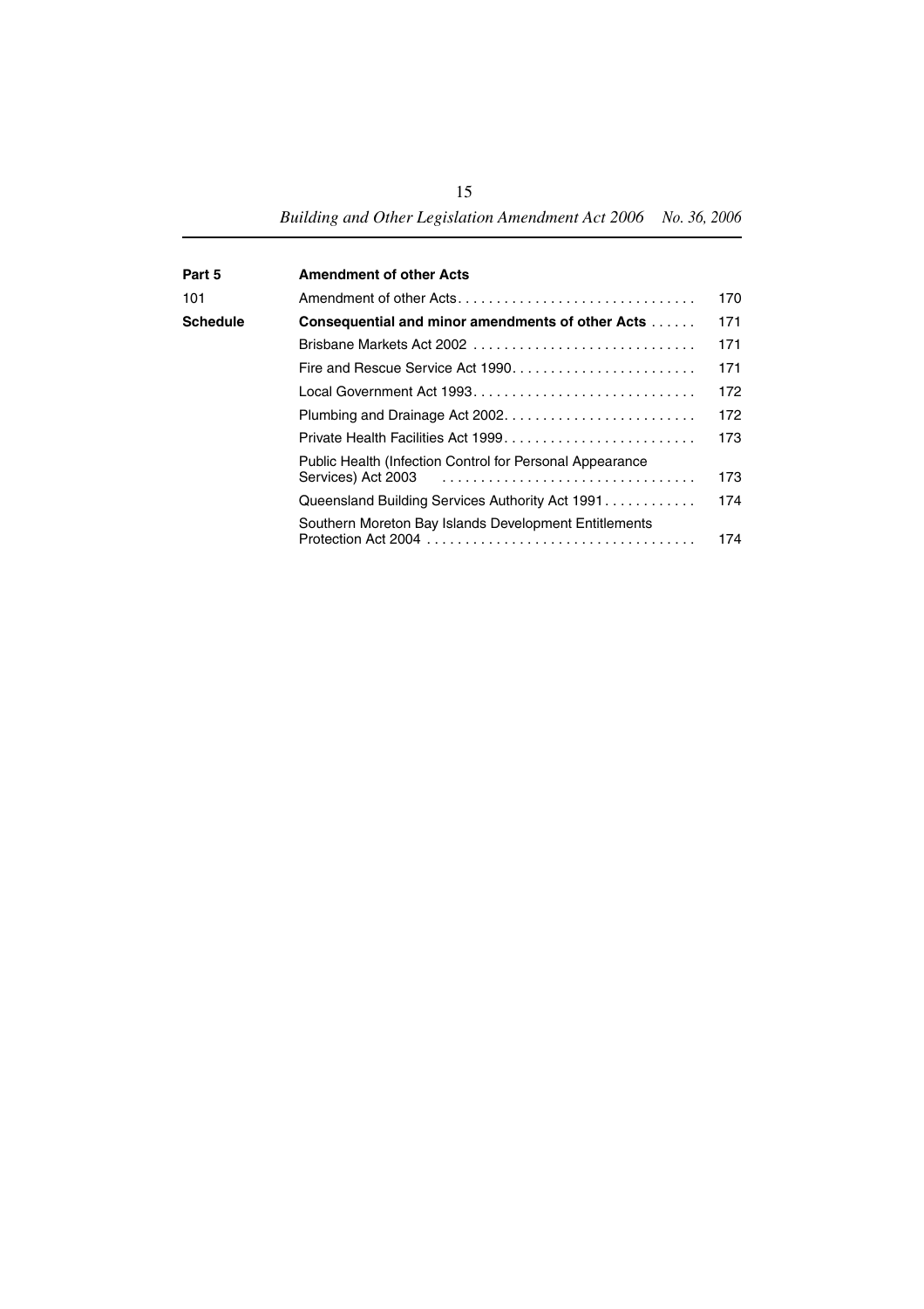| | | |
|---|---|---|
| **Part 5** | **Amendment of other Acts** | |
| 101 | Amendment of other Acts | 170 |
| **Schedule** | **Consequential and minor amendments of other Acts** | 171 |
| | Brisbane Markets Act 2002 | 171 |
| | Fire and Rescue Service Act 1990 | 171 |
| | Local Government Act 1993 | 172 |
| | Plumbing and Drainage Act 2002 | 172 |
| | Private Health Facilities Act 1999 | 173 |
| | Public Health (Infection Control for Personal Appearance Services) Act 2003 | 173 |
| | Queensland Building Services Authority Act 1991 | 174 |
| | Southern Moreton Bay Islands Development Entitlements Protection Act 2004 | 174 |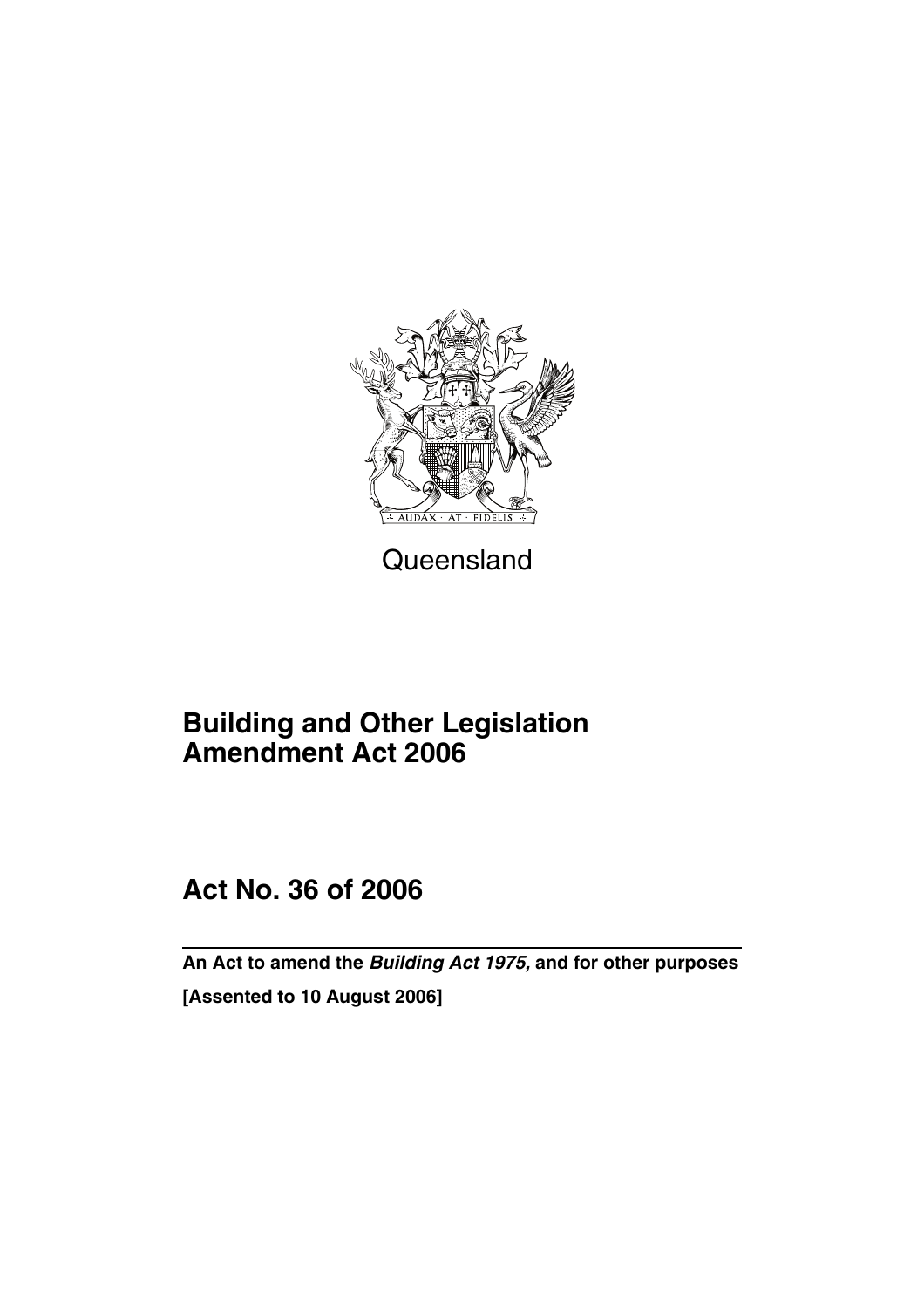Queensland

# Building and Other Legislation Amendment Act 2006

## Act No. 36 of 2006

**An Act to amend the *Building Act 1975,* and for other purposes**

**[Assented to 10 August 2006]**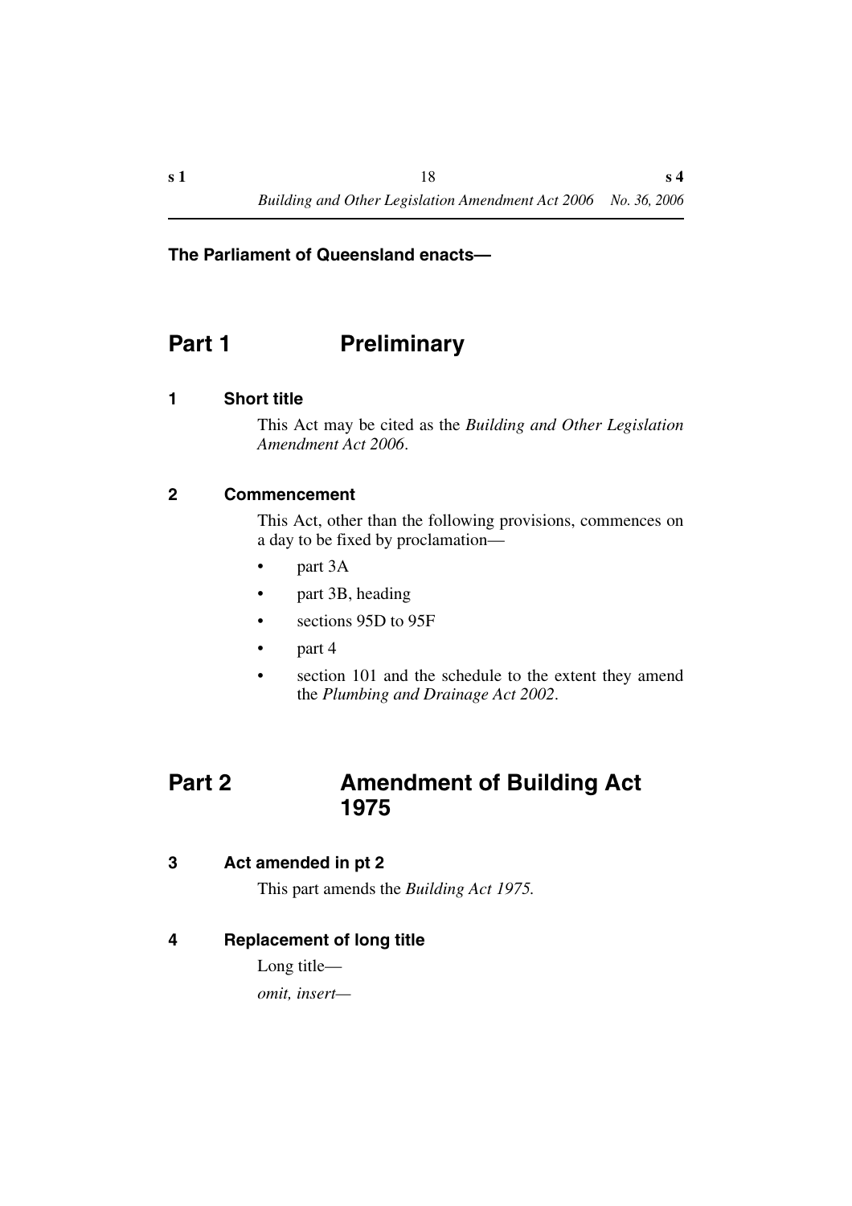**The Parliament of Queensland enacts—**

# Part 1 Preliminary

## 1 Short title

This Act may be cited as the *Building and Other Legislation Amendment Act 2006*.

## 2 Commencement

This Act, other than the following provisions, commences on a day to be fixed by proclamation—

- part 3A
- part 3B, heading
- sections 95D to 95F
- part 4
- section 101 and the schedule to the extent they amend the *Plumbing and Drainage Act 2002*.

# Part 2 Amendment of Building Act 1975

## 3 Act amended in pt 2

This part amends the *Building Act 1975.*

## 4 Replacement of long title

Long title—

*omit, insert—*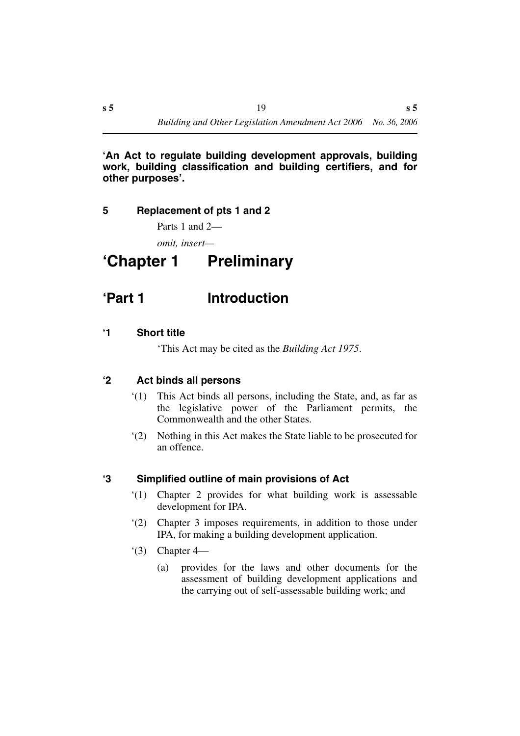**'An Act to regulate building development approvals, building work, building classification and building certifiers, and for other purposes'.**

### 5 Replacement of pts 1 and 2

Parts 1 and 2—

*omit, insert—*

# 'Chapter 1 Preliminary

## 'Part 1 Introduction

### '1 Short title

'This Act may be cited as the *Building Act 1975*.

### '2 Act binds all persons

'(1) This Act binds all persons, including the State, and, as far as the legislative power of the Parliament permits, the Commonwealth and the other States.

'(2) Nothing in this Act makes the State liable to be prosecuted for an offence.

### '3 Simplified outline of main provisions of Act

'(1) Chapter 2 provides for what building work is assessable development for IPA.

'(2) Chapter 3 imposes requirements, in addition to those under IPA, for making a building development application.

'(3) Chapter 4—

(a) provides for the laws and other documents for the assessment of building development applications and the carrying out of self-assessable building work; and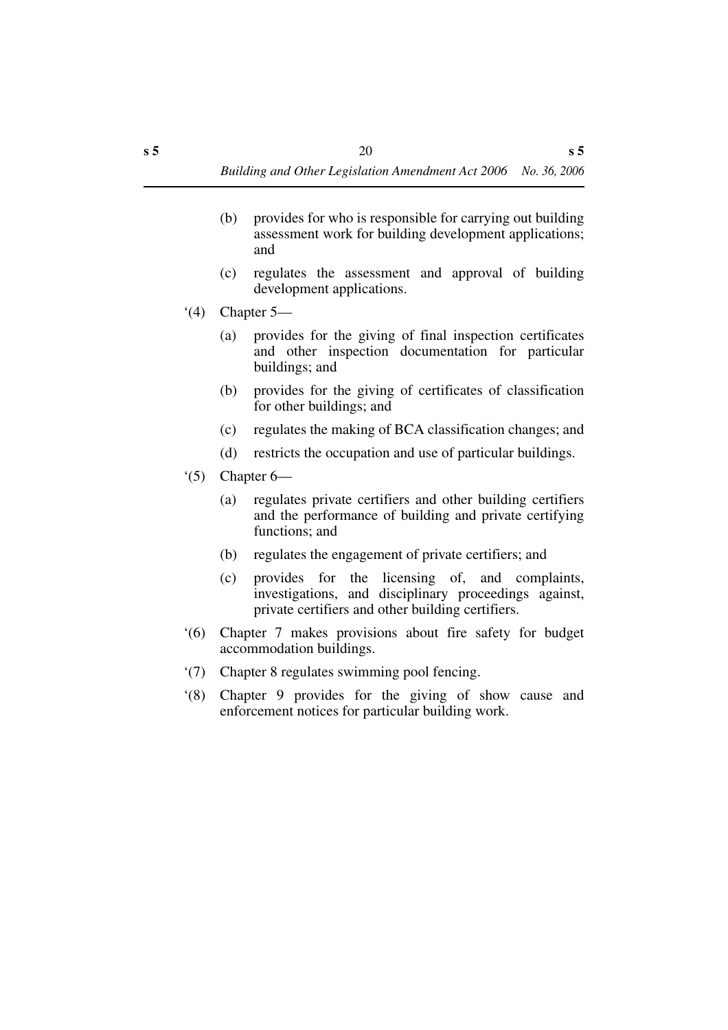(b) provides for who is responsible for carrying out building assessment work for building development applications; and

(c) regulates the assessment and approval of building development applications.

‘(4) Chapter 5—

(a) provides for the giving of final inspection certificates and other inspection documentation for particular buildings; and

(b) provides for the giving of certificates of classification for other buildings; and

(c) regulates the making of BCA classification changes; and

(d) restricts the occupation and use of particular buildings.

‘(5) Chapter 6—

(a) regulates private certifiers and other building certifiers and the performance of building and private certifying functions; and

(b) regulates the engagement of private certifiers; and

(c) provides for the licensing of, and complaints, investigations, and disciplinary proceedings against, private certifiers and other building certifiers.

‘(6) Chapter 7 makes provisions about fire safety for budget accommodation buildings.

‘(7) Chapter 8 regulates swimming pool fencing.

‘(8) Chapter 9 provides for the giving of show cause and enforcement notices for particular building work.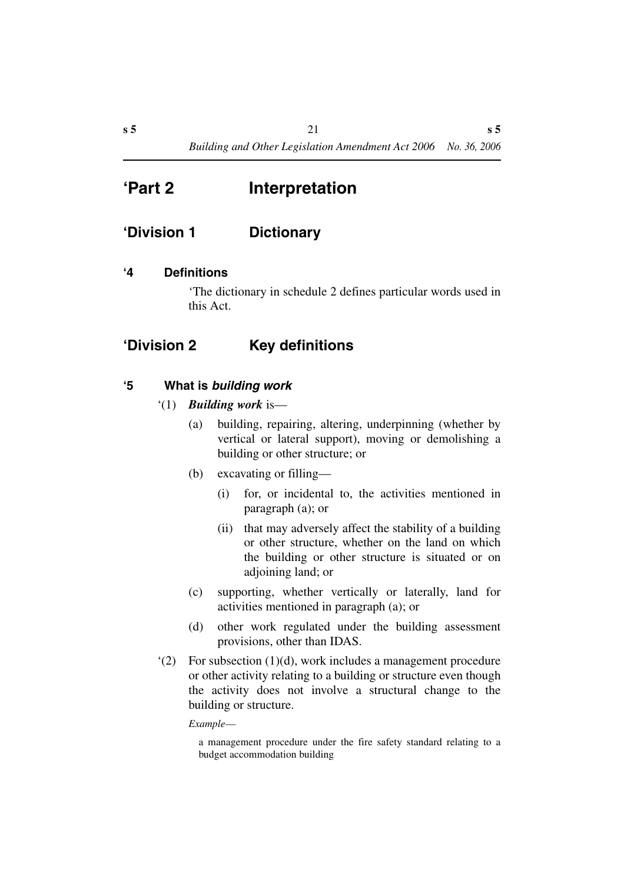# ‘Part 2 Interpretation

## ‘Division 1 Dictionary

### ‘4 Definitions

‘The dictionary in schedule 2 defines particular words used in this Act.

## ‘Division 2 Key definitions

### ‘5 What is *building work*

‘(1) ***Building work*** is—

(a) building, repairing, altering, underpinning (whether by vertical or lateral support), moving or demolishing a building or other structure; or

(b) excavating or filling—

(i) for, or incidental to, the activities mentioned in paragraph (a); or

(ii) that may adversely affect the stability of a building or other structure, whether on the land on which the building or other structure is situated or on adjoining land; or

(c) supporting, whether vertically or laterally, land for activities mentioned in paragraph (a); or

(d) other work regulated under the building assessment provisions, other than IDAS.

‘(2) For subsection (1)(d), work includes a management procedure or other activity relating to a building or structure even though the activity does not involve a structural change to the building or structure.

*Example*—

a management procedure under the fire safety standard relating to a budget accommodation building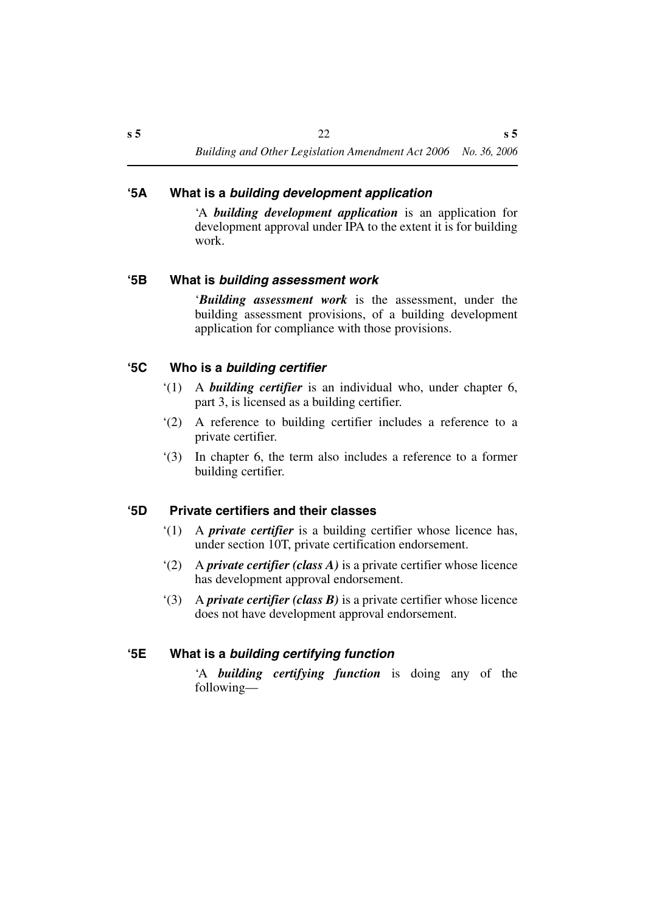### '5A What is a *building development application*

'A ***building development application*** is an application for development approval under IPA to the extent it is for building work.

### '5B What is *building assessment work*

'***Building assessment work*** is the assessment, under the building assessment provisions, of a building development application for compliance with those provisions.

### '5C Who is a *building certifier*

'(1) A ***building certifier*** is an individual who, under chapter 6, part 3, is licensed as a building certifier.

'(2) A reference to building certifier includes a reference to a private certifier.

'(3) In chapter 6, the term also includes a reference to a former building certifier.

### '5D Private certifiers and their classes

'(1) A ***private certifier*** is a building certifier whose licence has, under section 10T, private certification endorsement.

'(2) A ***private certifier (class A)*** is a private certifier whose licence has development approval endorsement.

'(3) A ***private certifier (class B)*** is a private certifier whose licence does not have development approval endorsement.

### '5E What is a *building certifying function*

'A ***building certifying function*** is doing any of the following—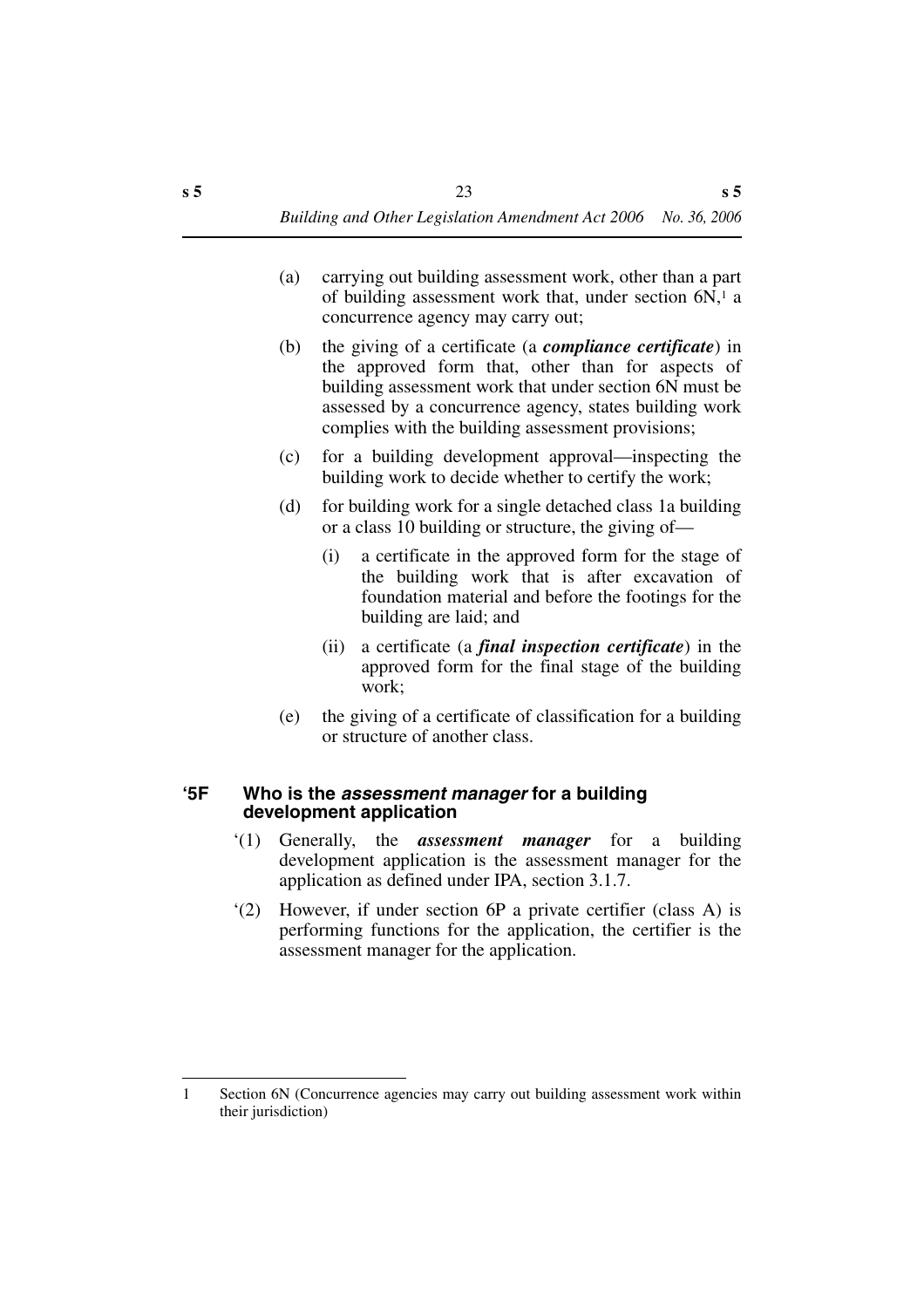(a) carrying out building assessment work, other than a part of building assessment work that, under section 6N,[1] a concurrence agency may carry out;

(b) the giving of a certificate (a ***compliance certificate***) in the approved form that, other than for aspects of building assessment work that under section 6N must be assessed by a concurrence agency, states building work complies with the building assessment provisions;

(c) for a building development approval—inspecting the building work to decide whether to certify the work;

(d) for building work for a single detached class 1a building or a class 10 building or structure, the giving of—

  (i) a certificate in the approved form for the stage of the building work that is after excavation of foundation material and before the footings for the building are laid; and

  (ii) a certificate (a ***final inspection certificate***) in the approved form for the final stage of the building work;

(e) the giving of a certificate of classification for a building or structure of another class.

### '5F Who is the *assessment manager* for a building development application

'(1) Generally, the ***assessment manager*** for a building development application is the assessment manager for the application as defined under IPA, section 3.1.7.

'(2) However, if under section 6P a private certifier (class A) is performing functions for the application, the certifier is the assessment manager for the application.

---

1 Section 6N (Concurrence agencies may carry out building assessment work within their jurisdiction)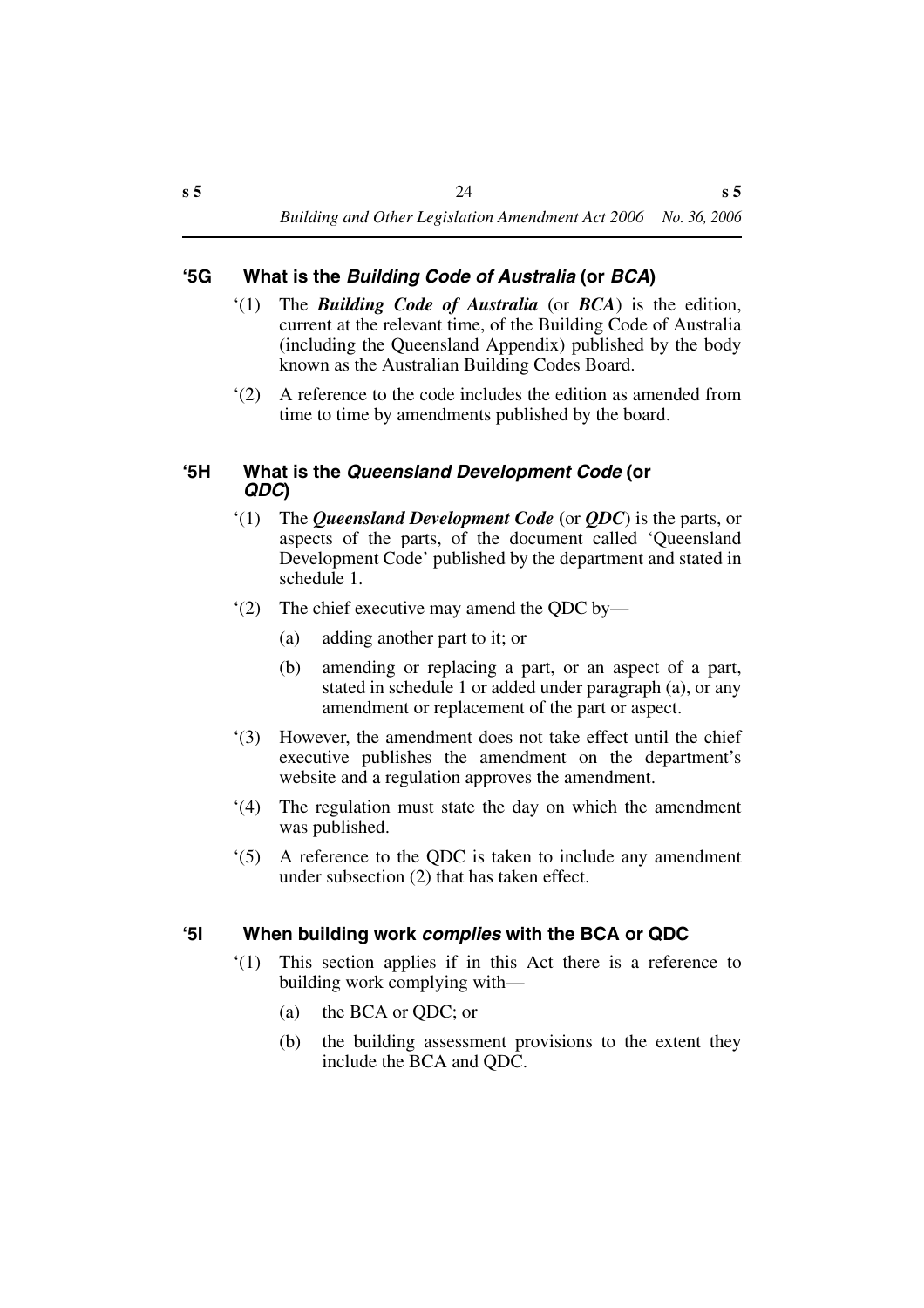## '5G What is the *Building Code of Australia* (or *BCA*)

'(1) The ***Building Code of Australia*** (or ***BCA***) is the edition, current at the relevant time, of the Building Code of Australia (including the Queensland Appendix) published by the body known as the Australian Building Codes Board.

'(2) A reference to the code includes the edition as amended from time to time by amendments published by the board.

## '5H What is the *Queensland Development Code* (or *QDC*)

'(1) The ***Queensland Development Code*** (or ***QDC***) is the parts, or aspects of the parts, of the document called 'Queensland Development Code' published by the department and stated in schedule 1.

'(2) The chief executive may amend the QDC by—

(a) adding another part to it; or

(b) amending or replacing a part, or an aspect of a part, stated in schedule 1 or added under paragraph (a), or any amendment or replacement of the part or aspect.

'(3) However, the amendment does not take effect until the chief executive publishes the amendment on the department's website and a regulation approves the amendment.

'(4) The regulation must state the day on which the amendment was published.

'(5) A reference to the QDC is taken to include any amendment under subsection (2) that has taken effect.

## '5I When building work *complies* with the BCA or QDC

'(1) This section applies if in this Act there is a reference to building work complying with—

(a) the BCA or QDC; or

(b) the building assessment provisions to the extent they include the BCA and QDC.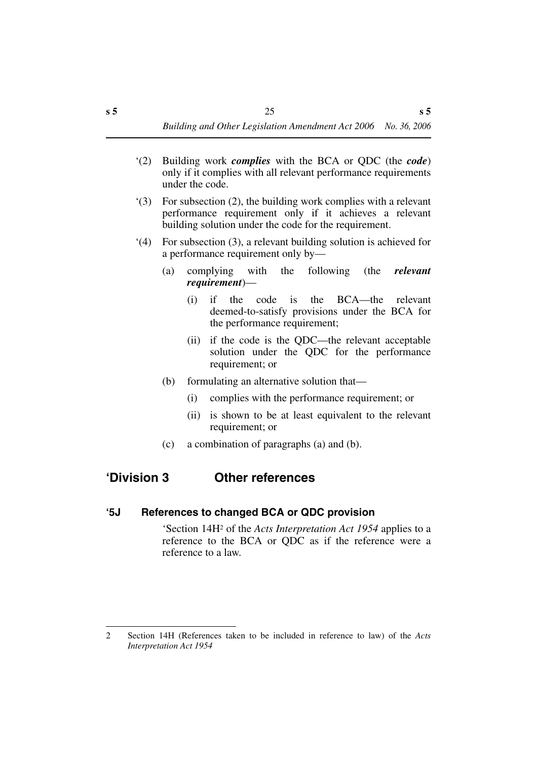'(2) Building work ***complies*** with the BCA or QDC (the ***code***) only if it complies with all relevant performance requirements under the code.

'(3) For subsection (2), the building work complies with a relevant performance requirement only if it achieves a relevant building solution under the code for the requirement.

'(4) For subsection (3), a relevant building solution is achieved for a performance requirement only by—

- (a) complying with the following (the ***relevant requirement***)—
  - (i) if the code is the BCA—the relevant deemed-to-satisfy provisions under the BCA for the performance requirement;
  - (ii) if the code is the QDC—the relevant acceptable solution under the QDC for the performance requirement; or
- (b) formulating an alternative solution that—
  - (i) complies with the performance requirement; or
  - (ii) is shown to be at least equivalent to the relevant requirement; or
- (c) a combination of paragraphs (a) and (b).

## 'Division 3 Other references

### '5J References to changed BCA or QDC provision

'Section 14H[2] of the *Acts Interpretation Act 1954* applies to a reference to the BCA or QDC as if the reference were a reference to a law.

---

2 Section 14H (References taken to be included in reference to law) of the *Acts Interpretation Act 1954*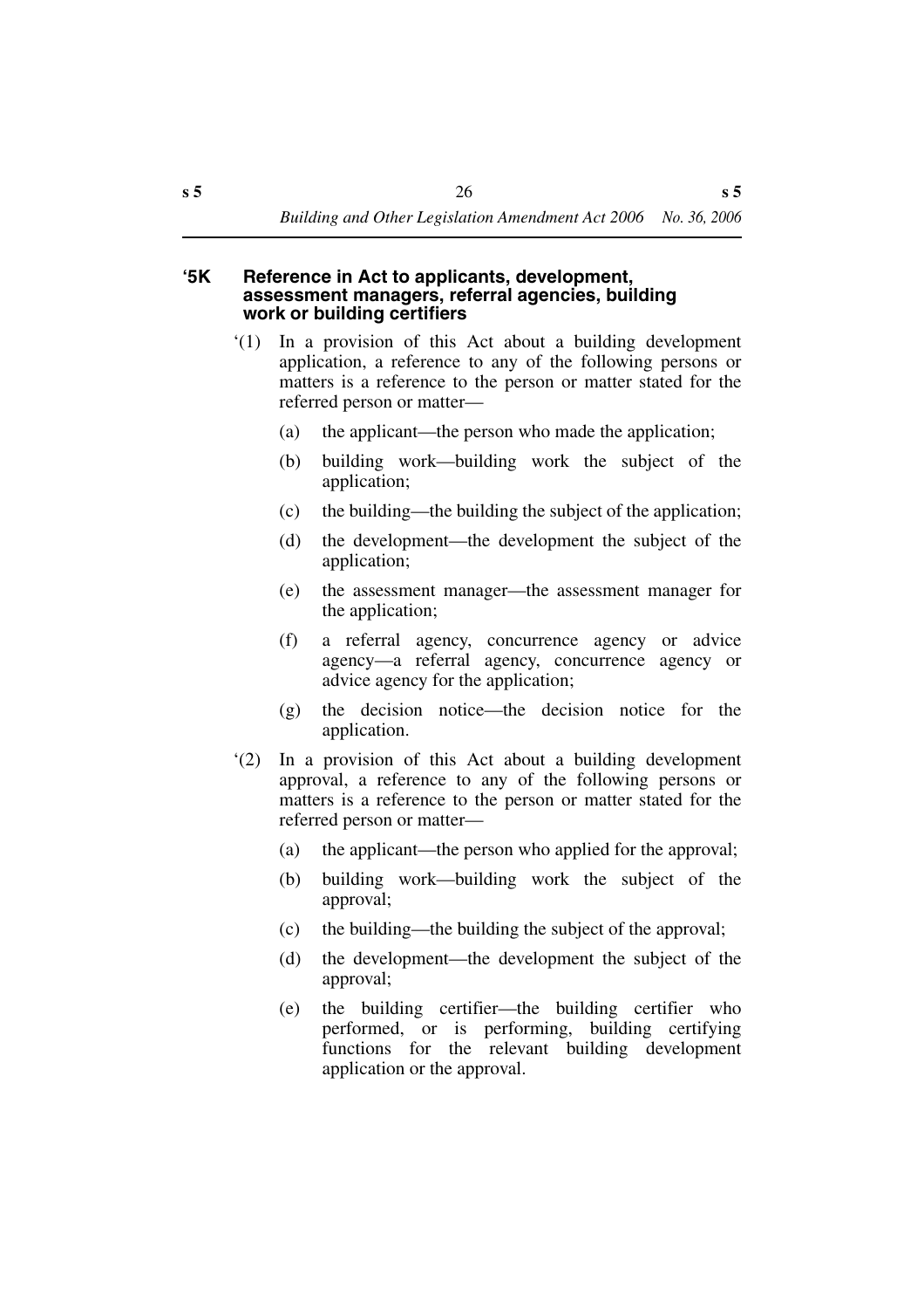### ‘5K Reference in Act to applicants, development, assessment managers, referral agencies, building work or building certifiers

‘(1) In a provision of this Act about a building development application, a reference to any of the following persons or matters is a reference to the person or matter stated for the referred person or matter—

(a) the applicant—the person who made the application;

(b) building work—building work the subject of the application;

(c) the building—the building the subject of the application;

(d) the development—the development the subject of the application;

(e) the assessment manager—the assessment manager for the application;

(f) a referral agency, concurrence agency or advice agency—a referral agency, concurrence agency or advice agency for the application;

(g) the decision notice—the decision notice for the application.

‘(2) In a provision of this Act about a building development approval, a reference to any of the following persons or matters is a reference to the person or matter stated for the referred person or matter—

(a) the applicant—the person who applied for the approval;

(b) building work—building work the subject of the approval;

(c) the building—the building the subject of the approval;

(d) the development—the development the subject of the approval;

(e) the building certifier—the building certifier who performed, or is performing, building certifying functions for the relevant building development application or the approval.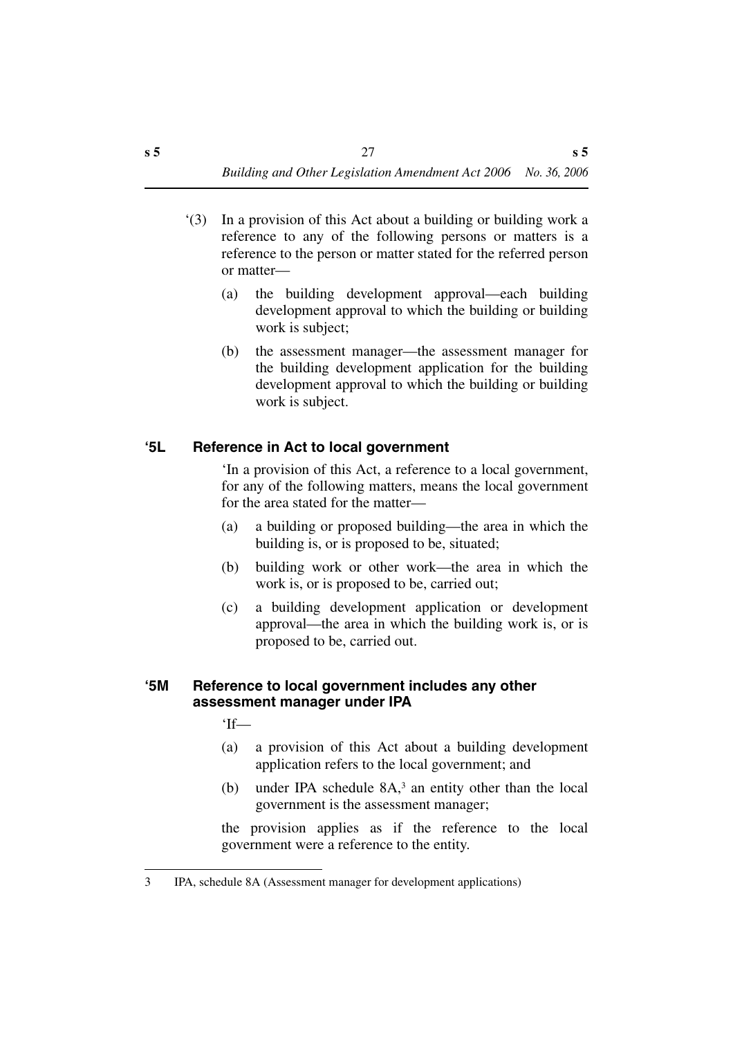'(3) In a provision of this Act about a building or building work a reference to any of the following persons or matters is a reference to the person or matter stated for the referred person or matter—

(a) the building development approval—each building development approval to which the building or building work is subject;

(b) the assessment manager—the assessment manager for the building development application for the building development approval to which the building or building work is subject.

### '5L Reference in Act to local government

'In a provision of this Act, a reference to a local government, for any of the following matters, means the local government for the area stated for the matter—

(a) a building or proposed building—the area in which the building is, or is proposed to be, situated;

(b) building work or other work—the area in which the work is, or is proposed to be, carried out;

(c) a building development application or development approval—the area in which the building work is, or is proposed to be, carried out.

### '5M Reference to local government includes any other assessment manager under IPA

'If—

(a) a provision of this Act about a building development application refers to the local government; and

(b) under IPA schedule 8A,[3] an entity other than the local government is the assessment manager;

the provision applies as if the reference to the local government were a reference to the entity.

---

3 IPA, schedule 8A (Assessment manager for development applications)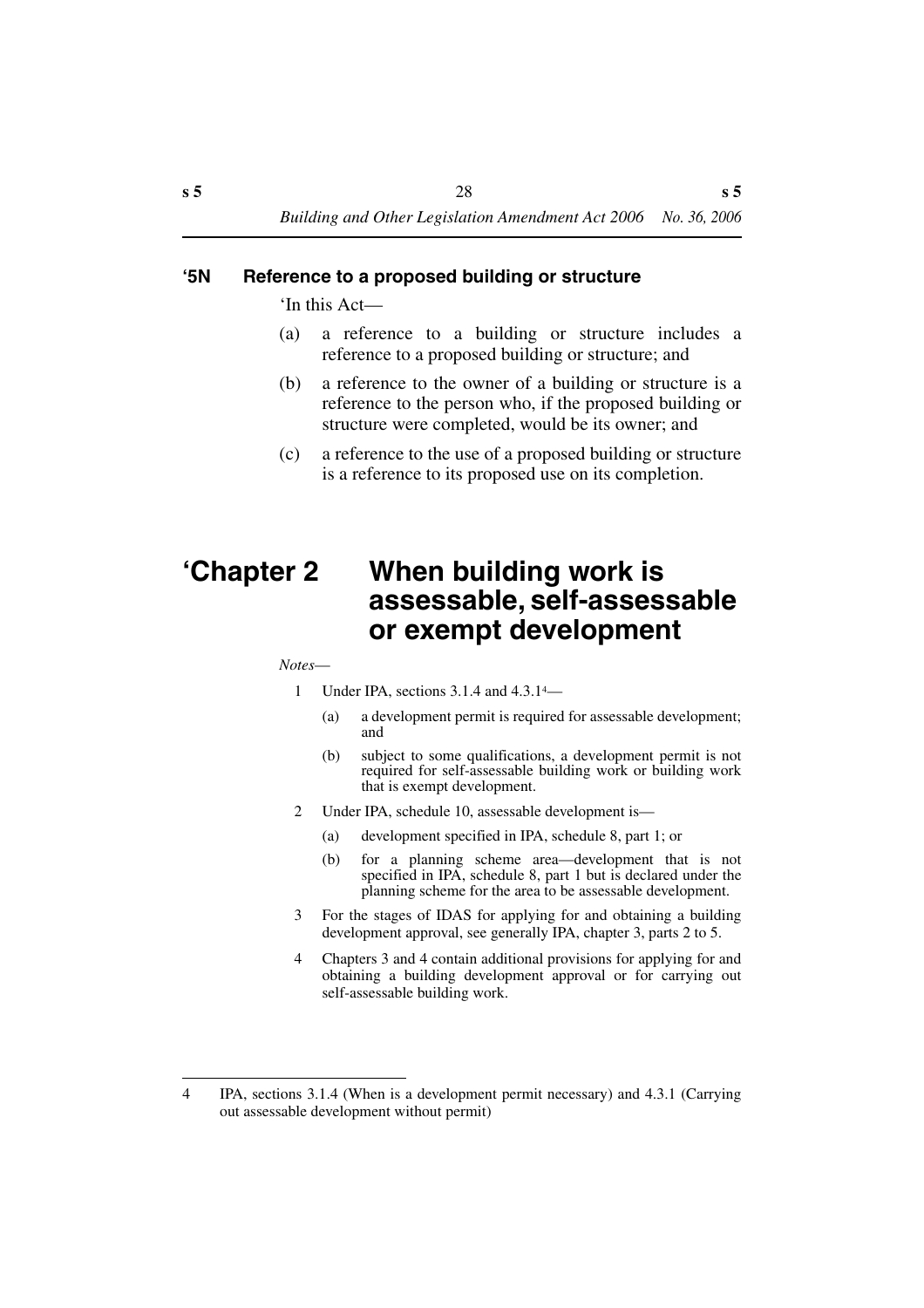### ‘5N Reference to a proposed building or structure

‘In this Act—

(a) a reference to a building or structure includes a reference to a proposed building or structure; and

(b) a reference to the owner of a building or structure is a reference to the person who, if the proposed building or structure were completed, would be its owner; and

(c) a reference to the use of a proposed building or structure is a reference to its proposed use on its completion.

# ‘Chapter 2 When building work is assessable, self-assessable or exempt development

*Notes*—

1 Under IPA, sections 3.1.4 and 4.3.1[4]—

 (a) a development permit is required for assessable development; and

 (b) subject to some qualifications, a development permit is not required for self-assessable building work or building work that is exempt development.

2 Under IPA, schedule 10, assessable development is—

 (a) development specified in IPA, schedule 8, part 1; or

 (b) for a planning scheme area—development that is not specified in IPA, schedule 8, part 1 but is declared under the planning scheme for the area to be assessable development.

3 For the stages of IDAS for applying for and obtaining a building development approval, see generally IPA, chapter 3, parts 2 to 5.

4 Chapters 3 and 4 contain additional provisions for applying for and obtaining a building development approval or for carrying out self-assessable building work.

---

4 IPA, sections 3.1.4 (When is a development permit necessary) and 4.3.1 (Carrying out assessable development without permit)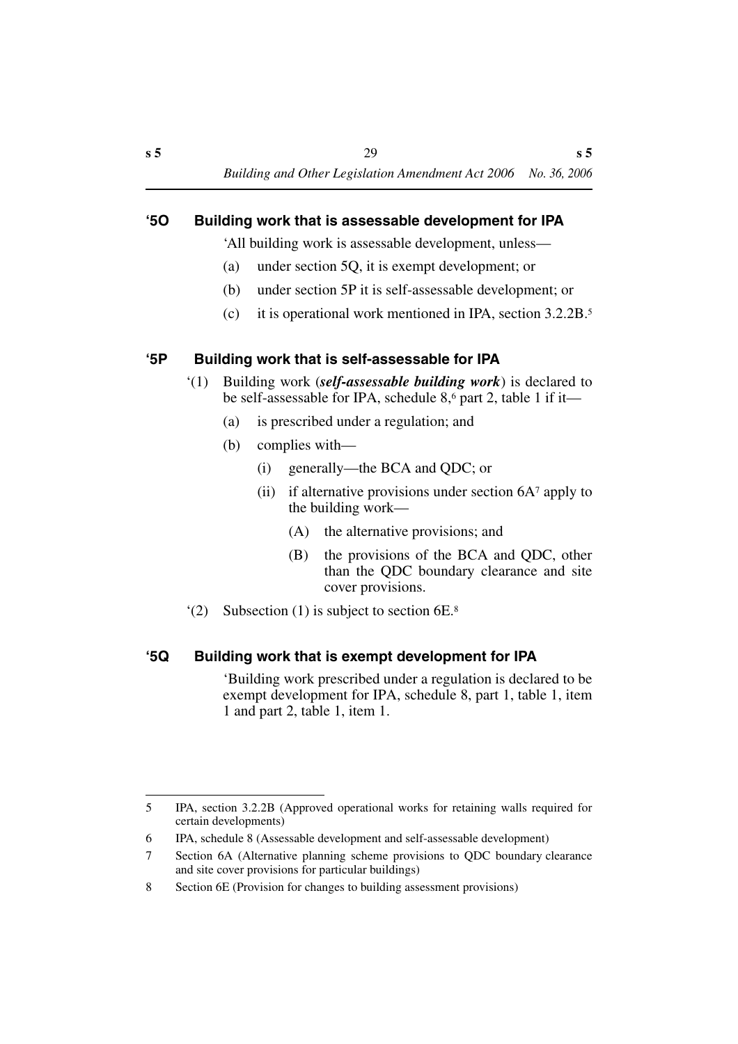## '5O Building work that is assessable development for IPA

'All building work is assessable development, unless—

(a) under section 5Q, it is exempt development; or

(b) under section 5P it is self-assessable development; or

(c) it is operational work mentioned in IPA, section 3.2.2B.[5]

## '5P Building work that is self-assessable for IPA

'(1) Building work (***self-assessable building work***) is declared to be self-assessable for IPA, schedule 8,[6] part 2, table 1 if it—

(a) is prescribed under a regulation; and

(b) complies with—

(i) generally—the BCA and QDC; or

(ii) if alternative provisions under section 6A[7] apply to the building work—

(A) the alternative provisions; and

(B) the provisions of the BCA and QDC, other than the QDC boundary clearance and site cover provisions.

'(2) Subsection (1) is subject to section 6E.[8]

## '5Q Building work that is exempt development for IPA

'Building work prescribed under a regulation is declared to be exempt development for IPA, schedule 8, part 1, table 1, item 1 and part 2, table 1, item 1.

---

5 IPA, section 3.2.2B (Approved operational works for retaining walls required for certain developments)

6 IPA, schedule 8 (Assessable development and self-assessable development)

7 Section 6A (Alternative planning scheme provisions to QDC boundary clearance and site cover provisions for particular buildings)

8 Section 6E (Provision for changes to building assessment provisions)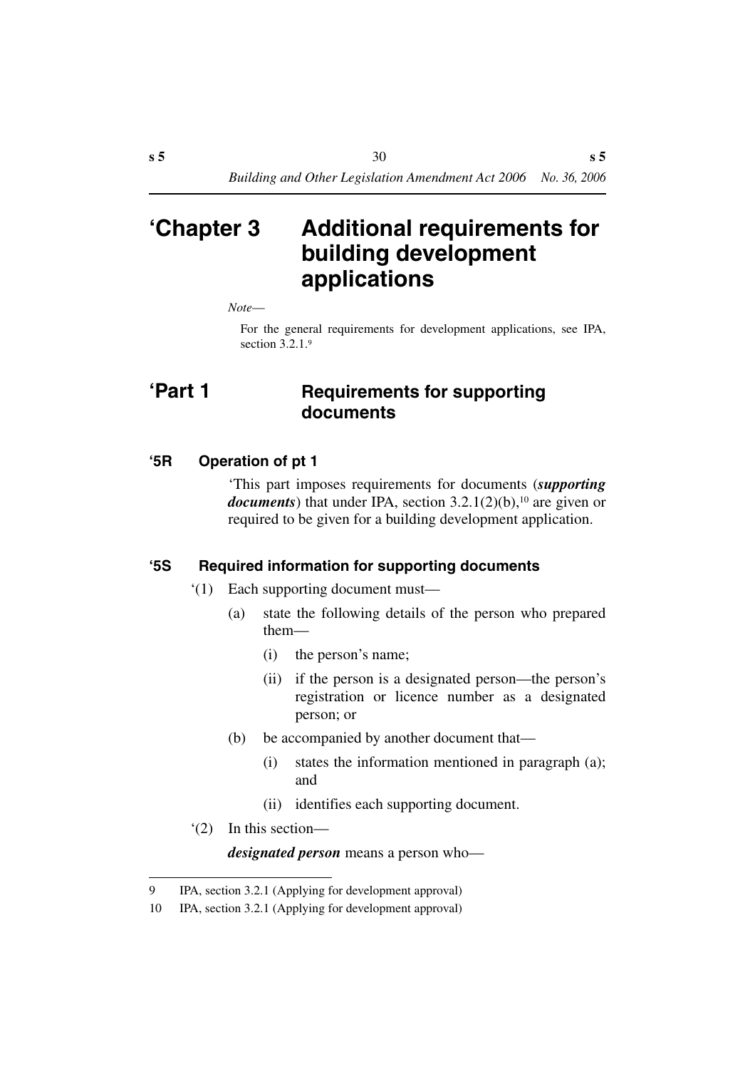# ‘Chapter 3 Additional requirements for building development applications

*Note*—

For the general requirements for development applications, see IPA, section 3.2.1.[9]

## ‘Part 1 Requirements for supporting documents

### ‘5R Operation of pt 1

‘This part imposes requirements for documents (***supporting documents***) that under IPA, section 3.2.1(2)(b),[10] are given or required to be given for a building development application.

### ‘5S Required information for supporting documents

‘(1) Each supporting document must—

(a) state the following details of the person who prepared them—

(i) the person’s name;

(ii) if the person is a designated person—the person’s registration or licence number as a designated person; or

(b) be accompanied by another document that—

(i) states the information mentioned in paragraph (a); and

(ii) identifies each supporting document.

‘(2) In this section—

***designated person*** means a person who—

---

9 IPA, section 3.2.1 (Applying for development approval)

10 IPA, section 3.2.1 (Applying for development approval)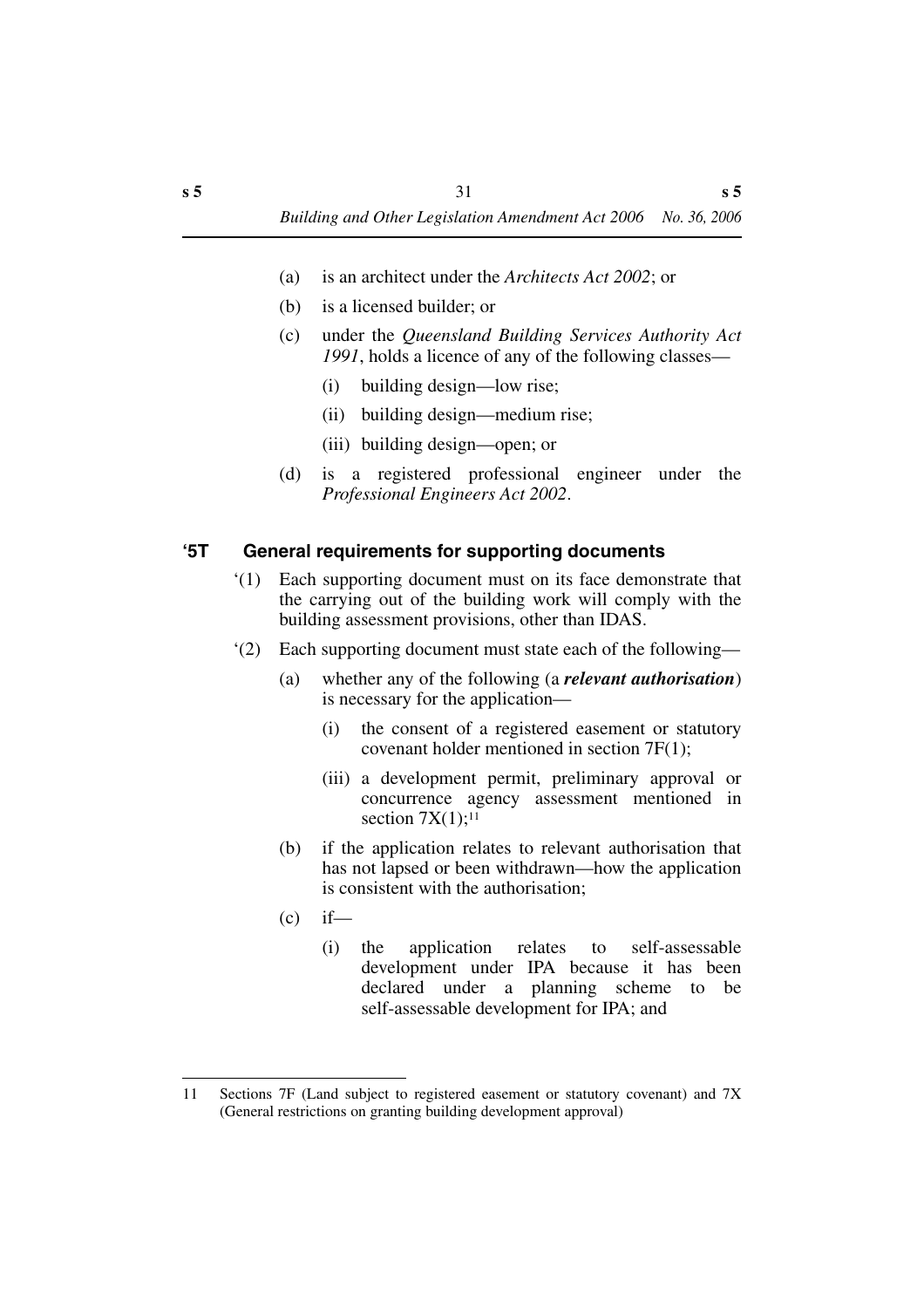(a) is an architect under the *Architects Act 2002*; or

(b) is a licensed builder; or

(c) under the *Queensland Building Services Authority Act 1991*, holds a licence of any of the following classes—

(i) building design—low rise;

(ii) building design—medium rise;

(iii) building design—open; or

(d) is a registered professional engineer under the *Professional Engineers Act 2002*.

### '5T General requirements for supporting documents

'(1) Each supporting document must on its face demonstrate that the carrying out of the building work will comply with the building assessment provisions, other than IDAS.

'(2) Each supporting document must state each of the following—

(a) whether any of the following (a ***relevant authorisation***) is necessary for the application—

(i) the consent of a registered easement or statutory covenant holder mentioned in section 7F(1);

(iii) a development permit, preliminary approval or concurrence agency assessment mentioned in section 7X(1);[11]

(b) if the application relates to relevant authorisation that has not lapsed or been withdrawn—how the application is consistent with the authorisation;

(c) if—

(i) the application relates to self-assessable development under IPA because it has been declared under a planning scheme to be self-assessable development for IPA; and

---

11 Sections 7F (Land subject to registered easement or statutory covenant) and 7X (General restrictions on granting building development approval)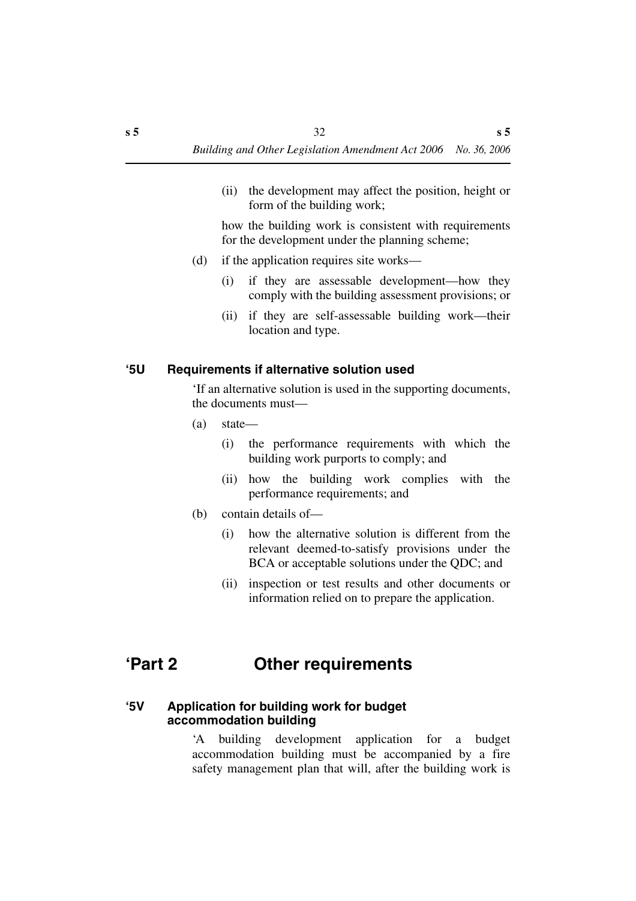(ii) the development may affect the position, height or form of the building work;

how the building work is consistent with requirements for the development under the planning scheme;

(d) if the application requires site works—

(i) if they are assessable development—how they comply with the building assessment provisions; or

(ii) if they are self-assessable building work—their location and type.

### ‘5U Requirements if alternative solution used

‘If an alternative solution is used in the supporting documents, the documents must—

(a) state—

(i) the performance requirements with which the building work purports to comply; and

(ii) how the building work complies with the performance requirements; and

(b) contain details of—

(i) how the alternative solution is different from the relevant deemed-to-satisfy provisions under the BCA or acceptable solutions under the QDC; and

(ii) inspection or test results and other documents or information relied on to prepare the application.

## ‘Part 2 Other requirements

### ‘5V Application for building work for budget accommodation building

‘A building development application for a budget accommodation building must be accompanied by a fire safety management plan that will, after the building work is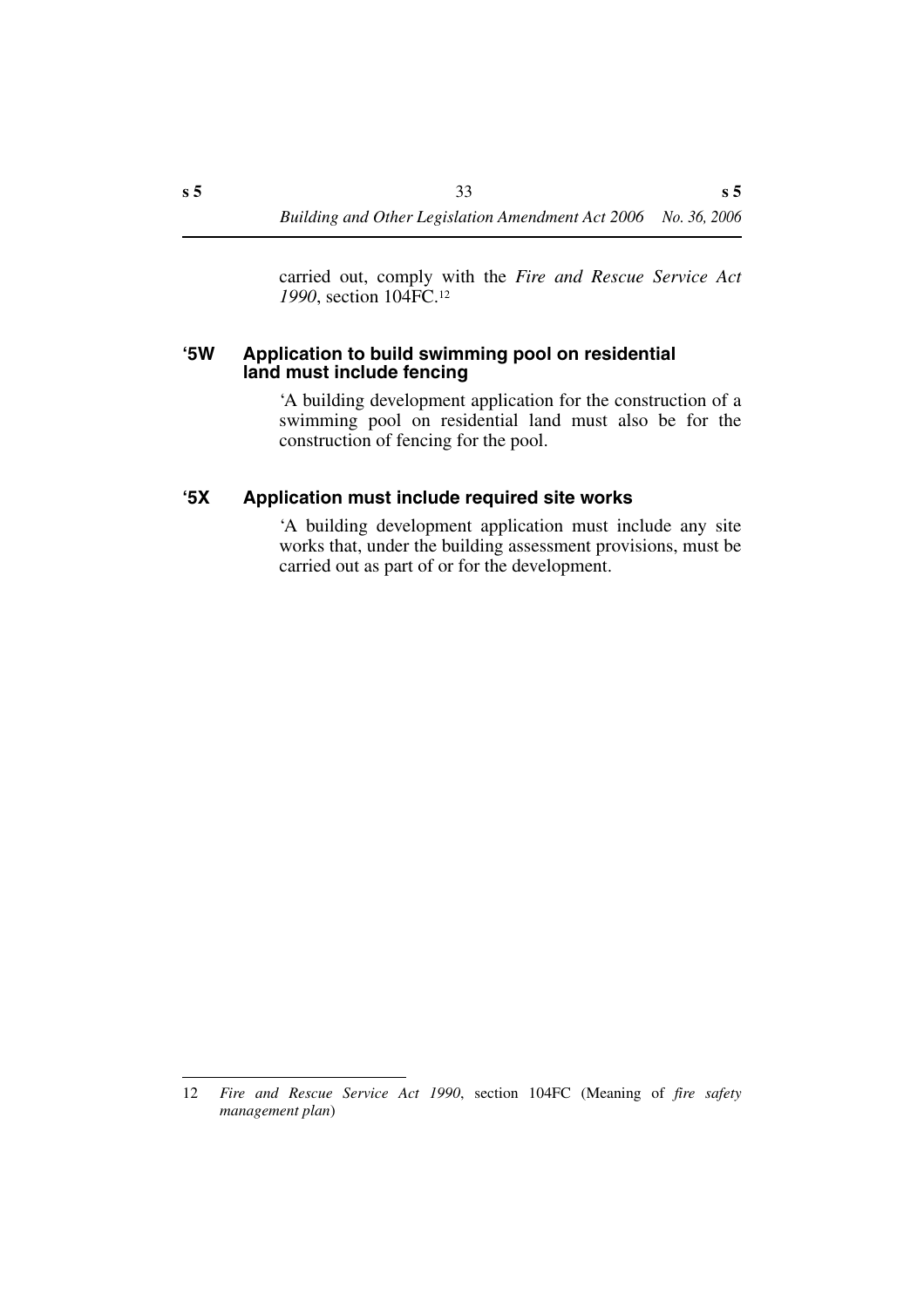carried out, comply with the *Fire and Rescue Service Act 1990*, section 104FC.[12]

### '5W Application to build swimming pool on residential land must include fencing

'A building development application for the construction of a swimming pool on residential land must also be for the construction of fencing for the pool.

### '5X Application must include required site works

'A building development application must include any site works that, under the building assessment provisions, must be carried out as part of or for the development.

---

12 *Fire and Rescue Service Act 1990*, section 104FC (Meaning of *fire safety management plan*)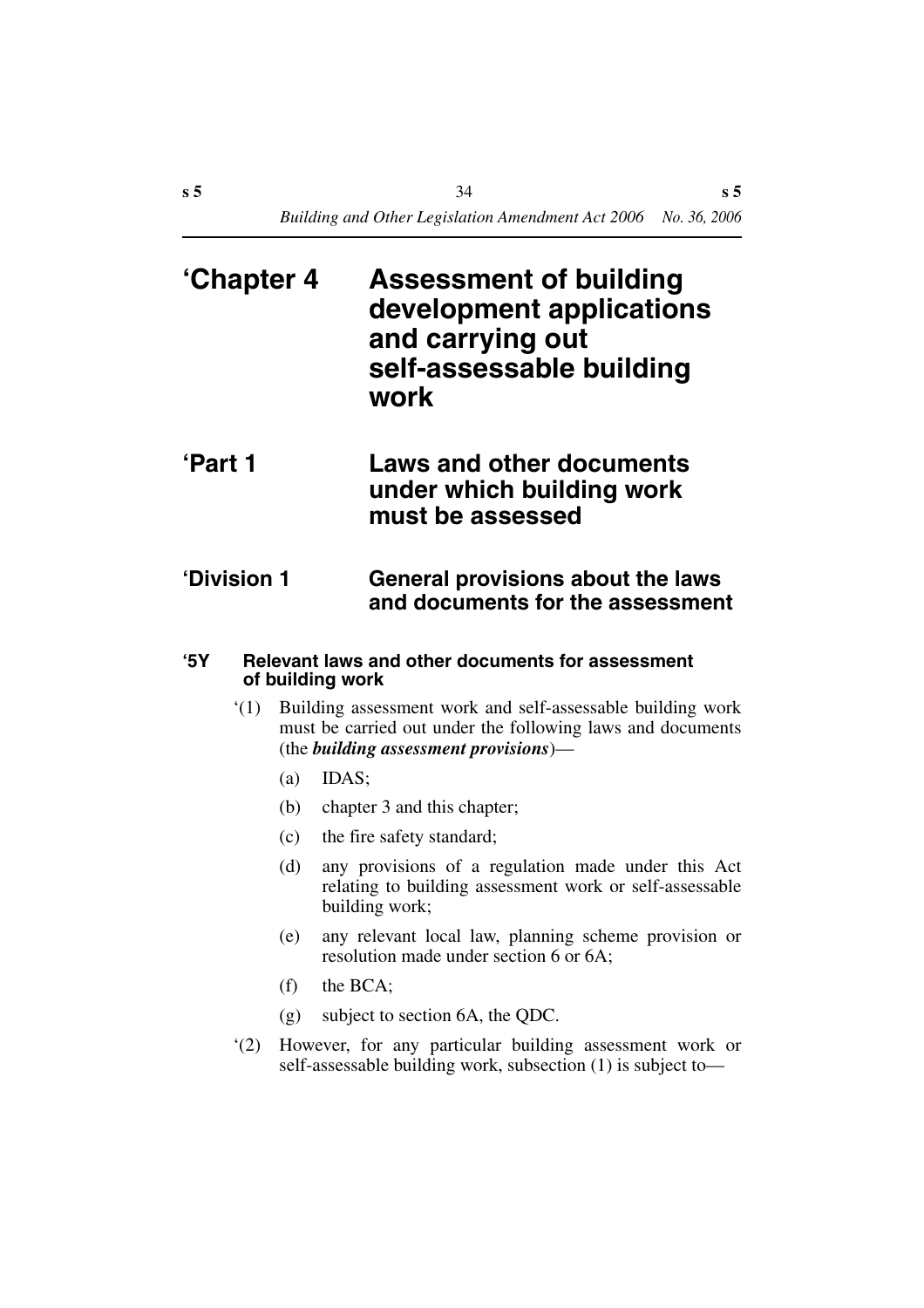# ‘Chapter 4 Assessment of building development applications and carrying out self-assessable building work

## ‘Part 1 Laws and other documents under which building work must be assessed

### ‘Division 1 General provisions about the laws and documents for the assessment

#### ‘5Y Relevant laws and other documents for assessment of building work

‘(1) Building assessment work and self-assessable building work must be carried out under the following laws and documents (the ***building assessment provisions***)—

- (a) IDAS;
- (b) chapter 3 and this chapter;
- (c) the fire safety standard;
- (d) any provisions of a regulation made under this Act relating to building assessment work or self-assessable building work;
- (e) any relevant local law, planning scheme provision or resolution made under section 6 or 6A;
- (f) the BCA;
- (g) subject to section 6A, the QDC.

‘(2) However, for any particular building assessment work or self-assessable building work, subsection (1) is subject to—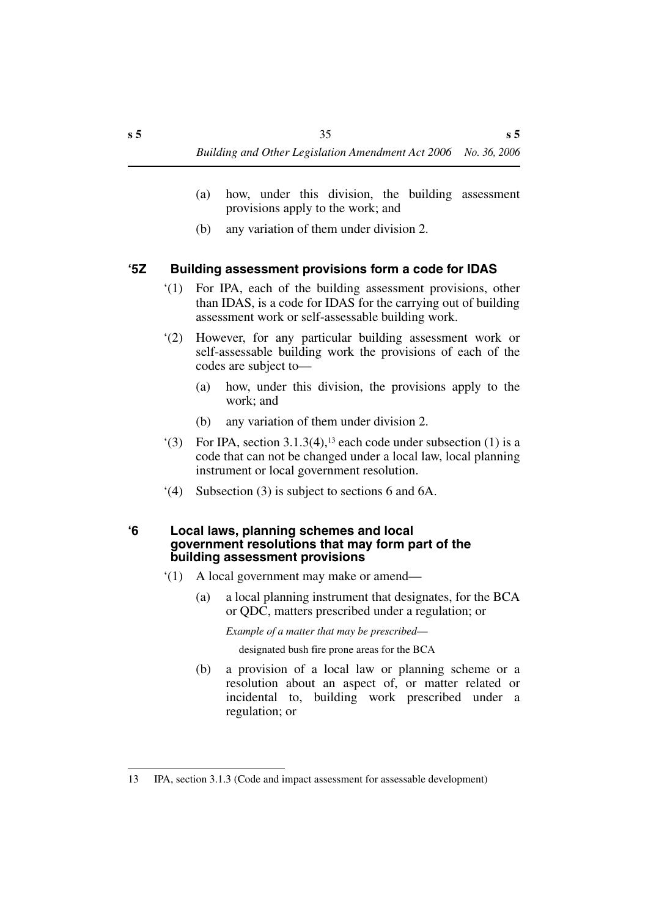(a) how, under this division, the building assessment provisions apply to the work; and

(b) any variation of them under division 2.

### '5Z Building assessment provisions form a code for IDAS

'(1) For IPA, each of the building assessment provisions, other than IDAS, is a code for IDAS for the carrying out of building assessment work or self-assessable building work.

'(2) However, for any particular building assessment work or self-assessable building work the provisions of each of the codes are subject to—

(a) how, under this division, the provisions apply to the work; and

(b) any variation of them under division 2.

'(3) For IPA, section 3.1.3(4),[13] each code under subsection (1) is a code that can not be changed under a local law, local planning instrument or local government resolution.

'(4) Subsection (3) is subject to sections 6 and 6A.

### '6 Local laws, planning schemes and local government resolutions that may form part of the building assessment provisions

'(1) A local government may make or amend—

(a) a local planning instrument that designates, for the BCA or QDC, matters prescribed under a regulation; or

*Example of a matter that may be prescribed—*

designated bush fire prone areas for the BCA

(b) a provision of a local law or planning scheme or a resolution about an aspect of, or matter related or incidental to, building work prescribed under a regulation; or

---

13 IPA, section 3.1.3 (Code and impact assessment for assessable development)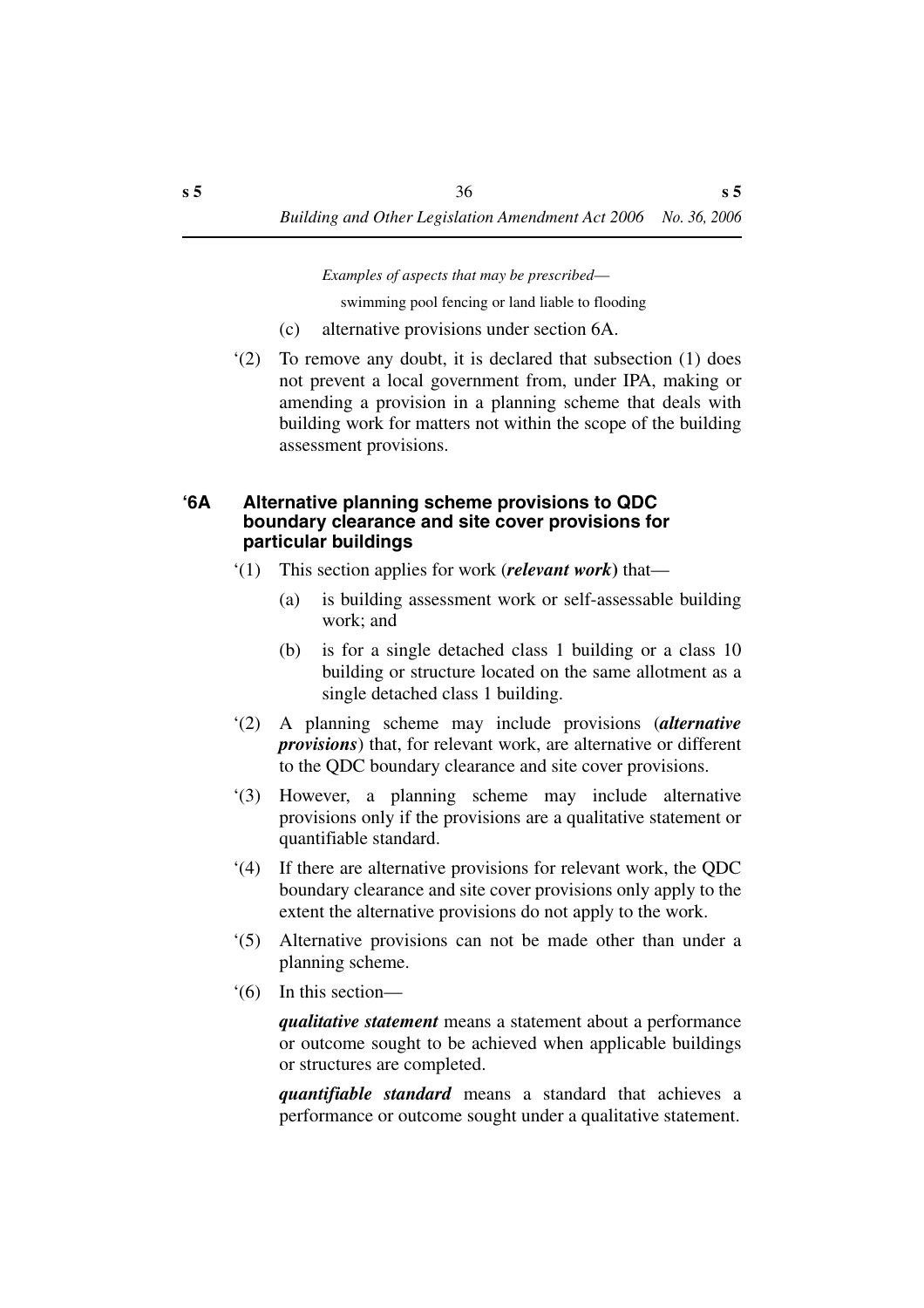*Examples of aspects that may be prescribed—*

swimming pool fencing or land liable to flooding

(c) alternative provisions under section 6A.

‘(2) To remove any doubt, it is declared that subsection (1) does not prevent a local government from, under IPA, making or amending a provision in a planning scheme that deals with building work for matters not within the scope of the building assessment provisions.

### ‘6A Alternative planning scheme provisions to QDC boundary clearance and site cover provisions for particular buildings

‘(1) This section applies for work (***relevant work***) that—

(a) is building assessment work or self-assessable building work; and

(b) is for a single detached class 1 building or a class 10 building or structure located on the same allotment as a single detached class 1 building.

‘(2) A planning scheme may include provisions (***alternative provisions***) that, for relevant work, are alternative or different to the QDC boundary clearance and site cover provisions.

‘(3) However, a planning scheme may include alternative provisions only if the provisions are a qualitative statement or quantifiable standard.

‘(4) If there are alternative provisions for relevant work, the QDC boundary clearance and site cover provisions only apply to the extent the alternative provisions do not apply to the work.

‘(5) Alternative provisions can not be made other than under a planning scheme.

‘(6) In this section—

***qualitative statement*** means a statement about a performance or outcome sought to be achieved when applicable buildings or structures are completed.

***quantifiable standard*** means a standard that achieves a performance or outcome sought under a qualitative statement.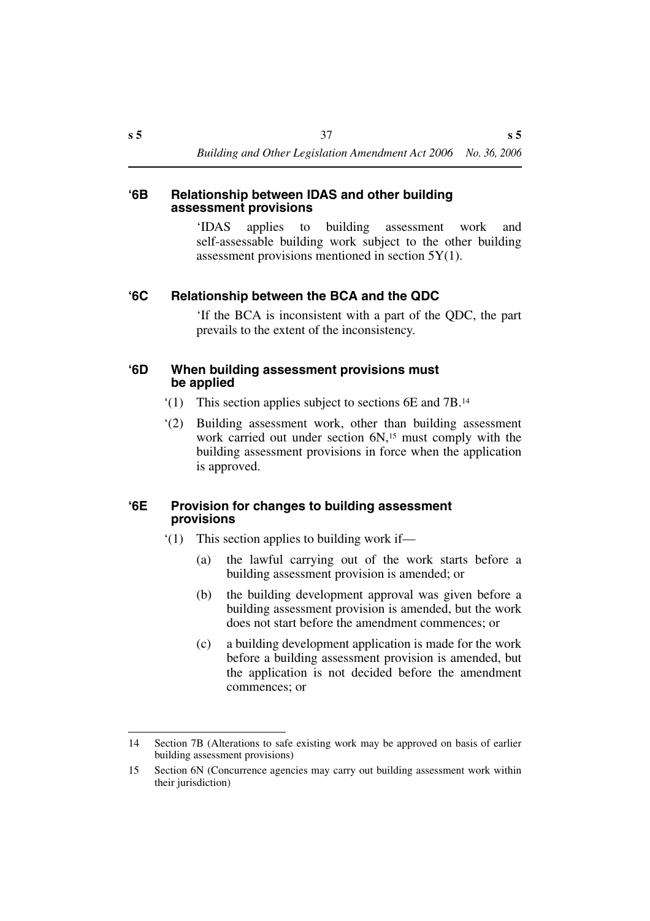## '6B Relationship between IDAS and other building assessment provisions

'IDAS applies to building assessment work and self-assessable building work subject to the other building assessment provisions mentioned in section 5Y(1).

## '6C Relationship between the BCA and the QDC

'If the BCA is inconsistent with a part of the QDC, the part prevails to the extent of the inconsistency.

## '6D When building assessment provisions must be applied

'(1) This section applies subject to sections 6E and 7B.[14]

'(2) Building assessment work, other than building assessment work carried out under section 6N,[15] must comply with the building assessment provisions in force when the application is approved.

## '6E Provision for changes to building assessment provisions

'(1) This section applies to building work if—

(a) the lawful carrying out of the work starts before a building assessment provision is amended; or

(b) the building development approval was given before a building assessment provision is amended, but the work does not start before the amendment commences; or

(c) a building development application is made for the work before a building assessment provision is amended, but the application is not decided before the amendment commences; or

---

14 Section 7B (Alterations to safe existing work may be approved on basis of earlier building assessment provisions)

15 Section 6N (Concurrence agencies may carry out building assessment work within their jurisdiction)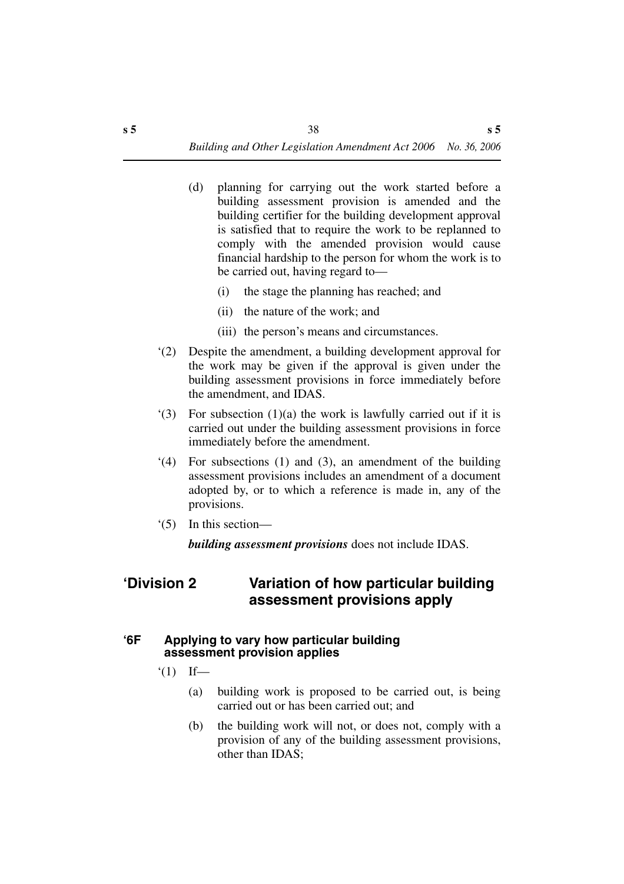(d) planning for carrying out the work started before a building assessment provision is amended and the building certifier for the building development approval is satisfied that to require the work to be replanned to comply with the amended provision would cause financial hardship to the person for whom the work is to be carried out, having regard to—

(i) the stage the planning has reached; and

(ii) the nature of the work; and

(iii) the person's means and circumstances.

'(2) Despite the amendment, a building development approval for the work may be given if the approval is given under the building assessment provisions in force immediately before the amendment, and IDAS.

'(3) For subsection (1)(a) the work is lawfully carried out if it is carried out under the building assessment provisions in force immediately before the amendment.

'(4) For subsections (1) and (3), an amendment of the building assessment provisions includes an amendment of a document adopted by, or to which a reference is made in, any of the provisions.

'(5) In this section—

***building assessment provisions*** does not include IDAS.

## 'Division 2 Variation of how particular building assessment provisions apply

### '6F Applying to vary how particular building assessment provision applies

'(1) If—

(a) building work is proposed to be carried out, is being carried out or has been carried out; and

(b) the building work will not, or does not, comply with a provision of any of the building assessment provisions, other than IDAS;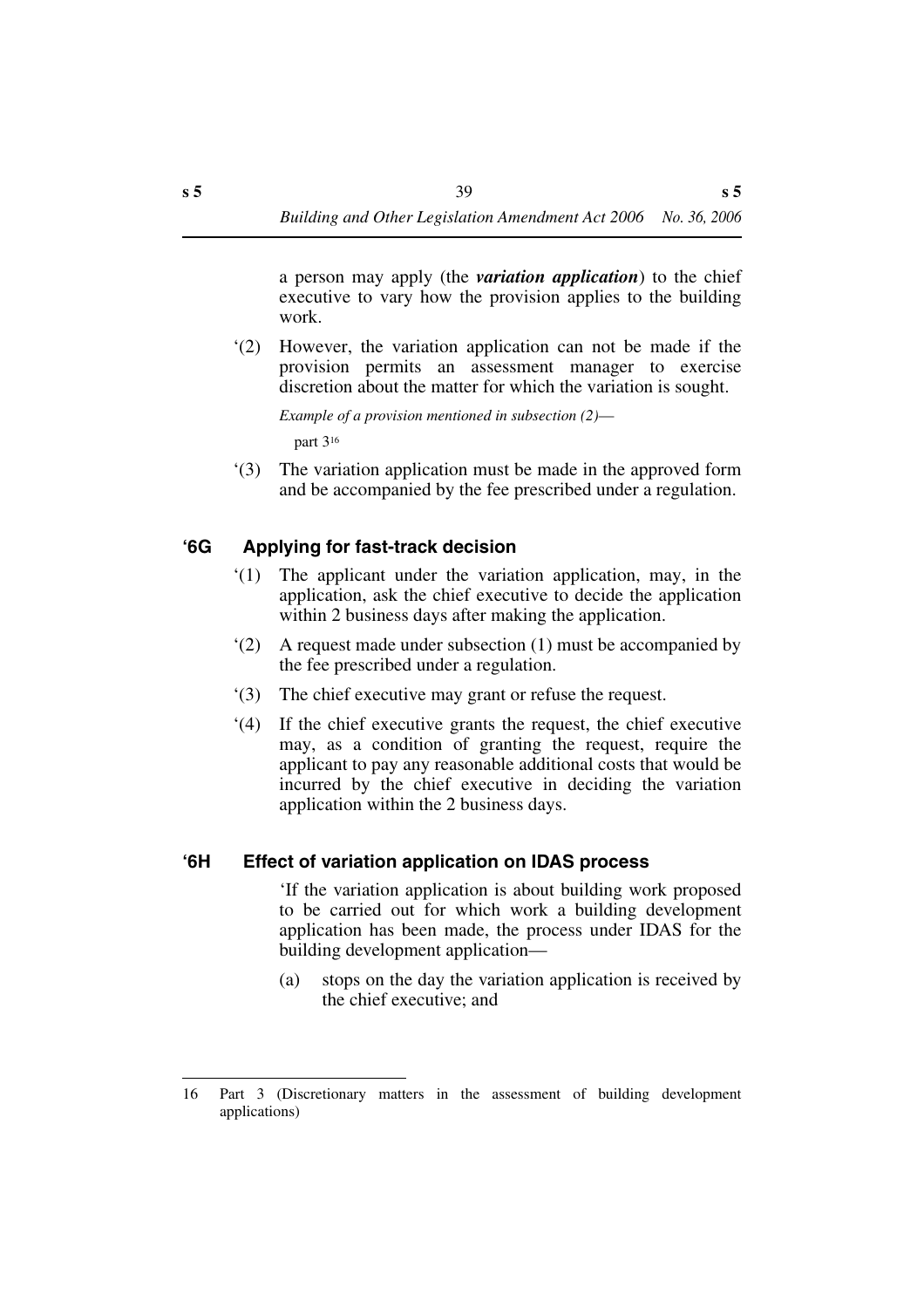a person may apply (the ***variation application***) to the chief executive to vary how the provision applies to the building work.

'(2) However, the variation application can not be made if the provision permits an assessment manager to exercise discretion about the matter for which the variation is sought.

*Example of a provision mentioned in subsection (2)*—

part 3[16]

'(3) The variation application must be made in the approved form and be accompanied by the fee prescribed under a regulation.

### '6G Applying for fast-track decision

'(1) The applicant under the variation application, may, in the application, ask the chief executive to decide the application within 2 business days after making the application.

'(2) A request made under subsection (1) must be accompanied by the fee prescribed under a regulation.

'(3) The chief executive may grant or refuse the request.

'(4) If the chief executive grants the request, the chief executive may, as a condition of granting the request, require the applicant to pay any reasonable additional costs that would be incurred by the chief executive in deciding the variation application within the 2 business days.

### '6H Effect of variation application on IDAS process

'If the variation application is about building work proposed to be carried out for which work a building development application has been made, the process under IDAS for the building development application—

(a) stops on the day the variation application is received by the chief executive; and

---

16 Part 3 (Discretionary matters in the assessment of building development applications)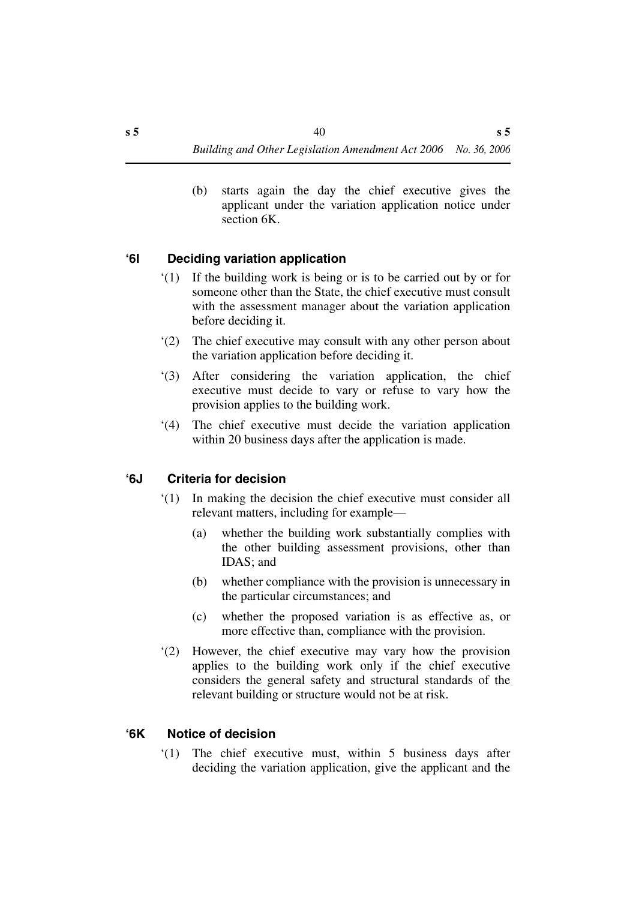(b) starts again the day the chief executive gives the applicant under the variation application notice under section 6K.

### ‘6I Deciding variation application

‘(1) If the building work is being or is to be carried out by or for someone other than the State, the chief executive must consult with the assessment manager about the variation application before deciding it.

‘(2) The chief executive may consult with any other person about the variation application before deciding it.

‘(3) After considering the variation application, the chief executive must decide to vary or refuse to vary how the provision applies to the building work.

‘(4) The chief executive must decide the variation application within 20 business days after the application is made.

### ‘6J Criteria for decision

‘(1) In making the decision the chief executive must consider all relevant matters, including for example—

(a) whether the building work substantially complies with the other building assessment provisions, other than IDAS; and

(b) whether compliance with the provision is unnecessary in the particular circumstances; and

(c) whether the proposed variation is as effective as, or more effective than, compliance with the provision.

‘(2) However, the chief executive may vary how the provision applies to the building work only if the chief executive considers the general safety and structural standards of the relevant building or structure would not be at risk.

### ‘6K Notice of decision

‘(1) The chief executive must, within 5 business days after deciding the variation application, give the applicant and the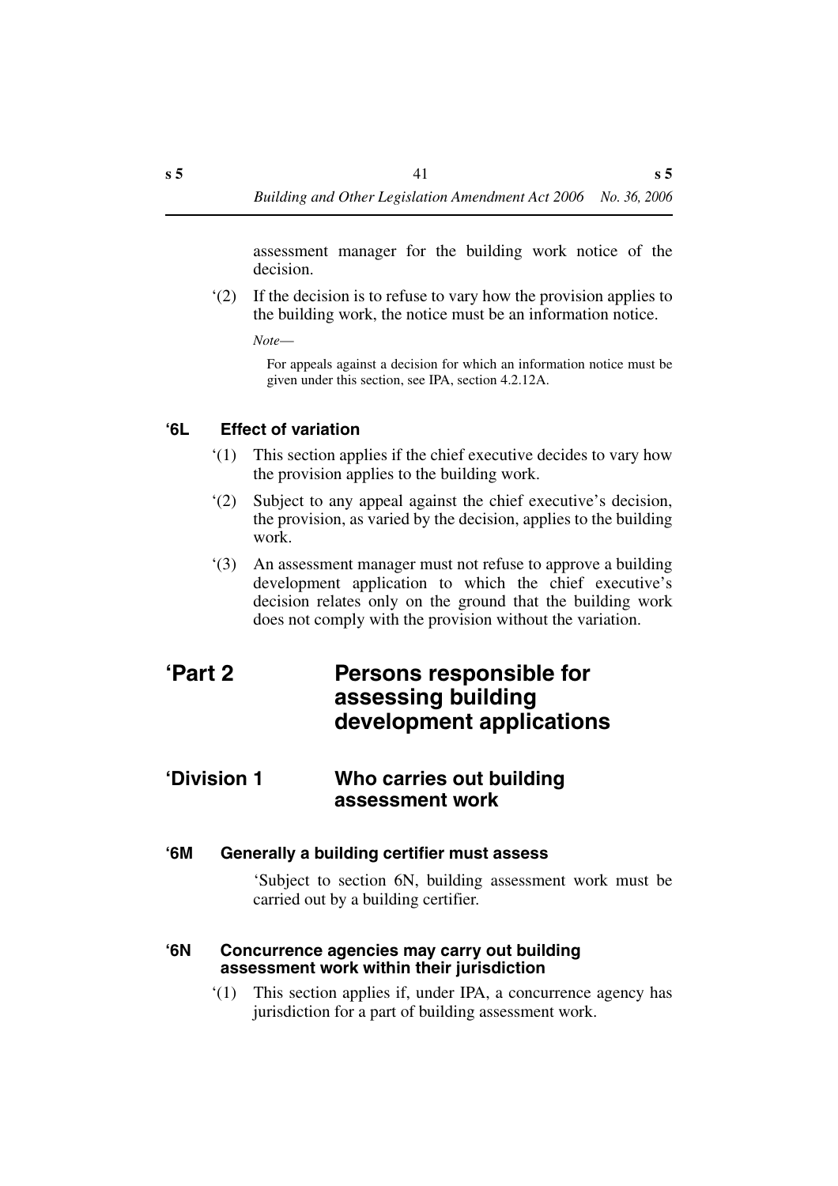assessment manager for the building work notice of the decision.

‘(2) If the decision is to refuse to vary how the provision applies to the building work, the notice must be an information notice.

*Note*—

For appeals against a decision for which an information notice must be given under this section, see IPA, section 4.2.12A.

### ‘6L Effect of variation

‘(1) This section applies if the chief executive decides to vary how the provision applies to the building work.

‘(2) Subject to any appeal against the chief executive’s decision, the provision, as varied by the decision, applies to the building work.

‘(3) An assessment manager must not refuse to approve a building development application to which the chief executive’s decision relates only on the ground that the building work does not comply with the provision without the variation.

# ‘Part 2 Persons responsible for assessing building development applications

## ‘Division 1 Who carries out building assessment work

### ‘6M Generally a building certifier must assess

‘Subject to section 6N, building assessment work must be carried out by a building certifier.

### ‘6N Concurrence agencies may carry out building assessment work within their jurisdiction

‘(1) This section applies if, under IPA, a concurrence agency has jurisdiction for a part of building assessment work.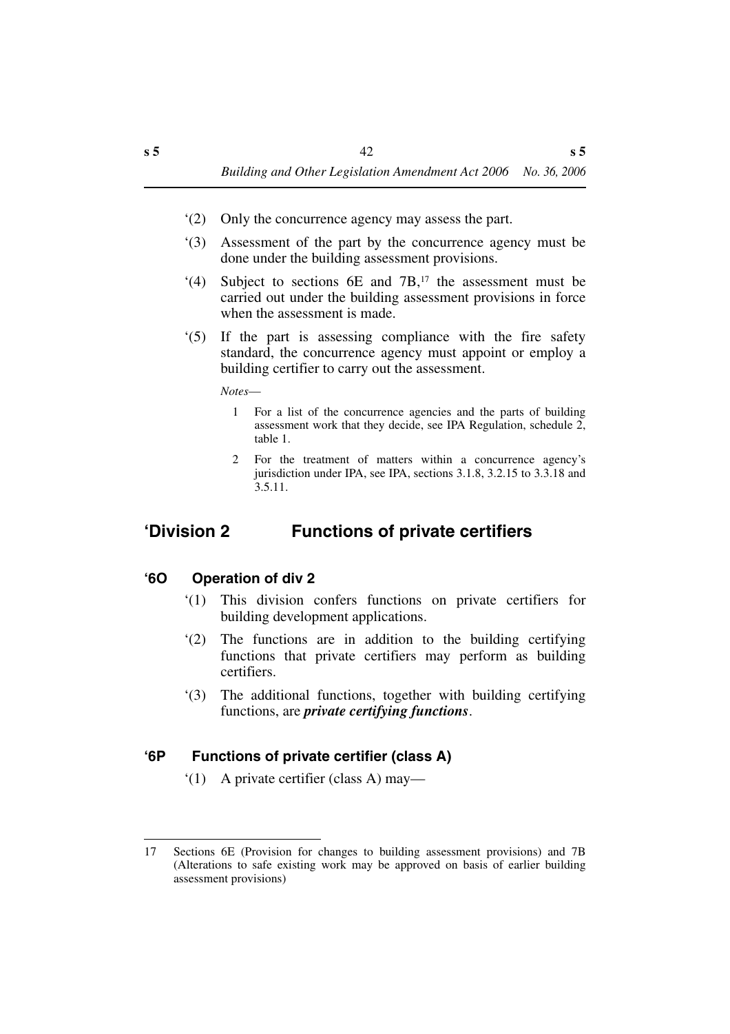'(2) Only the concurrence agency may assess the part.

'(3) Assessment of the part by the concurrence agency must be done under the building assessment provisions.

'(4) Subject to sections 6E and 7B,[17] the assessment must be carried out under the building assessment provisions in force when the assessment is made.

'(5) If the part is assessing compliance with the fire safety standard, the concurrence agency must appoint or employ a building certifier to carry out the assessment.

*Notes*—

1. For a list of the concurrence agencies and the parts of building assessment work that they decide, see IPA Regulation, schedule 2, table 1.
2. For the treatment of matters within a concurrence agency's jurisdiction under IPA, see IPA, sections 3.1.8, 3.2.15 to 3.3.18 and 3.5.11.

## 'Division 2 Functions of private certifiers

### '6O Operation of div 2

'(1) This division confers functions on private certifiers for building development applications.

'(2) The functions are in addition to the building certifying functions that private certifiers may perform as building certifiers.

'(3) The additional functions, together with building certifying functions, are ***private certifying functions***.

### '6P Functions of private certifier (class A)

'(1) A private certifier (class A) may—

---

17 Sections 6E (Provision for changes to building assessment provisions) and 7B (Alterations to safe existing work may be approved on basis of earlier building assessment provisions)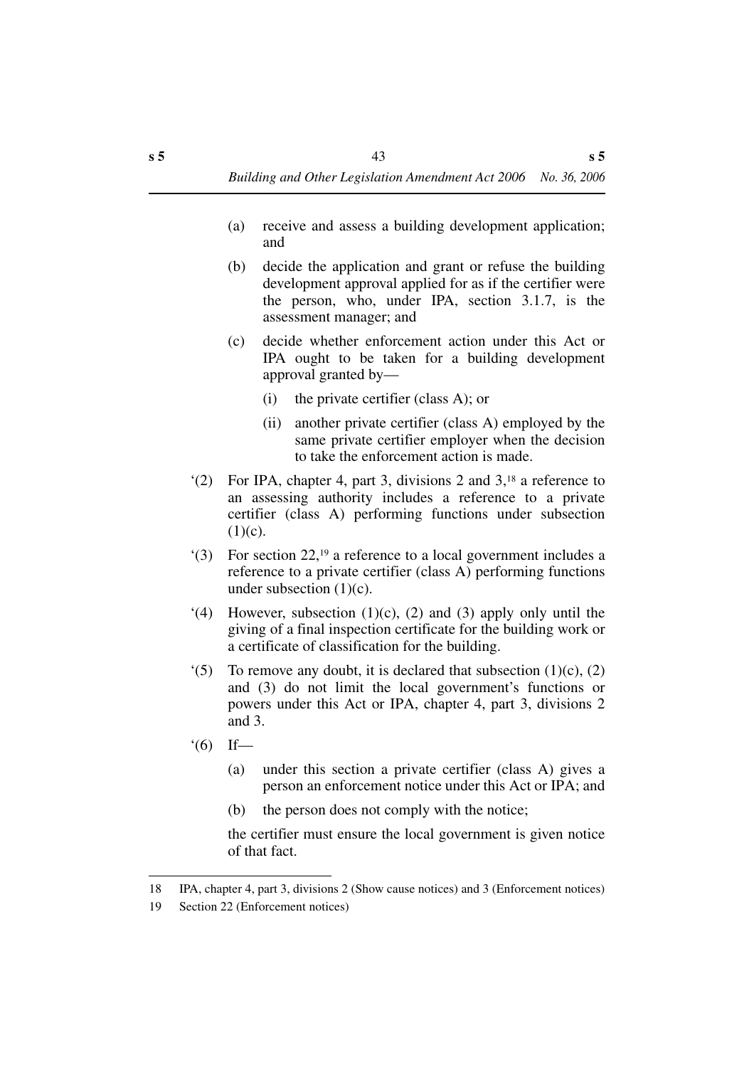(a) receive and assess a building development application; and

(b) decide the application and grant or refuse the building development approval applied for as if the certifier were the person, who, under IPA, section 3.1.7, is the assessment manager; and

(c) decide whether enforcement action under this Act or IPA ought to be taken for a building development approval granted by—

  (i) the private certifier (class A); or

  (ii) another private certifier (class A) employed by the same private certifier employer when the decision to take the enforcement action is made.

'(2) For IPA, chapter 4, part 3, divisions 2 and 3,[18] a reference to an assessing authority includes a reference to a private certifier (class A) performing functions under subsection (1)(c).

'(3) For section 22,[19] a reference to a local government includes a reference to a private certifier (class A) performing functions under subsection (1)(c).

'(4) However, subsection (1)(c), (2) and (3) apply only until the giving of a final inspection certificate for the building work or a certificate of classification for the building.

'(5) To remove any doubt, it is declared that subsection (1)(c), (2) and (3) do not limit the local government's functions or powers under this Act or IPA, chapter 4, part 3, divisions 2 and 3.

'(6) If—

(a) under this section a private certifier (class A) gives a person an enforcement notice under this Act or IPA; and

(b) the person does not comply with the notice;

the certifier must ensure the local government is given notice of that fact.

---

18 IPA, chapter 4, part 3, divisions 2 (Show cause notices) and 3 (Enforcement notices)

19 Section 22 (Enforcement notices)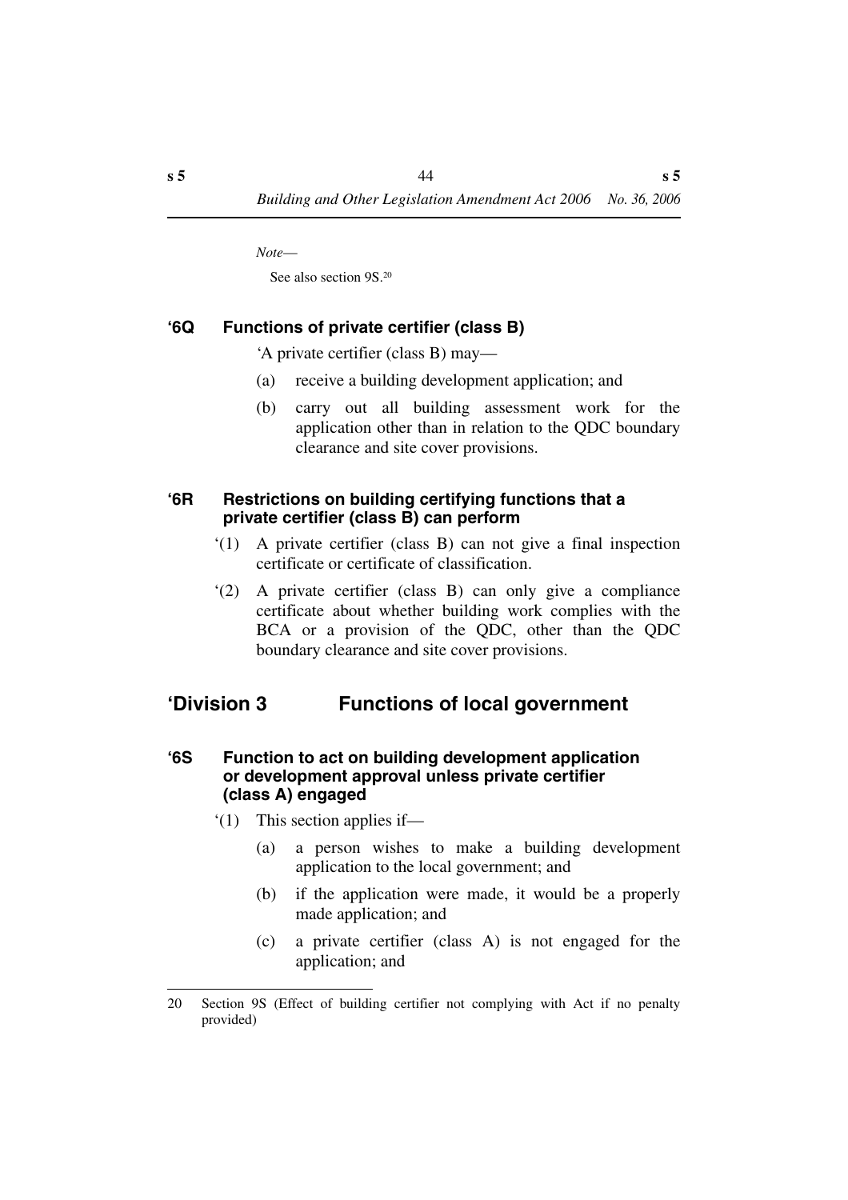*Note*—

See also section 9S.[20]

### '6Q Functions of private certifier (class B)

'A private certifier (class B) may—

(a) receive a building development application; and

(b) carry out all building assessment work for the application other than in relation to the QDC boundary clearance and site cover provisions.

### '6R Restrictions on building certifying functions that a private certifier (class B) can perform

'(1) A private certifier (class B) can not give a final inspection certificate or certificate of classification.

'(2) A private certifier (class B) can only give a compliance certificate about whether building work complies with the BCA or a provision of the QDC, other than the QDC boundary clearance and site cover provisions.

## 'Division 3 Functions of local government

### '6S Function to act on building development application or development approval unless private certifier (class A) engaged

'(1) This section applies if—

(a) a person wishes to make a building development application to the local government; and

(b) if the application were made, it would be a properly made application; and

(c) a private certifier (class A) is not engaged for the application; and

---

20 Section 9S (Effect of building certifier not complying with Act if no penalty provided)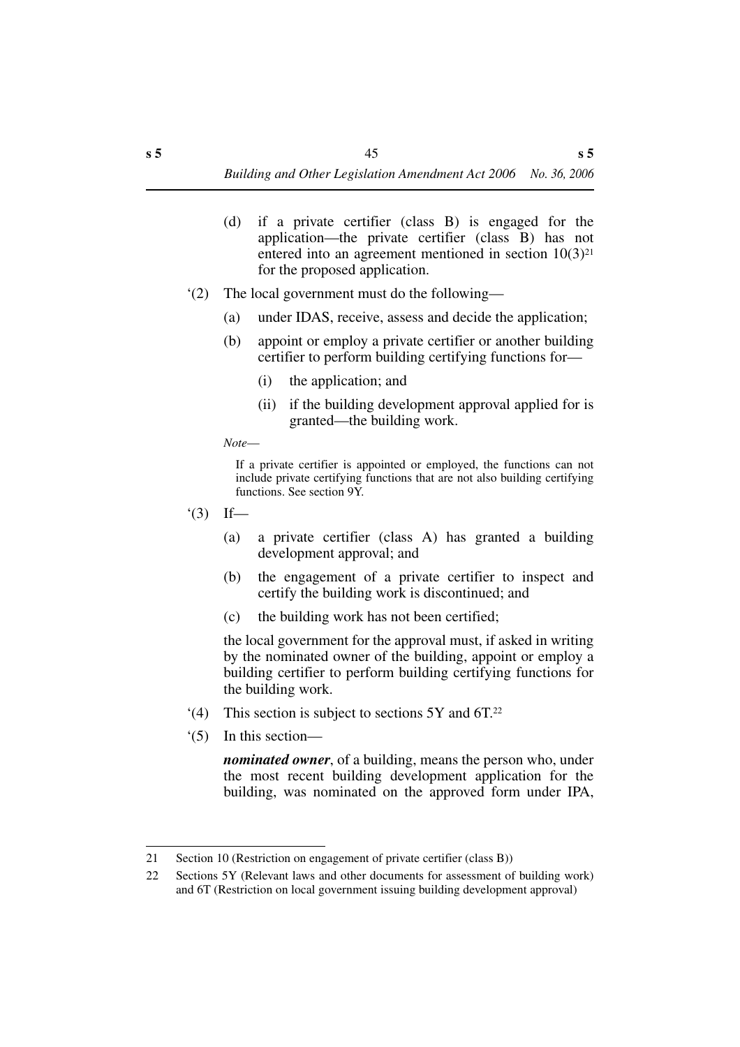(d) if a private certifier (class B) is engaged for the application—the private certifier (class B) has not entered into an agreement mentioned in section 10(3)[21] for the proposed application.

'(2) The local government must do the following—

(a) under IDAS, receive, assess and decide the application;

(b) appoint or employ a private certifier or another building certifier to perform building certifying functions for—

(i) the application; and

(ii) if the building development approval applied for is granted—the building work.

*Note*—

If a private certifier is appointed or employed, the functions can not include private certifying functions that are not also building certifying functions. See section 9Y.

'(3) If—

(a) a private certifier (class A) has granted a building development approval; and

(b) the engagement of a private certifier to inspect and certify the building work is discontinued; and

(c) the building work has not been certified;

the local government for the approval must, if asked in writing by the nominated owner of the building, appoint or employ a building certifier to perform building certifying functions for the building work.

'(4) This section is subject to sections 5Y and 6T.[22]

'(5) In this section—

***nominated owner***, of a building, means the person who, under the most recent building development application for the building, was nominated on the approved form under IPA,

---

21 Section 10 (Restriction on engagement of private certifier (class B))

22 Sections 5Y (Relevant laws and other documents for assessment of building work) and 6T (Restriction on local government issuing building development approval)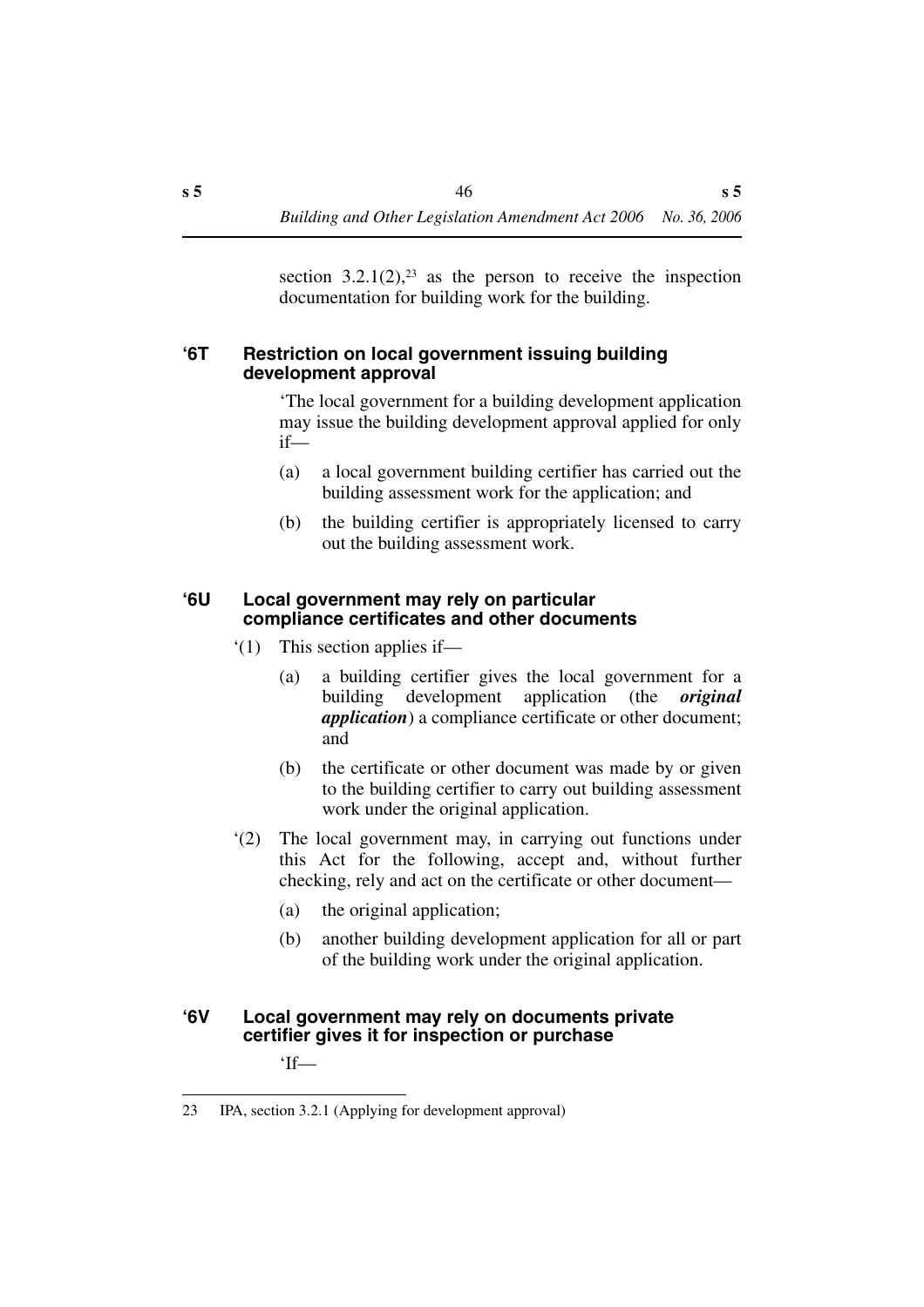section 3.2.1(2),[23] as the person to receive the inspection documentation for building work for the building.

### ‘6T Restriction on local government issuing building development approval

‘The local government for a building development application may issue the building development approval applied for only if—

(a) a local government building certifier has carried out the building assessment work for the application; and

(b) the building certifier is appropriately licensed to carry out the building assessment work.

### ‘6U Local government may rely on particular compliance certificates and other documents

‘(1) This section applies if—

(a) a building certifier gives the local government for a building development application (the ***original application***) a compliance certificate or other document; and

(b) the certificate or other document was made by or given to the building certifier to carry out building assessment work under the original application.

‘(2) The local government may, in carrying out functions under this Act for the following, accept and, without further checking, rely and act on the certificate or other document—

(a) the original application;

(b) another building development application for all or part of the building work under the original application.

### ‘6V Local government may rely on documents private certifier gives it for inspection or purchase

‘If—

---

23 IPA, section 3.2.1 (Applying for development approval)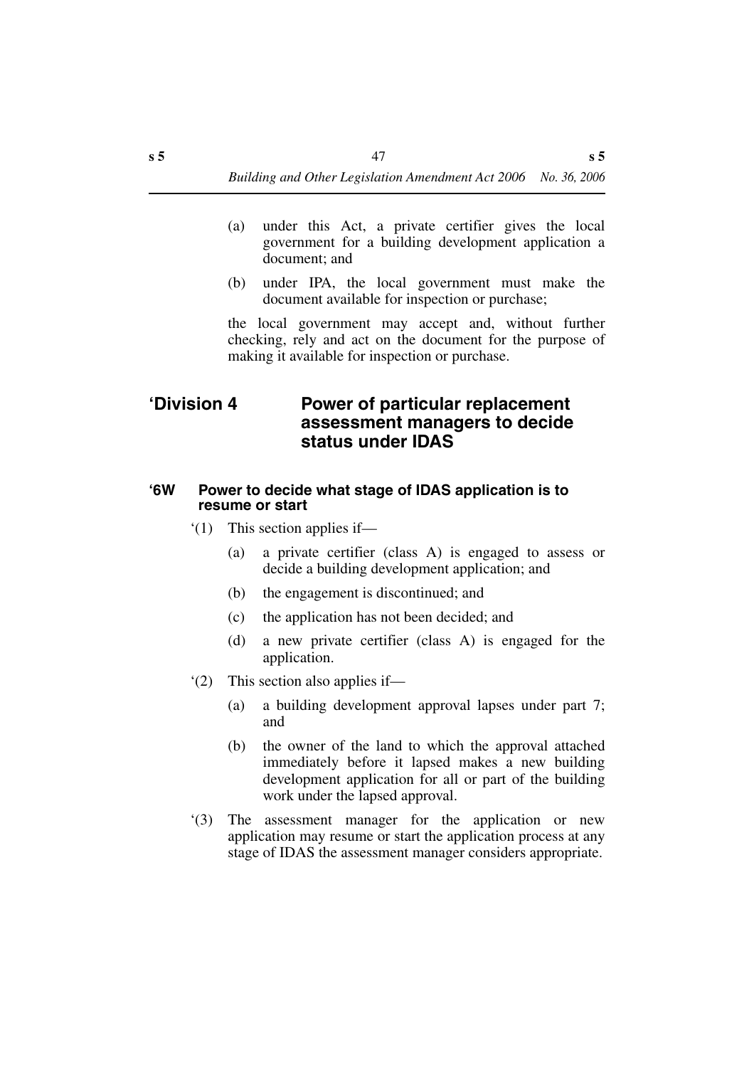(a) under this Act, a private certifier gives the local government for a building development application a document; and

(b) under IPA, the local government must make the document available for inspection or purchase;

the local government may accept and, without further checking, rely and act on the document for the purpose of making it available for inspection or purchase.

## 'Division 4 Power of particular replacement assessment managers to decide status under IDAS

### '6W Power to decide what stage of IDAS application is to resume or start

'(1) This section applies if—

(a) a private certifier (class A) is engaged to assess or decide a building development application; and

(b) the engagement is discontinued; and

(c) the application has not been decided; and

(d) a new private certifier (class A) is engaged for the application.

'(2) This section also applies if—

(a) a building development approval lapses under part 7; and

(b) the owner of the land to which the approval attached immediately before it lapsed makes a new building development application for all or part of the building work under the lapsed approval.

'(3) The assessment manager for the application or new application may resume or start the application process at any stage of IDAS the assessment manager considers appropriate.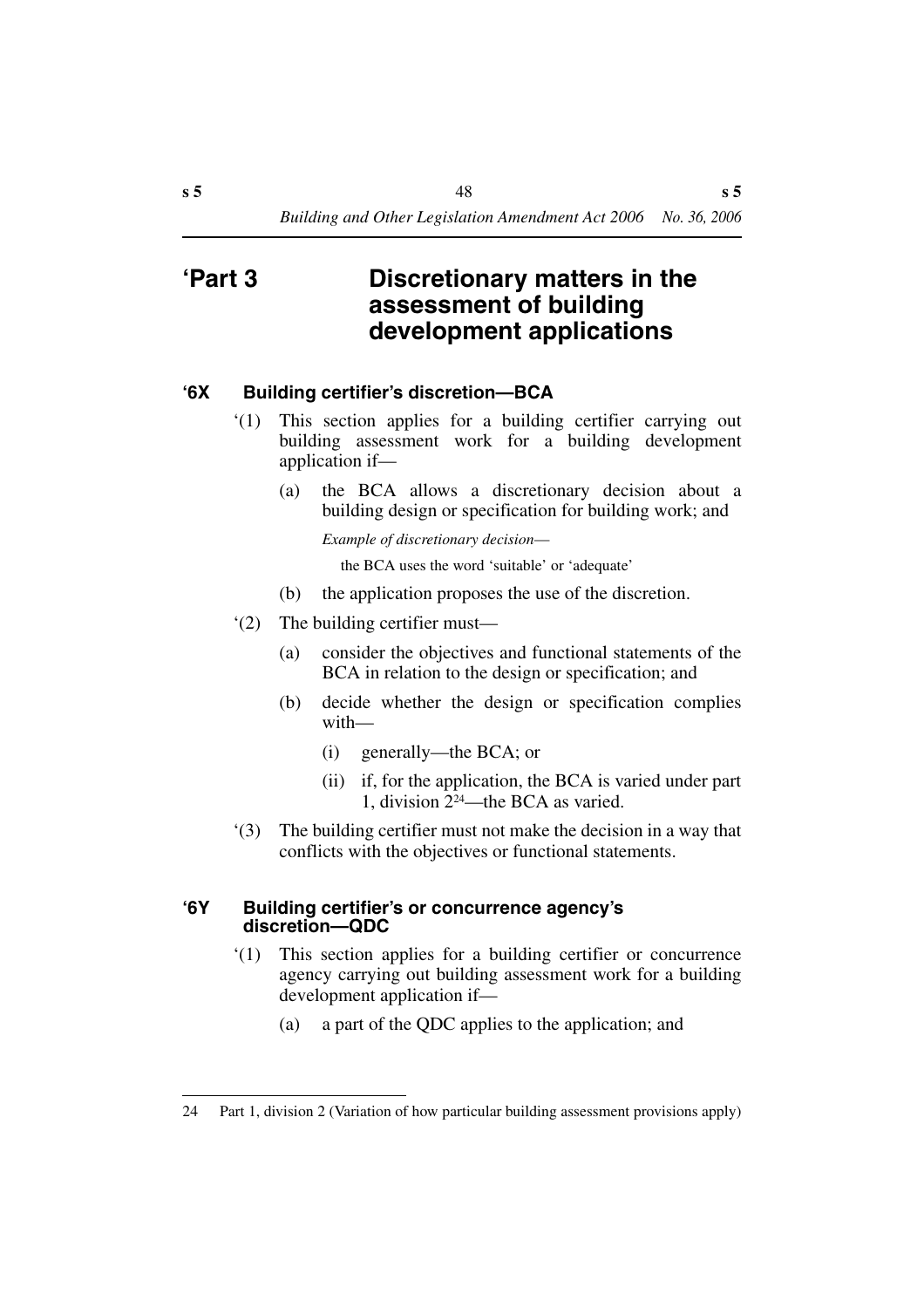# 'Part 3 Discretionary matters in the assessment of building development applications

### '6X Building certifier's discretion—BCA

'(1) This section applies for a building certifier carrying out building assessment work for a building development application if—

(a) the BCA allows a discretionary decision about a building design or specification for building work; and

*Example of discretionary decision—*

the BCA uses the word 'suitable' or 'adequate'

(b) the application proposes the use of the discretion.

'(2) The building certifier must—

(a) consider the objectives and functional statements of the BCA in relation to the design or specification; and

(b) decide whether the design or specification complies with—

(i) generally—the BCA; or

(ii) if, for the application, the BCA is varied under part 1, division 2[24]—the BCA as varied.

'(3) The building certifier must not make the decision in a way that conflicts with the objectives or functional statements.

### '6Y Building certifier's or concurrence agency's discretion—QDC

'(1) This section applies for a building certifier or concurrence agency carrying out building assessment work for a building development application if—

(a) a part of the QDC applies to the application; and

---

24 Part 1, division 2 (Variation of how particular building assessment provisions apply)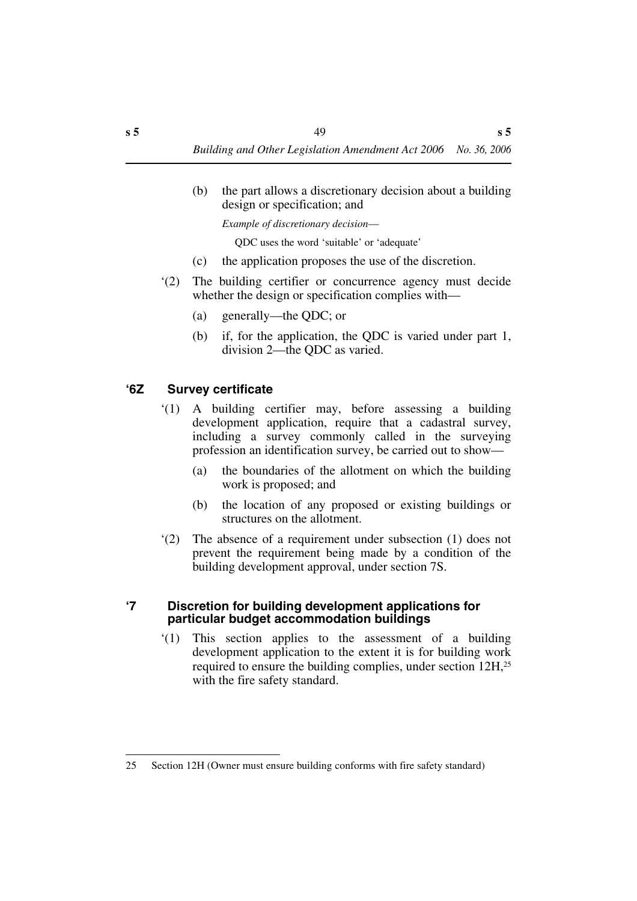(b) the part allows a discretionary decision about a building design or specification; and

*Example of discretionary decision—*

QDC uses the word 'suitable' or 'adequate'

(c) the application proposes the use of the discretion.

'(2) The building certifier or concurrence agency must decide whether the design or specification complies with—

(a) generally—the QDC; or

(b) if, for the application, the QDC is varied under part 1, division 2—the QDC as varied.

### '6Z Survey certificate

'(1) A building certifier may, before assessing a building development application, require that a cadastral survey, including a survey commonly called in the surveying profession an identification survey, be carried out to show—

(a) the boundaries of the allotment on which the building work is proposed; and

(b) the location of any proposed or existing buildings or structures on the allotment.

'(2) The absence of a requirement under subsection (1) does not prevent the requirement being made by a condition of the building development approval, under section 7S.

### '7 Discretion for building development applications for particular budget accommodation buildings

'(1) This section applies to the assessment of a building development application to the extent it is for building work required to ensure the building complies, under section 12H,[25] with the fire safety standard.

---

25 Section 12H (Owner must ensure building conforms with fire safety standard)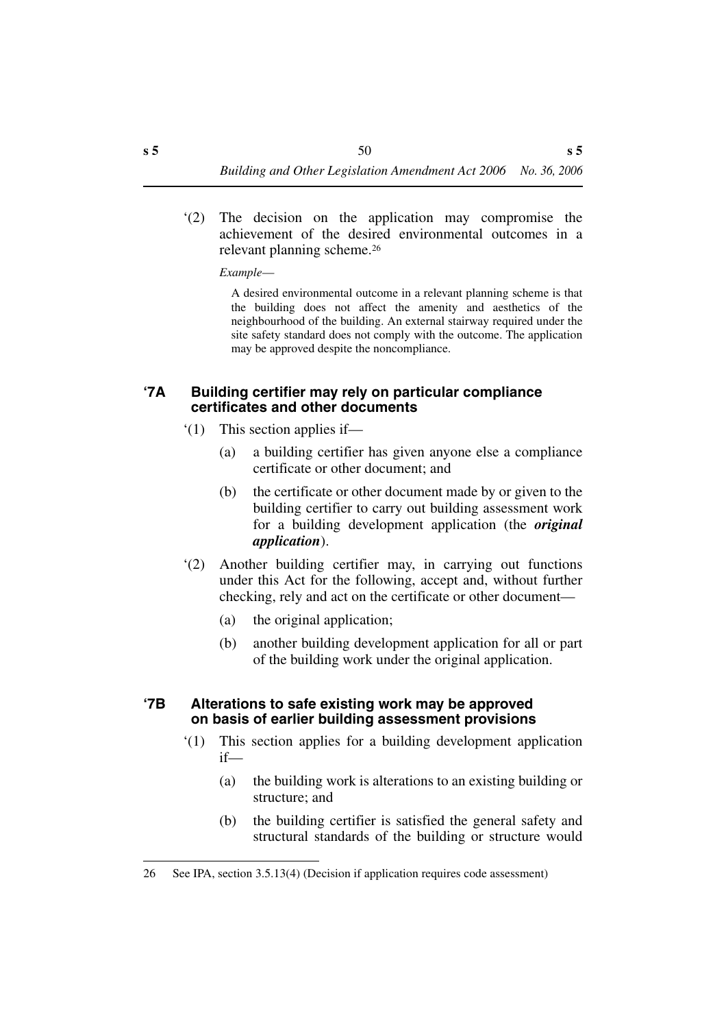'(2) The decision on the application may compromise the achievement of the desired environmental outcomes in a relevant planning scheme.[26]

*Example*—

A desired environmental outcome in a relevant planning scheme is that the building does not affect the amenity and aesthetics of the neighbourhood of the building. An external stairway required under the site safety standard does not comply with the outcome. The application may be approved despite the noncompliance.

### '7A Building certifier may rely on particular compliance certificates and other documents

'(1) This section applies if—

(a) a building certifier has given anyone else a compliance certificate or other document; and

(b) the certificate or other document made by or given to the building certifier to carry out building assessment work for a building development application (the ***original application***).

'(2) Another building certifier may, in carrying out functions under this Act for the following, accept and, without further checking, rely and act on the certificate or other document—

(a) the original application;

(b) another building development application for all or part of the building work under the original application.

### '7B Alterations to safe existing work may be approved on basis of earlier building assessment provisions

'(1) This section applies for a building development application if—

(a) the building work is alterations to an existing building or structure; and

(b) the building certifier is satisfied the general safety and structural standards of the building or structure would

---

26 See IPA, section 3.5.13(4) (Decision if application requires code assessment)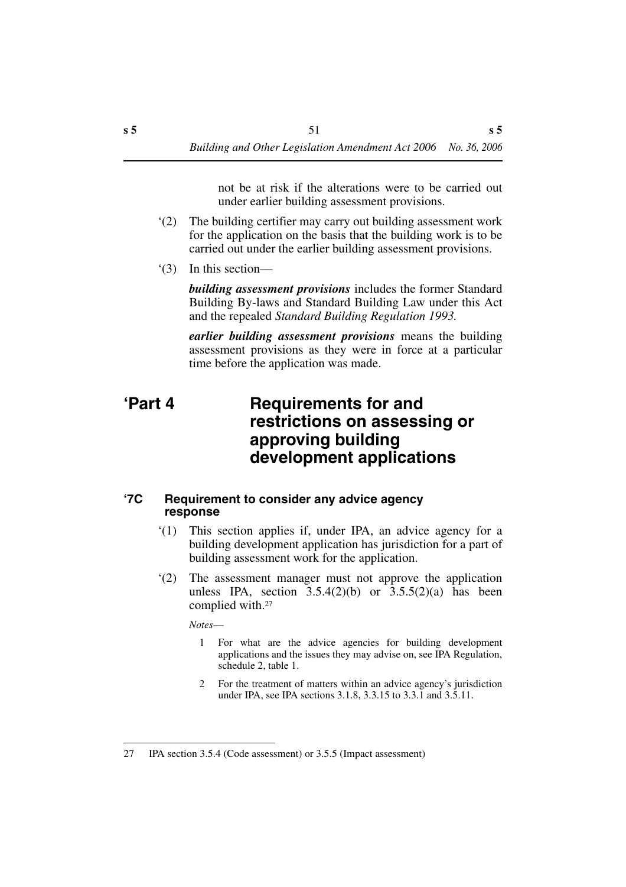not be at risk if the alterations were to be carried out under earlier building assessment provisions.

‘(2) The building certifier may carry out building assessment work for the application on the basis that the building work is to be carried out under the earlier building assessment provisions.

‘(3) In this section—

***building assessment provisions*** includes the former Standard Building By-laws and Standard Building Law under this Act and the repealed *Standard Building Regulation 1993.*

***earlier building assessment provisions*** means the building assessment provisions as they were in force at a particular time before the application was made.

# ‘Part 4 Requirements for and restrictions on assessing or approving building development applications

### ‘7C Requirement to consider any advice agency response

‘(1) This section applies if, under IPA, an advice agency for a building development application has jurisdiction for a part of building assessment work for the application.

‘(2) The assessment manager must not approve the application unless IPA, section 3.5.4(2)(b) or 3.5.5(2)(a) has been complied with.[27]

*Notes*—

1 For what are the advice agencies for building development applications and the issues they may advise on, see IPA Regulation, schedule 2, table 1.

2 For the treatment of matters within an advice agency’s jurisdiction under IPA, see IPA sections 3.1.8, 3.3.15 to 3.3.1 and 3.5.11.

---

27 IPA section 3.5.4 (Code assessment) or 3.5.5 (Impact assessment)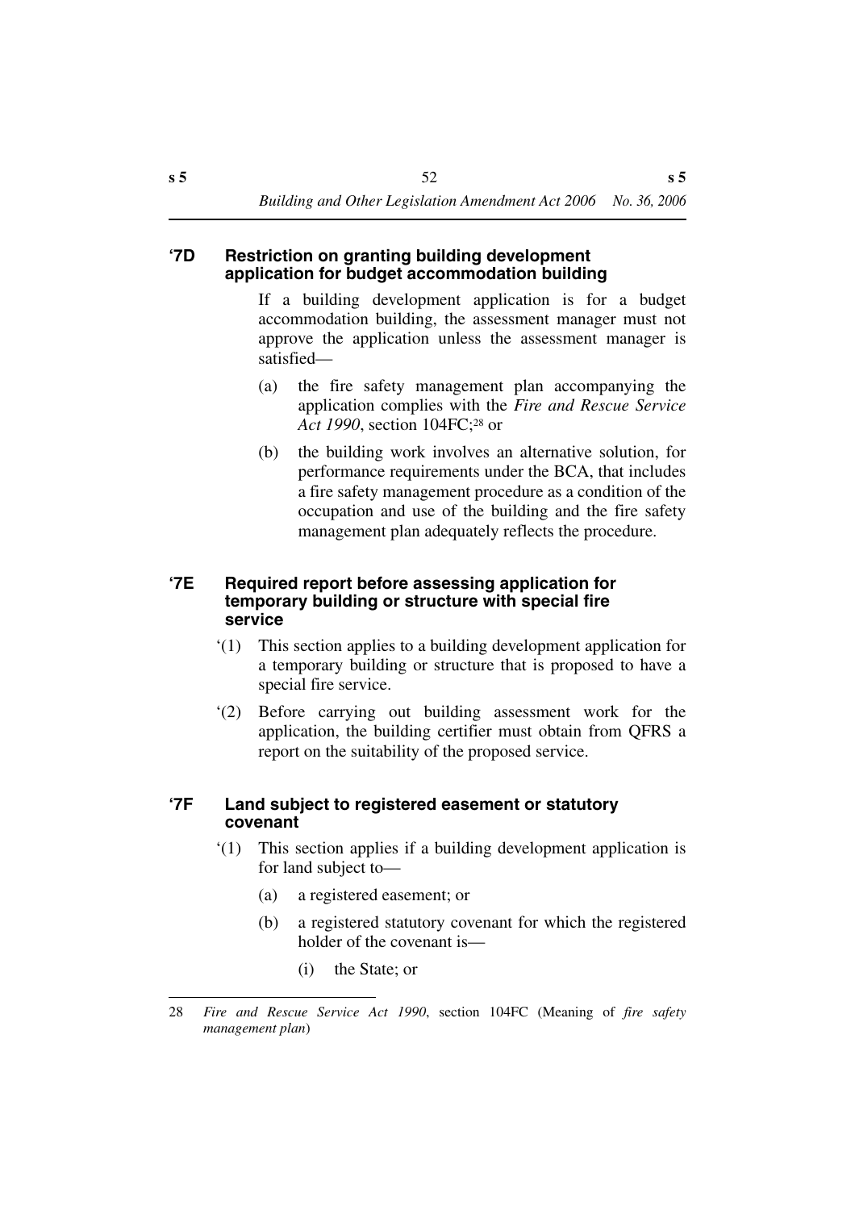### ‘7D Restriction on granting building development application for budget accommodation building

If a building development application is for a budget accommodation building, the assessment manager must not approve the application unless the assessment manager is satisfied—

(a) the fire safety management plan accompanying the application complies with the *Fire and Rescue Service Act 1990*, section 104FC;[28] or

(b) the building work involves an alternative solution, for performance requirements under the BCA, that includes a fire safety management procedure as a condition of the occupation and use of the building and the fire safety management plan adequately reflects the procedure.

### ‘7E Required report before assessing application for temporary building or structure with special fire service

‘(1) This section applies to a building development application for a temporary building or structure that is proposed to have a special fire service.

‘(2) Before carrying out building assessment work for the application, the building certifier must obtain from QFRS a report on the suitability of the proposed service.

### ‘7F Land subject to registered easement or statutory covenant

‘(1) This section applies if a building development application is for land subject to—

(a) a registered easement; or

(b) a registered statutory covenant for which the registered holder of the covenant is—

(i) the State; or

---

28 *Fire and Rescue Service Act 1990*, section 104FC (Meaning of *fire safety management plan*)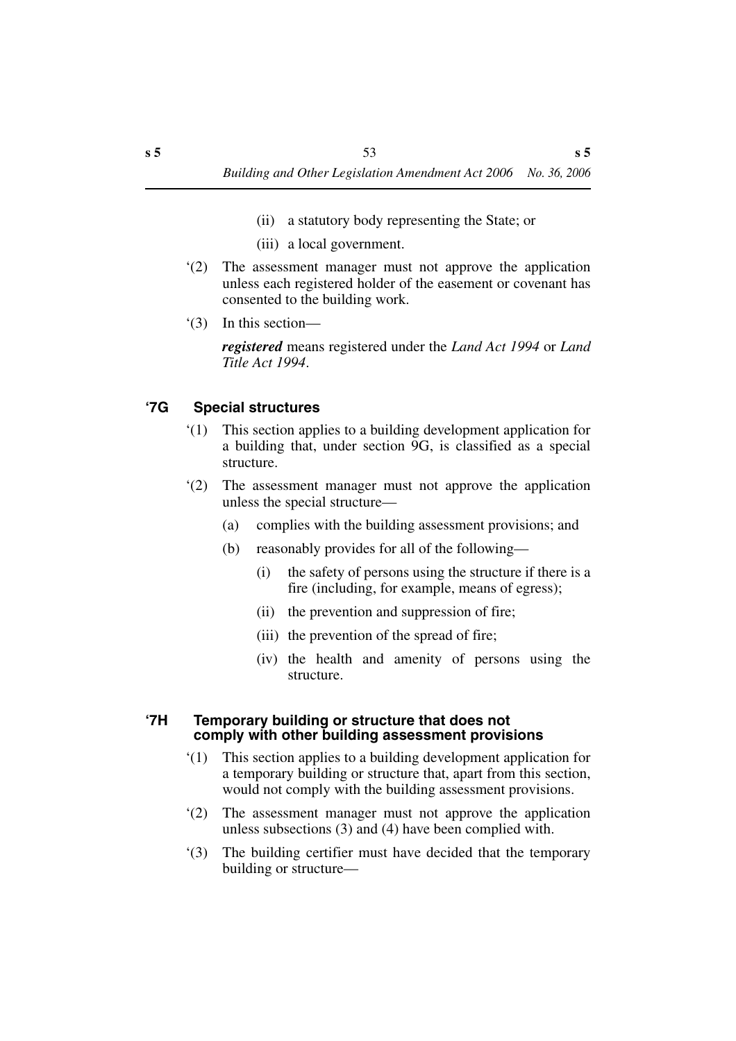(ii) a statutory body representing the State; or

(iii) a local government.

‘(2) The assessment manager must not approve the application unless each registered holder of the easement or covenant has consented to the building work.

‘(3) In this section—

***registered*** means registered under the *Land Act 1994* or *Land Title Act 1994*.

### ‘7G Special structures

‘(1) This section applies to a building development application for a building that, under section 9G, is classified as a special structure.

‘(2) The assessment manager must not approve the application unless the special structure—

(a) complies with the building assessment provisions; and

(b) reasonably provides for all of the following—

(i) the safety of persons using the structure if there is a fire (including, for example, means of egress);

(ii) the prevention and suppression of fire;

(iii) the prevention of the spread of fire;

(iv) the health and amenity of persons using the structure.

### ‘7H Temporary building or structure that does not comply with other building assessment provisions

‘(1) This section applies to a building development application for a temporary building or structure that, apart from this section, would not comply with the building assessment provisions.

‘(2) The assessment manager must not approve the application unless subsections (3) and (4) have been complied with.

‘(3) The building certifier must have decided that the temporary building or structure—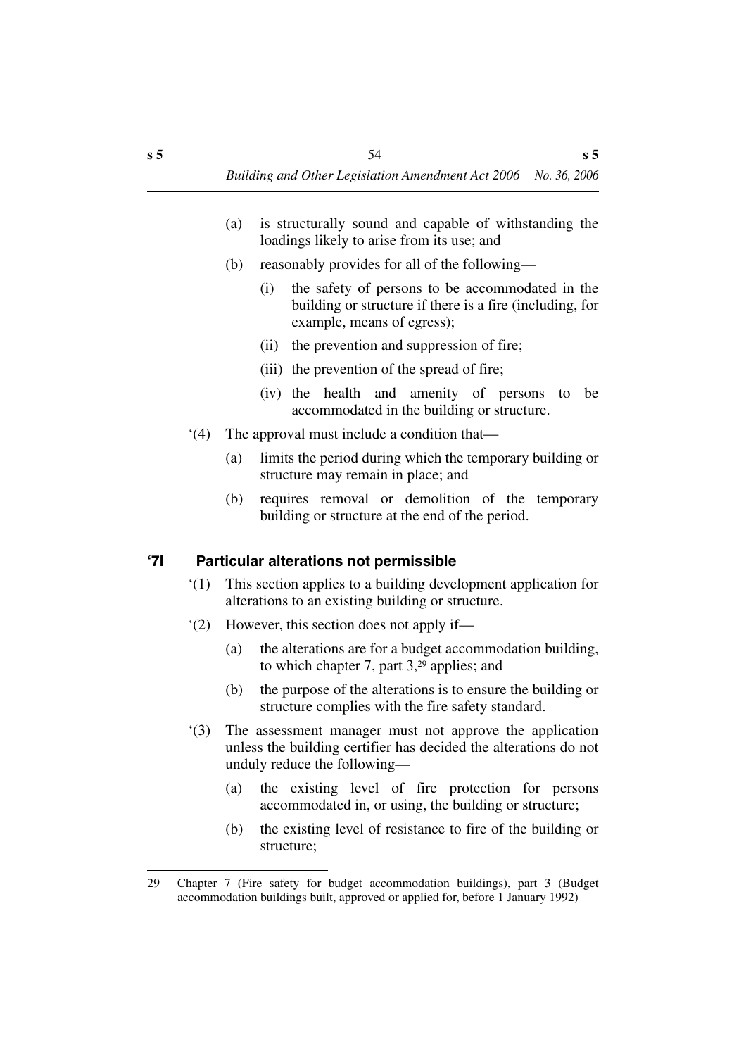(a) is structurally sound and capable of withstanding the loadings likely to arise from its use; and

(b) reasonably provides for all of the following—

(i) the safety of persons to be accommodated in the building or structure if there is a fire (including, for example, means of egress);

(ii) the prevention and suppression of fire;

(iii) the prevention of the spread of fire;

(iv) the health and amenity of persons to be accommodated in the building or structure.

‘(4) The approval must include a condition that—

(a) limits the period during which the temporary building or structure may remain in place; and

(b) requires removal or demolition of the temporary building or structure at the end of the period.

### ‘7I Particular alterations not permissible

‘(1) This section applies to a building development application for alterations to an existing building or structure.

‘(2) However, this section does not apply if—

(a) the alterations are for a budget accommodation building, to which chapter 7, part 3,[29] applies; and

(b) the purpose of the alterations is to ensure the building or structure complies with the fire safety standard.

‘(3) The assessment manager must not approve the application unless the building certifier has decided the alterations do not unduly reduce the following—

(a) the existing level of fire protection for persons accommodated in, or using, the building or structure;

(b) the existing level of resistance to fire of the building or structure;

---

29 Chapter 7 (Fire safety for budget accommodation buildings), part 3 (Budget accommodation buildings built, approved or applied for, before 1 January 1992)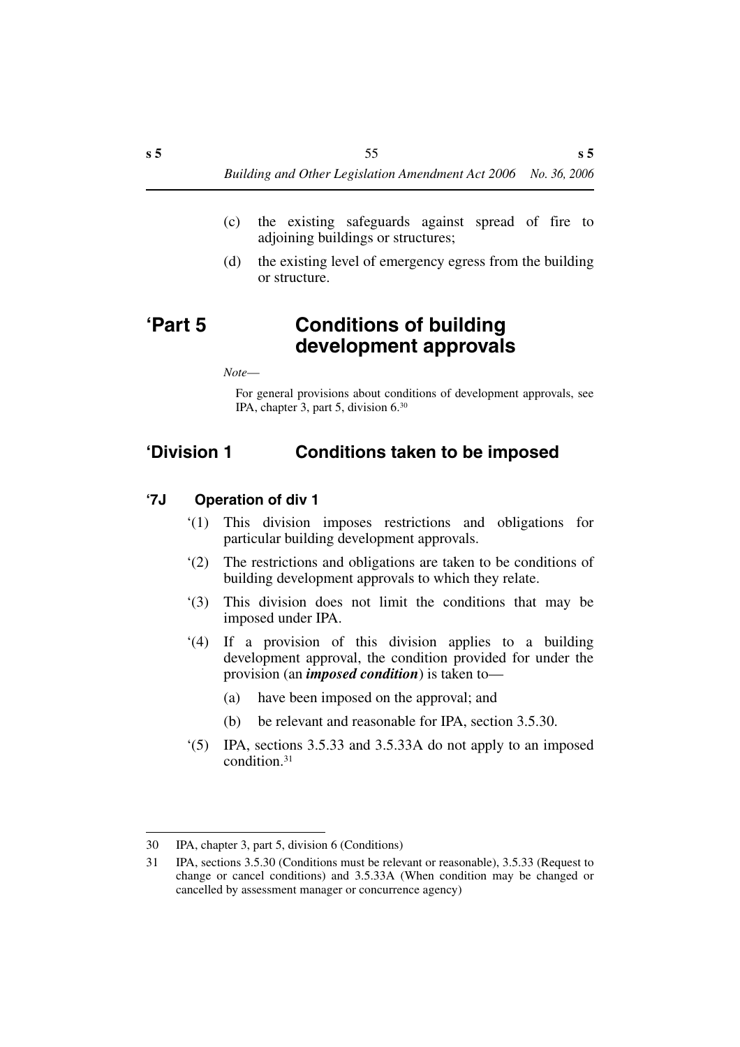(c) the existing safeguards against spread of fire to adjoining buildings or structures;

(d) the existing level of emergency egress from the building or structure.

# ‘Part 5 Conditions of building development approvals

*Note*—

For general provisions about conditions of development approvals, see IPA, chapter 3, part 5, division 6.[30]

## ‘Division 1 Conditions taken to be imposed

### ‘7J Operation of div 1

‘(1) This division imposes restrictions and obligations for particular building development approvals.

‘(2) The restrictions and obligations are taken to be conditions of building development approvals to which they relate.

‘(3) This division does not limit the conditions that may be imposed under IPA.

‘(4) If a provision of this division applies to a building development approval, the condition provided for under the provision (an ***imposed condition***) is taken to—

(a) have been imposed on the approval; and

(b) be relevant and reasonable for IPA, section 3.5.30.

‘(5) IPA, sections 3.5.33 and 3.5.33A do not apply to an imposed condition.[31]

---

30 IPA, chapter 3, part 5, division 6 (Conditions)

31 IPA, sections 3.5.30 (Conditions must be relevant or reasonable), 3.5.33 (Request to change or cancel conditions) and 3.5.33A (When condition may be changed or cancelled by assessment manager or concurrence agency)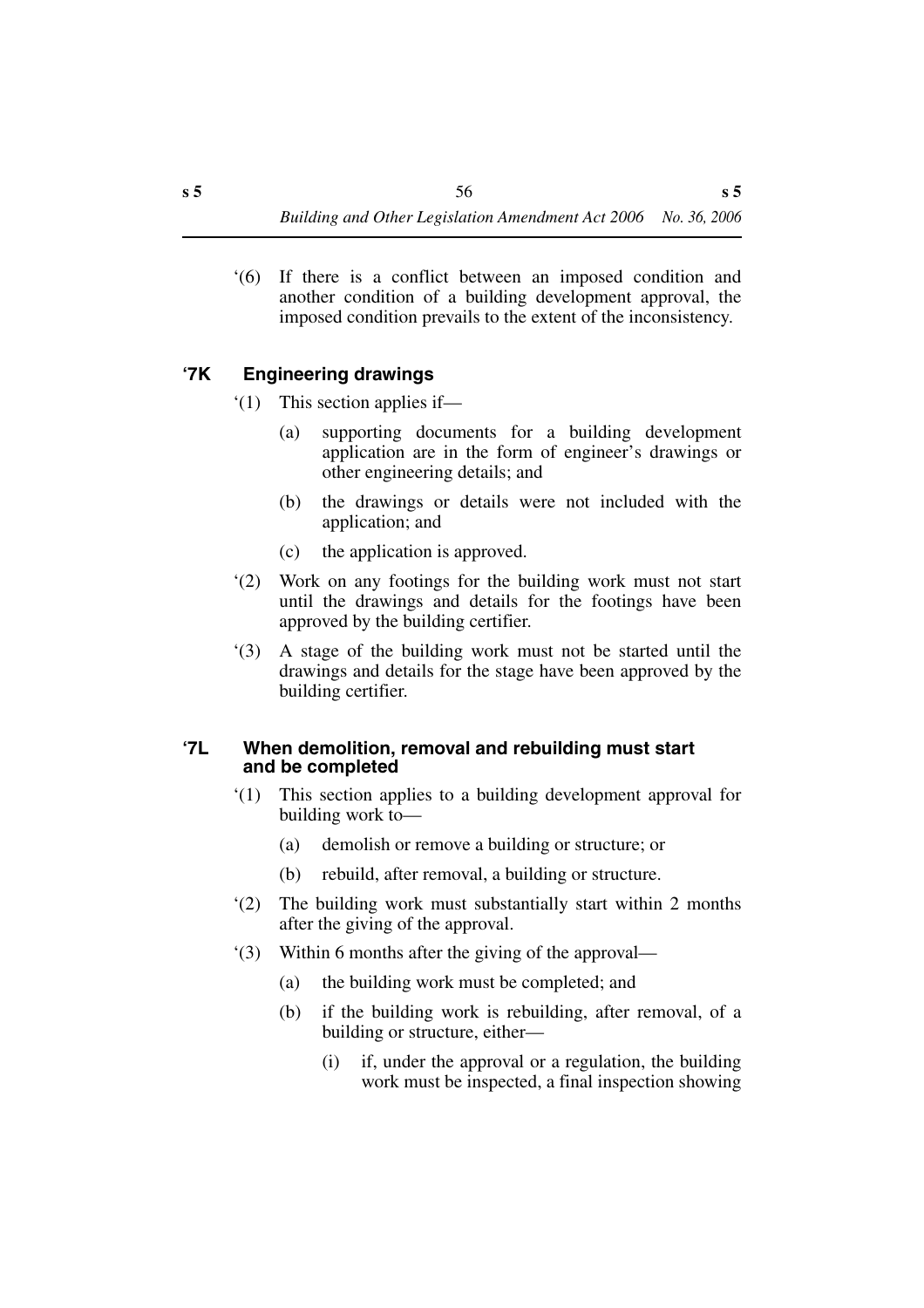'(6) If there is a conflict between an imposed condition and another condition of a building development approval, the imposed condition prevails to the extent of the inconsistency.

### '7K Engineering drawings

'(1) This section applies if—

(a) supporting documents for a building development application are in the form of engineer's drawings or other engineering details; and

(b) the drawings or details were not included with the application; and

(c) the application is approved.

'(2) Work on any footings for the building work must not start until the drawings and details for the footings have been approved by the building certifier.

'(3) A stage of the building work must not be started until the drawings and details for the stage have been approved by the building certifier.

### '7L When demolition, removal and rebuilding must start and be completed

'(1) This section applies to a building development approval for building work to—

(a) demolish or remove a building or structure; or

(b) rebuild, after removal, a building or structure.

'(2) The building work must substantially start within 2 months after the giving of the approval.

'(3) Within 6 months after the giving of the approval—

(a) the building work must be completed; and

(b) if the building work is rebuilding, after removal, of a building or structure, either—

(i) if, under the approval or a regulation, the building work must be inspected, a final inspection showing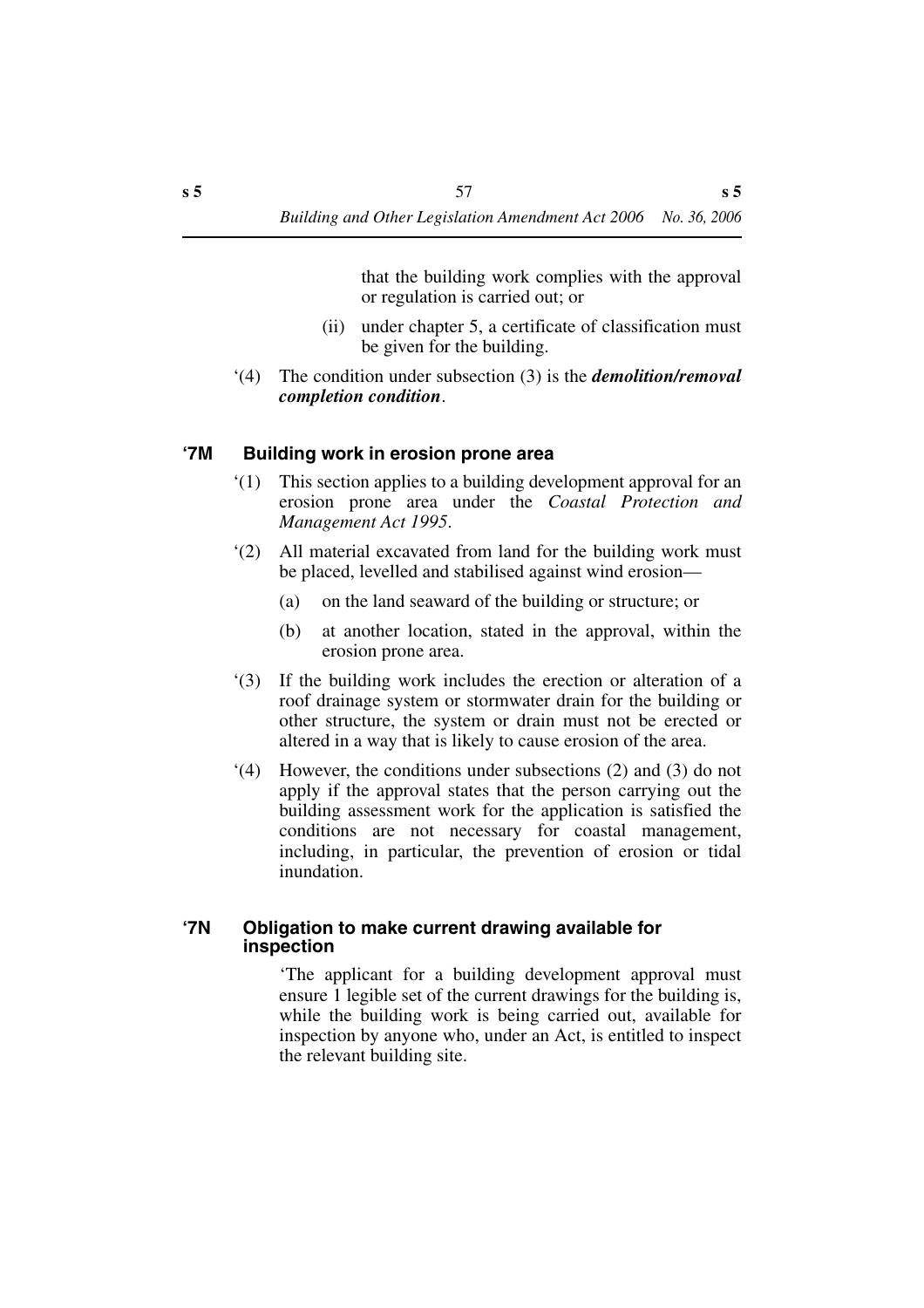that the building work complies with the approval or regulation is carried out; or

(ii) under chapter 5, a certificate of classification must be given for the building.

'(4) The condition under subsection (3) is the ***demolition/removal completion condition***.

### '7M Building work in erosion prone area

'(1) This section applies to a building development approval for an erosion prone area under the *Coastal Protection and Management Act 1995*.

'(2) All material excavated from land for the building work must be placed, levelled and stabilised against wind erosion—

(a) on the land seaward of the building or structure; or

(b) at another location, stated in the approval, within the erosion prone area.

'(3) If the building work includes the erection or alteration of a roof drainage system or stormwater drain for the building or other structure, the system or drain must not be erected or altered in a way that is likely to cause erosion of the area.

'(4) However, the conditions under subsections (2) and (3) do not apply if the approval states that the person carrying out the building assessment work for the application is satisfied the conditions are not necessary for coastal management, including, in particular, the prevention of erosion or tidal inundation.

### '7N Obligation to make current drawing available for inspection

'The applicant for a building development approval must ensure 1 legible set of the current drawings for the building is, while the building work is being carried out, available for inspection by anyone who, under an Act, is entitled to inspect the relevant building site.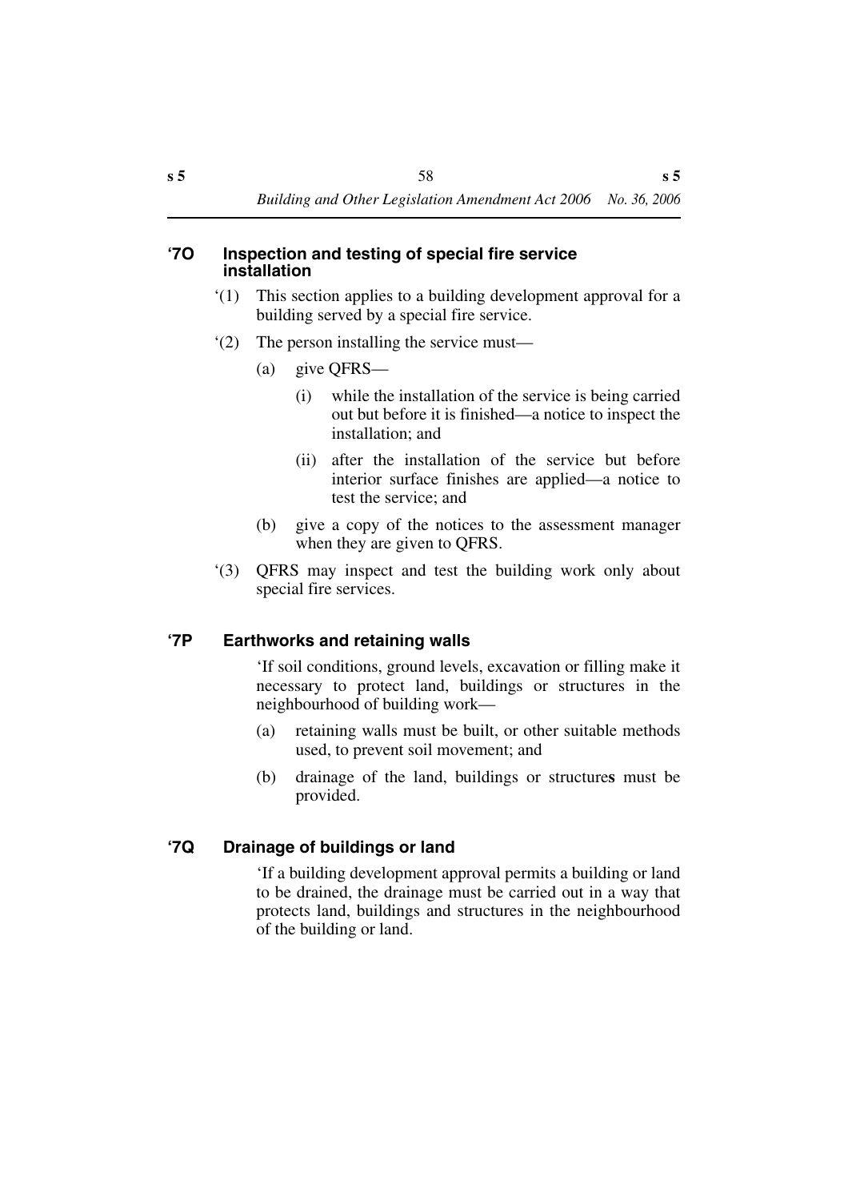### ‘7O Inspection and testing of special fire service installation

‘(1) This section applies to a building development approval for a building served by a special fire service.

‘(2) The person installing the service must—

(a) give QFRS—

(i) while the installation of the service is being carried out but before it is finished—a notice to inspect the installation; and

(ii) after the installation of the service but before interior surface finishes are applied—a notice to test the service; and

(b) give a copy of the notices to the assessment manager when they are given to QFRS.

‘(3) QFRS may inspect and test the building work only about special fire services.

### ‘7P Earthworks and retaining walls

‘If soil conditions, ground levels, excavation or filling make it necessary to protect land, buildings or structures in the neighbourhood of building work—

(a) retaining walls must be built, or other suitable methods used, to prevent soil movement; and

(b) drainage of the land, buildings or structures must be provided.

### ‘7Q Drainage of buildings or land

‘If a building development approval permits a building or land to be drained, the drainage must be carried out in a way that protects land, buildings and structures in the neighbourhood of the building or land.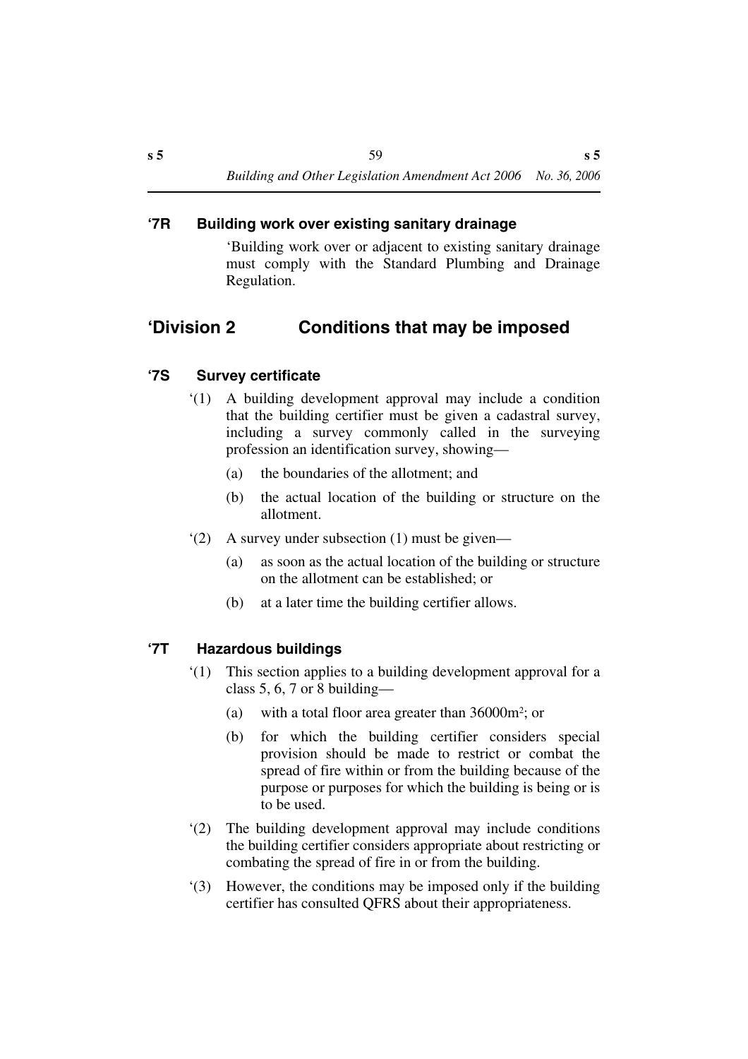### '7R Building work over existing sanitary drainage

'Building work over or adjacent to existing sanitary drainage must comply with the Standard Plumbing and Drainage Regulation.

## 'Division 2 Conditions that may be imposed

### '7S Survey certificate

'(1) A building development approval may include a condition that the building certifier must be given a cadastral survey, including a survey commonly called in the surveying profession an identification survey, showing—

(a) the boundaries of the allotment; and

(b) the actual location of the building or structure on the allotment.

'(2) A survey under subsection (1) must be given—

(a) as soon as the actual location of the building or structure on the allotment can be established; or

(b) at a later time the building certifier allows.

### '7T Hazardous buildings

'(1) This section applies to a building development approval for a class 5, 6, 7 or 8 building—

(a) with a total floor area greater than 36000m$^2$; or

(b) for which the building certifier considers special provision should be made to restrict or combat the spread of fire within or from the building because of the purpose or purposes for which the building is being or is to be used.

'(2) The building development approval may include conditions the building certifier considers appropriate about restricting or combating the spread of fire in or from the building.

'(3) However, the conditions may be imposed only if the building certifier has consulted QFRS about their appropriateness.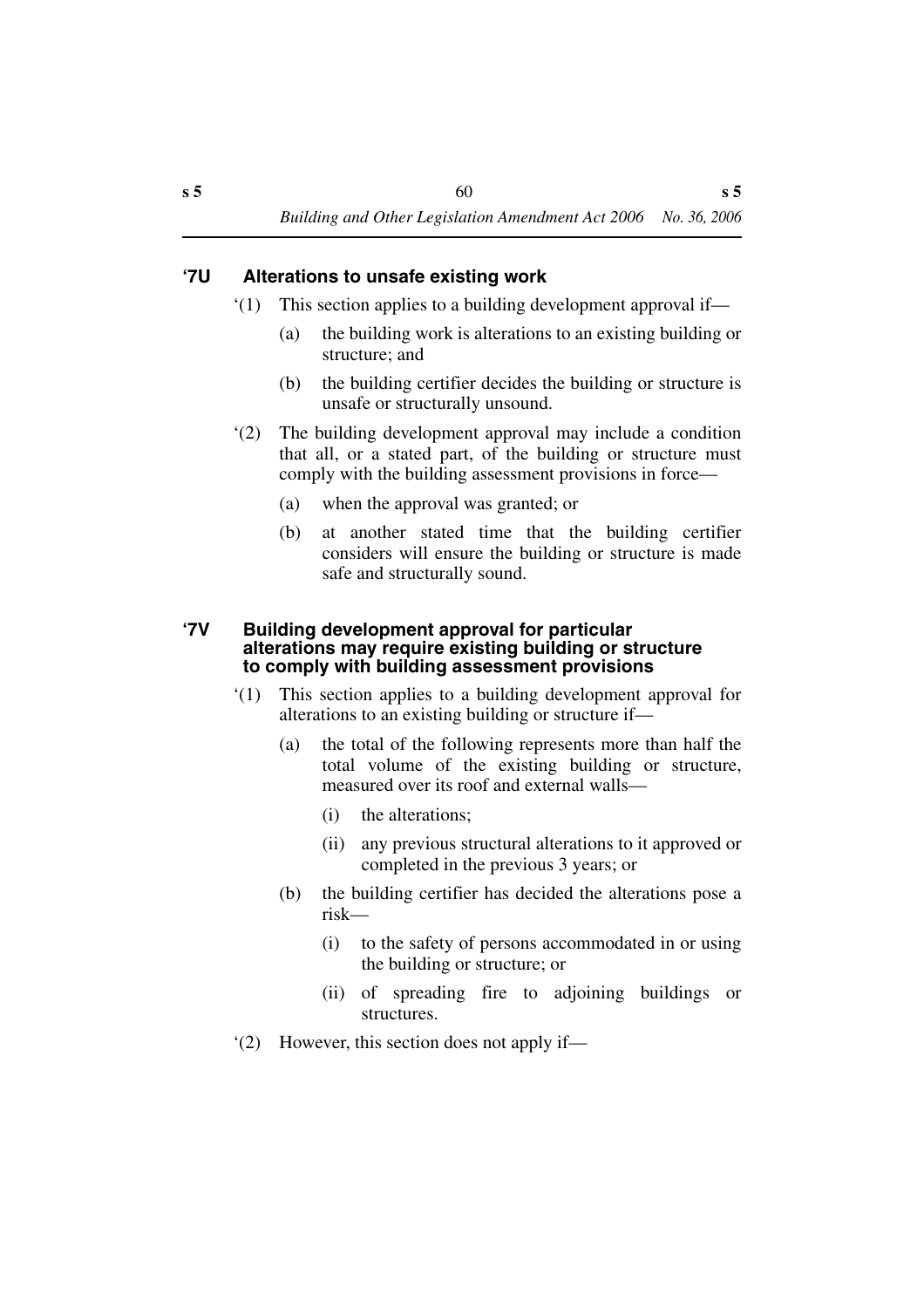### '7U Alterations to unsafe existing work

'(1) This section applies to a building development approval if—

(a) the building work is alterations to an existing building or structure; and

(b) the building certifier decides the building or structure is unsafe or structurally unsound.

'(2) The building development approval may include a condition that all, or a stated part, of the building or structure must comply with the building assessment provisions in force—

(a) when the approval was granted; or

(b) at another stated time that the building certifier considers will ensure the building or structure is made safe and structurally sound.

### '7V Building development approval for particular alterations may require existing building or structure to comply with building assessment provisions

'(1) This section applies to a building development approval for alterations to an existing building or structure if—

(a) the total of the following represents more than half the total volume of the existing building or structure, measured over its roof and external walls—

(i) the alterations;

(ii) any previous structural alterations to it approved or completed in the previous 3 years; or

(b) the building certifier has decided the alterations pose a risk—

(i) to the safety of persons accommodated in or using the building or structure; or

(ii) of spreading fire to adjoining buildings or structures.

'(2) However, this section does not apply if—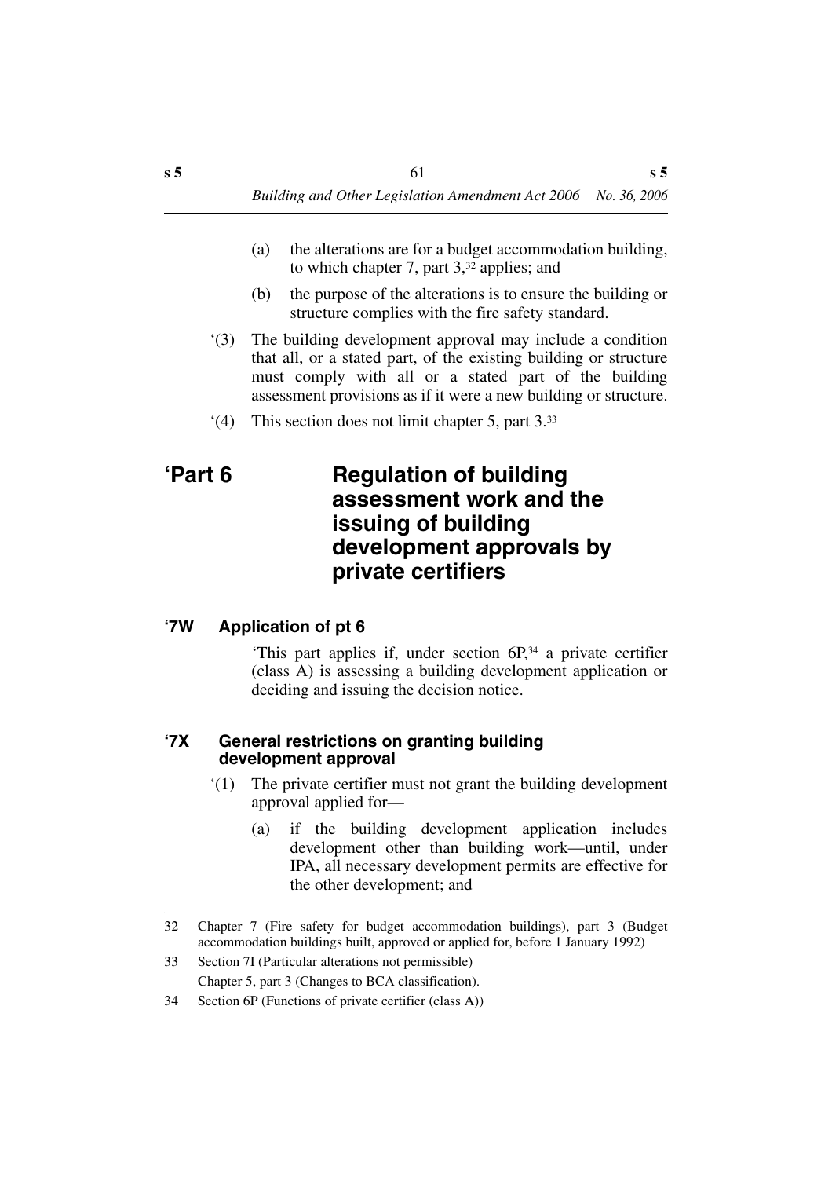(a) the alterations are for a budget accommodation building, to which chapter 7, part 3,[32] applies; and

(b) the purpose of the alterations is to ensure the building or structure complies with the fire safety standard.

'(3) The building development approval may include a condition that all, or a stated part, of the existing building or structure must comply with all or a stated part of the building assessment provisions as if it were a new building or structure.

'(4) This section does not limit chapter 5, part 3.[33]

# 'Part 6 Regulation of building assessment work and the issuing of building development approvals by private certifiers

### '7W Application of pt 6

'This part applies if, under section 6P,[34] a private certifier (class A) is assessing a building development application or deciding and issuing the decision notice.

### '7X General restrictions on granting building development approval

'(1) The private certifier must not grant the building development approval applied for—

(a) if the building development application includes development other than building work—until, under IPA, all necessary development permits are effective for the other development; and

---

32 Chapter 7 (Fire safety for budget accommodation buildings), part 3 (Budget accommodation buildings built, approved or applied for, before 1 January 1992)

33 Section 7I (Particular alterations not permissible)
Chapter 5, part 3 (Changes to BCA classification).

34 Section 6P (Functions of private certifier (class A))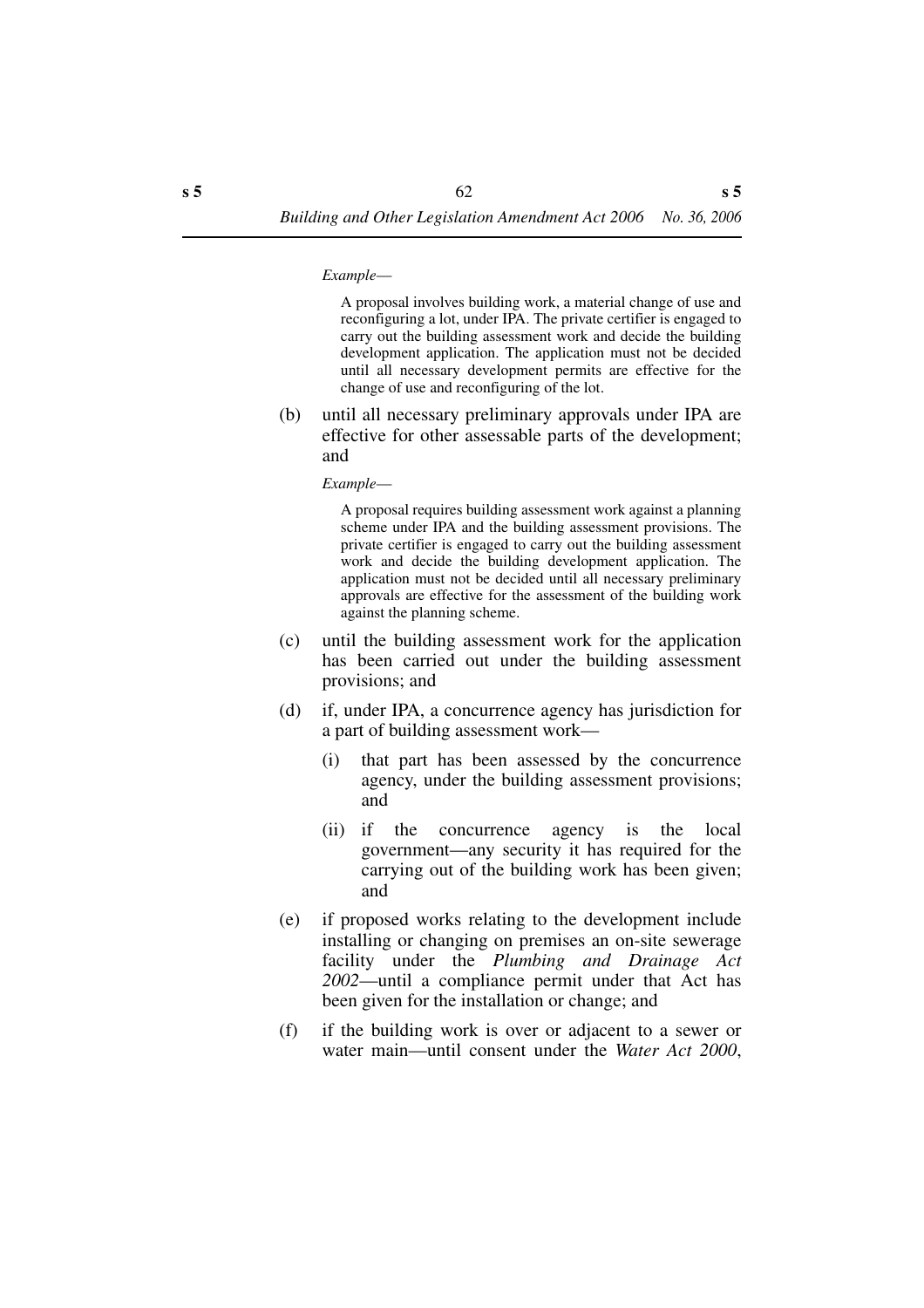*Example—*

A proposal involves building work, a material change of use and reconfiguring a lot, under IPA. The private certifier is engaged to carry out the building assessment work and decide the building development application. The application must not be decided until all necessary development permits are effective for the change of use and reconfiguring of the lot.

(b) until all necessary preliminary approvals under IPA are effective for other assessable parts of the development; and

*Example—*

A proposal requires building assessment work against a planning scheme under IPA and the building assessment provisions. The private certifier is engaged to carry out the building assessment work and decide the building development application. The application must not be decided until all necessary preliminary approvals are effective for the assessment of the building work against the planning scheme.

(c) until the building assessment work for the application has been carried out under the building assessment provisions; and

(d) if, under IPA, a concurrence agency has jurisdiction for a part of building assessment work—

(i) that part has been assessed by the concurrence agency, under the building assessment provisions; and

(ii) if the concurrence agency is the local government—any security it has required for the carrying out of the building work has been given; and

(e) if proposed works relating to the development include installing or changing on premises an on-site sewerage facility under the *Plumbing and Drainage Act 2002*—until a compliance permit under that Act has been given for the installation or change; and

(f) if the building work is over or adjacent to a sewer or water main—until consent under the *Water Act 2000*,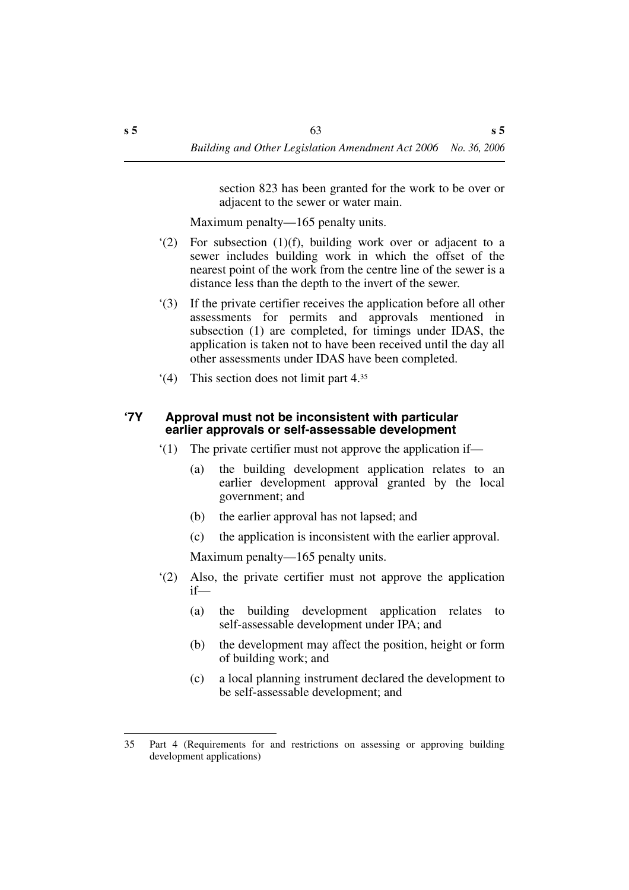section 823 has been granted for the work to be over or adjacent to the sewer or water main.

Maximum penalty—165 penalty units.

‘(2) For subsection (1)(f), building work over or adjacent to a sewer includes building work in which the offset of the nearest point of the work from the centre line of the sewer is a distance less than the depth to the invert of the sewer.

‘(3) If the private certifier receives the application before all other assessments for permits and approvals mentioned in subsection (1) are completed, for timings under IDAS, the application is taken not to have been received until the day all other assessments under IDAS have been completed.

‘(4) This section does not limit part 4.[35]

**‘7Y Approval must not be inconsistent with particular earlier approvals or self-assessable development**

‘(1) The private certifier must not approve the application if—

(a) the building development application relates to an earlier development approval granted by the local government; and

(b) the earlier approval has not lapsed; and

(c) the application is inconsistent with the earlier approval.

Maximum penalty—165 penalty units.

‘(2) Also, the private certifier must not approve the application if—

(a) the building development application relates to self-assessable development under IPA; and

(b) the development may affect the position, height or form of building work; and

(c) a local planning instrument declared the development to be self-assessable development; and

---

35 Part 4 (Requirements for and restrictions on assessing or approving building development applications)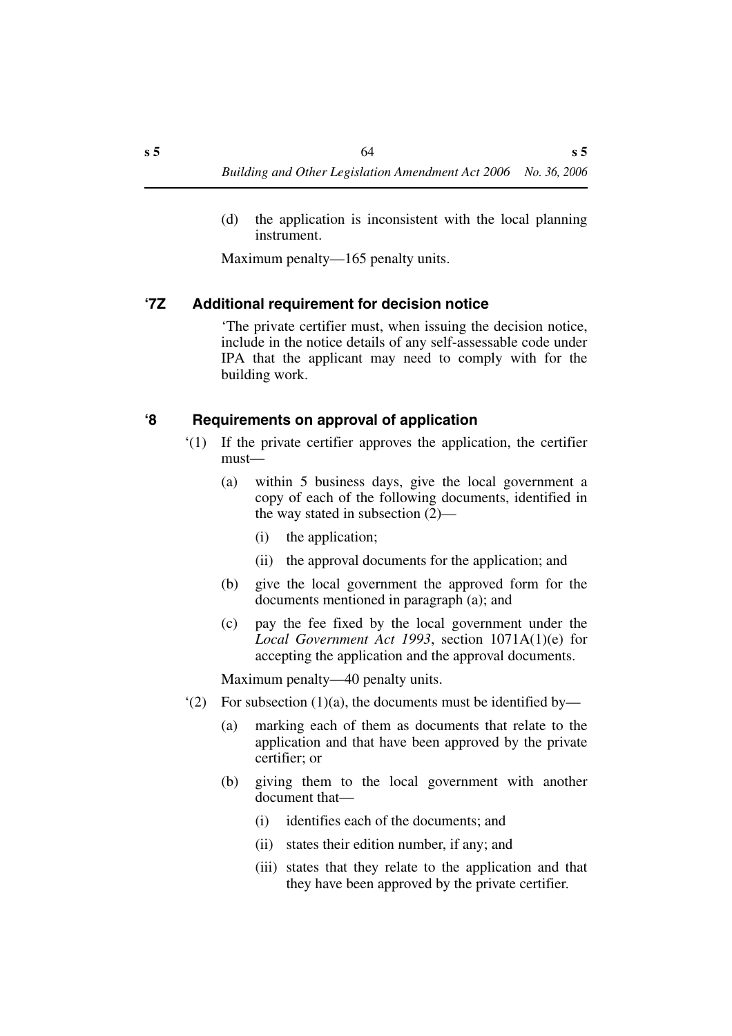(d) the application is inconsistent with the local planning instrument.

Maximum penalty—165 penalty units.

### ‘7Z Additional requirement for decision notice

‘The private certifier must, when issuing the decision notice, include in the notice details of any self-assessable code under IPA that the applicant may need to comply with for the building work.

### ‘8 Requirements on approval of application

‘(1) If the private certifier approves the application, the certifier must—

(a) within 5 business days, give the local government a copy of each of the following documents, identified in the way stated in subsection (2)—

(i) the application;

(ii) the approval documents for the application; and

(b) give the local government the approved form for the documents mentioned in paragraph (a); and

(c) pay the fee fixed by the local government under the *Local Government Act 1993*, section 1071A(1)(e) for accepting the application and the approval documents.

Maximum penalty—40 penalty units.

‘(2) For subsection (1)(a), the documents must be identified by—

(a) marking each of them as documents that relate to the application and that have been approved by the private certifier; or

(b) giving them to the local government with another document that—

(i) identifies each of the documents; and

(ii) states their edition number, if any; and

(iii) states that they relate to the application and that they have been approved by the private certifier.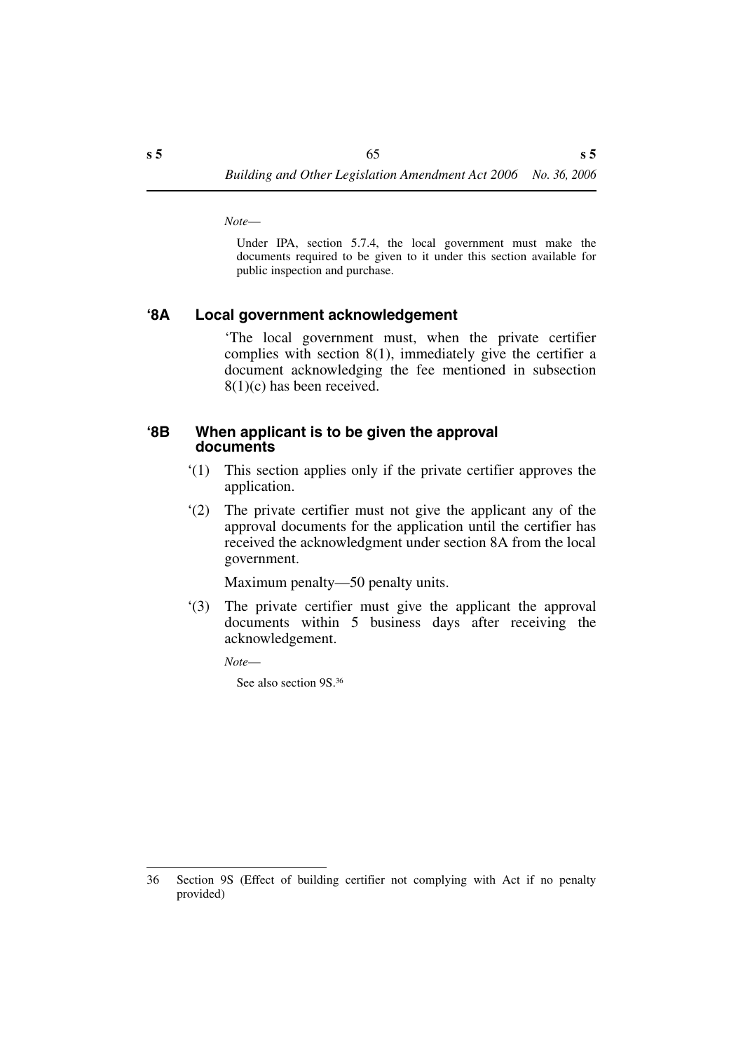*Note—*

Under IPA, section 5.7.4, the local government must make the documents required to be given to it under this section available for public inspection and purchase.

### '8A Local government acknowledgement

'The local government must, when the private certifier complies with section 8(1), immediately give the certifier a document acknowledging the fee mentioned in subsection 8(1)(c) has been received.

### '8B When applicant is to be given the approval documents

'(1) This section applies only if the private certifier approves the application.

'(2) The private certifier must not give the applicant any of the approval documents for the application until the certifier has received the acknowledgment under section 8A from the local government.

Maximum penalty—50 penalty units.

'(3) The private certifier must give the applicant the approval documents within 5 business days after receiving the acknowledgement.

*Note—*

See also section 9S.[36]

---

36 Section 9S (Effect of building certifier not complying with Act if no penalty provided)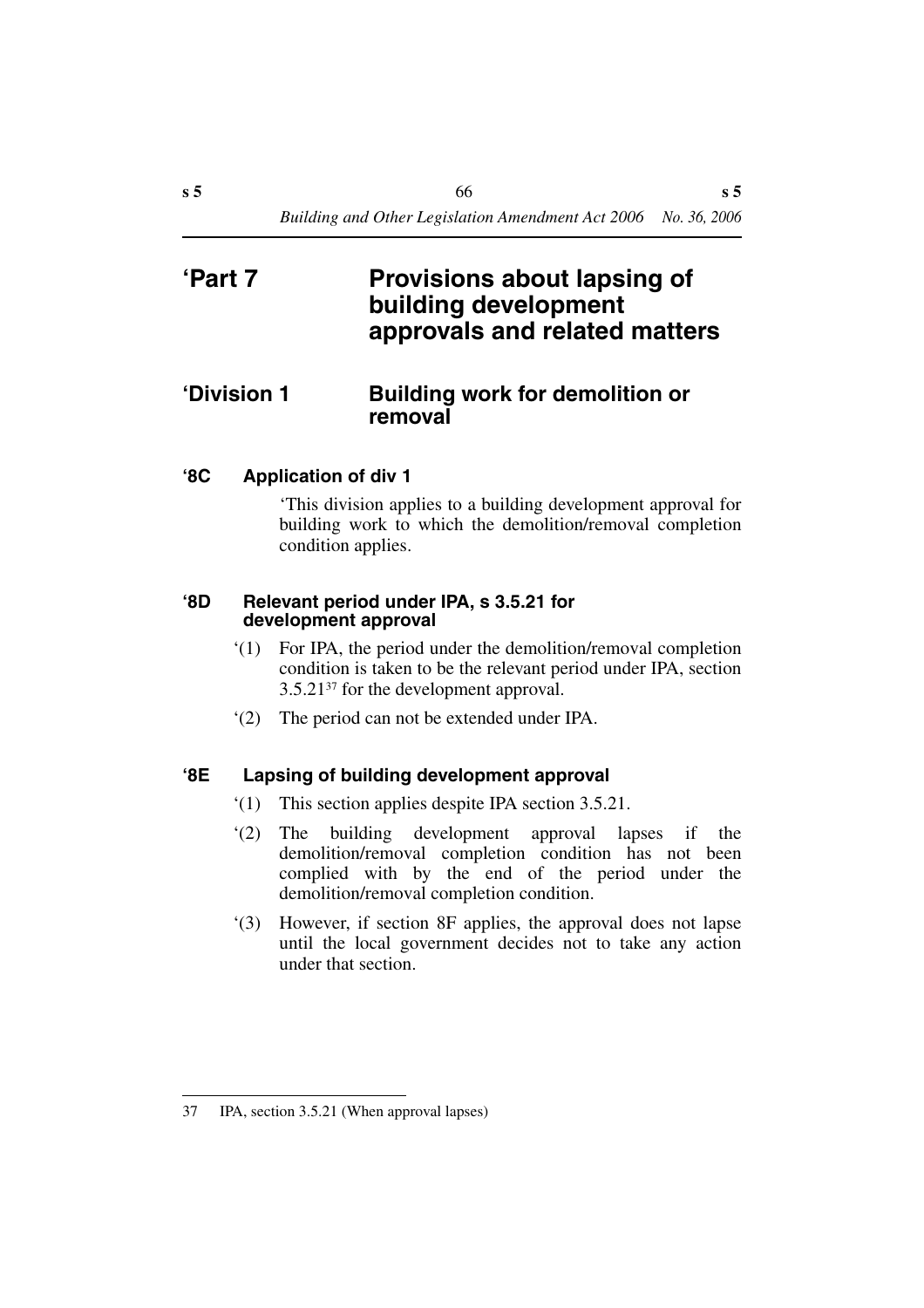# 'Part 7 Provisions about lapsing of building development approvals and related matters

## 'Division 1 Building work for demolition or removal

### '8C Application of div 1

'This division applies to a building development approval for building work to which the demolition/removal completion condition applies.

### '8D Relevant period under IPA, s 3.5.21 for development approval

'(1) For IPA, the period under the demolition/removal completion condition is taken to be the relevant period under IPA, section 3.5.21[37] for the development approval.

'(2) The period can not be extended under IPA.

### '8E Lapsing of building development approval

'(1) This section applies despite IPA section 3.5.21.

'(2) The building development approval lapses if the demolition/removal completion condition has not been complied with by the end of the period under the demolition/removal completion condition.

'(3) However, if section 8F applies, the approval does not lapse until the local government decides not to take any action under that section.

---

37 IPA, section 3.5.21 (When approval lapses)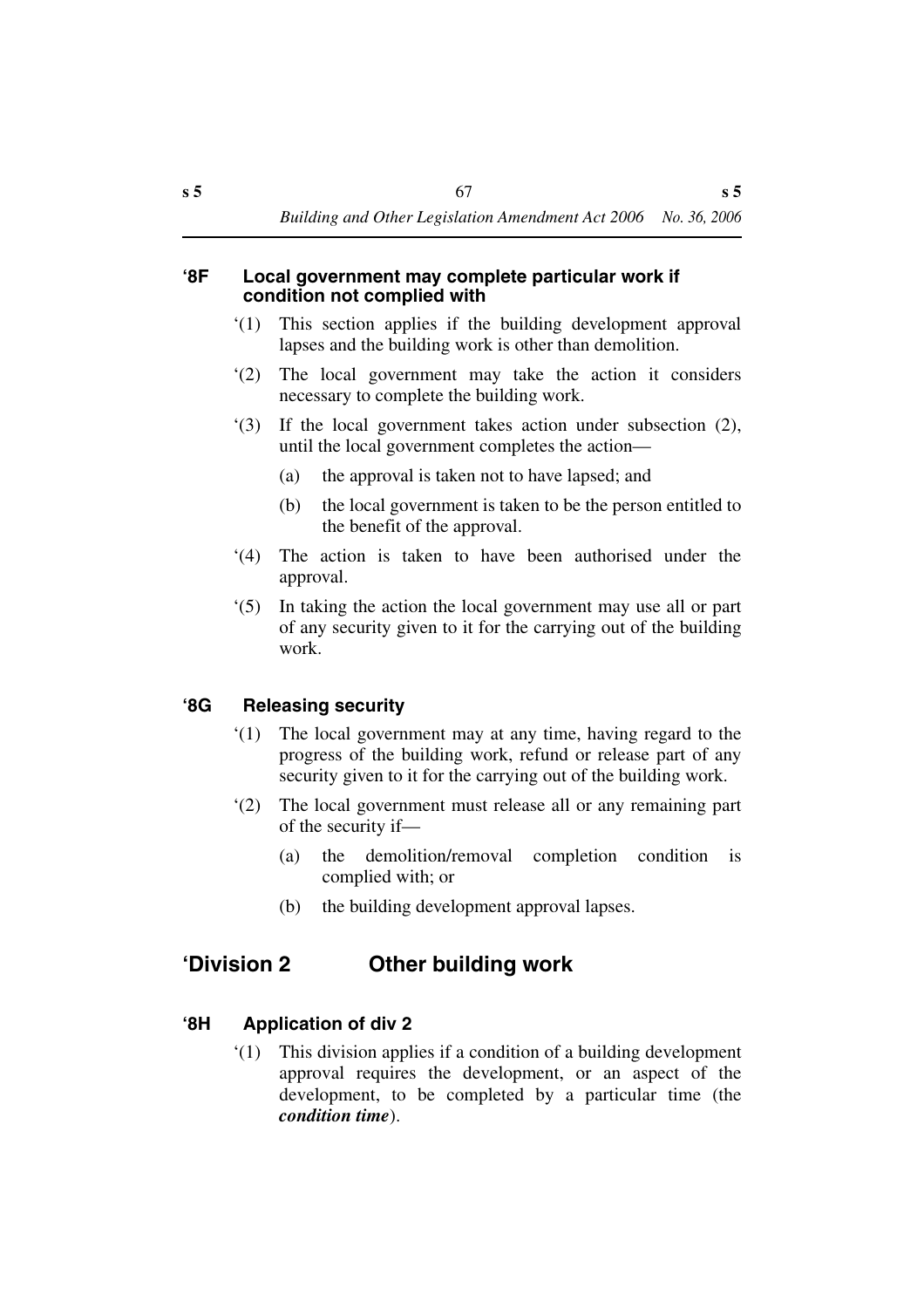### '8F Local government may complete particular work if condition not complied with

'(1) This section applies if the building development approval lapses and the building work is other than demolition.

'(2) The local government may take the action it considers necessary to complete the building work.

'(3) If the local government takes action under subsection (2), until the local government completes the action—

(a) the approval is taken not to have lapsed; and

(b) the local government is taken to be the person entitled to the benefit of the approval.

'(4) The action is taken to have been authorised under the approval.

'(5) In taking the action the local government may use all or part of any security given to it for the carrying out of the building work.

### '8G Releasing security

'(1) The local government may at any time, having regard to the progress of the building work, refund or release part of any security given to it for the carrying out of the building work.

'(2) The local government must release all or any remaining part of the security if—

(a) the demolition/removal completion condition is complied with; or

(b) the building development approval lapses.

## 'Division 2 Other building work

### '8H Application of div 2

'(1) This division applies if a condition of a building development approval requires the development, or an aspect of the development, to be completed by a particular time (the ***condition time***).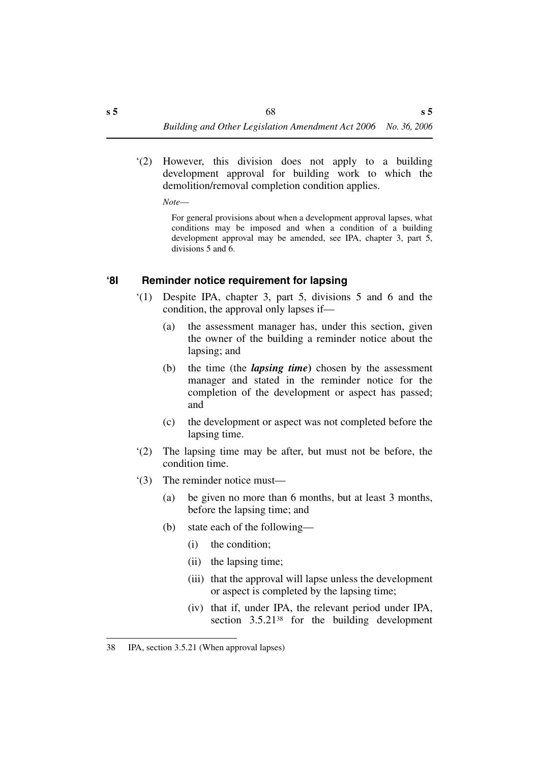'(2) However, this division does not apply to a building development approval for building work to which the demolition/removal completion condition applies.

*Note*—

For general provisions about when a development approval lapses, what conditions may be imposed and when a condition of a building development approval may be amended, see IPA, chapter 3, part 5, divisions 5 and 6.

### '8I Reminder notice requirement for lapsing

'(1) Despite IPA, chapter 3, part 5, divisions 5 and 6 and the condition, the approval only lapses if—

(a) the assessment manager has, under this section, given the owner of the building a reminder notice about the lapsing; and

(b) the time (the ***lapsing time***) chosen by the assessment manager and stated in the reminder notice for the completion of the development or aspect has passed; and

(c) the development or aspect was not completed before the lapsing time.

'(2) The lapsing time may be after, but must not be before, the condition time.

'(3) The reminder notice must—

(a) be given no more than 6 months, but at least 3 months, before the lapsing time; and

(b) state each of the following—

(i) the condition;

(ii) the lapsing time;

(iii) that the approval will lapse unless the development or aspect is completed by the lapsing time;

(iv) that if, under IPA, the relevant period under IPA, section 3.5.21[38] for the building development

---

38 IPA, section 3.5.21 (When approval lapses)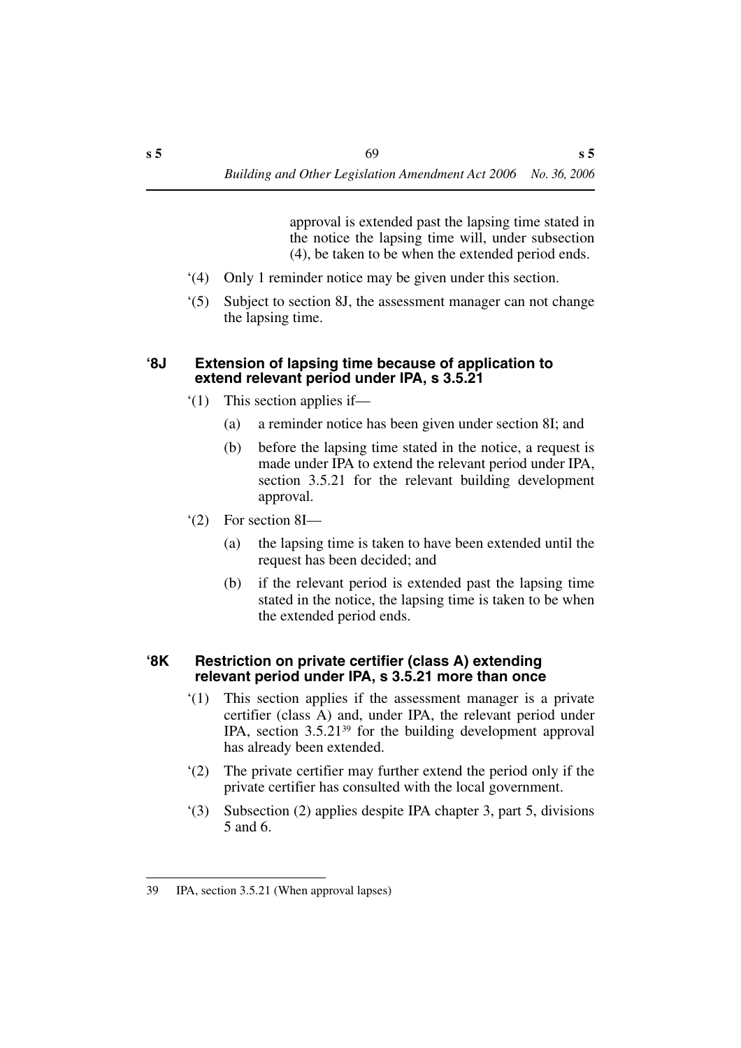approval is extended past the lapsing time stated in the notice the lapsing time will, under subsection (4), be taken to be when the extended period ends.

'(4) Only 1 reminder notice may be given under this section.

'(5) Subject to section 8J, the assessment manager can not change the lapsing time.

### '8J Extension of lapsing time because of application to extend relevant period under IPA, s 3.5.21

'(1) This section applies if—

(a) a reminder notice has been given under section 8I; and

(b) before the lapsing time stated in the notice, a request is made under IPA to extend the relevant period under IPA, section 3.5.21 for the relevant building development approval.

'(2) For section 8I—

(a) the lapsing time is taken to have been extended until the request has been decided; and

(b) if the relevant period is extended past the lapsing time stated in the notice, the lapsing time is taken to be when the extended period ends.

### '8K Restriction on private certifier (class A) extending relevant period under IPA, s 3.5.21 more than once

'(1) This section applies if the assessment manager is a private certifier (class A) and, under IPA, the relevant period under IPA, section 3.5.21[39] for the building development approval has already been extended.

'(2) The private certifier may further extend the period only if the private certifier has consulted with the local government.

'(3) Subsection (2) applies despite IPA chapter 3, part 5, divisions 5 and 6.

---

39 IPA, section 3.5.21 (When approval lapses)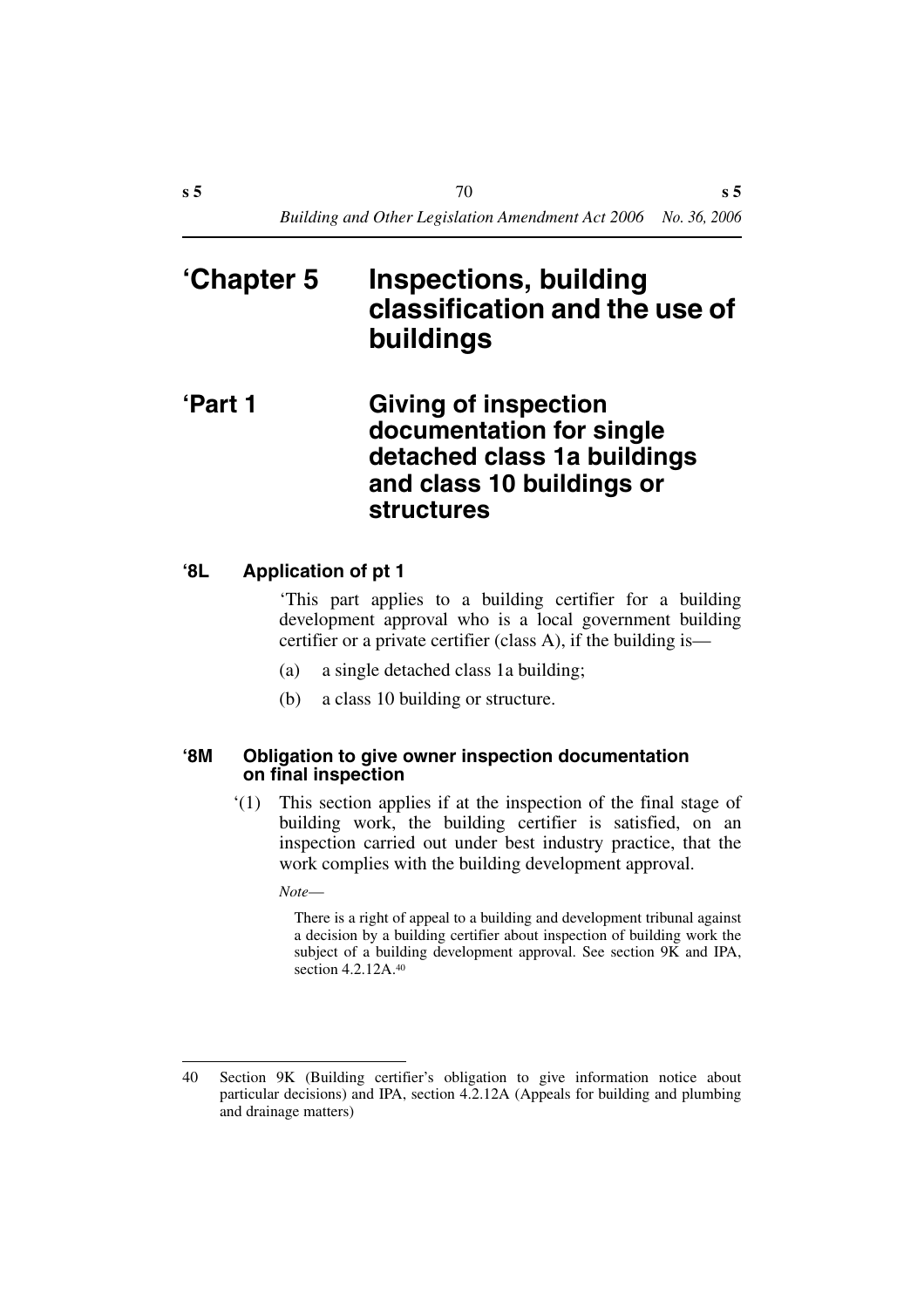# 'Chapter 5 Inspections, building classification and the use of buildings

## 'Part 1 Giving of inspection documentation for single detached class 1a buildings and class 10 buildings or structures

### '8L Application of pt 1

'This part applies to a building certifier for a building development approval who is a local government building certifier or a private certifier (class A), if the building is—

(a) a single detached class 1a building;

(b) a class 10 building or structure.

### '8M Obligation to give owner inspection documentation on final inspection

'(1) This section applies if at the inspection of the final stage of building work, the building certifier is satisfied, on an inspection carried out under best industry practice, that the work complies with the building development approval.

*Note*—

There is a right of appeal to a building and development tribunal against a decision by a building certifier about inspection of building work the subject of a building development approval. See section 9K and IPA, section 4.2.12A.[40]

---

40 Section 9K (Building certifier's obligation to give information notice about particular decisions) and IPA, section 4.2.12A (Appeals for building and plumbing and drainage matters)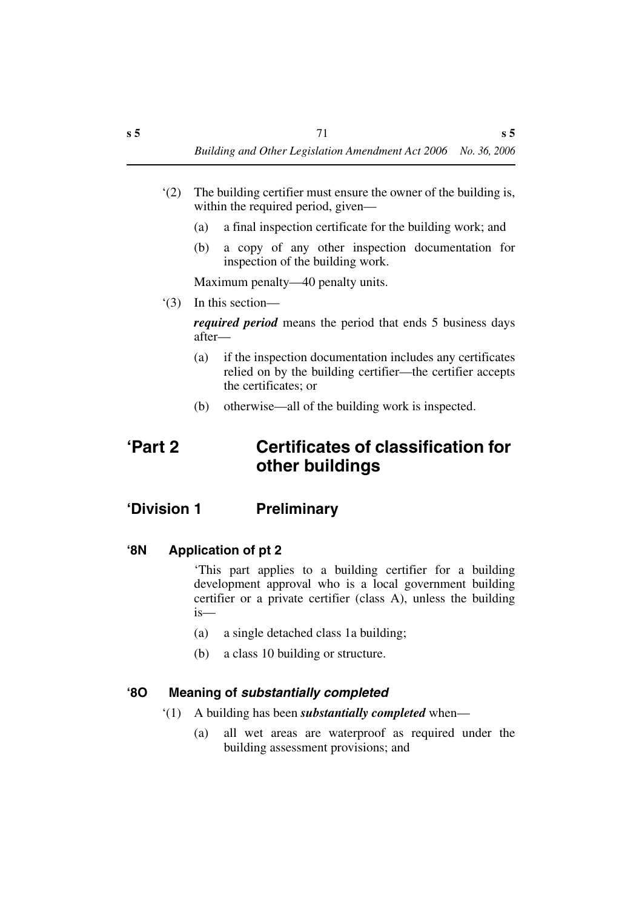'(2) The building certifier must ensure the owner of the building is, within the required period, given—

(a) a final inspection certificate for the building work; and

(b) a copy of any other inspection documentation for inspection of the building work.

Maximum penalty—40 penalty units.

'(3) In this section—

***required period*** means the period that ends 5 business days after—

(a) if the inspection documentation includes any certificates relied on by the building certifier—the certifier accepts the certificates; or

(b) otherwise—all of the building work is inspected.

# 'Part 2 Certificates of classification for other buildings

## 'Division 1 Preliminary

### '8N Application of pt 2

'This part applies to a building certifier for a building development approval who is a local government building certifier or a private certifier (class A), unless the building is—

(a) a single detached class 1a building;

(b) a class 10 building or structure.

### '8O Meaning of *substantially completed*

'(1) A building has been ***substantially completed*** when—

(a) all wet areas are waterproof as required under the building assessment provisions; and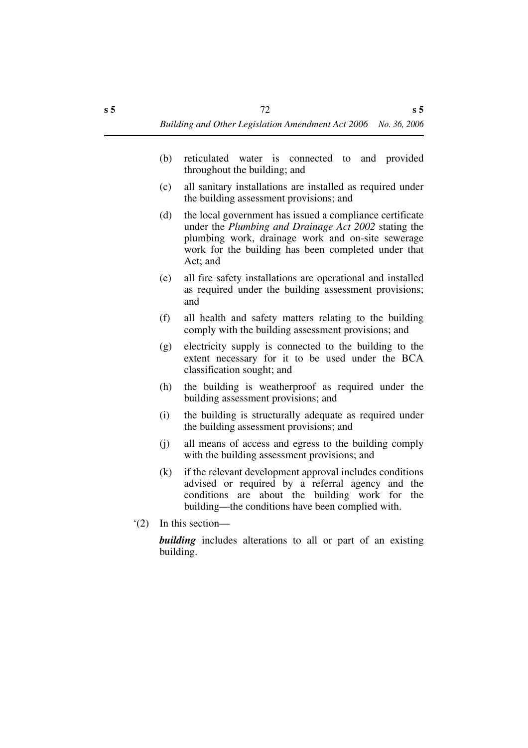(b) reticulated water is connected to and provided throughout the building; and

(c) all sanitary installations are installed as required under the building assessment provisions; and

(d) the local government has issued a compliance certificate under the *Plumbing and Drainage Act 2002* stating the plumbing work, drainage work and on-site sewerage work for the building has been completed under that Act; and

(e) all fire safety installations are operational and installed as required under the building assessment provisions; and

(f) all health and safety matters relating to the building comply with the building assessment provisions; and

(g) electricity supply is connected to the building to the extent necessary for it to be used under the BCA classification sought; and

(h) the building is weatherproof as required under the building assessment provisions; and

(i) the building is structurally adequate as required under the building assessment provisions; and

(j) all means of access and egress to the building comply with the building assessment provisions; and

(k) if the relevant development approval includes conditions advised or required by a referral agency and the conditions are about the building work for the building—the conditions have been complied with.

'(2) In this section—

***building*** includes alterations to all or part of an existing building.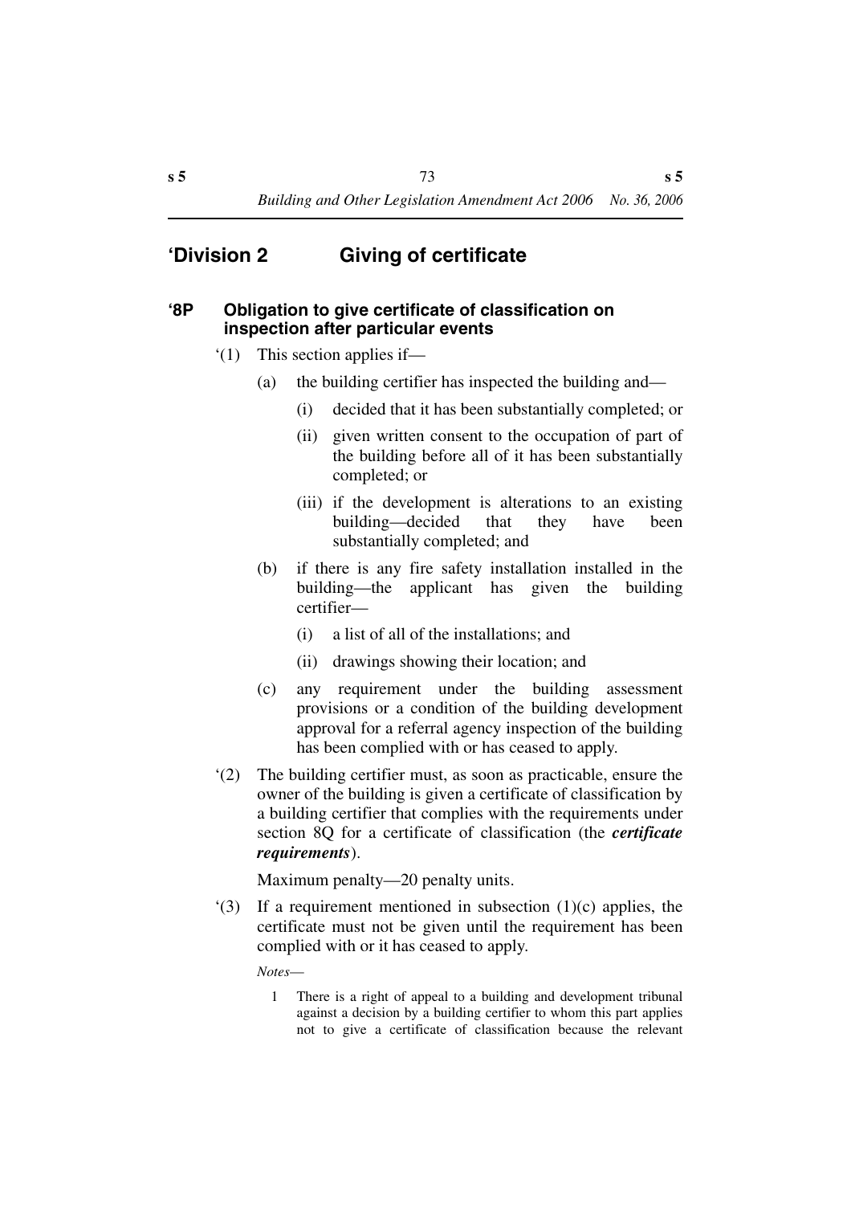## ‘Division 2 Giving of certificate

### ‘8P Obligation to give certificate of classification on inspection after particular events

‘(1) This section applies if—

(a) the building certifier has inspected the building and—

(i) decided that it has been substantially completed; or

(ii) given written consent to the occupation of part of the building before all of it has been substantially completed; or

(iii) if the development is alterations to an existing building—decided that they have been substantially completed; and

(b) if there is any fire safety installation installed in the building—the applicant has given the building certifier—

(i) a list of all of the installations; and

(ii) drawings showing their location; and

(c) any requirement under the building assessment provisions or a condition of the building development approval for a referral agency inspection of the building has been complied with or has ceased to apply.

‘(2) The building certifier must, as soon as practicable, ensure the owner of the building is given a certificate of classification by a building certifier that complies with the requirements under section 8Q for a certificate of classification (the ***certificate requirements***).

Maximum penalty—20 penalty units.

‘(3) If a requirement mentioned in subsection (1)(c) applies, the certificate must not be given until the requirement has been complied with or it has ceased to apply.

*Notes*—

1 There is a right of appeal to a building and development tribunal against a decision by a building certifier to whom this part applies not to give a certificate of classification because the relevant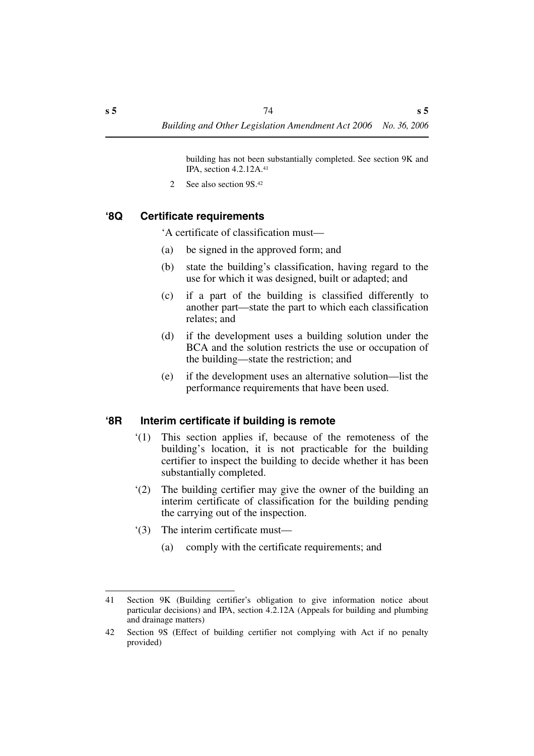building has not been substantially completed. See section 9K and IPA, section 4.2.12A.[41]

2 See also section 9S.[42]

### ‘8Q Certificate requirements

‘A certificate of classification must—

(a) be signed in the approved form; and

(b) state the building’s classification, having regard to the use for which it was designed, built or adapted; and

(c) if a part of the building is classified differently to another part—state the part to which each classification relates; and

(d) if the development uses a building solution under the BCA and the solution restricts the use or occupation of the building—state the restriction; and

(e) if the development uses an alternative solution—list the performance requirements that have been used.

### ‘8R Interim certificate if building is remote

‘(1) This section applies if, because of the remoteness of the building’s location, it is not practicable for the building certifier to inspect the building to decide whether it has been substantially completed.

‘(2) The building certifier may give the owner of the building an interim certificate of classification for the building pending the carrying out of the inspection.

‘(3) The interim certificate must—

(a) comply with the certificate requirements; and

---

41 Section 9K (Building certifier’s obligation to give information notice about particular decisions) and IPA, section 4.2.12A (Appeals for building and plumbing and drainage matters)

42 Section 9S (Effect of building certifier not complying with Act if no penalty provided)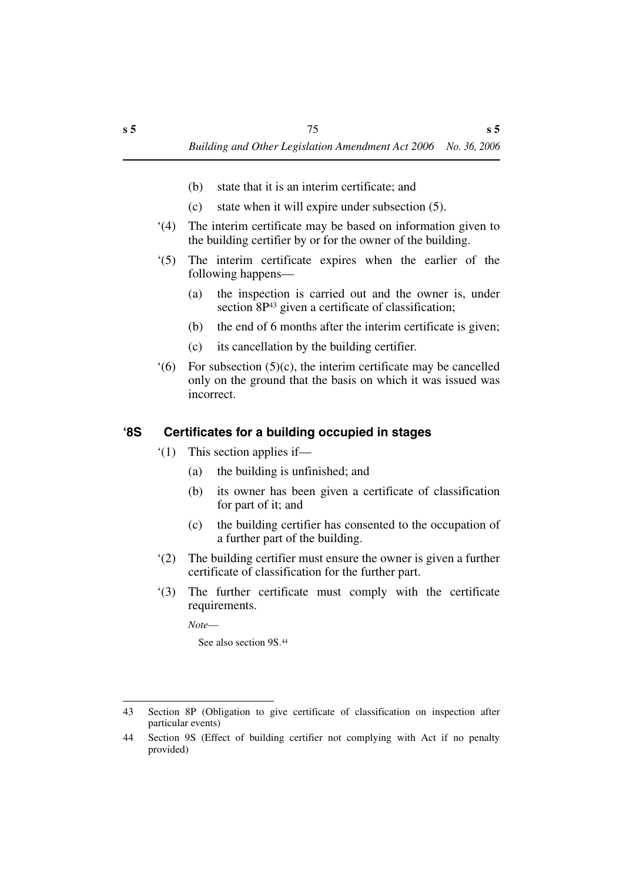(b) state that it is an interim certificate; and

(c) state when it will expire under subsection (5).

‘(4) The interim certificate may be based on information given to the building certifier by or for the owner of the building.

‘(5) The interim certificate expires when the earlier of the following happens—

(a) the inspection is carried out and the owner is, under section 8P[43] given a certificate of classification;

(b) the end of 6 months after the interim certificate is given;

(c) its cancellation by the building certifier.

‘(6) For subsection (5)(c), the interim certificate may be cancelled only on the ground that the basis on which it was issued was incorrect.

## ‘8S Certificates for a building occupied in stages

‘(1) This section applies if—

(a) the building is unfinished; and

(b) its owner has been given a certificate of classification for part of it; and

(c) the building certifier has consented to the occupation of a further part of the building.

‘(2) The building certifier must ensure the owner is given a further certificate of classification for the further part.

‘(3) The further certificate must comply with the certificate requirements.

*Note*—

See also section 9S.[44]

---

43 Section 8P (Obligation to give certificate of classification on inspection after particular events)

44 Section 9S (Effect of building certifier not complying with Act if no penalty provided)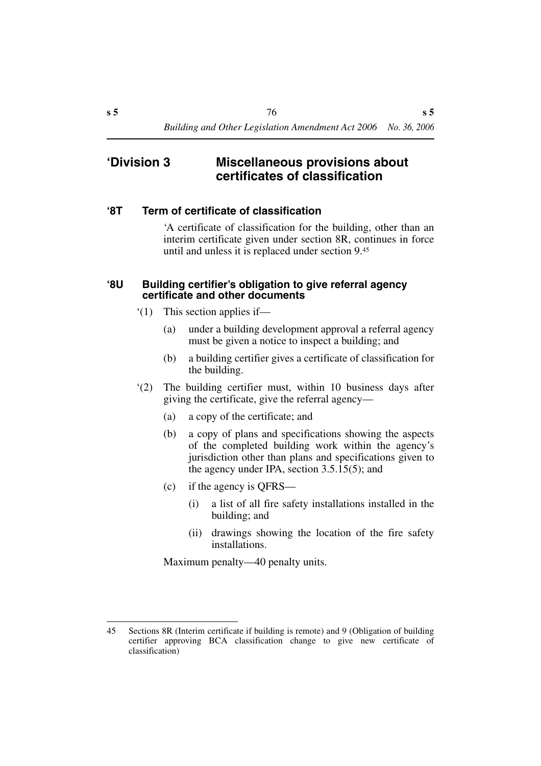## 'Division 3 Miscellaneous provisions about certificates of classification

### '8T Term of certificate of classification

'A certificate of classification for the building, other than an interim certificate given under section 8R, continues in force until and unless it is replaced under section 9.[45]

### '8U Building certifier's obligation to give referral agency certificate and other documents

'(1) This section applies if—

(a) under a building development approval a referral agency must be given a notice to inspect a building; and

(b) a building certifier gives a certificate of classification for the building.

'(2) The building certifier must, within 10 business days after giving the certificate, give the referral agency—

(a) a copy of the certificate; and

(b) a copy of plans and specifications showing the aspects of the completed building work within the agency's jurisdiction other than plans and specifications given to the agency under IPA, section 3.5.15(5); and

(c) if the agency is QFRS—

(i) a list of all fire safety installations installed in the building; and

(ii) drawings showing the location of the fire safety installations.

Maximum penalty—40 penalty units.

---

45 Sections 8R (Interim certificate if building is remote) and 9 (Obligation of building certifier approving BCA classification change to give new certificate of classification)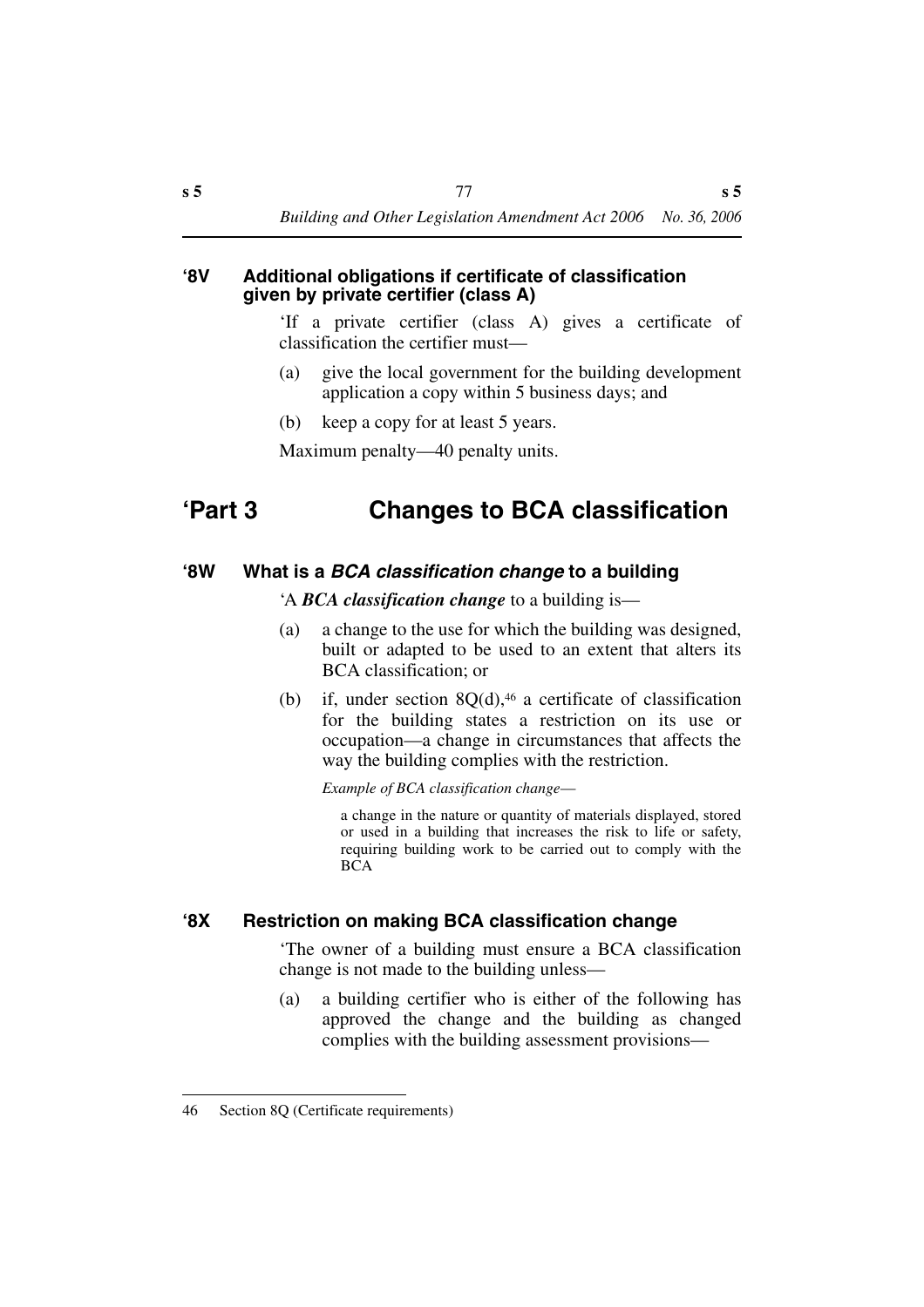### '8V Additional obligations if certificate of classification given by private certifier (class A)

'If a private certifier (class A) gives a certificate of classification the certifier must—

(a) give the local government for the building development application a copy within 5 business days; and

(b) keep a copy for at least 5 years.

Maximum penalty—40 penalty units.

## 'Part 3 Changes to BCA classification

### '8W What is a *BCA classification change* to a building

'A ***BCA classification change*** to a building is—

(a) a change to the use for which the building was designed, built or adapted to be used to an extent that alters its BCA classification; or

(b) if, under section 8Q(d),[46] a certificate of classification for the building states a restriction on its use or occupation—a change in circumstances that affects the way the building complies with the restriction.

*Example of BCA classification change—*

a change in the nature or quantity of materials displayed, stored or used in a building that increases the risk to life or safety, requiring building work to be carried out to comply with the BCA

### '8X Restriction on making BCA classification change

'The owner of a building must ensure a BCA classification change is not made to the building unless—

(a) a building certifier who is either of the following has approved the change and the building as changed complies with the building assessment provisions—

---

46 Section 8Q (Certificate requirements)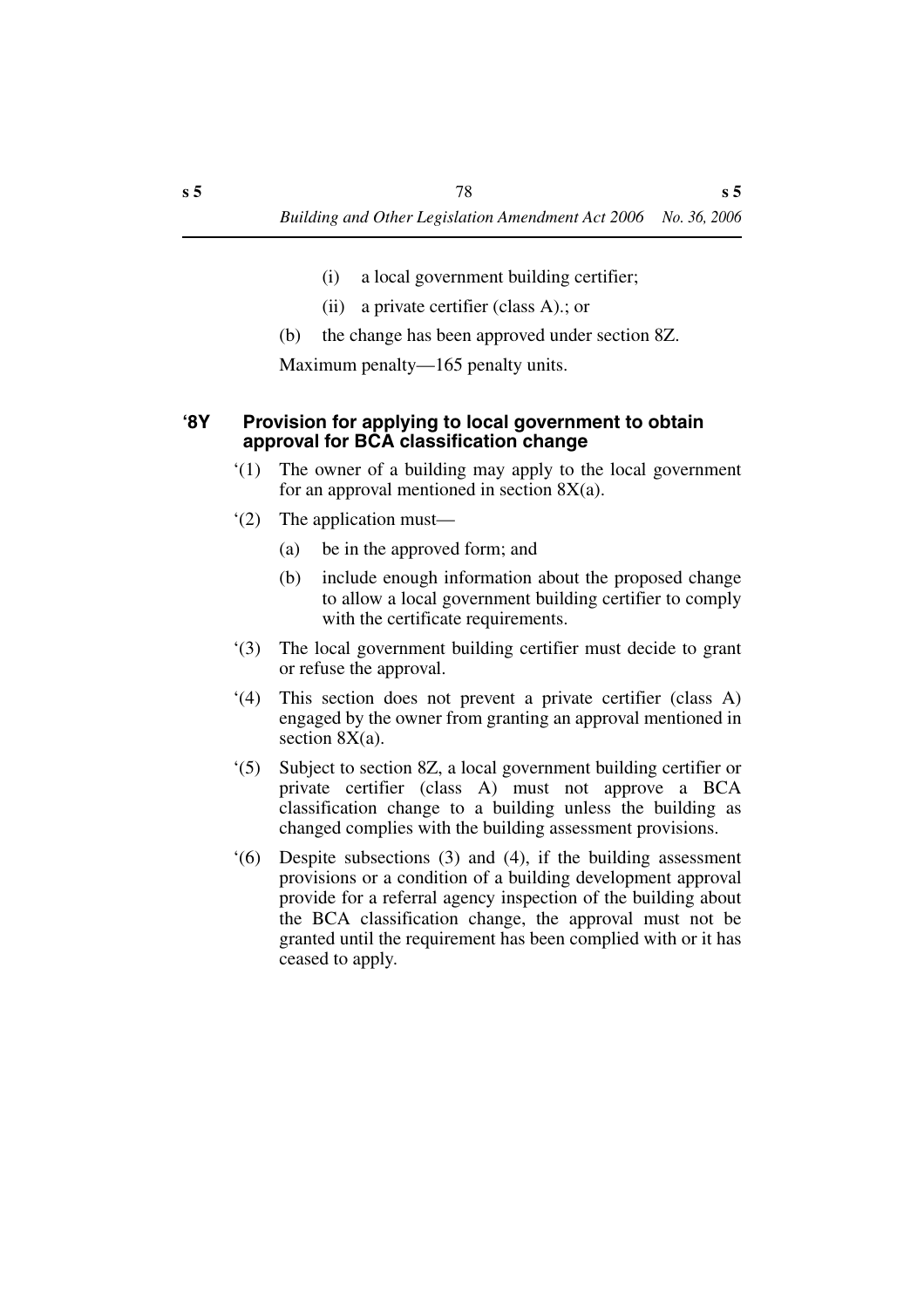(i) a local government building certifier;

(ii) a private certifier (class A).; or

(b) the change has been approved under section 8Z.

Maximum penalty—165 penalty units.

### ‘8Y Provision for applying to local government to obtain approval for BCA classification change

‘(1) The owner of a building may apply to the local government for an approval mentioned in section 8X(a).

‘(2) The application must—

(a) be in the approved form; and

(b) include enough information about the proposed change to allow a local government building certifier to comply with the certificate requirements.

‘(3) The local government building certifier must decide to grant or refuse the approval.

‘(4) This section does not prevent a private certifier (class A) engaged by the owner from granting an approval mentioned in section 8X(a).

‘(5) Subject to section 8Z, a local government building certifier or private certifier (class A) must not approve a BCA classification change to a building unless the building as changed complies with the building assessment provisions.

‘(6) Despite subsections (3) and (4), if the building assessment provisions or a condition of a building development approval provide for a referral agency inspection of the building about the BCA classification change, the approval must not be granted until the requirement has been complied with or it has ceased to apply.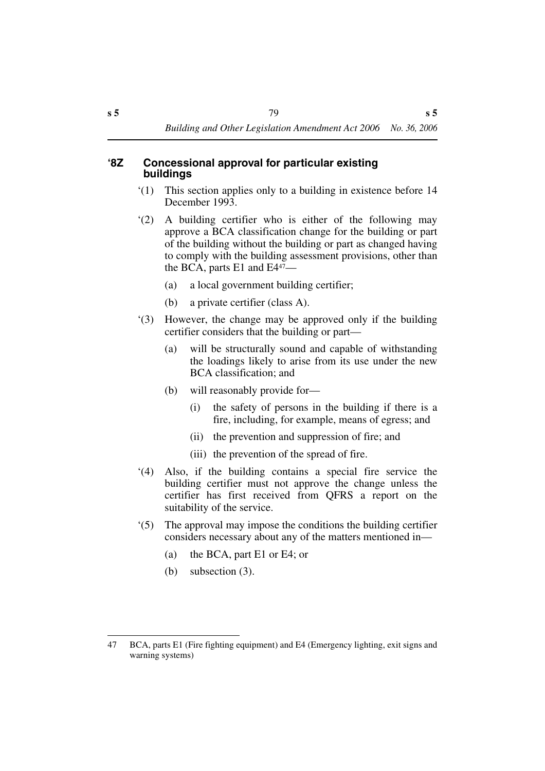### '8Z Concessional approval for particular existing buildings

'(1) This section applies only to a building in existence before 14 December 1993.

'(2) A building certifier who is either of the following may approve a BCA classification change for the building or part of the building without the building or part as changed having to comply with the building assessment provisions, other than the BCA, parts E1 and E4[47]—

(a) a local government building certifier;

(b) a private certifier (class A).

'(3) However, the change may be approved only if the building certifier considers that the building or part—

(a) will be structurally sound and capable of withstanding the loadings likely to arise from its use under the new BCA classification; and

(b) will reasonably provide for—

(i) the safety of persons in the building if there is a fire, including, for example, means of egress; and

(ii) the prevention and suppression of fire; and

(iii) the prevention of the spread of fire.

'(4) Also, if the building contains a special fire service the building certifier must not approve the change unless the certifier has first received from QFRS a report on the suitability of the service.

'(5) The approval may impose the conditions the building certifier considers necessary about any of the matters mentioned in—

(a) the BCA, part E1 or E4; or

(b) subsection (3).

---

47 BCA, parts E1 (Fire fighting equipment) and E4 (Emergency lighting, exit signs and warning systems)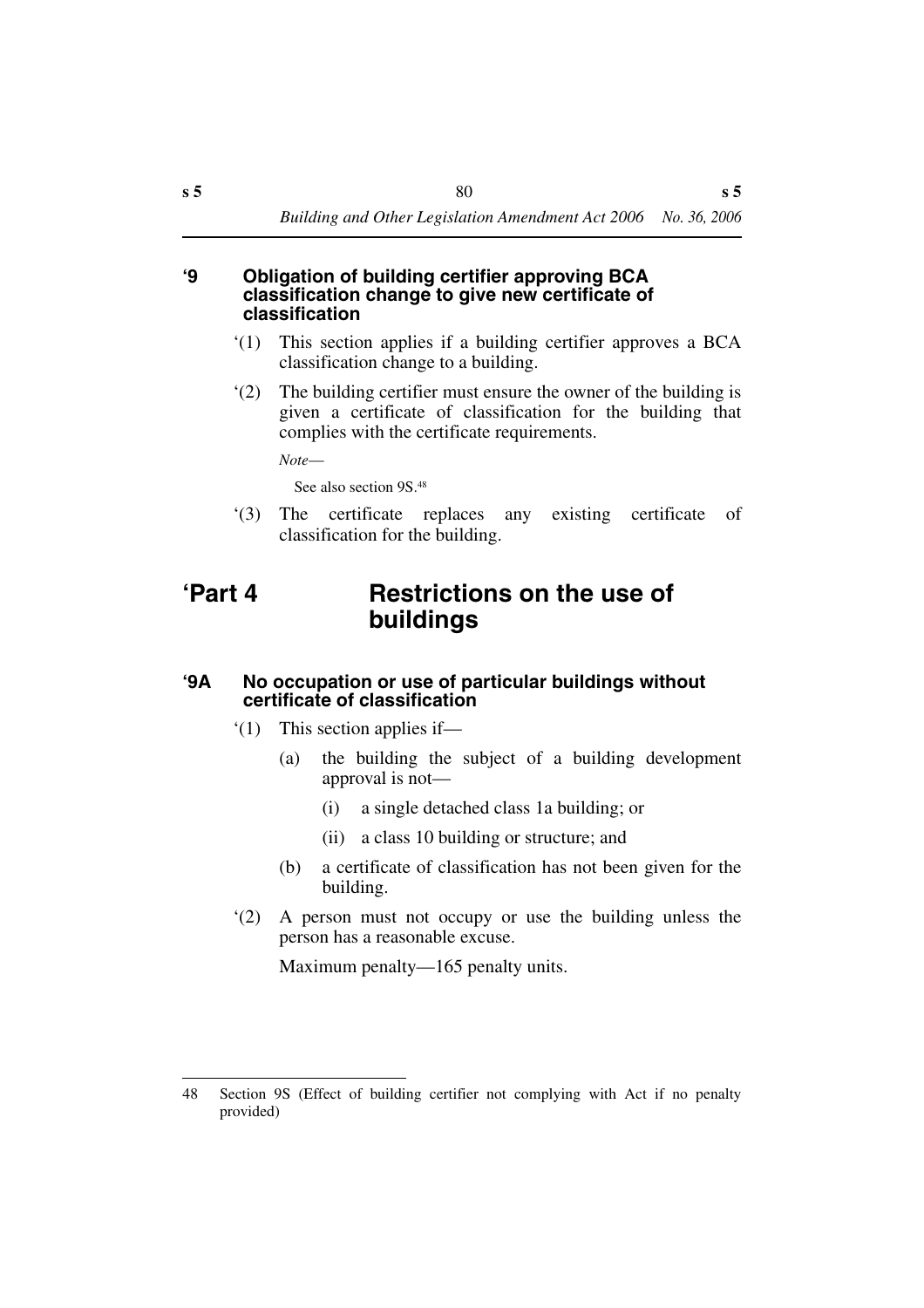### ‘9 Obligation of building certifier approving BCA classification change to give new certificate of classification

‘(1) This section applies if a building certifier approves a BCA classification change to a building.

‘(2) The building certifier must ensure the owner of the building is given a certificate of classification for the building that complies with the certificate requirements.

*Note*—

See also section 9S.[48]

‘(3) The certificate replaces any existing certificate of classification for the building.

## ‘Part 4 Restrictions on the use of buildings

### ‘9A No occupation or use of particular buildings without certificate of classification

‘(1) This section applies if—

(a) the building the subject of a building development approval is not—

(i) a single detached class 1a building; or

(ii) a class 10 building or structure; and

(b) a certificate of classification has not been given for the building.

‘(2) A person must not occupy or use the building unless the person has a reasonable excuse.

Maximum penalty—165 penalty units.

---

48 Section 9S (Effect of building certifier not complying with Act if no penalty provided)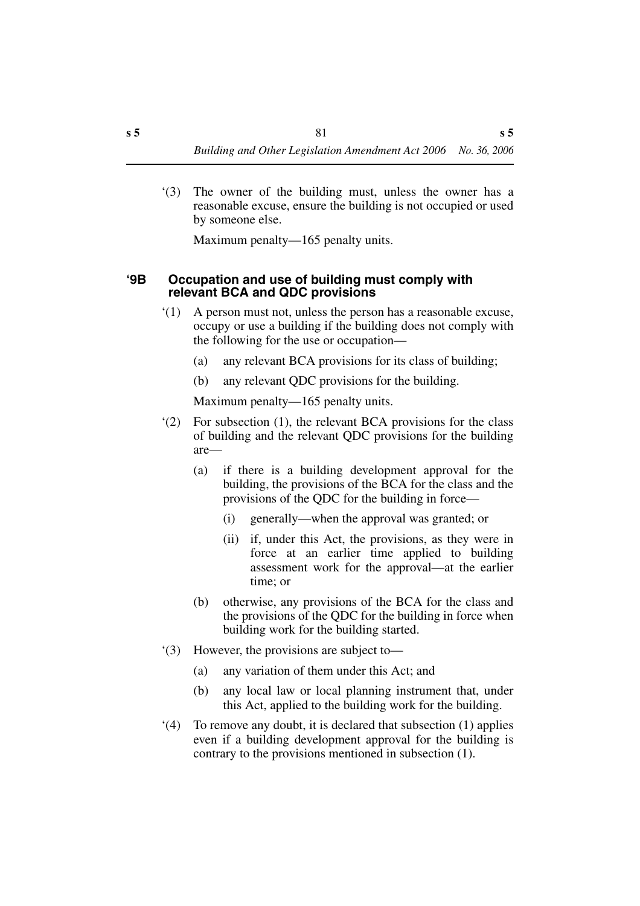'(3) The owner of the building must, unless the owner has a reasonable excuse, ensure the building is not occupied or used by someone else.

Maximum penalty—165 penalty units.

### '9B Occupation and use of building must comply with relevant BCA and QDC provisions

'(1) A person must not, unless the person has a reasonable excuse, occupy or use a building if the building does not comply with the following for the use or occupation—

(a) any relevant BCA provisions for its class of building;

(b) any relevant QDC provisions for the building.

Maximum penalty—165 penalty units.

'(2) For subsection (1), the relevant BCA provisions for the class of building and the relevant QDC provisions for the building are—

(a) if there is a building development approval for the building, the provisions of the BCA for the class and the provisions of the QDC for the building in force—

(i) generally—when the approval was granted; or

(ii) if, under this Act, the provisions, as they were in force at an earlier time applied to building assessment work for the approval—at the earlier time; or

(b) otherwise, any provisions of the BCA for the class and the provisions of the QDC for the building in force when building work for the building started.

'(3) However, the provisions are subject to—

(a) any variation of them under this Act; and

(b) any local law or local planning instrument that, under this Act, applied to the building work for the building.

'(4) To remove any doubt, it is declared that subsection (1) applies even if a building development approval for the building is contrary to the provisions mentioned in subsection (1).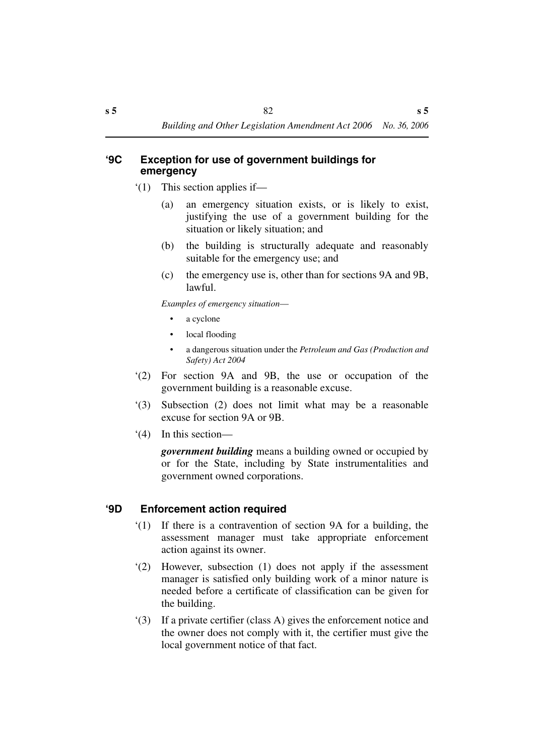## '9C Exception for use of government buildings for emergency

'(1) This section applies if—

(a) an emergency situation exists, or is likely to exist, justifying the use of a government building for the situation or likely situation; and

(b) the building is structurally adequate and reasonably suitable for the emergency use; and

(c) the emergency use is, other than for sections 9A and 9B, lawful.

*Examples of emergency situation*—

- a cyclone
- local flooding
- a dangerous situation under the *Petroleum and Gas (Production and Safety) Act 2004*

'(2) For section 9A and 9B, the use or occupation of the government building is a reasonable excuse.

'(3) Subsection (2) does not limit what may be a reasonable excuse for section 9A or 9B.

'(4) In this section—

***government building*** means a building owned or occupied by or for the State, including by State instrumentalities and government owned corporations.

## '9D Enforcement action required

'(1) If there is a contravention of section 9A for a building, the assessment manager must take appropriate enforcement action against its owner.

'(2) However, subsection (1) does not apply if the assessment manager is satisfied only building work of a minor nature is needed before a certificate of classification can be given for the building.

'(3) If a private certifier (class A) gives the enforcement notice and the owner does not comply with it, the certifier must give the local government notice of that fact.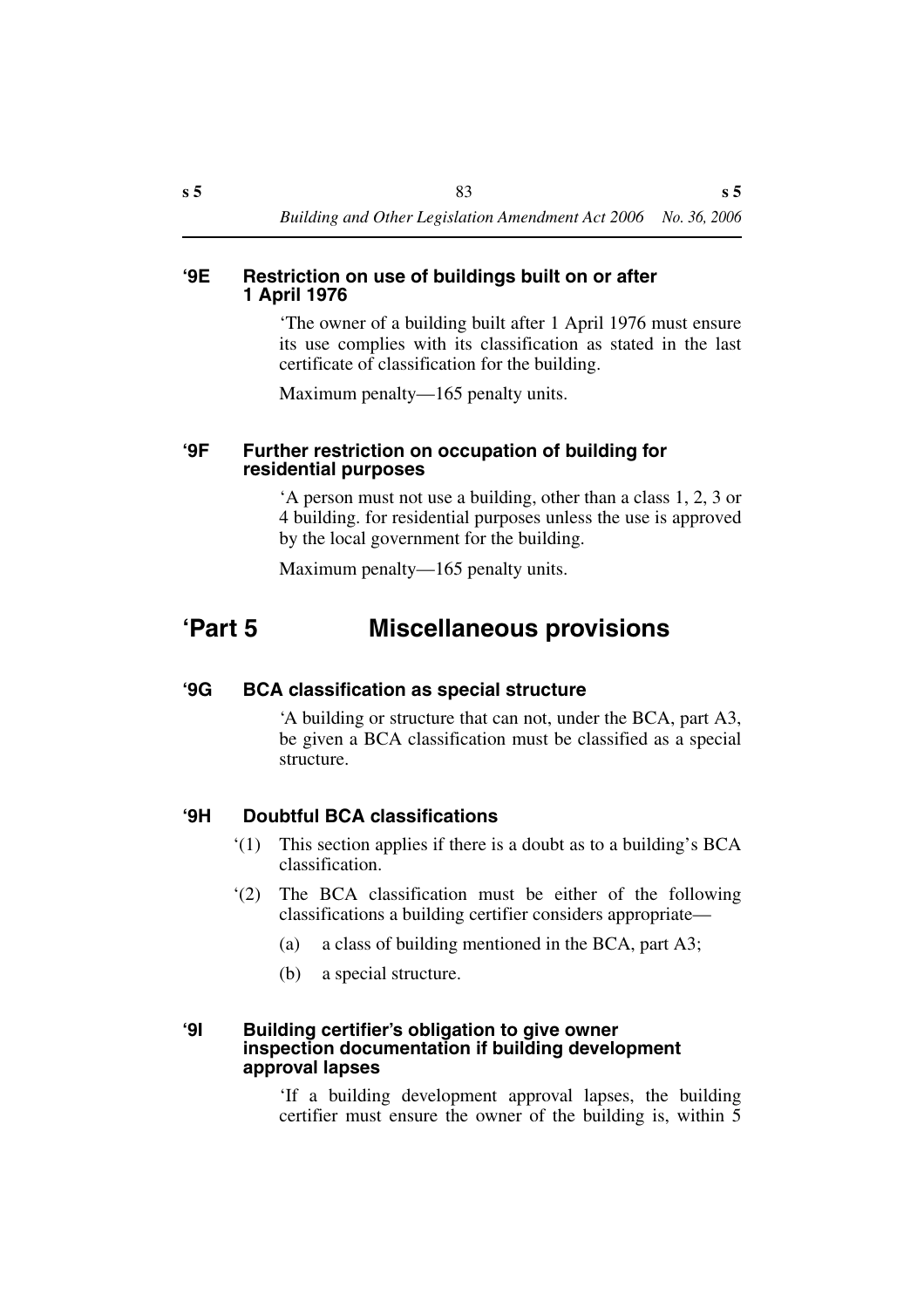#### '9E Restriction on use of buildings built on or after 1 April 1976

'The owner of a building built after 1 April 1976 must ensure its use complies with its classification as stated in the last certificate of classification for the building.

Maximum penalty—165 penalty units.

#### '9F Further restriction on occupation of building for residential purposes

'A person must not use a building, other than a class 1, 2, 3 or 4 building. for residential purposes unless the use is approved by the local government for the building.

Maximum penalty—165 penalty units.

## 'Part 5 Miscellaneous provisions

#### '9G BCA classification as special structure

'A building or structure that can not, under the BCA, part A3, be given a BCA classification must be classified as a special structure.

#### '9H Doubtful BCA classifications

'(1) This section applies if there is a doubt as to a building's BCA classification.

'(2) The BCA classification must be either of the following classifications a building certifier considers appropriate—

(a) a class of building mentioned in the BCA, part A3;

(b) a special structure.

#### '9I Building certifier's obligation to give owner inspection documentation if building development approval lapses

'If a building development approval lapses, the building certifier must ensure the owner of the building is, within 5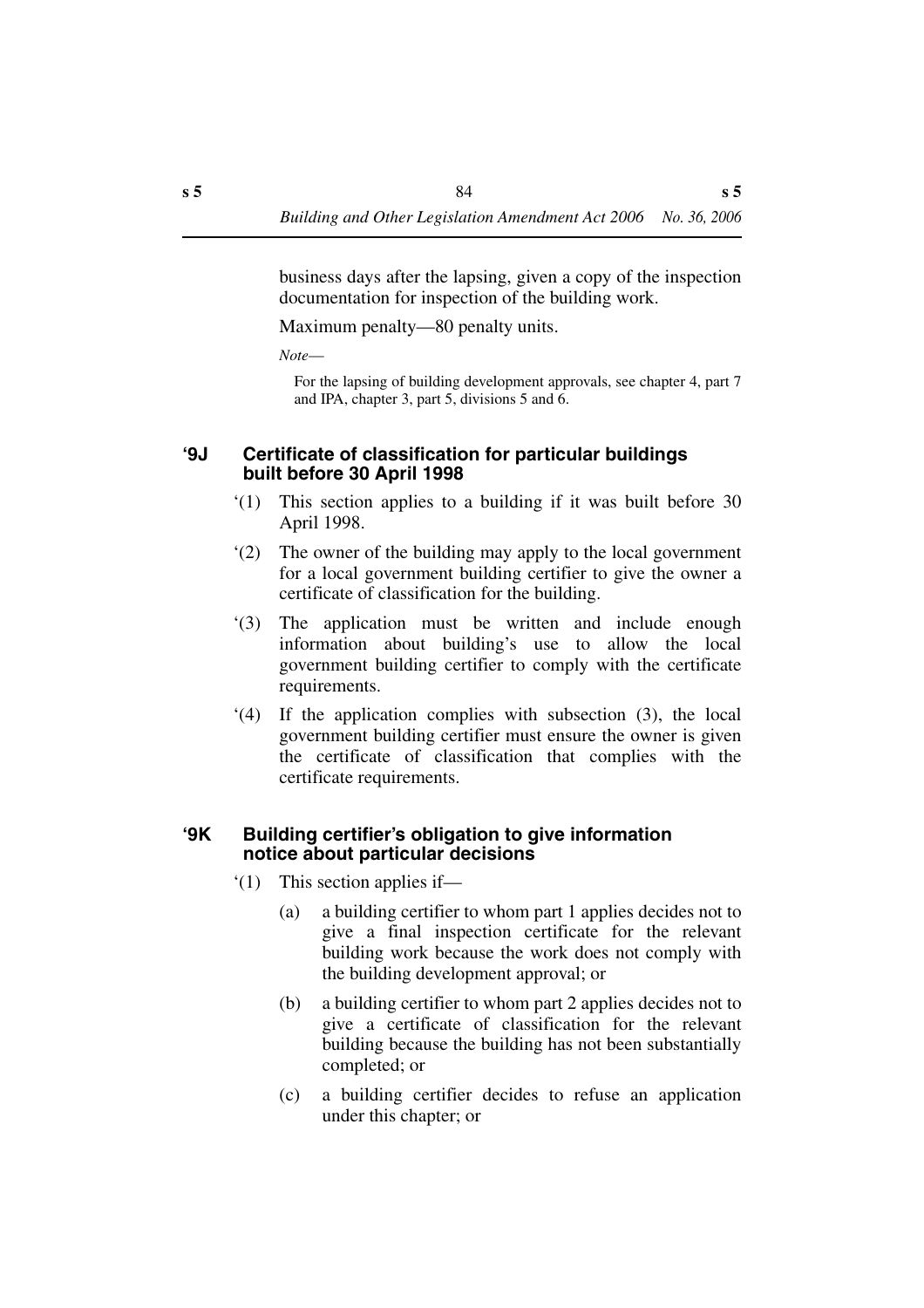business days after the lapsing, given a copy of the inspection documentation for inspection of the building work.

Maximum penalty—80 penalty units.

*Note*—

For the lapsing of building development approvals, see chapter 4, part 7 and IPA, chapter 3, part 5, divisions 5 and 6.

### ‘9J Certificate of classification for particular buildings built before 30 April 1998

‘(1) This section applies to a building if it was built before 30 April 1998.

‘(2) The owner of the building may apply to the local government for a local government building certifier to give the owner a certificate of classification for the building.

‘(3) The application must be written and include enough information about building’s use to allow the local government building certifier to comply with the certificate requirements.

‘(4) If the application complies with subsection (3), the local government building certifier must ensure the owner is given the certificate of classification that complies with the certificate requirements.

### ‘9K Building certifier’s obligation to give information notice about particular decisions

‘(1) This section applies if—

(a) a building certifier to whom part 1 applies decides not to give a final inspection certificate for the relevant building work because the work does not comply with the building development approval; or

(b) a building certifier to whom part 2 applies decides not to give a certificate of classification for the relevant building because the building has not been substantially completed; or

(c) a building certifier decides to refuse an application under this chapter; or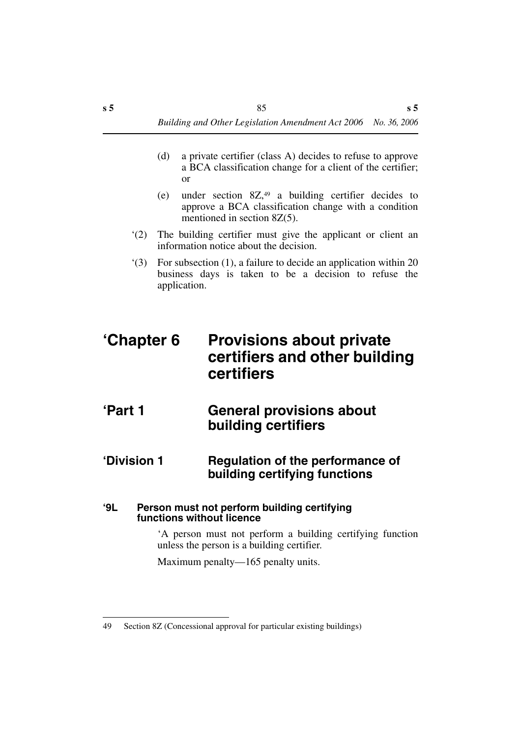(d) a private certifier (class A) decides to refuse to approve a BCA classification change for a client of the certifier; or

(e) under section 8Z,[49] a building certifier decides to approve a BCA classification change with a condition mentioned in section 8Z(5).

'(2) The building certifier must give the applicant or client an information notice about the decision.

'(3) For subsection (1), a failure to decide an application within 20 business days is taken to be a decision to refuse the application.

# 'Chapter 6 Provisions about private certifiers and other building certifiers

## 'Part 1 General provisions about building certifiers

### 'Division 1 Regulation of the performance of building certifying functions

#### '9L Person must not perform building certifying functions without licence

'A person must not perform a building certifying function unless the person is a building certifier.

Maximum penalty—165 penalty units.

---

49 Section 8Z (Concessional approval for particular existing buildings)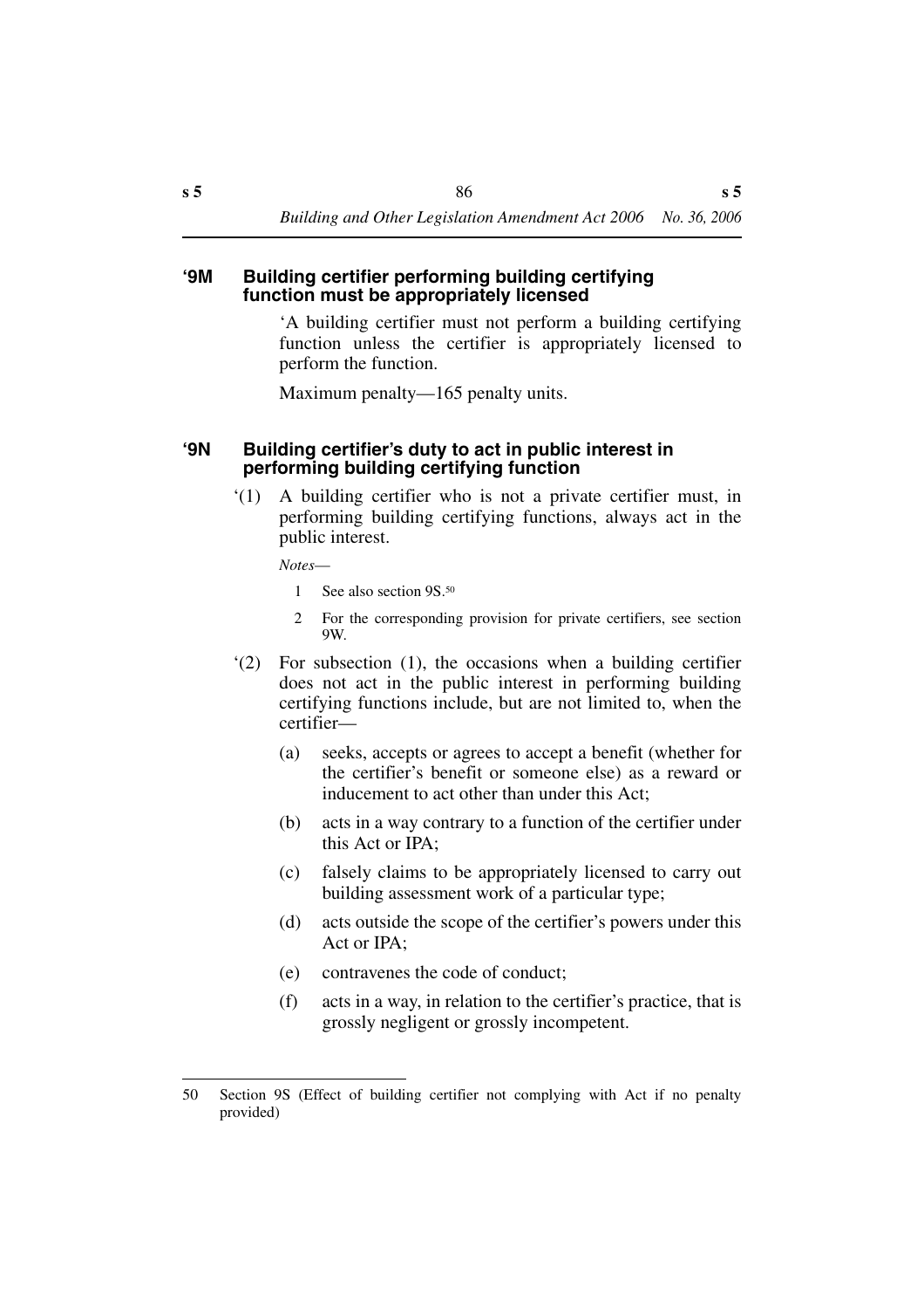### '9M Building certifier performing building certifying function must be appropriately licensed

'A building certifier must not perform a building certifying function unless the certifier is appropriately licensed to perform the function.

Maximum penalty—165 penalty units.

### '9N Building certifier's duty to act in public interest in performing building certifying function

'(1) A building certifier who is not a private certifier must, in performing building certifying functions, always act in the public interest.

*Notes*—

1 See also section 9S.[50]

2 For the corresponding provision for private certifiers, see section 9W.

'(2) For subsection (1), the occasions when a building certifier does not act in the public interest in performing building certifying functions include, but are not limited to, when the certifier—

(a) seeks, accepts or agrees to accept a benefit (whether for the certifier's benefit or someone else) as a reward or inducement to act other than under this Act;

(b) acts in a way contrary to a function of the certifier under this Act or IPA;

(c) falsely claims to be appropriately licensed to carry out building assessment work of a particular type;

(d) acts outside the scope of the certifier's powers under this Act or IPA;

(e) contravenes the code of conduct;

(f) acts in a way, in relation to the certifier's practice, that is grossly negligent or grossly incompetent.

---

50 Section 9S (Effect of building certifier not complying with Act if no penalty provided)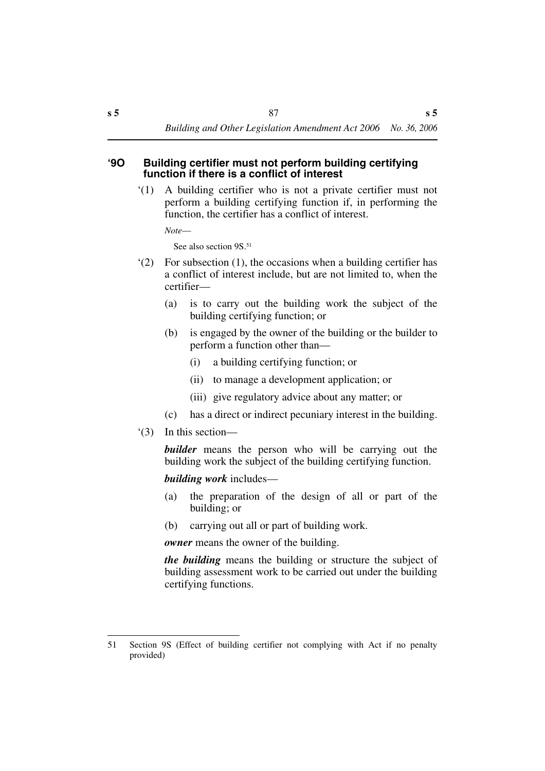### '9O Building certifier must not perform building certifying function if there is a conflict of interest

'(1) A building certifier who is not a private certifier must not perform a building certifying function if, in performing the function, the certifier has a conflict of interest.

*Note*—

See also section 9S.[51]

'(2) For subsection (1), the occasions when a building certifier has a conflict of interest include, but are not limited to, when the certifier—

(a) is to carry out the building work the subject of the building certifying function; or

(b) is engaged by the owner of the building or the builder to perform a function other than—

(i) a building certifying function; or

(ii) to manage a development application; or

(iii) give regulatory advice about any matter; or

(c) has a direct or indirect pecuniary interest in the building.

'(3) In this section—

***builder*** means the person who will be carrying out the building work the subject of the building certifying function.

***building work*** includes—

(a) the preparation of the design of all or part of the building; or

(b) carrying out all or part of building work.

***owner*** means the owner of the building.

***the building*** means the building or structure the subject of building assessment work to be carried out under the building certifying functions.

---

51 Section 9S (Effect of building certifier not complying with Act if no penalty provided)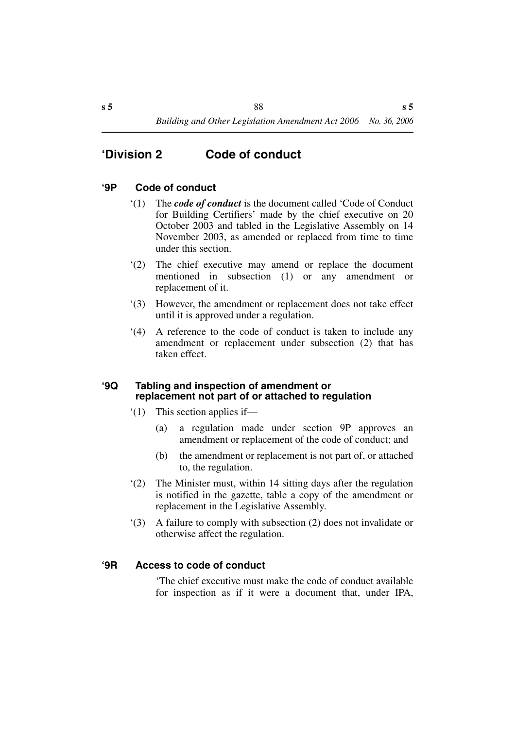## ‘Division 2 Code of conduct

### ‘9P Code of conduct

‘(1) The ***code of conduct*** is the document called ‘Code of Conduct for Building Certifiers’ made by the chief executive on 20 October 2003 and tabled in the Legislative Assembly on 14 November 2003, as amended or replaced from time to time under this section.

‘(2) The chief executive may amend or replace the document mentioned in subsection (1) or any amendment or replacement of it.

‘(3) However, the amendment or replacement does not take effect until it is approved under a regulation.

‘(4) A reference to the code of conduct is taken to include any amendment or replacement under subsection (2) that has taken effect.

### ‘9Q Tabling and inspection of amendment or replacement not part of or attached to regulation

‘(1) This section applies if—

(a) a regulation made under section 9P approves an amendment or replacement of the code of conduct; and

(b) the amendment or replacement is not part of, or attached to, the regulation.

‘(2) The Minister must, within 14 sitting days after the regulation is notified in the gazette, table a copy of the amendment or replacement in the Legislative Assembly.

‘(3) A failure to comply with subsection (2) does not invalidate or otherwise affect the regulation.

### ‘9R Access to code of conduct

‘The chief executive must make the code of conduct available for inspection as if it were a document that, under IPA,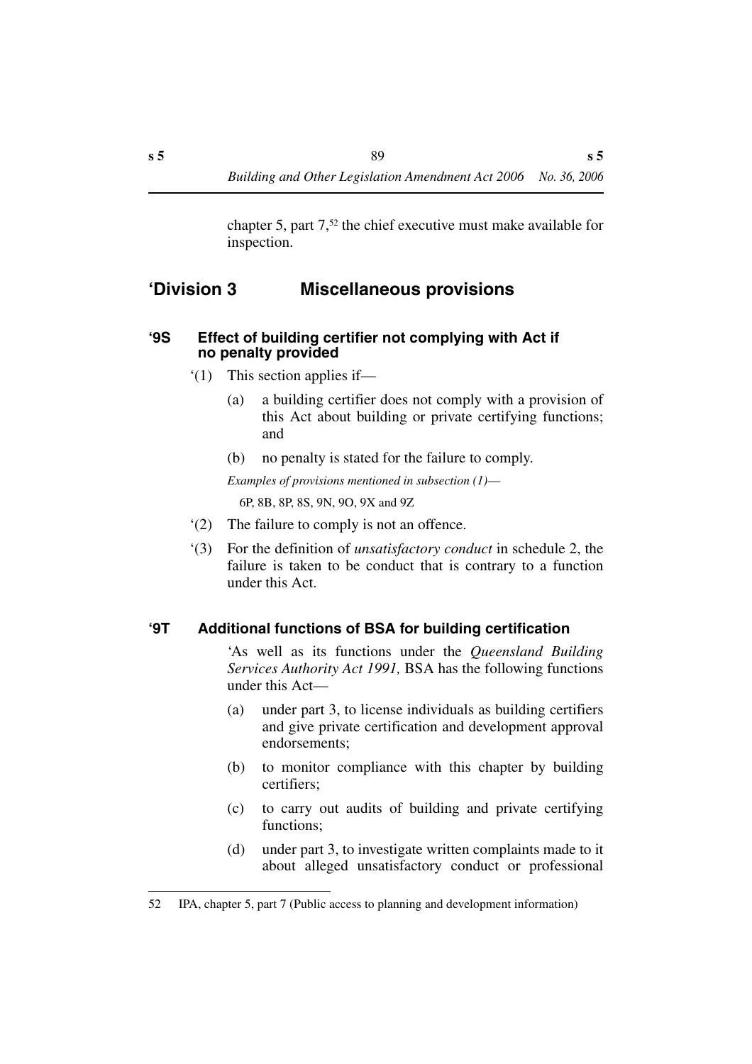chapter 5, part 7,[52] the chief executive must make available for inspection.

## 'Division 3 Miscellaneous provisions

### '9S Effect of building certifier not complying with Act if no penalty provided

'(1) This section applies if—

(a) a building certifier does not comply with a provision of this Act about building or private certifying functions; and

(b) no penalty is stated for the failure to comply.

*Examples of provisions mentioned in subsection (1)—*

6P, 8B, 8P, 8S, 9N, 9O, 9X and 9Z

'(2) The failure to comply is not an offence.

'(3) For the definition of ***unsatisfactory conduct*** in schedule 2, the failure is taken to be conduct that is contrary to a function under this Act.

### '9T Additional functions of BSA for building certification

'As well as its functions under the *Queensland Building Services Authority Act 1991,* BSA has the following functions under this Act—

(a) under part 3, to license individuals as building certifiers and give private certification and development approval endorsements;

(b) to monitor compliance with this chapter by building certifiers;

(c) to carry out audits of building and private certifying functions;

(d) under part 3, to investigate written complaints made to it about alleged unsatisfactory conduct or professional

---

52 IPA, chapter 5, part 7 (Public access to planning and development information)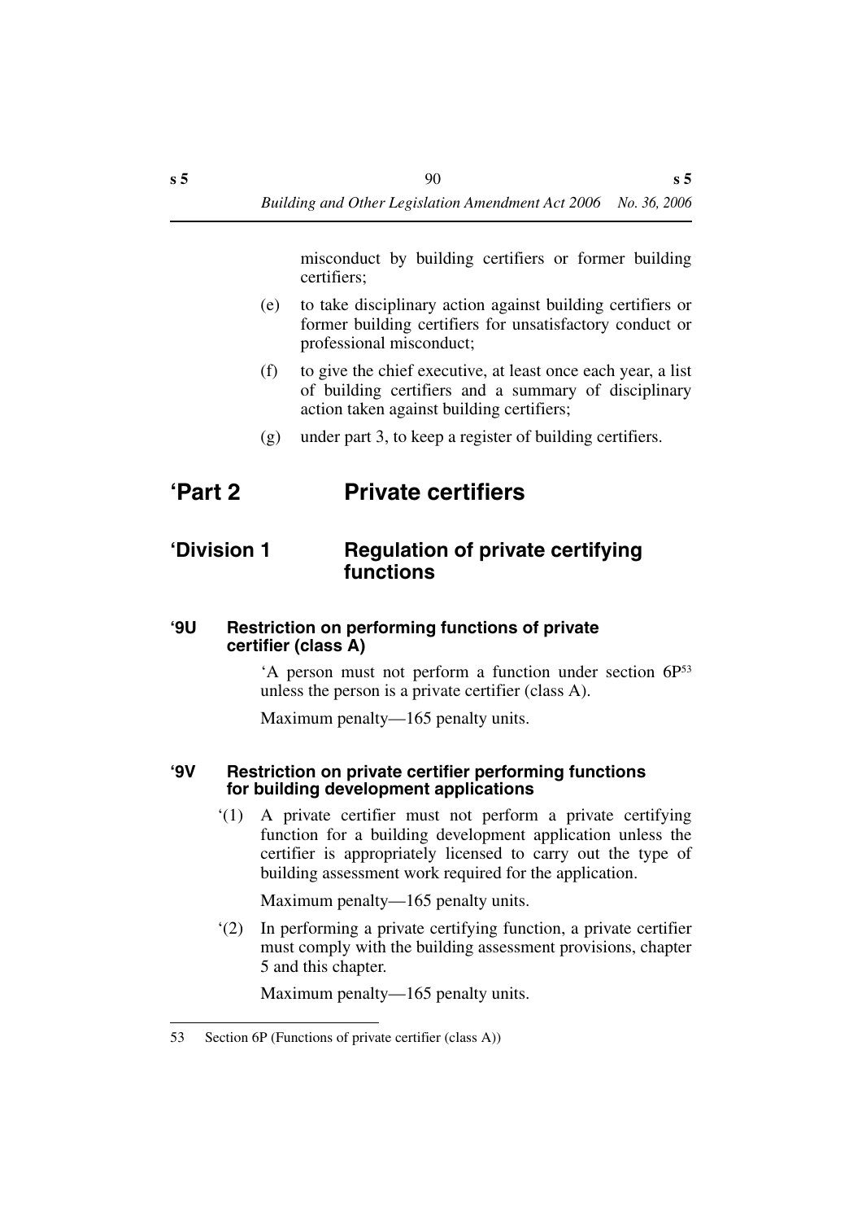misconduct by building certifiers or former building certifiers;

(e) to take disciplinary action against building certifiers or former building certifiers for unsatisfactory conduct or professional misconduct;

(f) to give the chief executive, at least once each year, a list of building certifiers and a summary of disciplinary action taken against building certifiers;

(g) under part 3, to keep a register of building certifiers.

# ‘Part 2 Private certifiers

## ‘Division 1 Regulation of private certifying functions

### ‘9U Restriction on performing functions of private certifier (class A)

‘A person must not perform a function under section 6P[53] unless the person is a private certifier (class A).

Maximum penalty—165 penalty units.

### ‘9V Restriction on private certifier performing functions for building development applications

‘(1) A private certifier must not perform a private certifying function for a building development application unless the certifier is appropriately licensed to carry out the type of building assessment work required for the application.

Maximum penalty—165 penalty units.

‘(2) In performing a private certifying function, a private certifier must comply with the building assessment provisions, chapter 5 and this chapter.

Maximum penalty—165 penalty units.

---

53 Section 6P (Functions of private certifier (class A))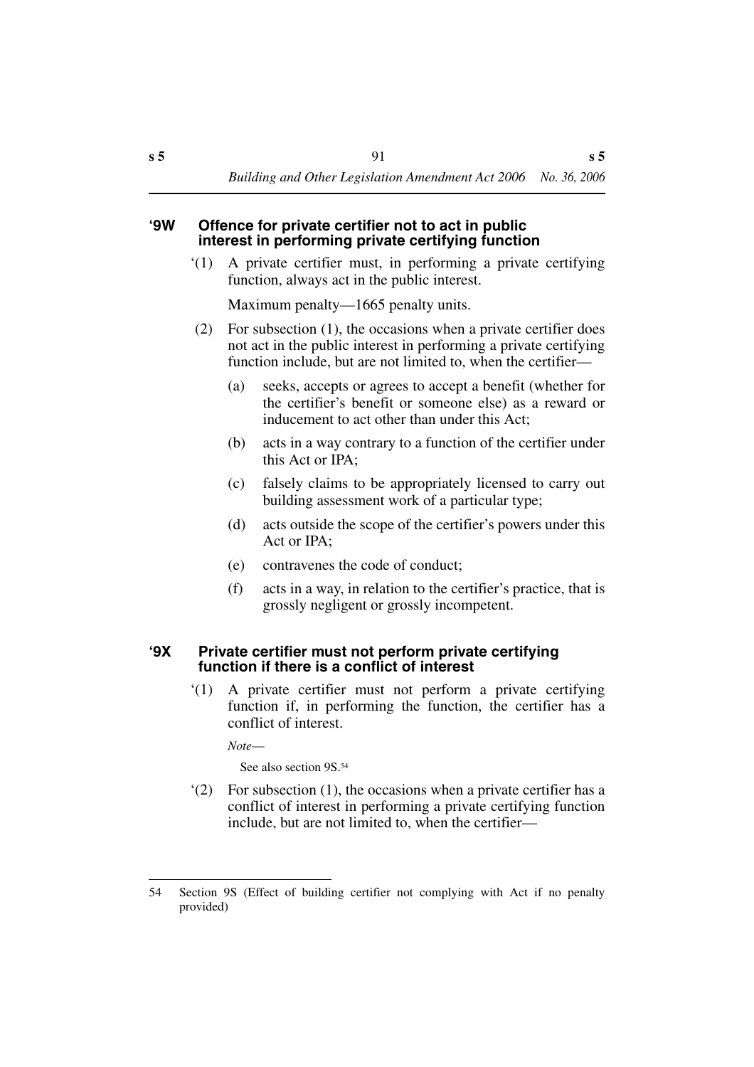### '9W Offence for private certifier not to act in public interest in performing private certifying function

'(1) A private certifier must, in performing a private certifying function, always act in the public interest.

Maximum penalty—1665 penalty units.

(2) For subsection (1), the occasions when a private certifier does not act in the public interest in performing a private certifying function include, but are not limited to, when the certifier—

(a) seeks, accepts or agrees to accept a benefit (whether for the certifier's benefit or someone else) as a reward or inducement to act other than under this Act;

(b) acts in a way contrary to a function of the certifier under this Act or IPA;

(c) falsely claims to be appropriately licensed to carry out building assessment work of a particular type;

(d) acts outside the scope of the certifier's powers under this Act or IPA;

(e) contravenes the code of conduct;

(f) acts in a way, in relation to the certifier's practice, that is grossly negligent or grossly incompetent.

### '9X Private certifier must not perform private certifying function if there is a conflict of interest

'(1) A private certifier must not perform a private certifying function if, in performing the function, the certifier has a conflict of interest.

*Note*—

See also section 9S.[54]

'(2) For subsection (1), the occasions when a private certifier has a conflict of interest in performing a private certifying function include, but are not limited to, when the certifier—

---

54 Section 9S (Effect of building certifier not complying with Act if no penalty provided)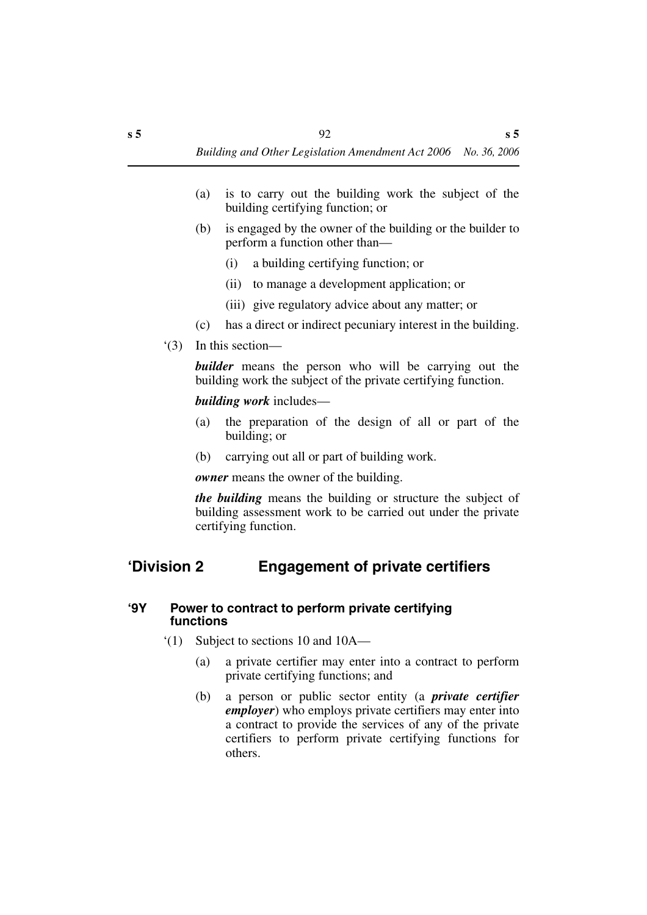(a) is to carry out the building work the subject of the building certifying function; or

(b) is engaged by the owner of the building or the builder to perform a function other than—

(i) a building certifying function; or

(ii) to manage a development application; or

(iii) give regulatory advice about any matter; or

(c) has a direct or indirect pecuniary interest in the building.

'(3) In this section—

***builder*** means the person who will be carrying out the building work the subject of the private certifying function.

***building work*** includes—

(a) the preparation of the design of all or part of the building; or

(b) carrying out all or part of building work.

***owner*** means the owner of the building.

***the building*** means the building or structure the subject of building assessment work to be carried out under the private certifying function.

## 'Division 2 Engagement of private certifiers

### '9Y Power to contract to perform private certifying functions

'(1) Subject to sections 10 and 10A—

(a) a private certifier may enter into a contract to perform private certifying functions; and

(b) a person or public sector entity (a ***private certifier employer***) who employs private certifiers may enter into a contract to provide the services of any of the private certifiers to perform private certifying functions for others.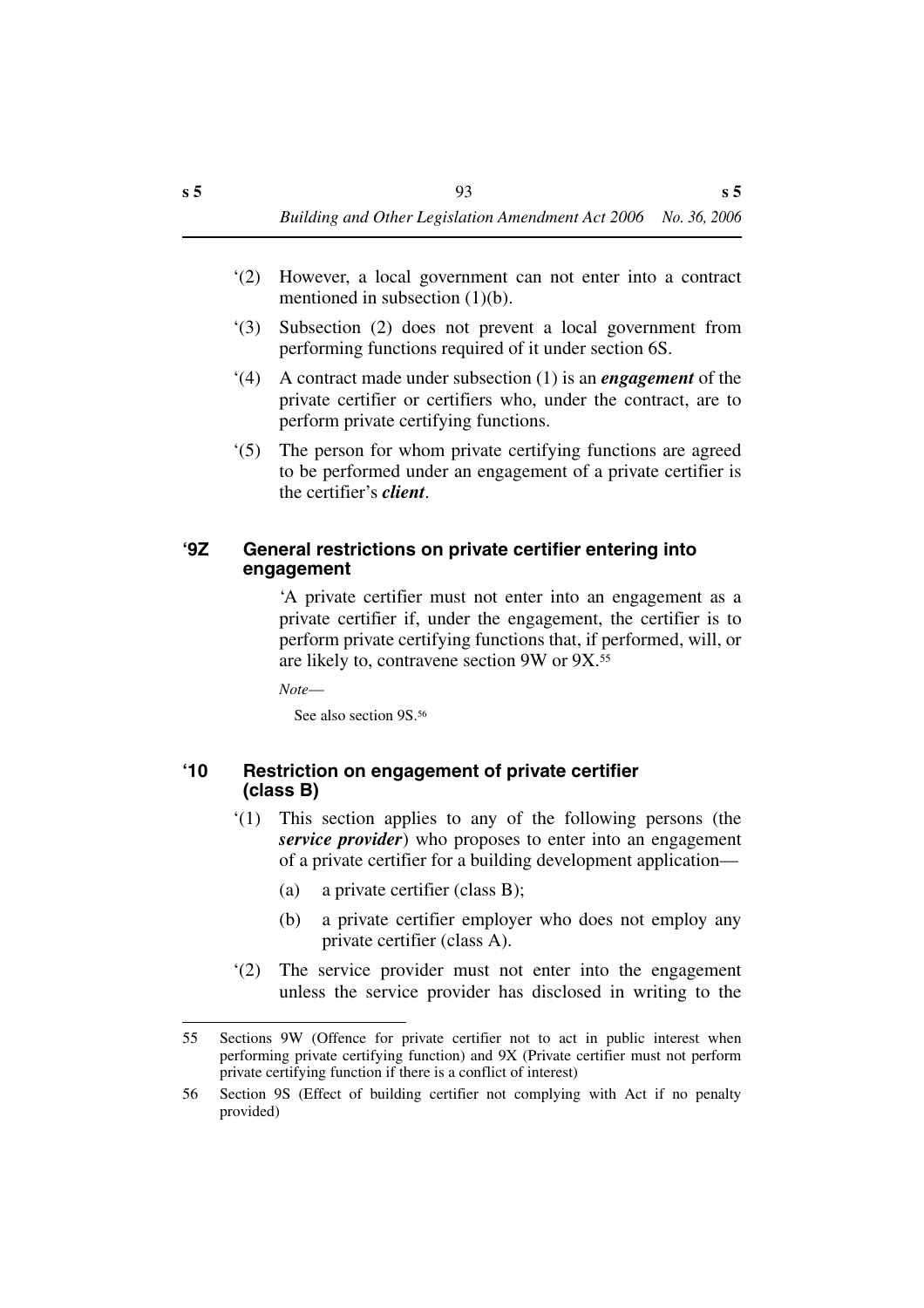'(2) However, a local government can not enter into a contract mentioned in subsection (1)(b).

'(3) Subsection (2) does not prevent a local government from performing functions required of it under section 6S.

'(4) A contract made under subsection (1) is an ***engagement*** of the private certifier or certifiers who, under the contract, are to perform private certifying functions.

'(5) The person for whom private certifying functions are agreed to be performed under an engagement of a private certifier is the certifier's ***client***.

### '9Z General restrictions on private certifier entering into engagement

'A private certifier must not enter into an engagement as a private certifier if, under the engagement, the certifier is to perform private certifying functions that, if performed, will, or are likely to, contravene section 9W or 9X.[55]

*Note*—

See also section 9S.[56]

### '10 Restriction on engagement of private certifier (class B)

'(1) This section applies to any of the following persons (the ***service provider***) who proposes to enter into an engagement of a private certifier for a building development application—

(a) a private certifier (class B);

(b) a private certifier employer who does not employ any private certifier (class A).

'(2) The service provider must not enter into the engagement unless the service provider has disclosed in writing to the

---

55 Sections 9W (Offence for private certifier not to act in public interest when performing private certifying function) and 9X (Private certifier must not perform private certifying function if there is a conflict of interest)

56 Section 9S (Effect of building certifier not complying with Act if no penalty provided)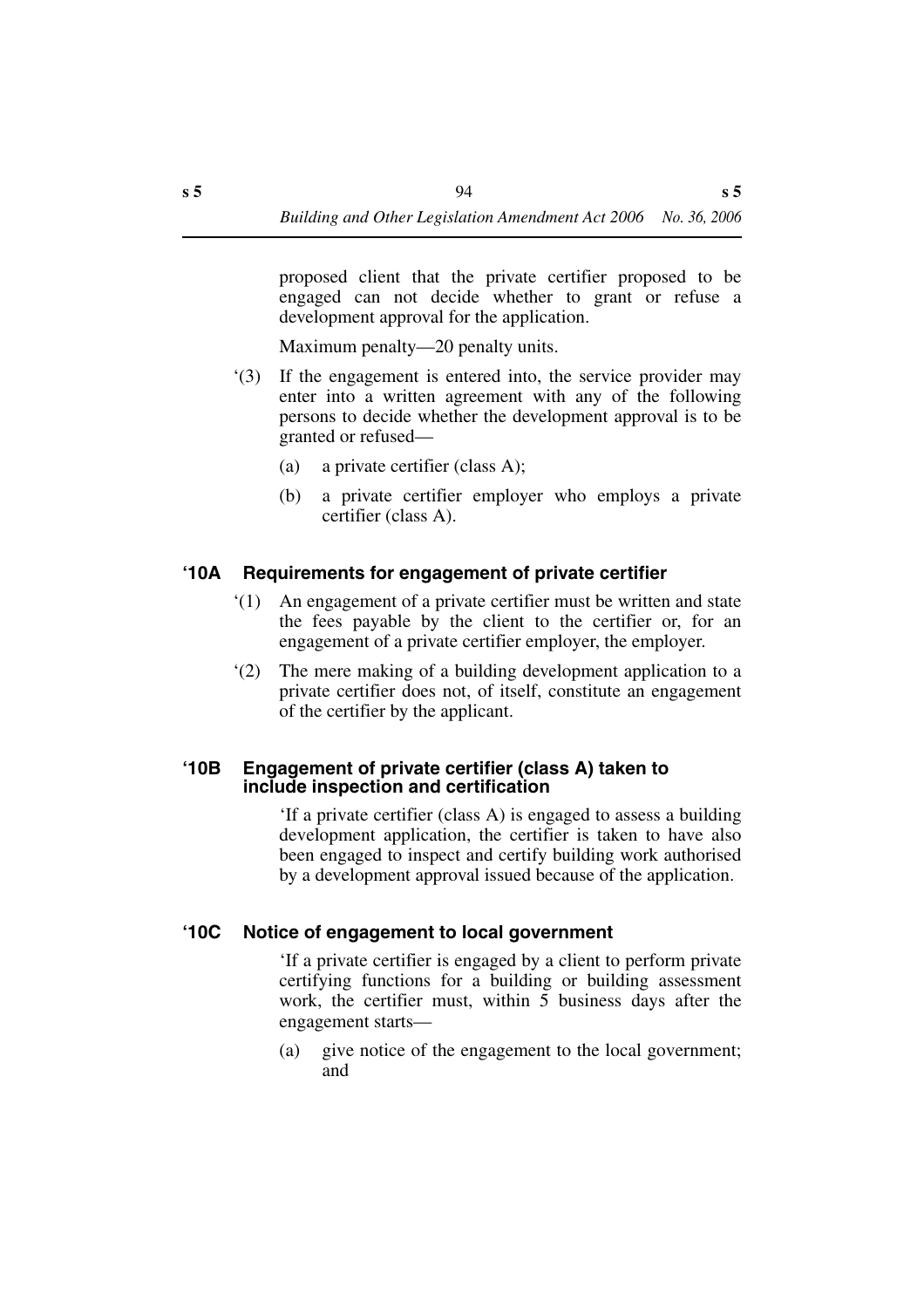proposed client that the private certifier proposed to be engaged can not decide whether to grant or refuse a development approval for the application.

Maximum penalty—20 penalty units.

‘(3) If the engagement is entered into, the service provider may enter into a written agreement with any of the following persons to decide whether the development approval is to be granted or refused—

(a) a private certifier (class A);

(b) a private certifier employer who employs a private certifier (class A).

### ‘10A Requirements for engagement of private certifier

‘(1) An engagement of a private certifier must be written and state the fees payable by the client to the certifier or, for an engagement of a private certifier employer, the employer.

‘(2) The mere making of a building development application to a private certifier does not, of itself, constitute an engagement of the certifier by the applicant.

### ‘10B Engagement of private certifier (class A) taken to include inspection and certification

‘If a private certifier (class A) is engaged to assess a building development application, the certifier is taken to have also been engaged to inspect and certify building work authorised by a development approval issued because of the application.

### ‘10C Notice of engagement to local government

‘If a private certifier is engaged by a client to perform private certifying functions for a building or building assessment work, the certifier must, within 5 business days after the engagement starts—

(a) give notice of the engagement to the local government; and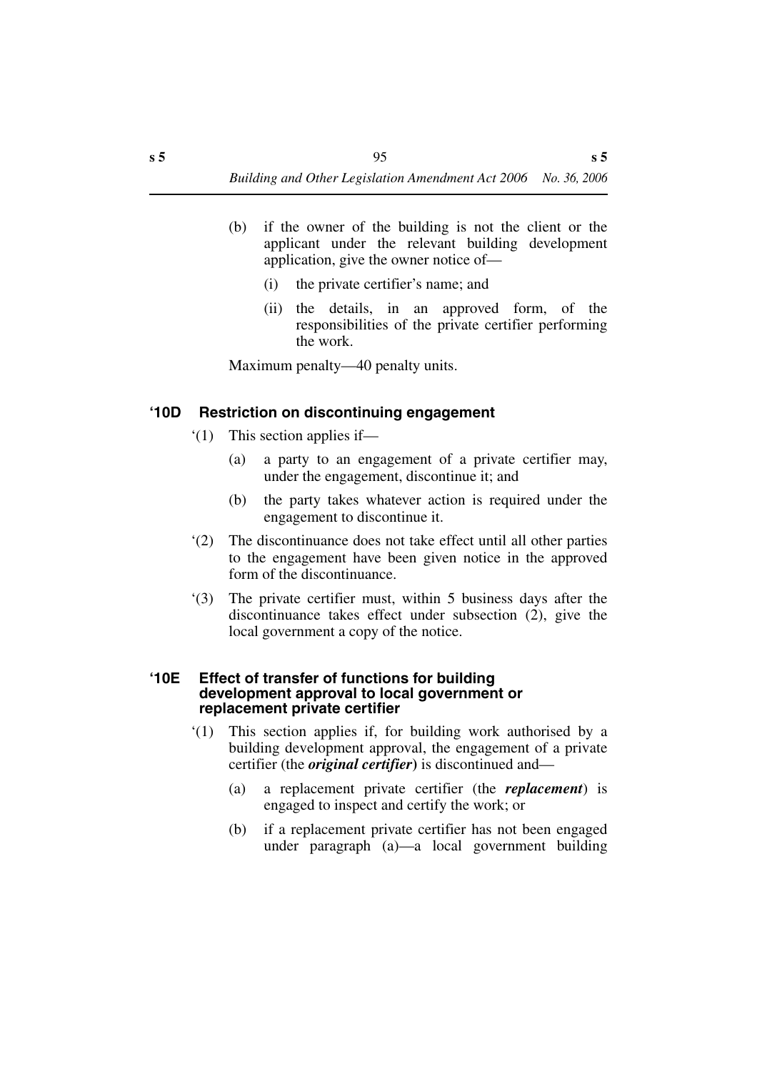(b) if the owner of the building is not the client or the applicant under the relevant building development application, give the owner notice of—

   (i) the private certifier's name; and

   (ii) the details, in an approved form, of the responsibilities of the private certifier performing the work.

Maximum penalty—40 penalty units.

### '10D Restriction on discontinuing engagement

'(1) This section applies if—

(a) a party to an engagement of a private certifier may, under the engagement, discontinue it; and

(b) the party takes whatever action is required under the engagement to discontinue it.

'(2) The discontinuance does not take effect until all other parties to the engagement have been given notice in the approved form of the discontinuance.

'(3) The private certifier must, within 5 business days after the discontinuance takes effect under subsection (2), give the local government a copy of the notice.

### '10E Effect of transfer of functions for building development approval to local government or replacement private certifier

'(1) This section applies if, for building work authorised by a building development approval, the engagement of a private certifier (the ***original certifier***) is discontinued and—

(a) a replacement private certifier (the ***replacement***) is engaged to inspect and certify the work; or

(b) if a replacement private certifier has not been engaged under paragraph (a)—a local government building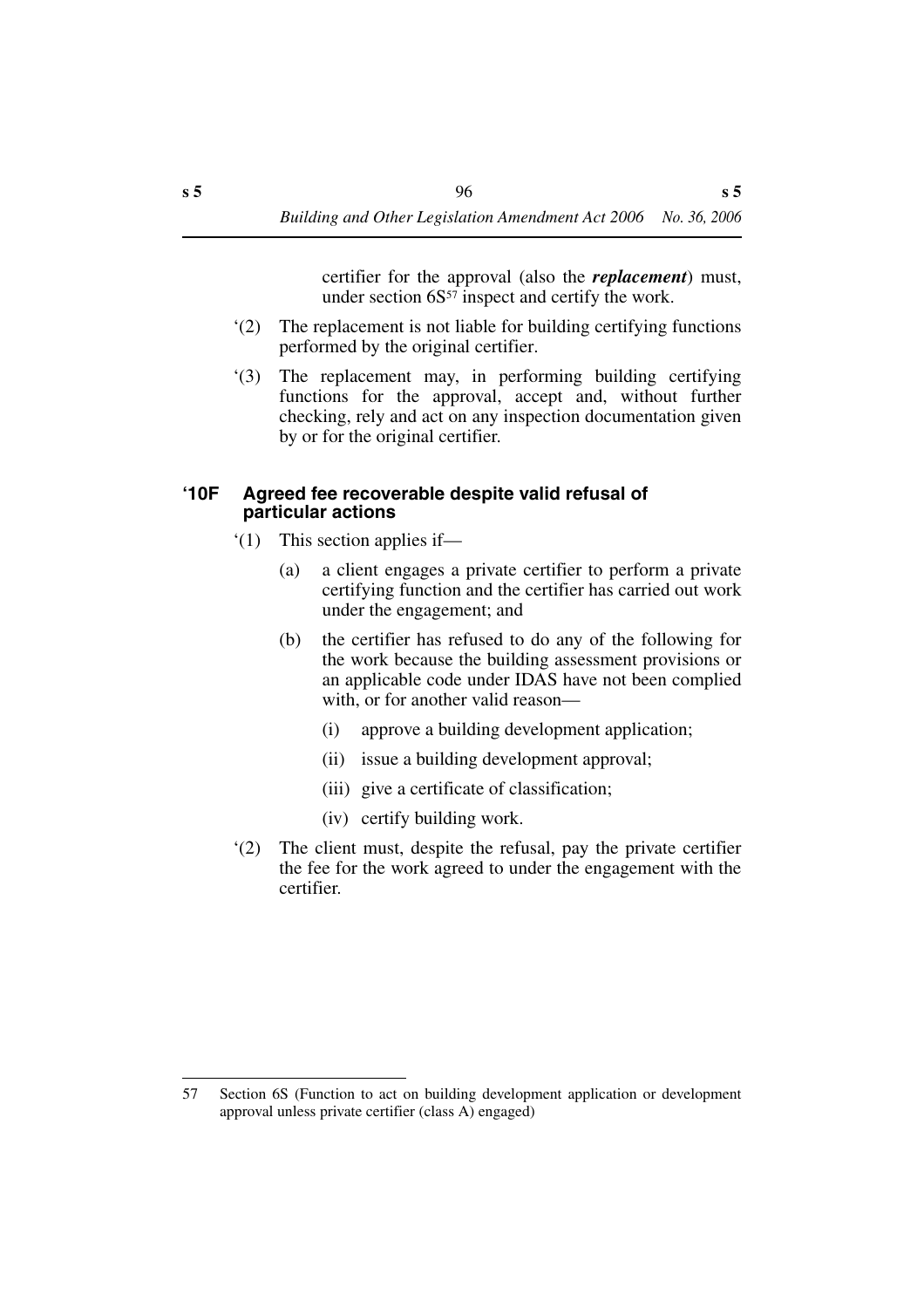certifier for the approval (also the ***replacement***) must, under section 6S[57] inspect and certify the work.

'(2) The replacement is not liable for building certifying functions performed by the original certifier.

'(3) The replacement may, in performing building certifying functions for the approval, accept and, without further checking, rely and act on any inspection documentation given by or for the original certifier.

### '10F Agreed fee recoverable despite valid refusal of particular actions

'(1) This section applies if—

(a) a client engages a private certifier to perform a private certifying function and the certifier has carried out work under the engagement; and

(b) the certifier has refused to do any of the following for the work because the building assessment provisions or an applicable code under IDAS have not been complied with, or for another valid reason—

(i) approve a building development application;

(ii) issue a building development approval;

(iii) give a certificate of classification;

(iv) certify building work.

'(2) The client must, despite the refusal, pay the private certifier the fee for the work agreed to under the engagement with the certifier.

---

57 Section 6S (Function to act on building development application or development approval unless private certifier (class A) engaged)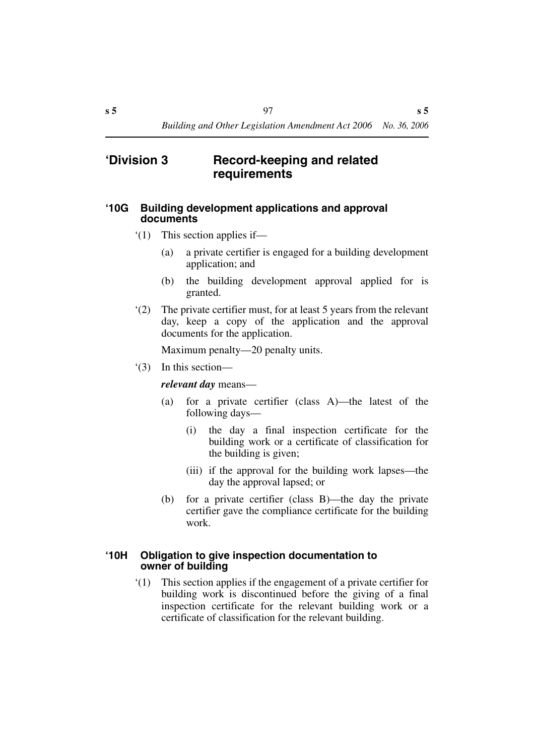## ‘Division 3 Record-keeping and related requirements

### ‘10G Building development applications and approval documents

‘(1) This section applies if—

(a) a private certifier is engaged for a building development application; and

(b) the building development approval applied for is granted.

‘(2) The private certifier must, for at least 5 years from the relevant day, keep a copy of the application and the approval documents for the application.

Maximum penalty—20 penalty units.

‘(3) In this section—

***relevant day*** means—

(a) for a private certifier (class A)—the latest of the following days—

(i) the day a final inspection certificate for the building work or a certificate of classification for the building is given;

(iii) if the approval for the building work lapses—the day the approval lapsed; or

(b) for a private certifier (class B)—the day the private certifier gave the compliance certificate for the building work.

### ‘10H Obligation to give inspection documentation to owner of building

‘(1) This section applies if the engagement of a private certifier for building work is discontinued before the giving of a final inspection certificate for the relevant building work or a certificate of classification for the relevant building.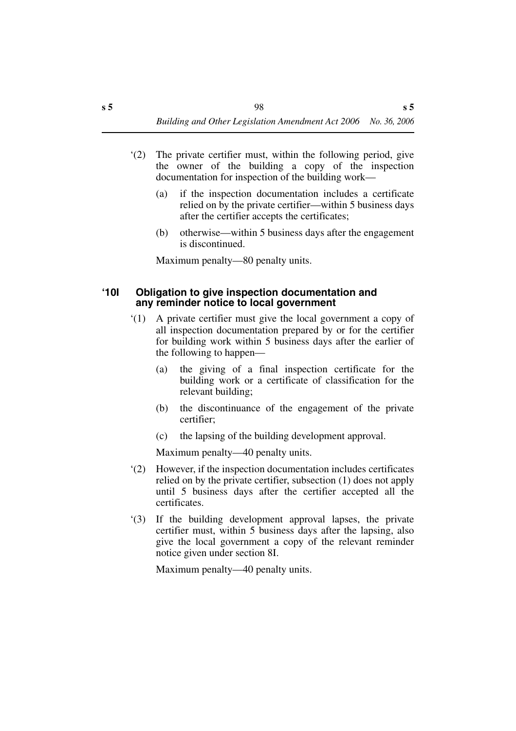‘(2) The private certifier must, within the following period, give the owner of the building a copy of the inspection documentation for inspection of the building work—

(a) if the inspection documentation includes a certificate relied on by the private certifier—within 5 business days after the certifier accepts the certificates;

(b) otherwise—within 5 business days after the engagement is discontinued.

Maximum penalty—80 penalty units.

### ‘10I Obligation to give inspection documentation and any reminder notice to local government

‘(1) A private certifier must give the local government a copy of all inspection documentation prepared by or for the certifier for building work within 5 business days after the earlier of the following to happen—

(a) the giving of a final inspection certificate for the building work or a certificate of classification for the relevant building;

(b) the discontinuance of the engagement of the private certifier;

(c) the lapsing of the building development approval.

Maximum penalty—40 penalty units.

‘(2) However, if the inspection documentation includes certificates relied on by the private certifier, subsection (1) does not apply until 5 business days after the certifier accepted all the certificates.

‘(3) If the building development approval lapses, the private certifier must, within 5 business days after the lapsing, also give the local government a copy of the relevant reminder notice given under section 8I.

Maximum penalty—40 penalty units.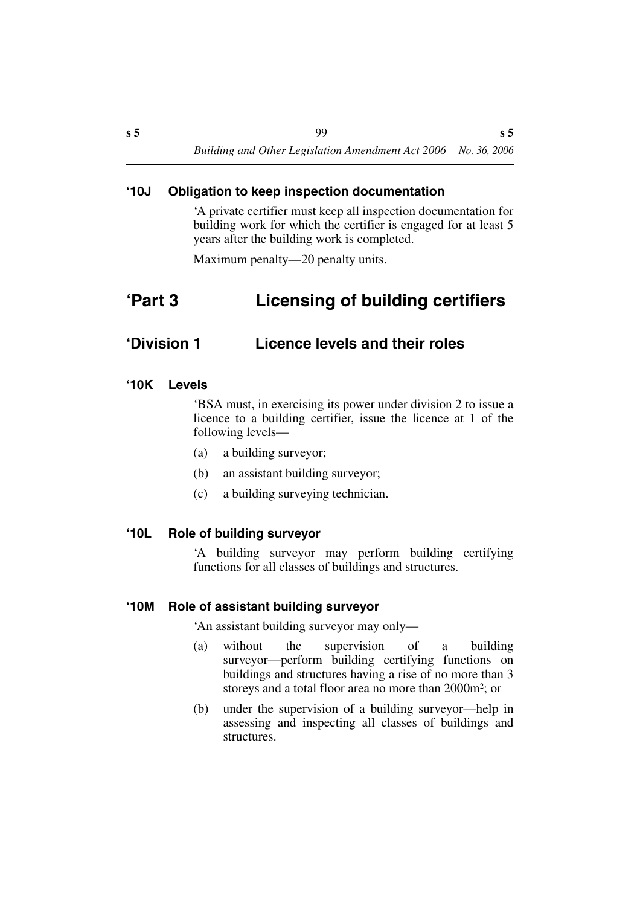### '10J Obligation to keep inspection documentation

'A private certifier must keep all inspection documentation for building work for which the certifier is engaged for at least 5 years after the building work is completed.

Maximum penalty—20 penalty units.

# 'Part 3 Licensing of building certifiers

## 'Division 1 Licence levels and their roles

### '10K Levels

'BSA must, in exercising its power under division 2 to issue a licence to a building certifier, issue the licence at 1 of the following levels—

(a) a building surveyor;

(b) an assistant building surveyor;

(c) a building surveying technician.

### '10L Role of building surveyor

'A building surveyor may perform building certifying functions for all classes of buildings and structures.

### '10M Role of assistant building surveyor

'An assistant building surveyor may only—

(a) without the supervision of a building surveyor—perform building certifying functions on buildings and structures having a rise of no more than 3 storeys and a total floor area no more than $2000m^2$; or

(b) under the supervision of a building surveyor—help in assessing and inspecting all classes of buildings and structures.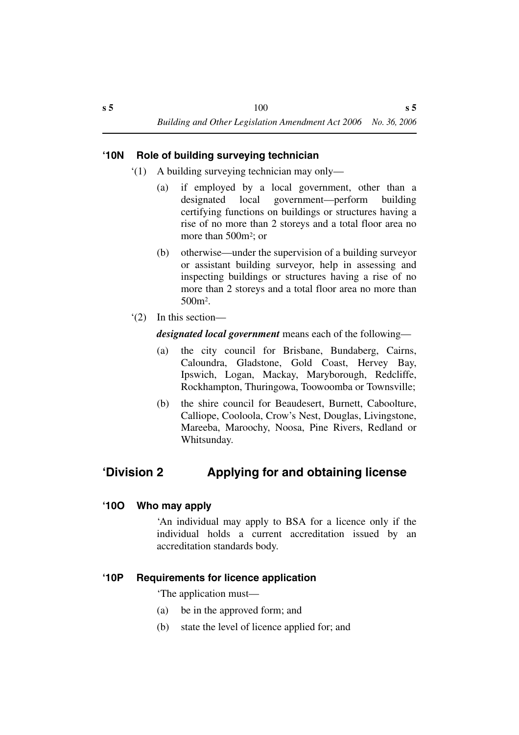### '10N Role of building surveying technician

'(1) A building surveying technician may only—

(a) if employed by a local government, other than a designated local government—perform building certifying functions on buildings or structures having a rise of no more than 2 storeys and a total floor area no more than 500m$^2$; or

(b) otherwise—under the supervision of a building surveyor or assistant building surveyor, help in assessing and inspecting buildings or structures having a rise of no more than 2 storeys and a total floor area no more than 500m$^2$.

'(2) In this section—

***designated local government*** means each of the following—

(a) the city council for Brisbane, Bundaberg, Cairns, Caloundra, Gladstone, Gold Coast, Hervey Bay, Ipswich, Logan, Mackay, Maryborough, Redcliffe, Rockhampton, Thuringowa, Toowoomba or Townsville;

(b) the shire council for Beaudesert, Burnett, Caboolture, Calliope, Cooloola, Crow's Nest, Douglas, Livingstone, Mareeba, Maroochy, Noosa, Pine Rivers, Redland or Whitsunday.

## 'Division 2 Applying for and obtaining license

### '10O Who may apply

'An individual may apply to BSA for a licence only if the individual holds a current accreditation issued by an accreditation standards body.

### '10P Requirements for licence application

'The application must—

(a) be in the approved form; and

(b) state the level of licence applied for; and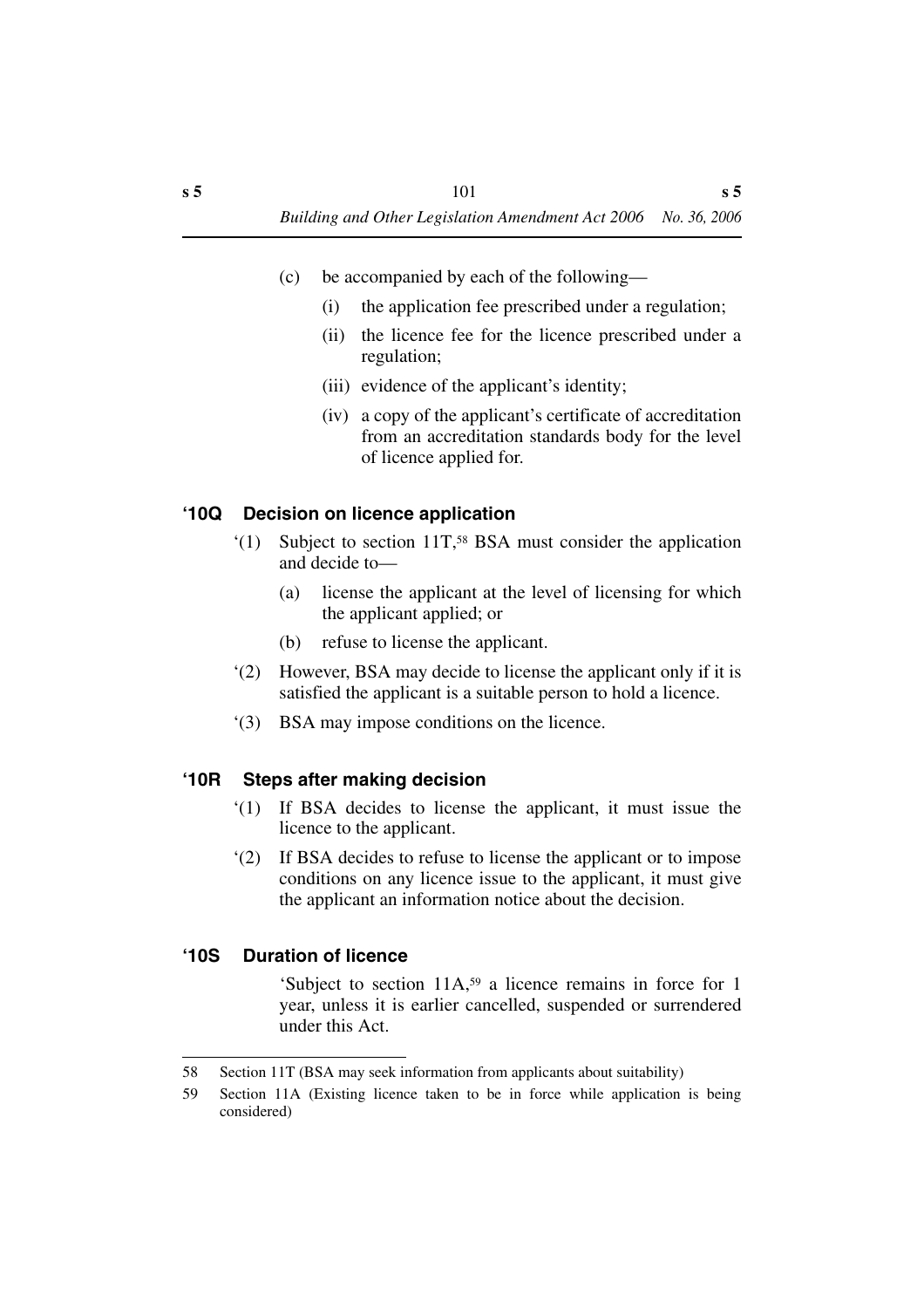(c) be accompanied by each of the following—

(i) the application fee prescribed under a regulation;

(ii) the licence fee for the licence prescribed under a regulation;

(iii) evidence of the applicant's identity;

(iv) a copy of the applicant's certificate of accreditation from an accreditation standards body for the level of licence applied for.

### '10Q Decision on licence application

'(1) Subject to section 11T,[58] BSA must consider the application and decide to—

(a) license the applicant at the level of licensing for which the applicant applied; or

(b) refuse to license the applicant.

'(2) However, BSA may decide to license the applicant only if it is satisfied the applicant is a suitable person to hold a licence.

'(3) BSA may impose conditions on the licence.

### '10R Steps after making decision

'(1) If BSA decides to license the applicant, it must issue the licence to the applicant.

'(2) If BSA decides to refuse to license the applicant or to impose conditions on any licence issue to the applicant, it must give the applicant an information notice about the decision.

### '10S Duration of licence

'Subject to section 11A,[59] a licence remains in force for 1 year, unless it is earlier cancelled, suspended or surrendered under this Act.

---

58 Section 11T (BSA may seek information from applicants about suitability)

59 Section 11A (Existing licence taken to be in force while application is being considered)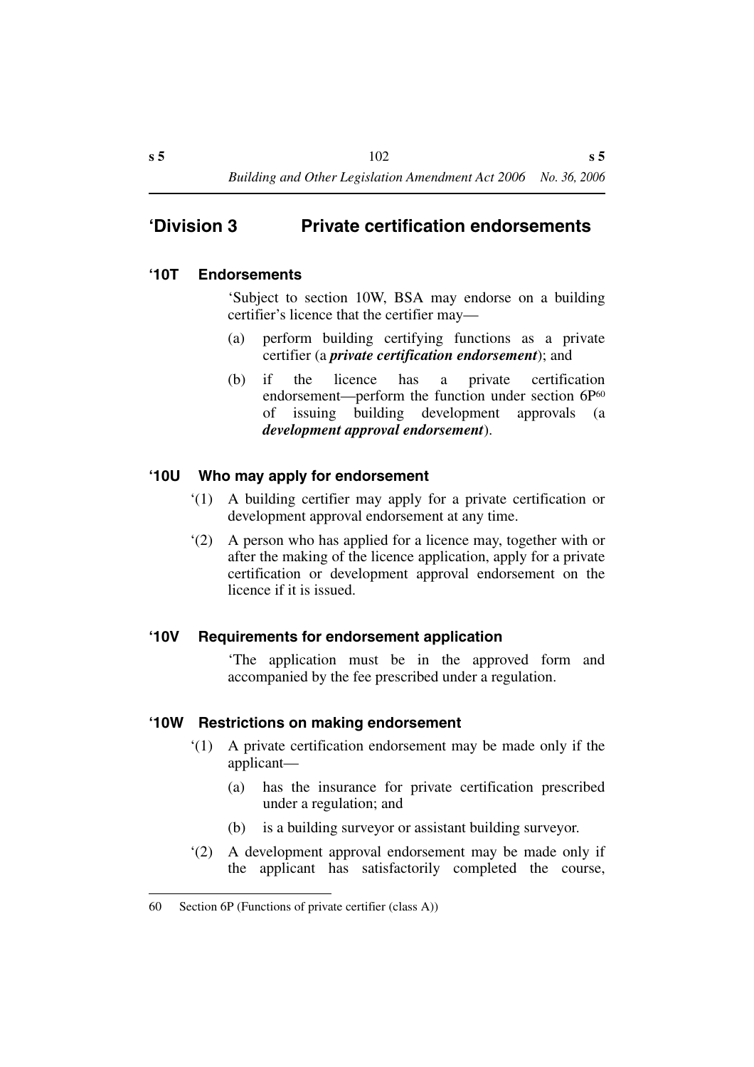## 'Division 3 Private certification endorsements

### '10T Endorsements

'Subject to section 10W, BSA may endorse on a building certifier's licence that the certifier may—

(a) perform building certifying functions as a private certifier (a ***private certification endorsement***); and

(b) if the licence has a private certification endorsement—perform the function under section 6P[60] of issuing building development approvals (a ***development approval endorsement***).

### '10U Who may apply for endorsement

'(1) A building certifier may apply for a private certification or development approval endorsement at any time.

'(2) A person who has applied for a licence may, together with or after the making of the licence application, apply for a private certification or development approval endorsement on the licence if it is issued.

### '10V Requirements for endorsement application

'The application must be in the approved form and accompanied by the fee prescribed under a regulation.

### '10W Restrictions on making endorsement

'(1) A private certification endorsement may be made only if the applicant—

(a) has the insurance for private certification prescribed under a regulation; and

(b) is a building surveyor or assistant building surveyor.

'(2) A development approval endorsement may be made only if the applicant has satisfactorily completed the course,

---

60 Section 6P (Functions of private certifier (class A))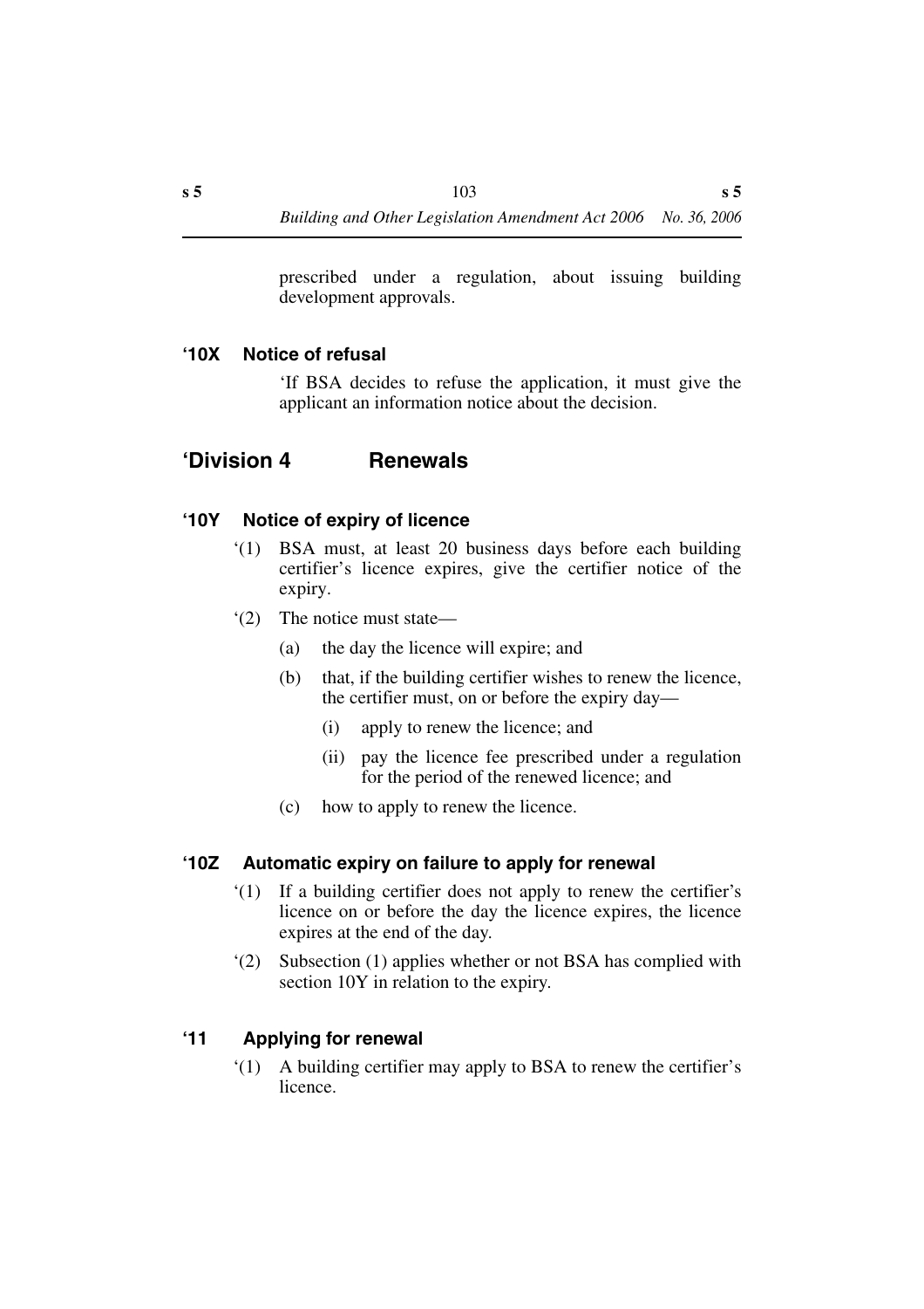prescribed under a regulation, about issuing building development approvals.

### '10X Notice of refusal

'If BSA decides to refuse the application, it must give the applicant an information notice about the decision.

## 'Division 4 Renewals

### '10Y Notice of expiry of licence

'(1) BSA must, at least 20 business days before each building certifier's licence expires, give the certifier notice of the expiry.

'(2) The notice must state—

(a) the day the licence will expire; and

(b) that, if the building certifier wishes to renew the licence, the certifier must, on or before the expiry day—

(i) apply to renew the licence; and

(ii) pay the licence fee prescribed under a regulation for the period of the renewed licence; and

(c) how to apply to renew the licence.

### '10Z Automatic expiry on failure to apply for renewal

'(1) If a building certifier does not apply to renew the certifier's licence on or before the day the licence expires, the licence expires at the end of the day.

'(2) Subsection (1) applies whether or not BSA has complied with section 10Y in relation to the expiry.

### '11 Applying for renewal

'(1) A building certifier may apply to BSA to renew the certifier's licence.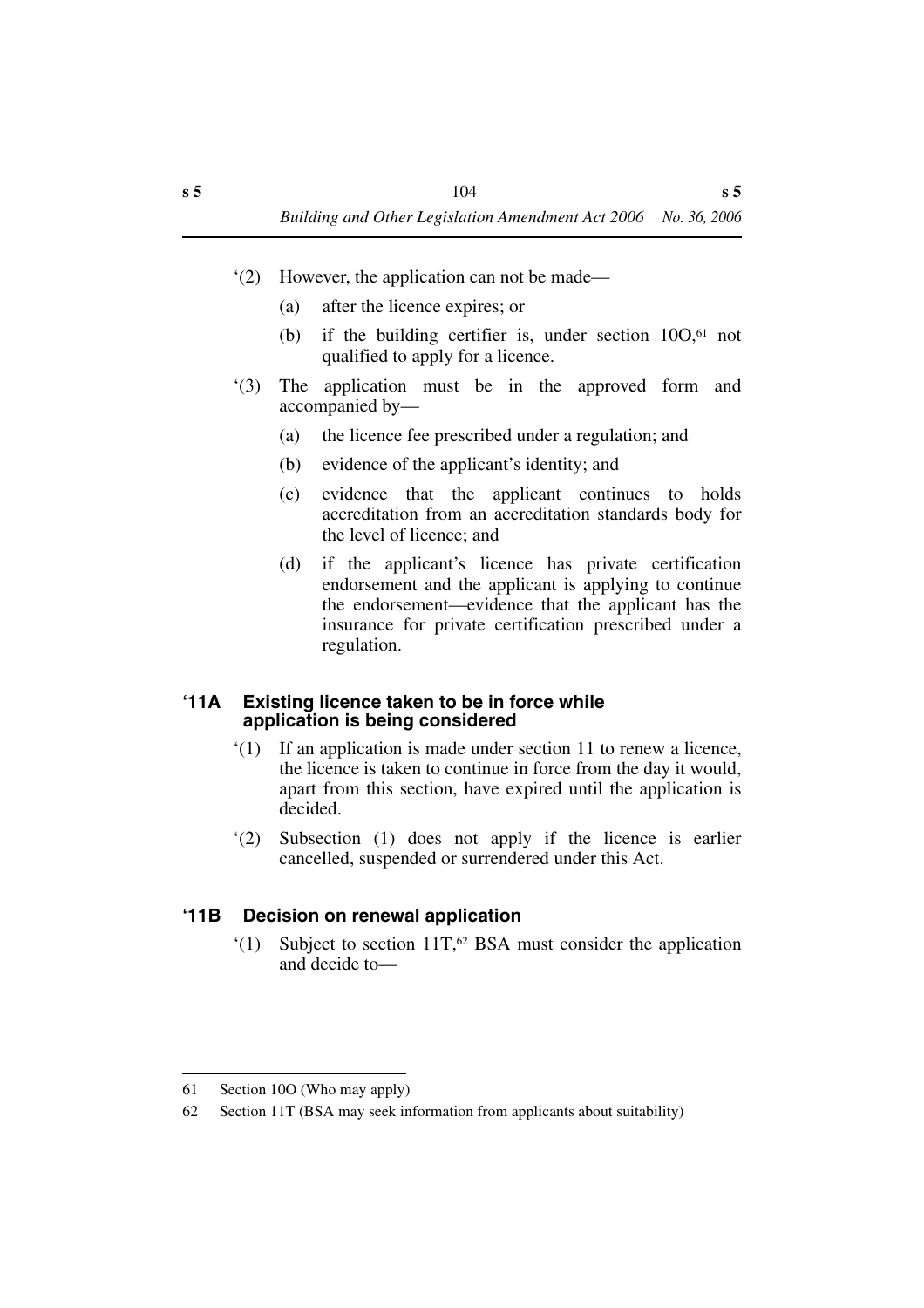'(2) However, the application can not be made—

(a) after the licence expires; or

(b) if the building certifier is, under section 10O,[61] not qualified to apply for a licence.

'(3) The application must be in the approved form and accompanied by—

(a) the licence fee prescribed under a regulation; and

(b) evidence of the applicant's identity; and

(c) evidence that the applicant continues to holds accreditation from an accreditation standards body for the level of licence; and

(d) if the applicant's licence has private certification endorsement and the applicant is applying to continue the endorsement—evidence that the applicant has the insurance for private certification prescribed under a regulation.

### '11A Existing licence taken to be in force while application is being considered

'(1) If an application is made under section 11 to renew a licence, the licence is taken to continue in force from the day it would, apart from this section, have expired until the application is decided.

'(2) Subsection (1) does not apply if the licence is earlier cancelled, suspended or surrendered under this Act.

### '11B Decision on renewal application

'(1) Subject to section 11T,[62] BSA must consider the application and decide to—

---

61 Section 10O (Who may apply)

62 Section 11T (BSA may seek information from applicants about suitability)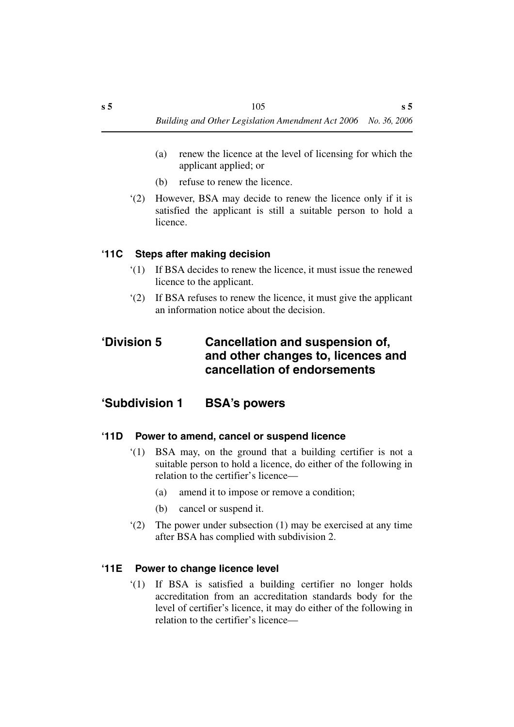(a) renew the licence at the level of licensing for which the applicant applied; or

(b) refuse to renew the licence.

‘(2) However, BSA may decide to renew the licence only if it is satisfied the applicant is still a suitable person to hold a licence.

#### ‘11C Steps after making decision

‘(1) If BSA decides to renew the licence, it must issue the renewed licence to the applicant.

‘(2) If BSA refuses to renew the licence, it must give the applicant an information notice about the decision.

## ‘Division 5 Cancellation and suspension of, and other changes to, licences and cancellation of endorsements

### ‘Subdivision 1 BSA’s powers

#### ‘11D Power to amend, cancel or suspend licence

‘(1) BSA may, on the ground that a building certifier is not a suitable person to hold a licence, do either of the following in relation to the certifier’s licence—

(a) amend it to impose or remove a condition;

(b) cancel or suspend it.

‘(2) The power under subsection (1) may be exercised at any time after BSA has complied with subdivision 2.

#### ‘11E Power to change licence level

‘(1) If BSA is satisfied a building certifier no longer holds accreditation from an accreditation standards body for the level of certifier’s licence, it may do either of the following in relation to the certifier’s licence—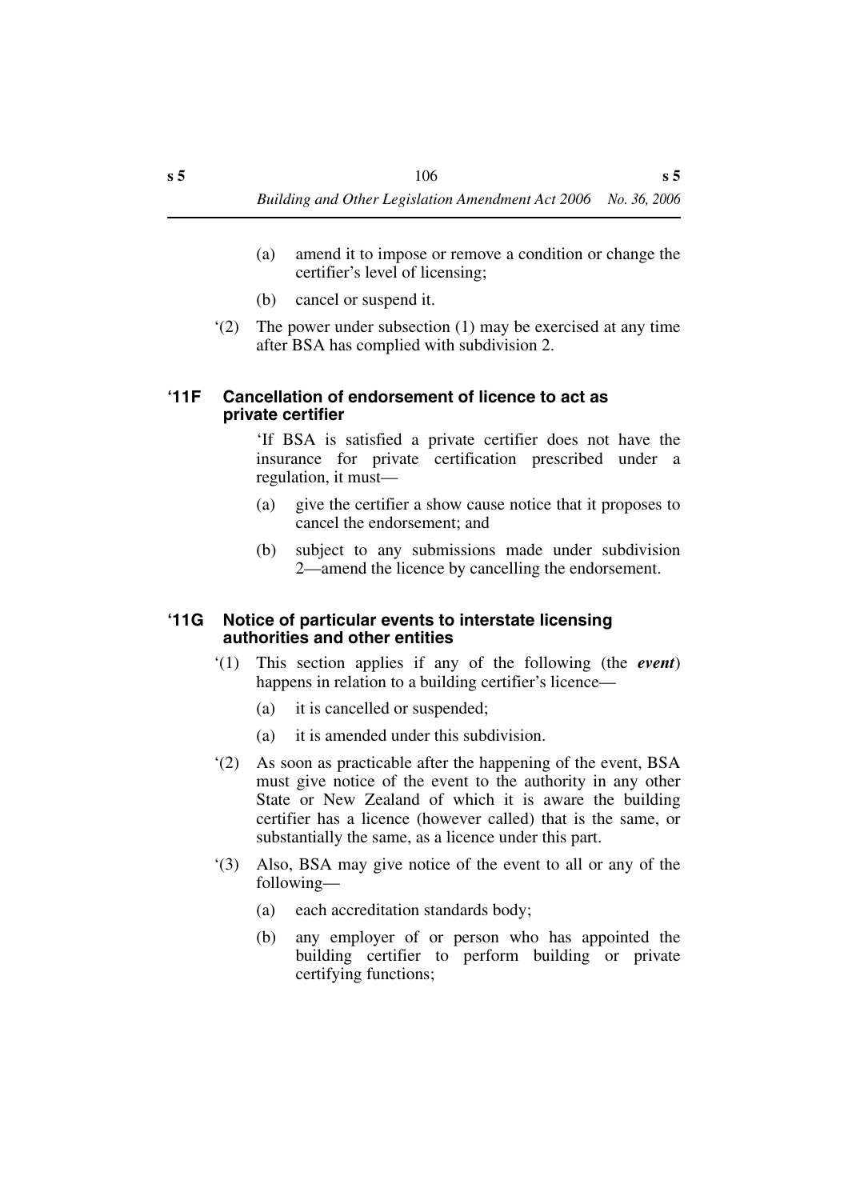(a) amend it to impose or remove a condition or change the certifier's level of licensing;

(b) cancel or suspend it.

'(2) The power under subsection (1) may be exercised at any time after BSA has complied with subdivision 2.

### '11F Cancellation of endorsement of licence to act as private certifier

'If BSA is satisfied a private certifier does not have the insurance for private certification prescribed under a regulation, it must—

(a) give the certifier a show cause notice that it proposes to cancel the endorsement; and

(b) subject to any submissions made under subdivision 2—amend the licence by cancelling the endorsement.

### '11G Notice of particular events to interstate licensing authorities and other entities

'(1) This section applies if any of the following (the ***event***) happens in relation to a building certifier's licence—

(a) it is cancelled or suspended;

(a) it is amended under this subdivision.

'(2) As soon as practicable after the happening of the event, BSA must give notice of the event to the authority in any other State or New Zealand of which it is aware the building certifier has a licence (however called) that is the same, or substantially the same, as a licence under this part.

'(3) Also, BSA may give notice of the event to all or any of the following—

(a) each accreditation standards body;

(b) any employer of or person who has appointed the building certifier to perform building or private certifying functions;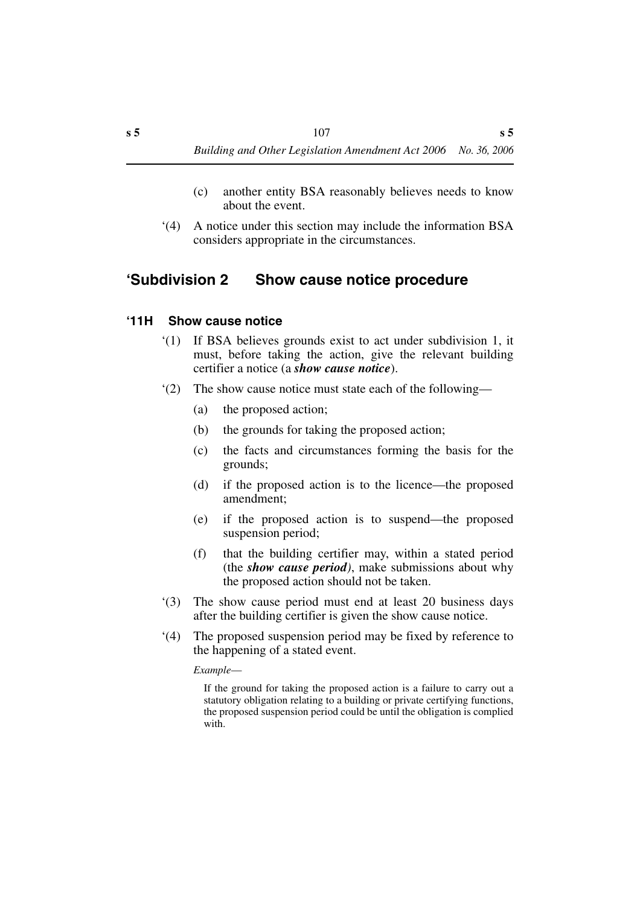(c) another entity BSA reasonably believes needs to know about the event.

‘(4) A notice under this section may include the information BSA considers appropriate in the circumstances.

## ‘Subdivision 2 Show cause notice procedure

### ‘11H Show cause notice

‘(1) If BSA believes grounds exist to act under subdivision 1, it must, before taking the action, give the relevant building certifier a notice (a ***show cause notice***).

‘(2) The show cause notice must state each of the following—

(a) the proposed action;

(b) the grounds for taking the proposed action;

(c) the facts and circumstances forming the basis for the grounds;

(d) if the proposed action is to the licence—the proposed amendment;

(e) if the proposed action is to suspend—the proposed suspension period;

(f) that the building certifier may, within a stated period (the ***show cause period***), make submissions about why the proposed action should not be taken.

‘(3) The show cause period must end at least 20 business days after the building certifier is given the show cause notice.

‘(4) The proposed suspension period may be fixed by reference to the happening of a stated event.

*Example*—

If the ground for taking the proposed action is a failure to carry out a statutory obligation relating to a building or private certifying functions, the proposed suspension period could be until the obligation is complied with.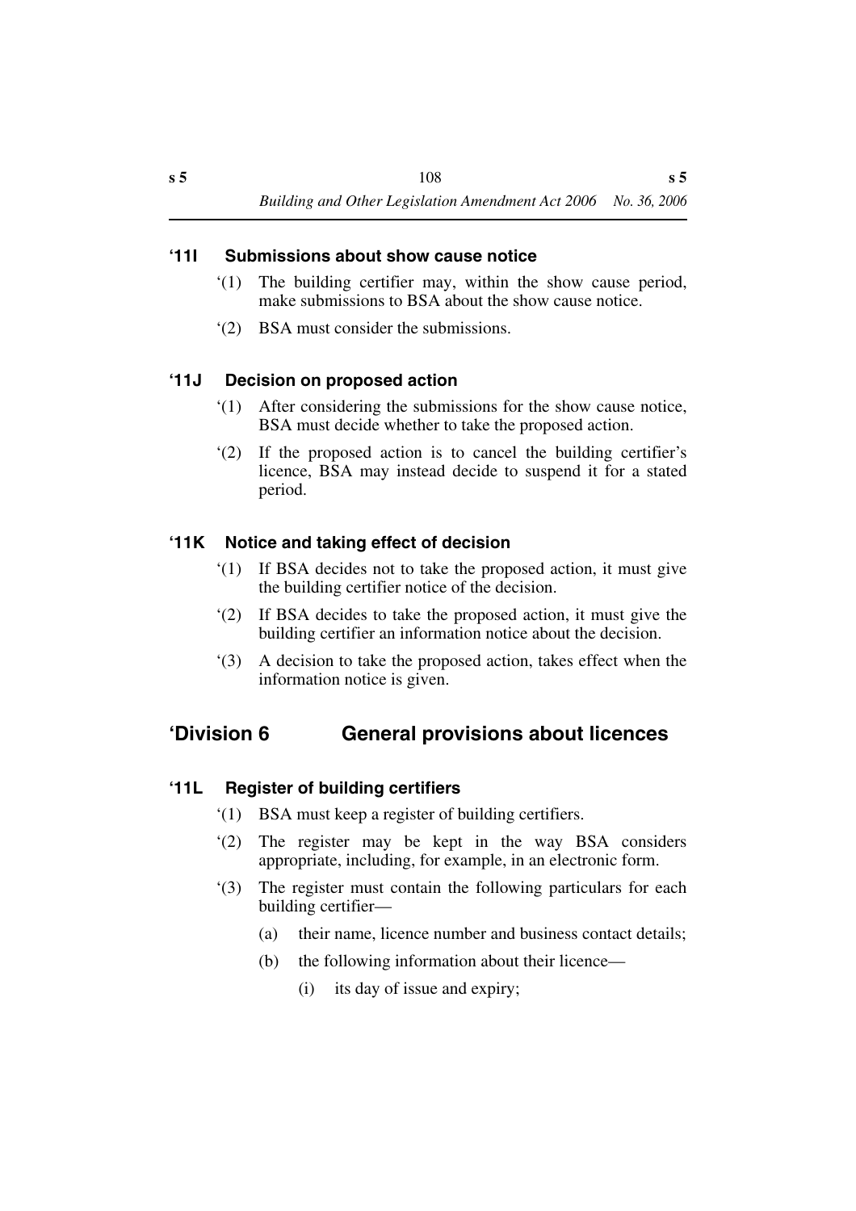### '11I Submissions about show cause notice

'(1) The building certifier may, within the show cause period, make submissions to BSA about the show cause notice.

'(2) BSA must consider the submissions.

### '11J Decision on proposed action

'(1) After considering the submissions for the show cause notice, BSA must decide whether to take the proposed action.

'(2) If the proposed action is to cancel the building certifier's licence, BSA may instead decide to suspend it for a stated period.

### '11K Notice and taking effect of decision

'(1) If BSA decides not to take the proposed action, it must give the building certifier notice of the decision.

'(2) If BSA decides to take the proposed action, it must give the building certifier an information notice about the decision.

'(3) A decision to take the proposed action, takes effect when the information notice is given.

## 'Division 6 General provisions about licences

### '11L Register of building certifiers

'(1) BSA must keep a register of building certifiers.

'(2) The register may be kept in the way BSA considers appropriate, including, for example, in an electronic form.

'(3) The register must contain the following particulars for each building certifier—

- (a) their name, licence number and business contact details;
- (b) the following information about their licence—
  - (i) its day of issue and expiry;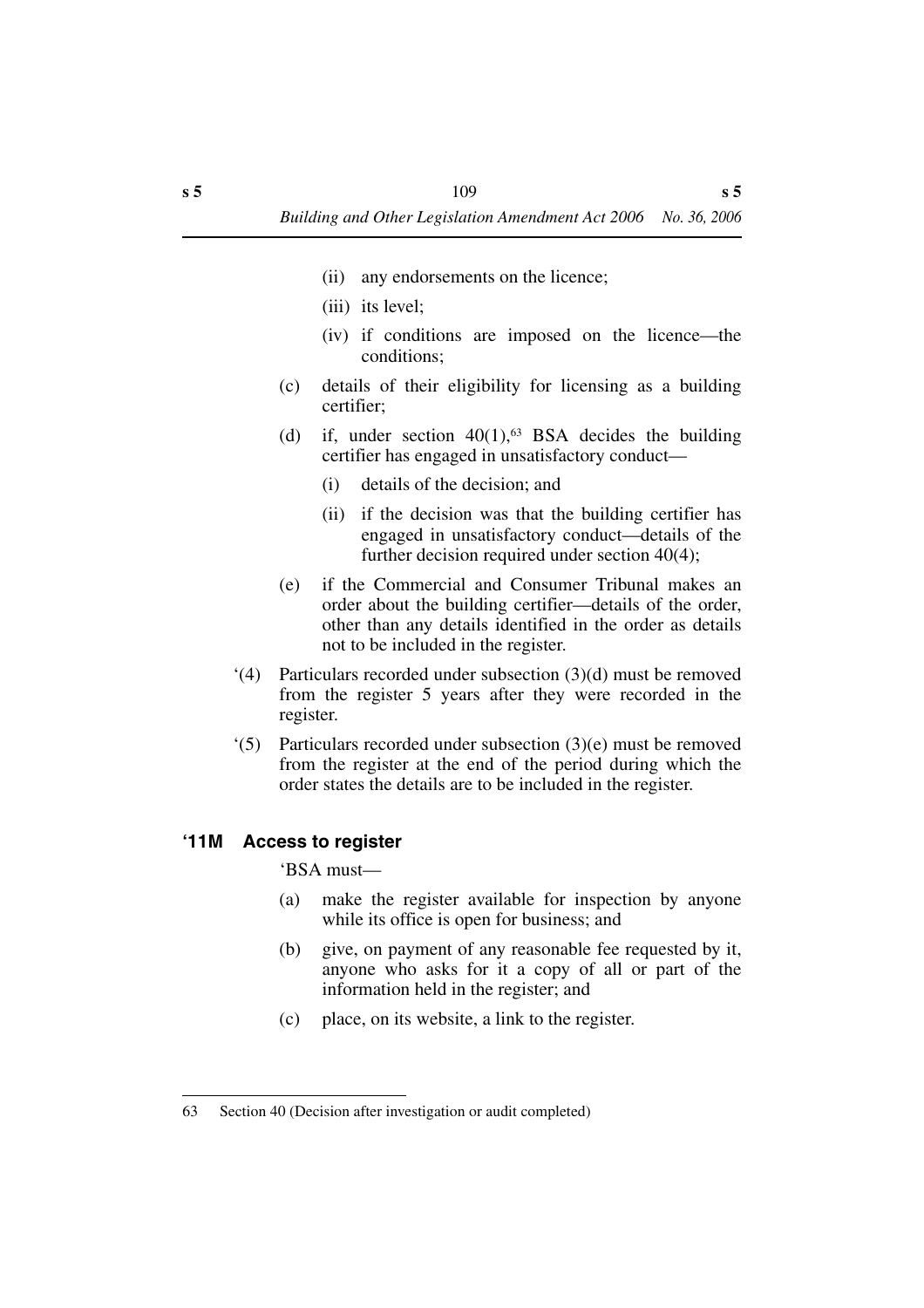(ii) any endorsements on the licence;

(iii) its level;

(iv) if conditions are imposed on the licence—the conditions;

(c) details of their eligibility for licensing as a building certifier;

(d) if, under section 40(1),[63] BSA decides the building certifier has engaged in unsatisfactory conduct—

(i) details of the decision; and

(ii) if the decision was that the building certifier has engaged in unsatisfactory conduct—details of the further decision required under section 40(4);

(e) if the Commercial and Consumer Tribunal makes an order about the building certifier—details of the order, other than any details identified in the order as details not to be included in the register.

'(4) Particulars recorded under subsection (3)(d) must be removed from the register 5 years after they were recorded in the register.

'(5) Particulars recorded under subsection (3)(e) must be removed from the register at the end of the period during which the order states the details are to be included in the register.

### '11M Access to register

'BSA must—

(a) make the register available for inspection by anyone while its office is open for business; and

(b) give, on payment of any reasonable fee requested by it, anyone who asks for it a copy of all or part of the information held in the register; and

(c) place, on its website, a link to the register.

---

63 Section 40 (Decision after investigation or audit completed)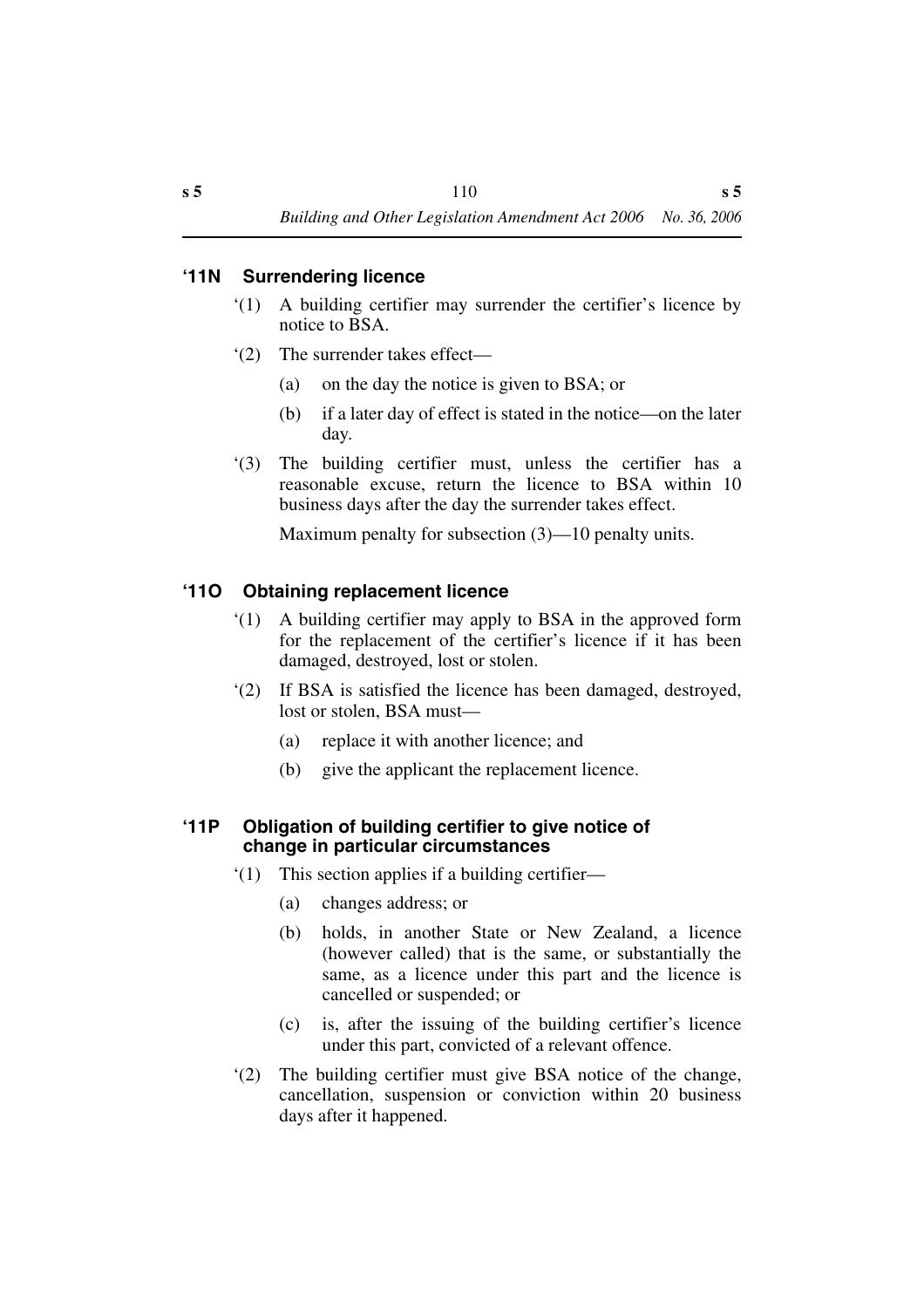### ‘11N Surrendering licence

‘(1) A building certifier may surrender the certifier’s licence by notice to BSA.

‘(2) The surrender takes effect—

(a) on the day the notice is given to BSA; or

(b) if a later day of effect is stated in the notice—on the later day.

‘(3) The building certifier must, unless the certifier has a reasonable excuse, return the licence to BSA within 10 business days after the day the surrender takes effect.

Maximum penalty for subsection (3)—10 penalty units.

### ‘11O Obtaining replacement licence

‘(1) A building certifier may apply to BSA in the approved form for the replacement of the certifier’s licence if it has been damaged, destroyed, lost or stolen.

‘(2) If BSA is satisfied the licence has been damaged, destroyed, lost or stolen, BSA must—

(a) replace it with another licence; and

(b) give the applicant the replacement licence.

### ‘11P Obligation of building certifier to give notice of change in particular circumstances

‘(1) This section applies if a building certifier—

(a) changes address; or

(b) holds, in another State or New Zealand, a licence (however called) that is the same, or substantially the same, as a licence under this part and the licence is cancelled or suspended; or

(c) is, after the issuing of the building certifier’s licence under this part, convicted of a relevant offence.

‘(2) The building certifier must give BSA notice of the change, cancellation, suspension or conviction within 20 business days after it happened.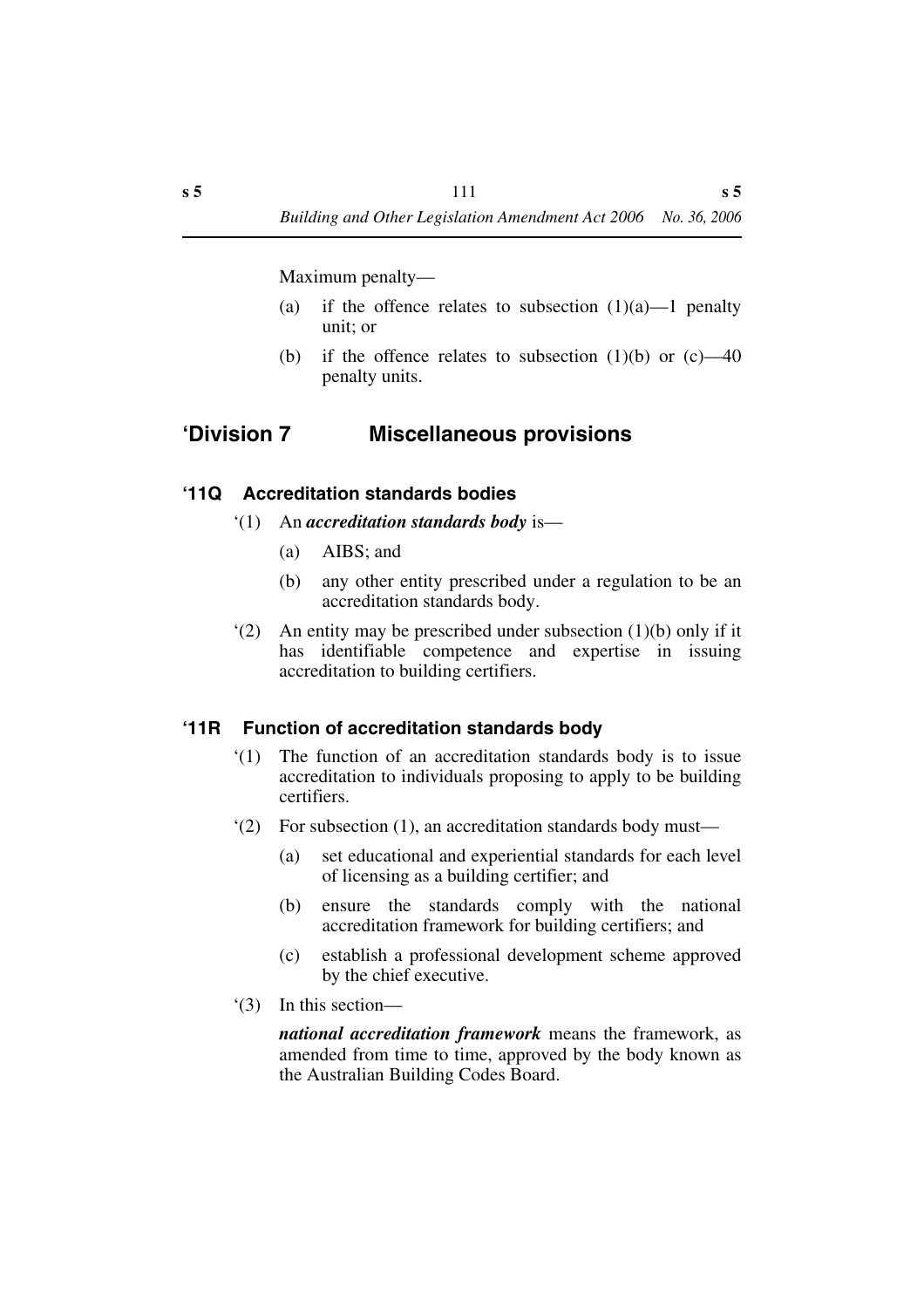Maximum penalty—

(a) if the offence relates to subsection (1)(a)—1 penalty unit; or

(b) if the offence relates to subsection (1)(b) or (c)—40 penalty units.

## ‘Division 7 Miscellaneous provisions

### ‘11Q Accreditation standards bodies

‘(1) An ***accreditation standards body*** is—

(a) AIBS; and

(b) any other entity prescribed under a regulation to be an accreditation standards body.

‘(2) An entity may be prescribed under subsection (1)(b) only if it has identifiable competence and expertise in issuing accreditation to building certifiers.

### ‘11R Function of accreditation standards body

‘(1) The function of an accreditation standards body is to issue accreditation to individuals proposing to apply to be building certifiers.

‘(2) For subsection (1), an accreditation standards body must—

(a) set educational and experiential standards for each level of licensing as a building certifier; and

(b) ensure the standards comply with the national accreditation framework for building certifiers; and

(c) establish a professional development scheme approved by the chief executive.

‘(3) In this section—

***national accreditation framework*** means the framework, as amended from time to time, approved by the body known as the Australian Building Codes Board.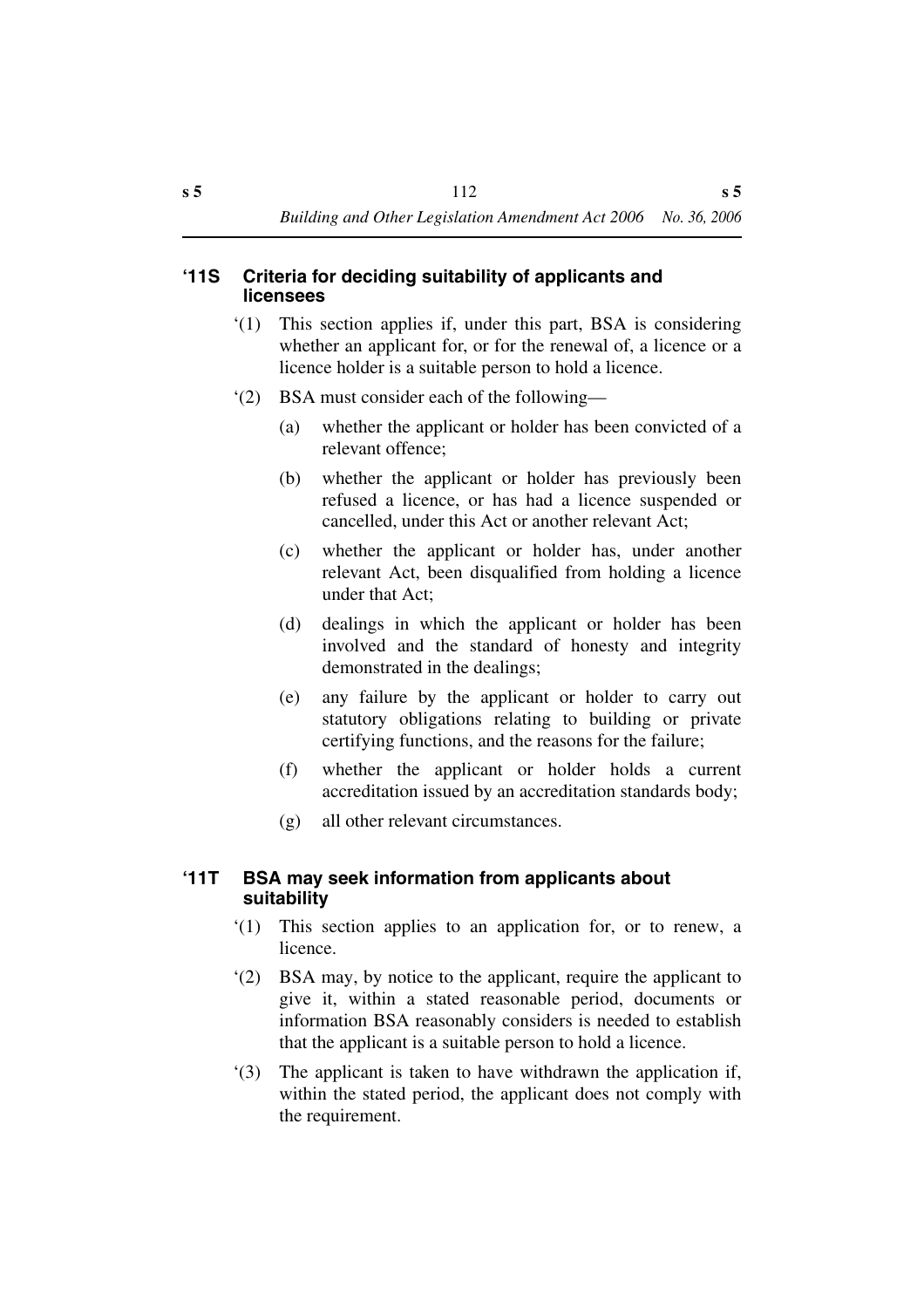### '11S Criteria for deciding suitability of applicants and licensees

'(1) This section applies if, under this part, BSA is considering whether an applicant for, or for the renewal of, a licence or a licence holder is a suitable person to hold a licence.

'(2) BSA must consider each of the following—

(a) whether the applicant or holder has been convicted of a relevant offence;

(b) whether the applicant or holder has previously been refused a licence, or has had a licence suspended or cancelled, under this Act or another relevant Act;

(c) whether the applicant or holder has, under another relevant Act, been disqualified from holding a licence under that Act;

(d) dealings in which the applicant or holder has been involved and the standard of honesty and integrity demonstrated in the dealings;

(e) any failure by the applicant or holder to carry out statutory obligations relating to building or private certifying functions, and the reasons for the failure;

(f) whether the applicant or holder holds a current accreditation issued by an accreditation standards body;

(g) all other relevant circumstances.

### '11T BSA may seek information from applicants about suitability

'(1) This section applies to an application for, or to renew, a licence.

'(2) BSA may, by notice to the applicant, require the applicant to give it, within a stated reasonable period, documents or information BSA reasonably considers is needed to establish that the applicant is a suitable person to hold a licence.

'(3) The applicant is taken to have withdrawn the application if, within the stated period, the applicant does not comply with the requirement.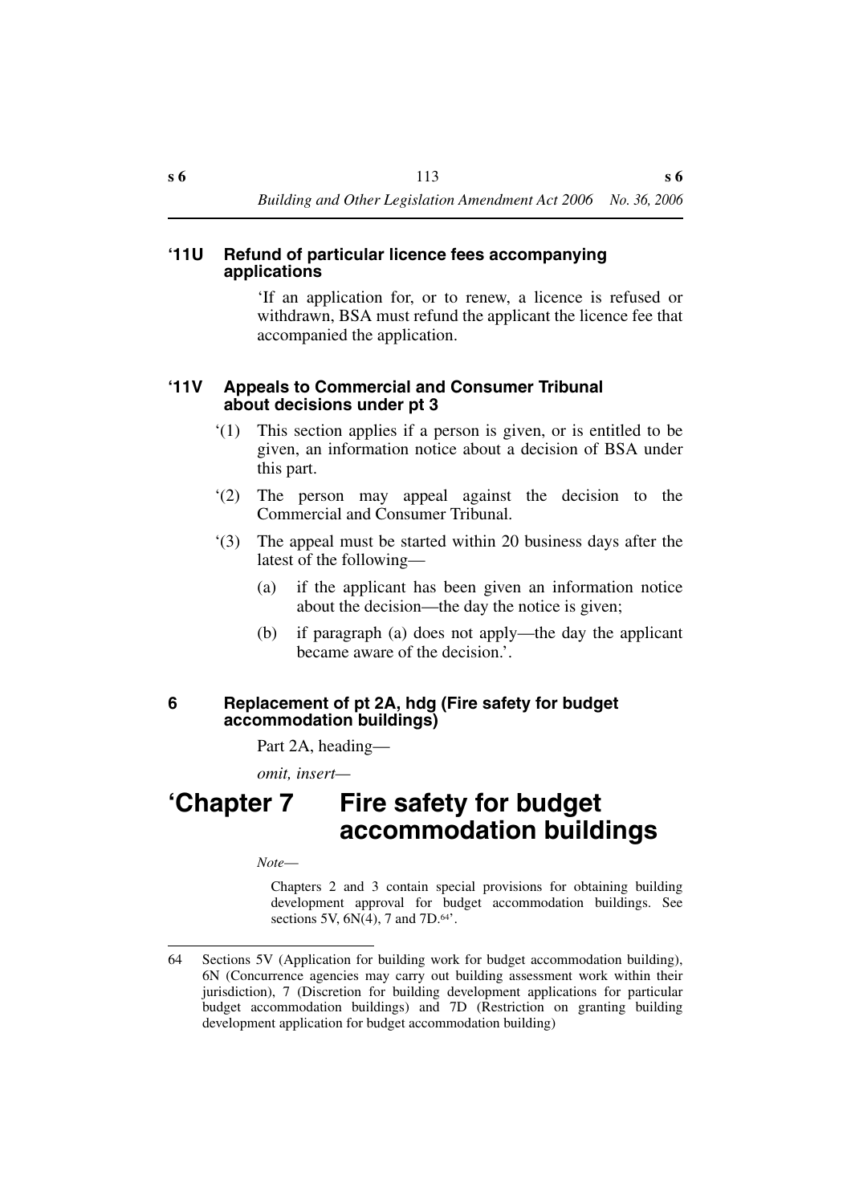### '11U Refund of particular licence fees accompanying applications

'If an application for, or to renew, a licence is refused or withdrawn, BSA must refund the applicant the licence fee that accompanied the application.

### '11V Appeals to Commercial and Consumer Tribunal about decisions under pt 3

'(1) This section applies if a person is given, or is entitled to be given, an information notice about a decision of BSA under this part.

'(2) The person may appeal against the decision to the Commercial and Consumer Tribunal.

'(3) The appeal must be started within 20 business days after the latest of the following—

(a) if the applicant has been given an information notice about the decision—the day the notice is given;

(b) if paragraph (a) does not apply—the day the applicant became aware of the decision.'.

### 6 Replacement of pt 2A, hdg (Fire safety for budget accommodation buildings)

Part 2A, heading—

*omit, insert—*

# 'Chapter 7 Fire safety for budget accommodation buildings

*Note—*

Chapters 2 and 3 contain special provisions for obtaining building development approval for budget accommodation buildings. See sections 5V, 6N(4), 7 and 7D.[64]'.

---

64 Sections 5V (Application for building work for budget accommodation building), 6N (Concurrence agencies may carry out building assessment work within their jurisdiction), 7 (Discretion for building development applications for particular budget accommodation buildings) and 7D (Restriction on granting building development application for budget accommodation building)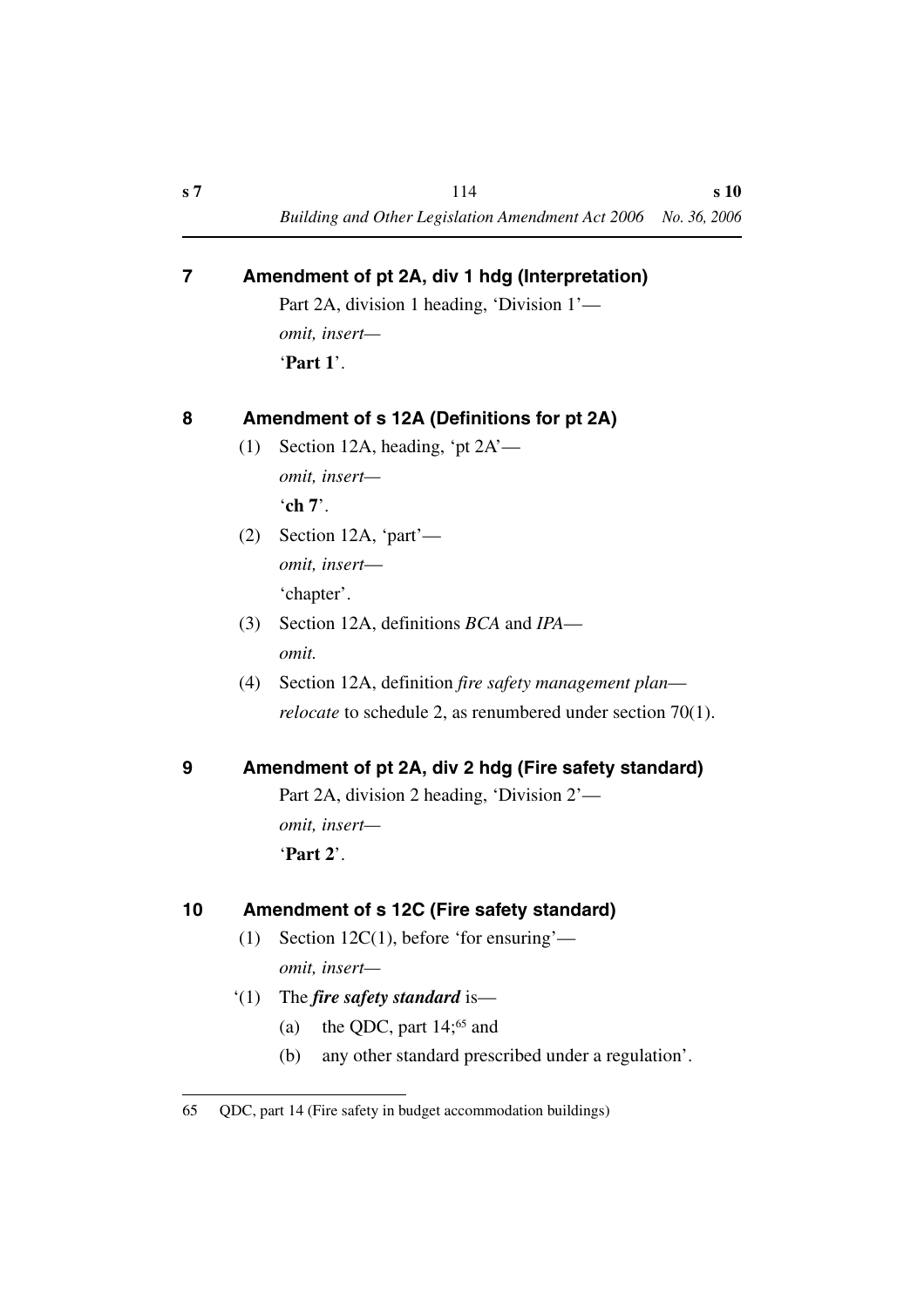## 7 Amendment of pt 2A, div 1 hdg (Interpretation)

Part 2A, division 1 heading, 'Division 1'—

*omit, insert—*

'**Part 1**'.

## 8 Amendment of s 12A (Definitions for pt 2A)

(1) Section 12A, heading, 'pt 2A'—

*omit, insert—*

'**ch 7**'.

(2) Section 12A, 'part'—

*omit, insert—*

'chapter'.

(3) Section 12A, definitions *BCA* and *IPA*—

*omit.*

(4) Section 12A, definition *fire safety management plan*—

*relocate* to schedule 2, as renumbered under section 70(1).

## 9 Amendment of pt 2A, div 2 hdg (Fire safety standard)

Part 2A, division 2 heading, 'Division 2'—

*omit, insert—*

'**Part 2**'.

## 10 Amendment of s 12C (Fire safety standard)

(1) Section 12C(1), before 'for ensuring'—

*omit, insert—*

'(1) The ***fire safety standard*** is—

(a) the QDC, part 14;[65] and

(b) any other standard prescribed under a regulation'.

---

65 QDC, part 14 (Fire safety in budget accommodation buildings)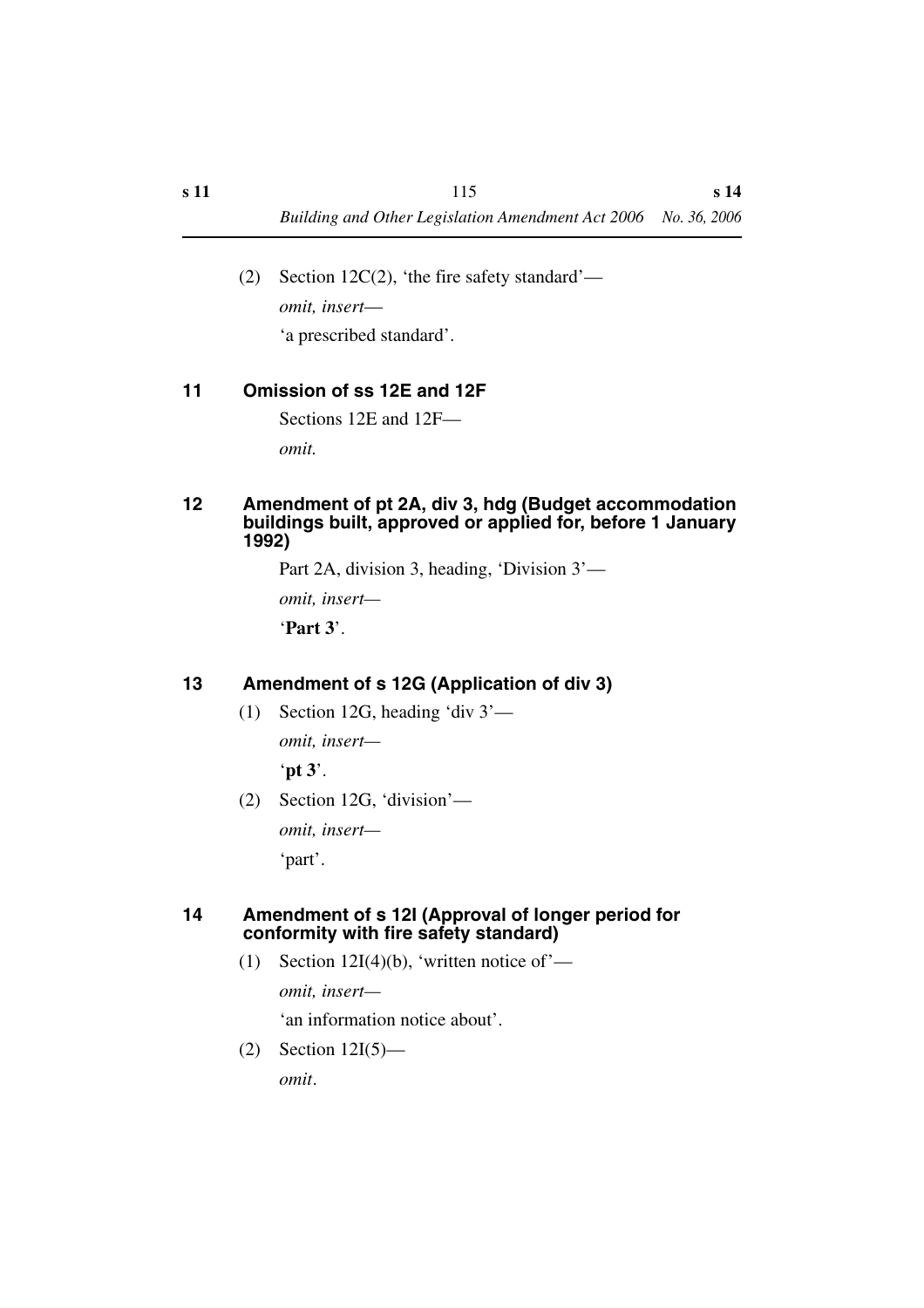(2) Section 12C(2), 'the fire safety standard'—

*omit, insert*—

'a prescribed standard'.

### 11 Omission of ss 12E and 12F

Sections 12E and 12F—

*omit.*

### 12 Amendment of pt 2A, div 3, hdg (Budget accommodation buildings built, approved or applied for, before 1 January 1992)

Part 2A, division 3, heading, 'Division 3'—

*omit, insert*—

'**Part 3**'.

### 13 Amendment of s 12G (Application of div 3)

(1) Section 12G, heading 'div 3'—

*omit, insert*—

'**pt 3**'.

(2) Section 12G, 'division'—

*omit, insert*—

'part'.

### 14 Amendment of s 12I (Approval of longer period for conformity with fire safety standard)

(1) Section 12I(4)(b), 'written notice of'—

*omit, insert*—

'an information notice about'.

(2) Section 12I(5)—

*omit*.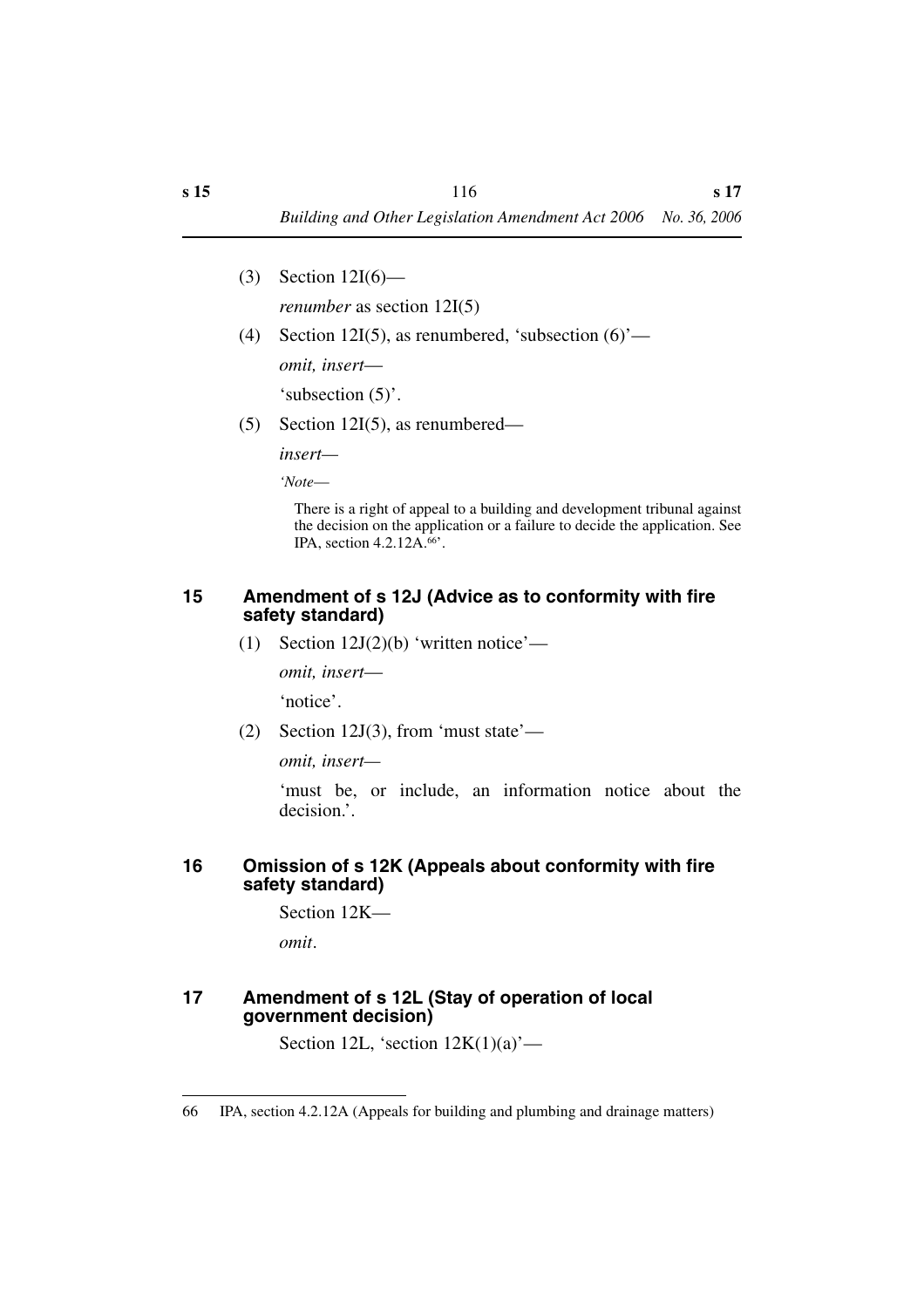(3) Section 12I(6)—

*renumber* as section 12I(5)

(4) Section 12I(5), as renumbered, 'subsection (6)'—

*omit, insert*—

'subsection (5)'.

(5) Section 12I(5), as renumbered—

*insert*—

*'Note*—

There is a right of appeal to a building and development tribunal against the decision on the application or a failure to decide the application. See IPA, section 4.2.12A.[66]'.

## 15 Amendment of s 12J (Advice as to conformity with fire safety standard)

(1) Section 12J(2)(b) 'written notice'—

*omit, insert*—

'notice'.

(2) Section 12J(3), from 'must state'—

*omit, insert*—

'must be, or include, an information notice about the decision.'.

## 16 Omission of s 12K (Appeals about conformity with fire safety standard)

Section 12K—

*omit*.

## 17 Amendment of s 12L (Stay of operation of local government decision)

Section 12L, 'section 12K(1)(a)'—

---

66 IPA, section 4.2.12A (Appeals for building and plumbing and drainage matters)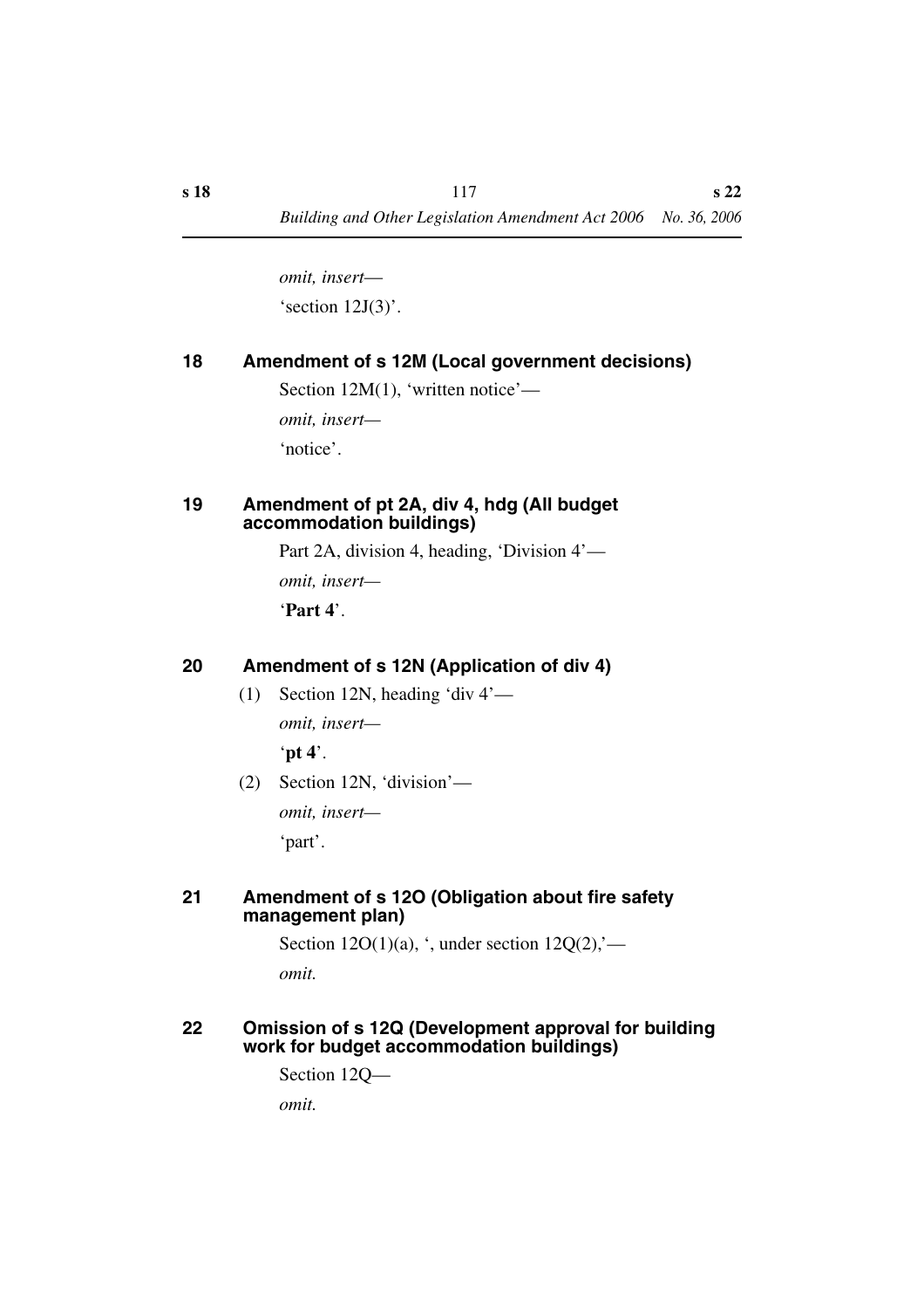*omit, insert*—

'section 12J(3)'.

### 18 Amendment of s 12M (Local government decisions)

Section 12M(1), 'written notice'—

*omit, insert*—

'notice'.

### 19 Amendment of pt 2A, div 4, hdg (All budget accommodation buildings)

Part 2A, division 4, heading, 'Division 4'—

*omit, insert*—

'**Part 4**'.

### 20 Amendment of s 12N (Application of div 4)

(1) Section 12N, heading 'div 4'—

*omit, insert*—

'**pt 4**'.

(2) Section 12N, 'division'—

*omit, insert*—

'part'.

### 21 Amendment of s 12O (Obligation about fire safety management plan)

Section 12O(1)(a), ', under section 12Q(2),'—

*omit.*

### 22 Omission of s 12Q (Development approval for building work for budget accommodation buildings)

Section 12Q—

*omit.*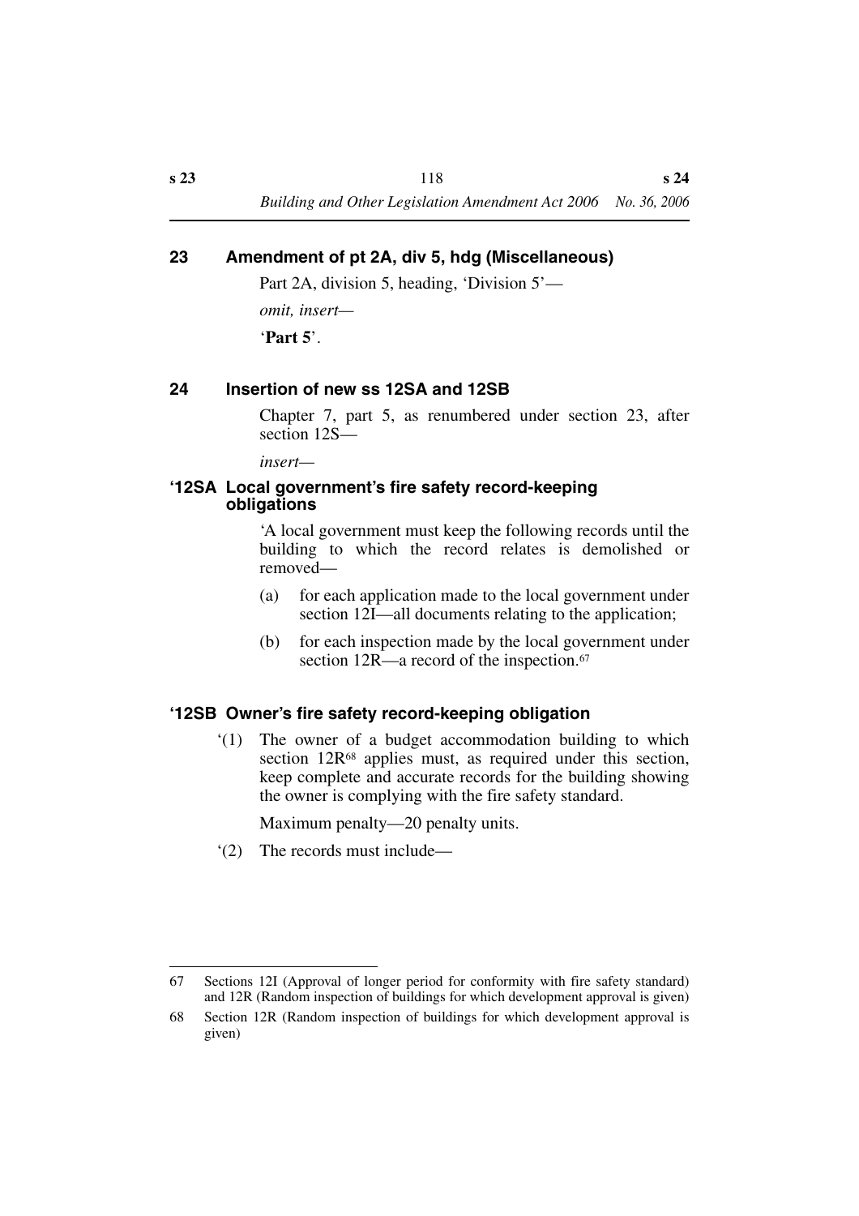## 23 Amendment of pt 2A, div 5, hdg (Miscellaneous)

Part 2A, division 5, heading, 'Division 5'—

*omit, insert—*

'**Part 5**'.

## 24 Insertion of new ss 12SA and 12SB

Chapter 7, part 5, as renumbered under section 23, after section 12S—

*insert—*

### '12SA Local government's fire safety record-keeping obligations

'A local government must keep the following records until the building to which the record relates is demolished or removed—

(a) for each application made to the local government under section 12I—all documents relating to the application;

(b) for each inspection made by the local government under section 12R—a record of the inspection.[67]

### '12SB Owner's fire safety record-keeping obligation

'(1) The owner of a budget accommodation building to which section 12R[68] applies must, as required under this section, keep complete and accurate records for the building showing the owner is complying with the fire safety standard.

Maximum penalty—20 penalty units.

'(2) The records must include—

---

67 Sections 12I (Approval of longer period for conformity with fire safety standard) and 12R (Random inspection of buildings for which development approval is given)

68 Section 12R (Random inspection of buildings for which development approval is given)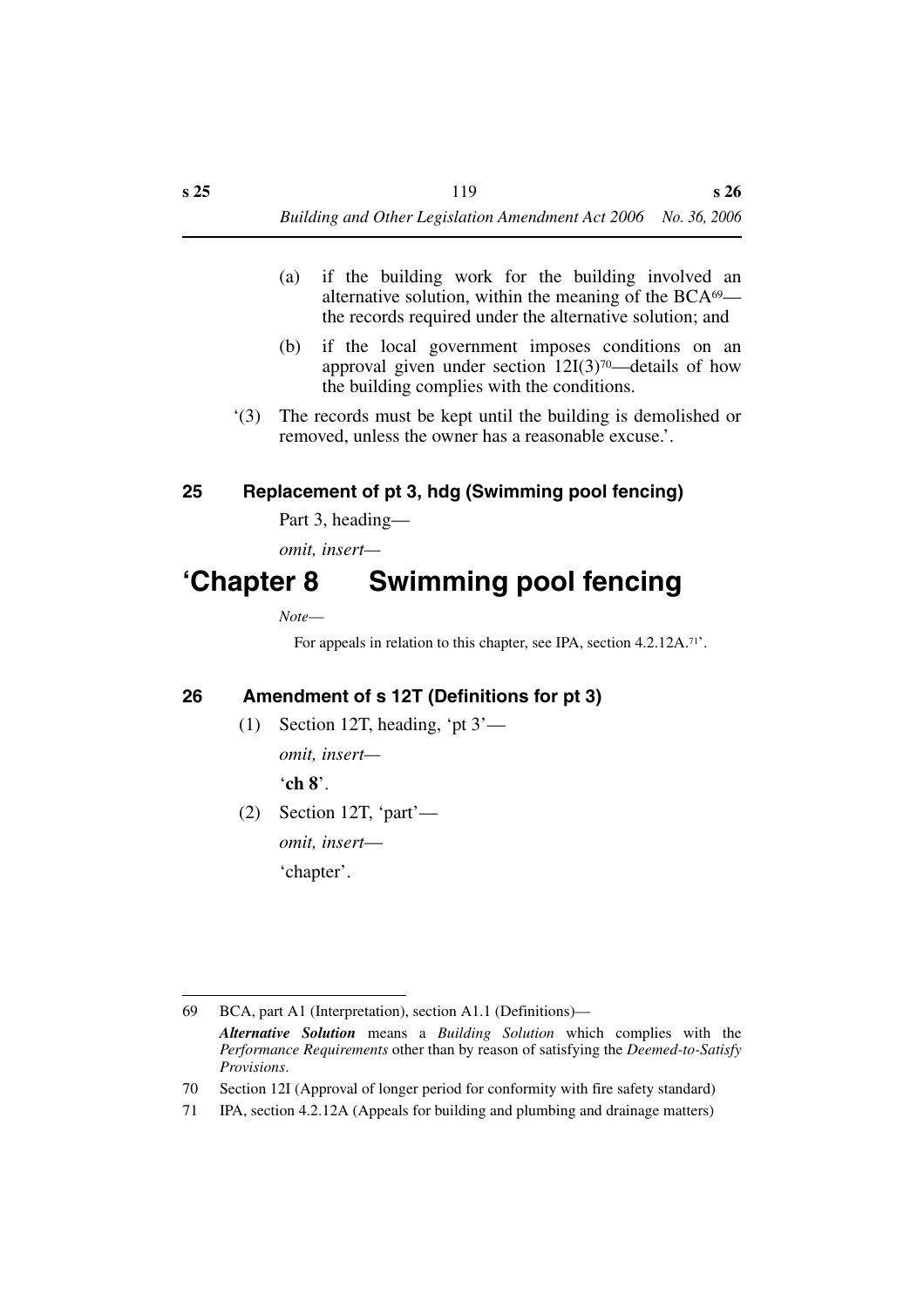(a) if the building work for the building involved an alternative solution, within the meaning of the BCA[69]—the records required under the alternative solution; and

(b) if the local government imposes conditions on an approval given under section 12I(3)[70]—details of how the building complies with the conditions.

'(3) The records must be kept until the building is demolished or removed, unless the owner has a reasonable excuse.'.

### 25 Replacement of pt 3, hdg (Swimming pool fencing)

Part 3, heading—

*omit, insert—*

# 'Chapter 8 Swimming pool fencing

*Note—*

For appeals in relation to this chapter, see IPA, section 4.2.12A.[71]'.

### 26 Amendment of s 12T (Definitions for pt 3)

(1) Section 12T, heading, 'pt 3'—

*omit, insert—*

'**ch 8**'.

(2) Section 12T, 'part'—

*omit, insert—*

'chapter'.

---

69 BCA, part A1 (Interpretation), section A1.1 (Definitions)—

***Alternative Solution*** means a *Building Solution* which complies with the *Performance Requirements* other than by reason of satisfying the *Deemed-to-Satisfy Provisions*.

70 Section 12I (Approval of longer period for conformity with fire safety standard)

71 IPA, section 4.2.12A (Appeals for building and plumbing and drainage matters)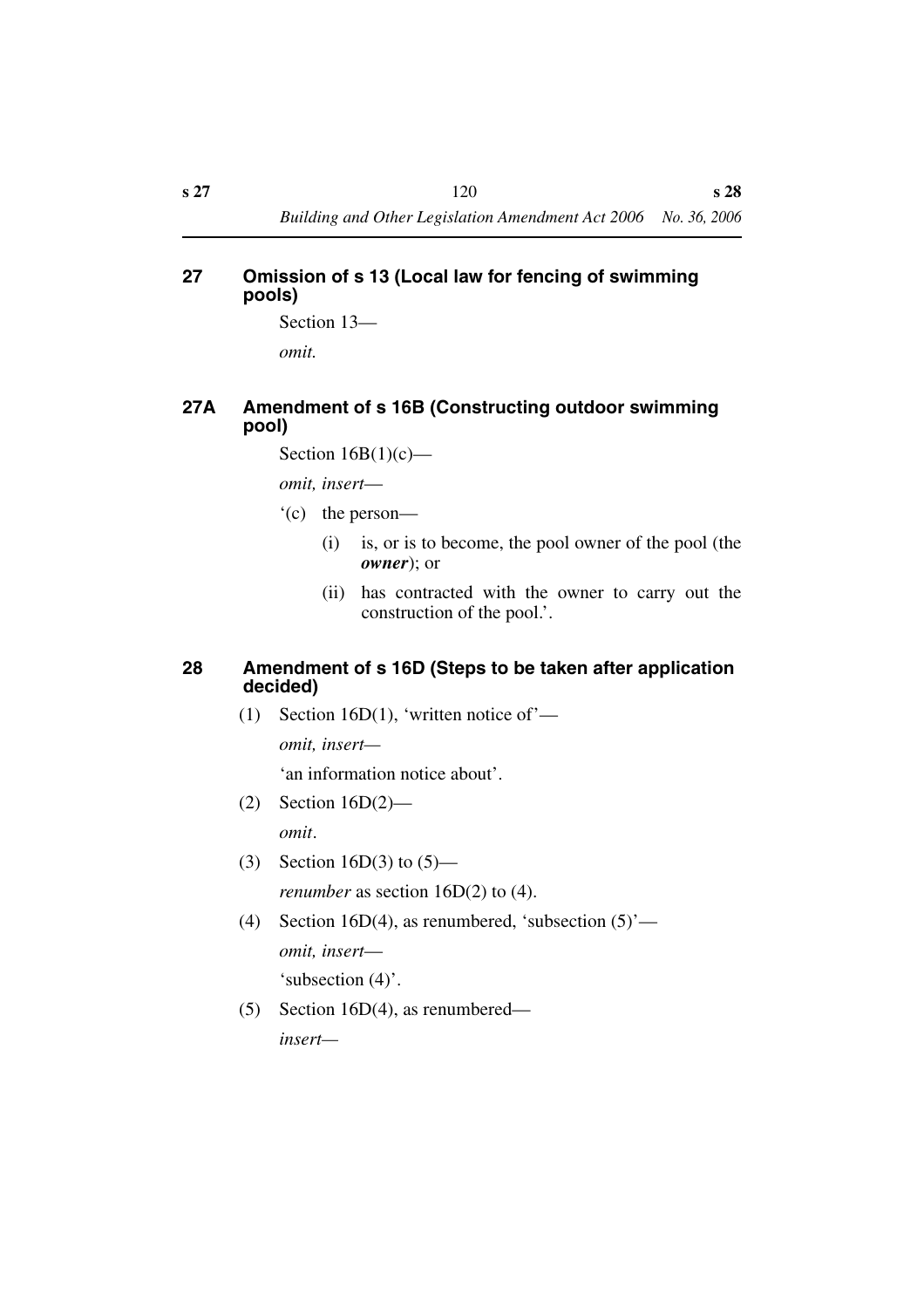### 27 Omission of s 13 (Local law for fencing of swimming pools)

Section 13—

*omit.*

### 27A Amendment of s 16B (Constructing outdoor swimming pool)

Section 16B(1)(c)—

*omit, insert*—

'(c) the person—

(i) is, or is to become, the pool owner of the pool (the ***owner***); or

(ii) has contracted with the owner to carry out the construction of the pool.'.

### 28 Amendment of s 16D (Steps to be taken after application decided)

(1) Section 16D(1), 'written notice of'—

*omit, insert*—

'an information notice about'.

(2) Section 16D(2)—

*omit*.

(3) Section 16D(3) to (5)—

*renumber* as section 16D(2) to (4).

(4) Section 16D(4), as renumbered, 'subsection (5)'—

*omit, insert*—

'subsection (4)'.

(5) Section 16D(4), as renumbered—

*insert*—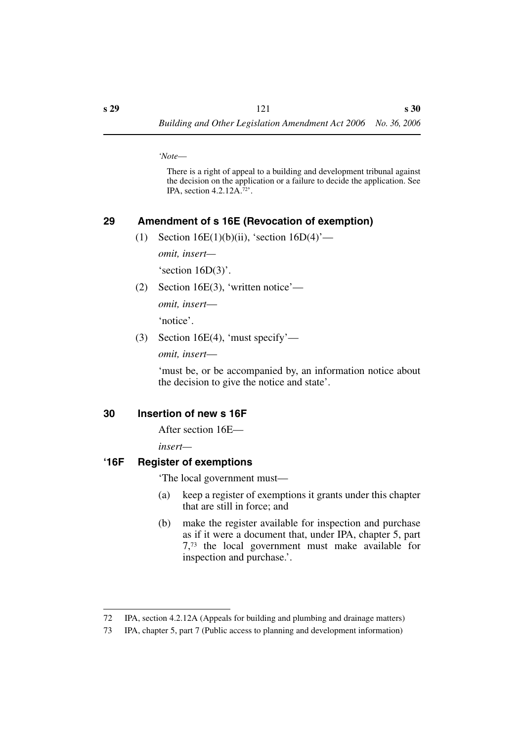*'Note*—

There is a right of appeal to a building and development tribunal against the decision on the application or a failure to decide the application. See IPA, section 4.2.12A.[72]'.

## 29 Amendment of s 16E (Revocation of exemption)

(1) Section 16E(1)(b)(ii), 'section 16D(4)'—

*omit, insert*—

'section 16D(3)'.

(2) Section 16E(3), 'written notice'—

*omit, insert*—

'notice'.

(3) Section 16E(4), 'must specify'—

*omit, insert*—

'must be, or be accompanied by, an information notice about the decision to give the notice and state'.

## 30 Insertion of new s 16F

After section 16E—

*insert*—

## '16F Register of exemptions

'The local government must—

(a) keep a register of exemptions it grants under this chapter that are still in force; and

(b) make the register available for inspection and purchase as if it were a document that, under IPA, chapter 5, part 7,[73] the local government must make available for inspection and purchase.'.

---

72 IPA, section 4.2.12A (Appeals for building and plumbing and drainage matters)

73 IPA, chapter 5, part 7 (Public access to planning and development information)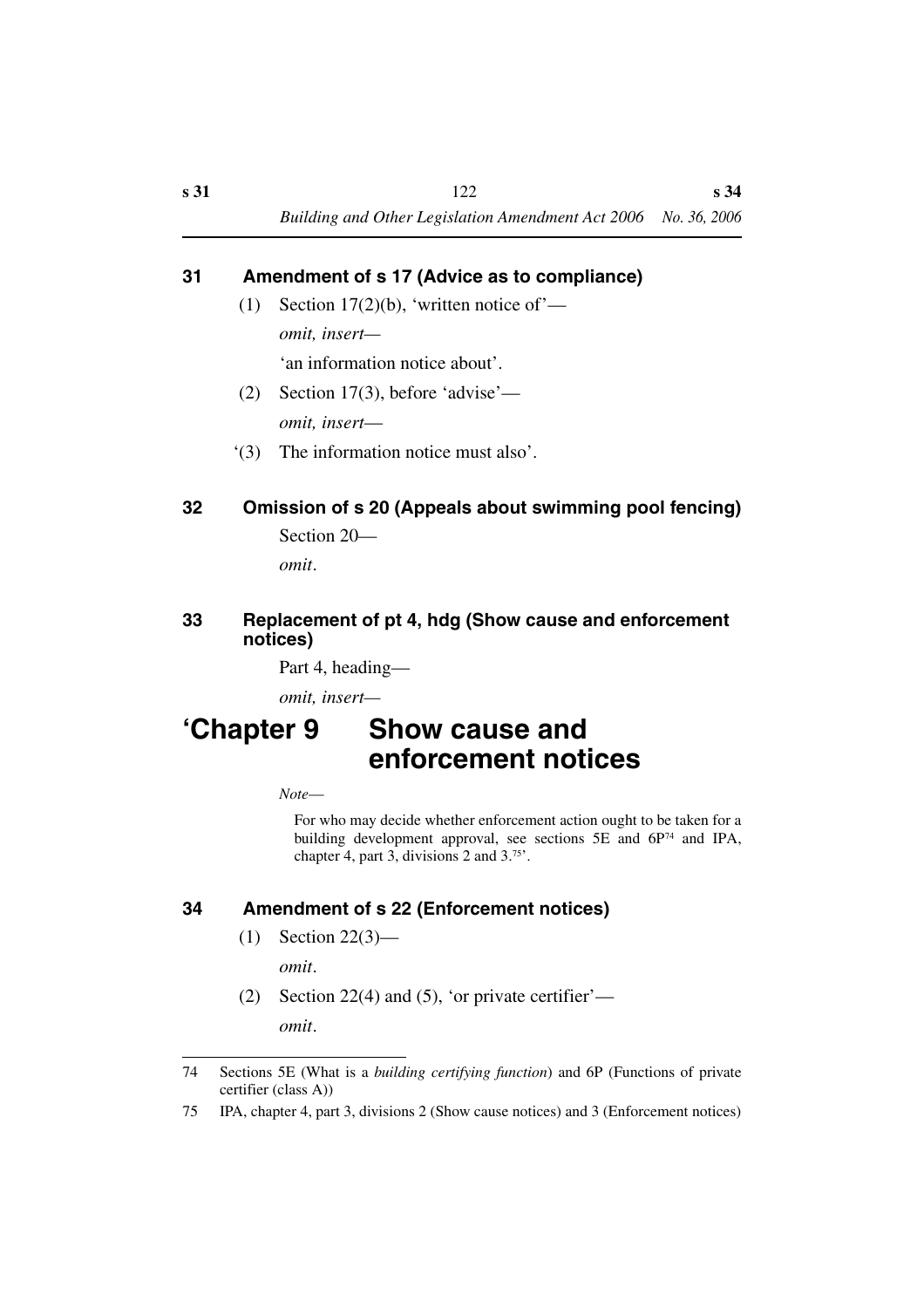## 31 Amendment of s 17 (Advice as to compliance)

(1) Section 17(2)(b), 'written notice of'—

*omit, insert—*

'an information notice about'.

(2) Section 17(3), before 'advise'—

*omit, insert—*

'(3) The information notice must also'.

## 32 Omission of s 20 (Appeals about swimming pool fencing)

Section 20—

*omit*.

## 33 Replacement of pt 4, hdg (Show cause and enforcement notices)

Part 4, heading—

*omit, insert—*

# 'Chapter 9 Show cause and enforcement notices

*Note—*

For who may decide whether enforcement action ought to be taken for a building development approval, see sections 5E and 6P[74] and IPA, chapter 4, part 3, divisions 2 and 3.[75]'.

## 34 Amendment of s 22 (Enforcement notices)

(1) Section 22(3)—

*omit*.

(2) Section 22(4) and (5), 'or private certifier'—

*omit*.

---

74 Sections 5E (What is a *building certifying function*) and 6P (Functions of private certifier (class A))

75 IPA, chapter 4, part 3, divisions 2 (Show cause notices) and 3 (Enforcement notices)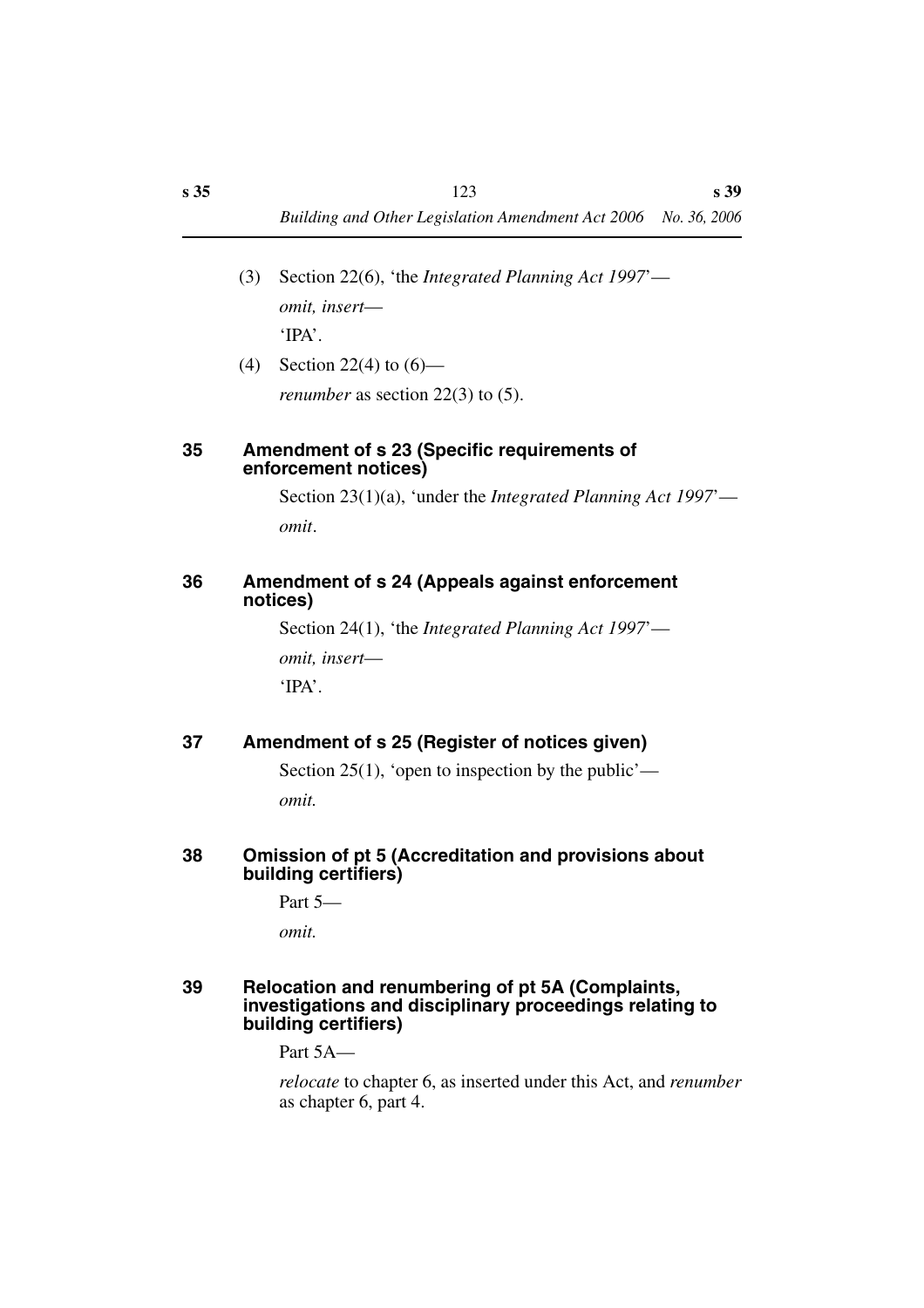(3) Section 22(6), 'the *Integrated Planning Act 1997*'—

*omit, insert*—

'IPA'.

(4) Section 22(4) to (6)—

*renumber* as section 22(3) to (5).

### 35 Amendment of s 23 (Specific requirements of enforcement notices)

Section 23(1)(a), 'under the *Integrated Planning Act 1997*'—

*omit*.

### 36 Amendment of s 24 (Appeals against enforcement notices)

Section 24(1), 'the *Integrated Planning Act 1997*'—

*omit, insert*—

'IPA'.

### 37 Amendment of s 25 (Register of notices given)

Section 25(1), 'open to inspection by the public'—

*omit.*

### 38 Omission of pt 5 (Accreditation and provisions about building certifiers)

Part 5—

*omit.*

### 39 Relocation and renumbering of pt 5A (Complaints, investigations and disciplinary proceedings relating to building certifiers)

Part 5A—

*relocate* to chapter 6, as inserted under this Act, and *renumber* as chapter 6, part 4.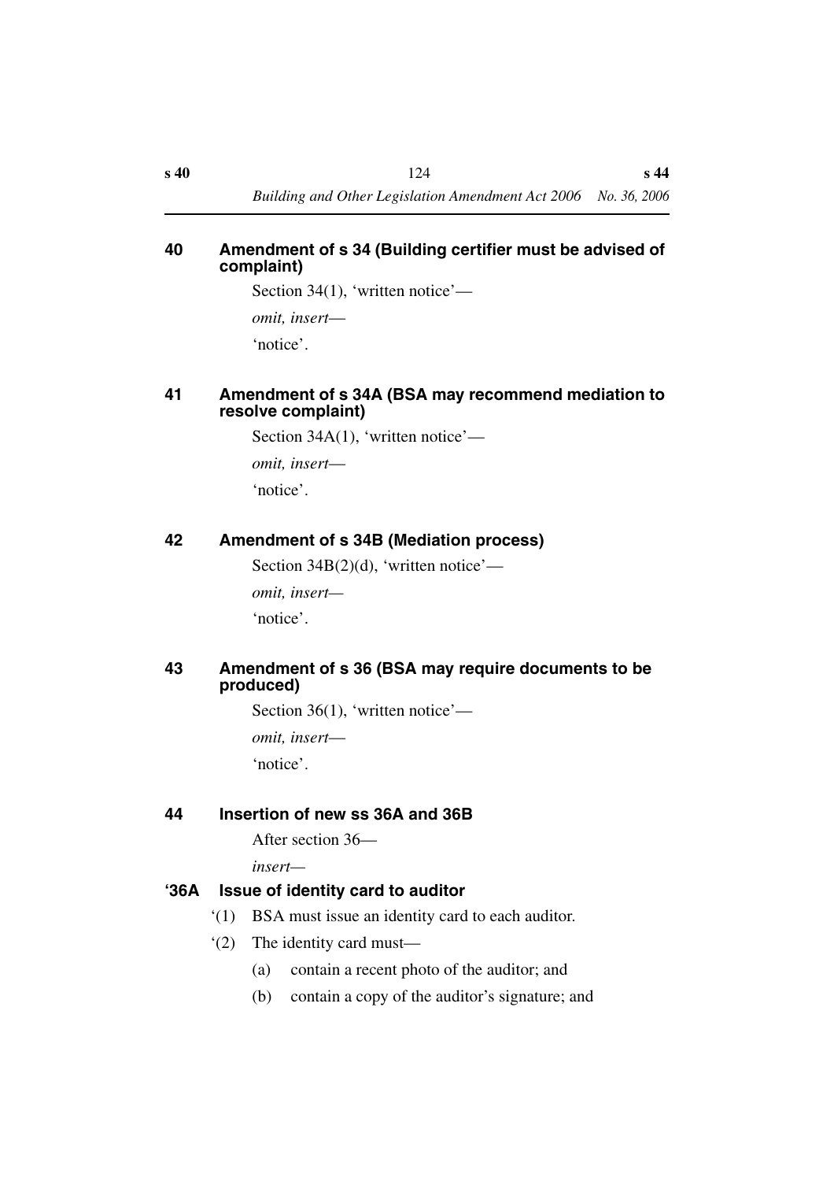### 40 Amendment of s 34 (Building certifier must be advised of complaint)

Section 34(1), 'written notice'—

*omit, insert*—

'notice'.

### 41 Amendment of s 34A (BSA may recommend mediation to resolve complaint)

Section 34A(1), 'written notice'—

*omit, insert*—

'notice'.

### 42 Amendment of s 34B (Mediation process)

Section 34B(2)(d), 'written notice'—

*omit, insert*—

'notice'.

### 43 Amendment of s 36 (BSA may require documents to be produced)

Section 36(1), 'written notice'—

*omit, insert*—

'notice'.

### 44 Insertion of new ss 36A and 36B

After section 36—

*insert*—

**'36A Issue of identity card to auditor**

'(1) BSA must issue an identity card to each auditor.

'(2) The identity card must—

(a) contain a recent photo of the auditor; and

(b) contain a copy of the auditor's signature; and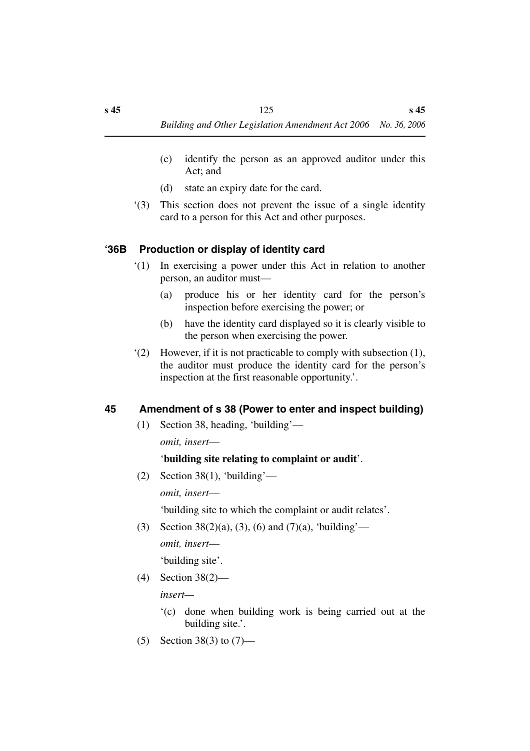(c) identify the person as an approved auditor under this Act; and

(d) state an expiry date for the card.

'(3) This section does not prevent the issue of a single identity card to a person for this Act and other purposes.

### '36B Production or display of identity card

'(1) In exercising a power under this Act in relation to another person, an auditor must—

(a) produce his or her identity card for the person's inspection before exercising the power; or

(b) have the identity card displayed so it is clearly visible to the person when exercising the power.

'(2) However, if it is not practicable to comply with subsection (1), the auditor must produce the identity card for the person's inspection at the first reasonable opportunity.'.

### 45 Amendment of s 38 (Power to enter and inspect building)

(1) Section 38, heading, 'building'—

*omit, insert*—

'**building site relating to complaint or audit**'.

(2) Section 38(1), 'building'—

*omit, insert*—

'building site to which the complaint or audit relates'.

(3) Section 38(2)(a), (3), (6) and (7)(a), 'building'—

*omit, insert*—

'building site'.

(4) Section 38(2)—

*insert*—

'(c) done when building work is being carried out at the building site.'.

(5) Section 38(3) to (7)—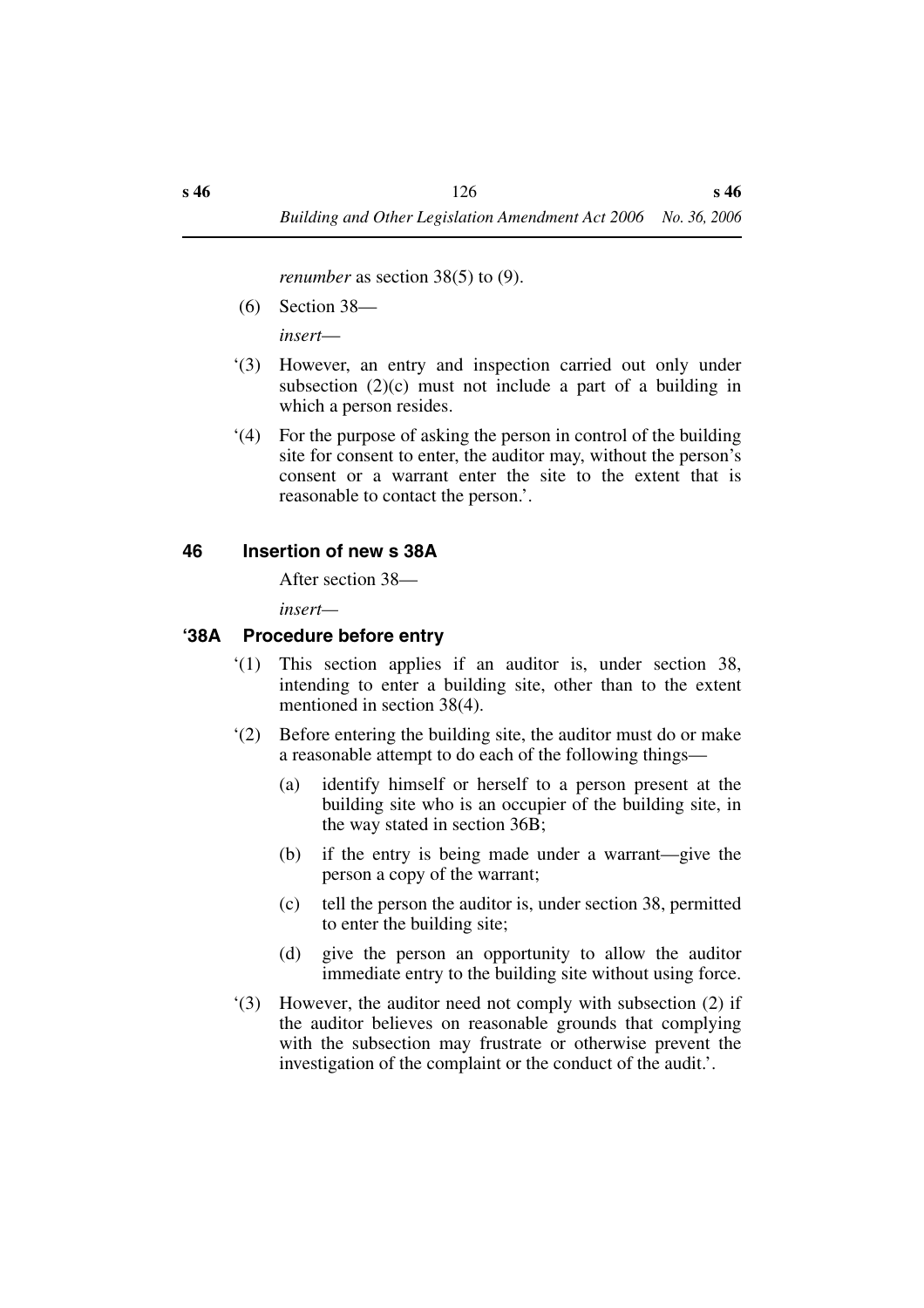*renumber* as section 38(5) to (9).

(6) Section 38—

*insert*—

‘(3) However, an entry and inspection carried out only under subsection (2)(c) must not include a part of a building in which a person resides.

‘(4) For the purpose of asking the person in control of the building site for consent to enter, the auditor may, without the person’s consent or a warrant enter the site to the extent that is reasonable to contact the person.’.

## 46 Insertion of new s 38A

After section 38—

*insert*—

### ‘38A Procedure before entry

‘(1) This section applies if an auditor is, under section 38, intending to enter a building site, other than to the extent mentioned in section 38(4).

‘(2) Before entering the building site, the auditor must do or make a reasonable attempt to do each of the following things—

(a) identify himself or herself to a person present at the building site who is an occupier of the building site, in the way stated in section 36B;

(b) if the entry is being made under a warrant—give the person a copy of the warrant;

(c) tell the person the auditor is, under section 38, permitted to enter the building site;

(d) give the person an opportunity to allow the auditor immediate entry to the building site without using force.

‘(3) However, the auditor need not comply with subsection (2) if the auditor believes on reasonable grounds that complying with the subsection may frustrate or otherwise prevent the investigation of the complaint or the conduct of the audit.’.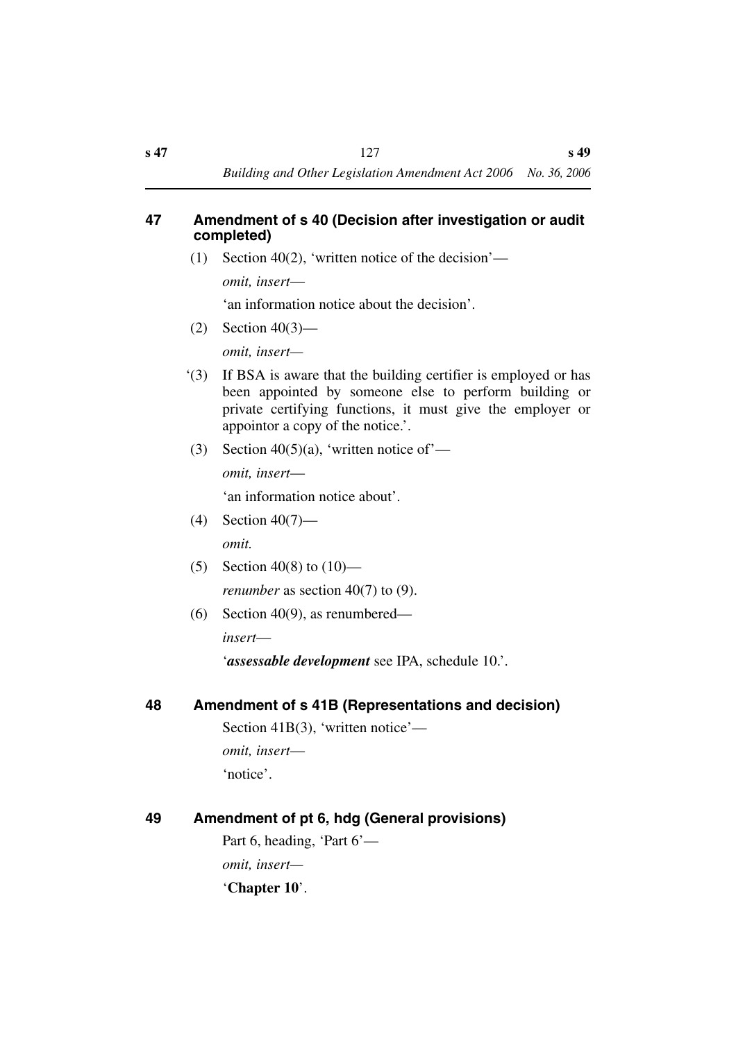## 47 Amendment of s 40 (Decision after investigation or audit completed)

(1) Section 40(2), 'written notice of the decision'—

*omit, insert*—

'an information notice about the decision'.

(2) Section 40(3)—

*omit, insert*—

'(3) If BSA is aware that the building certifier is employed or has been appointed by someone else to perform building or private certifying functions, it must give the employer or appointor a copy of the notice.'.

(3) Section 40(5)(a), 'written notice of'—

*omit, insert*—

'an information notice about'.

(4) Section 40(7)—

*omit.*

(5) Section 40(8) to (10)—

*renumber* as section 40(7) to (9).

(6) Section 40(9), as renumbered—

*insert*—

'***assessable development*** see IPA, schedule 10.'.

## 48 Amendment of s 41B (Representations and decision)

Section 41B(3), 'written notice'—

*omit, insert*—

'notice'.

## 49 Amendment of pt 6, hdg (General provisions)

Part 6, heading, 'Part 6'—

*omit, insert*—

'**Chapter 10**'.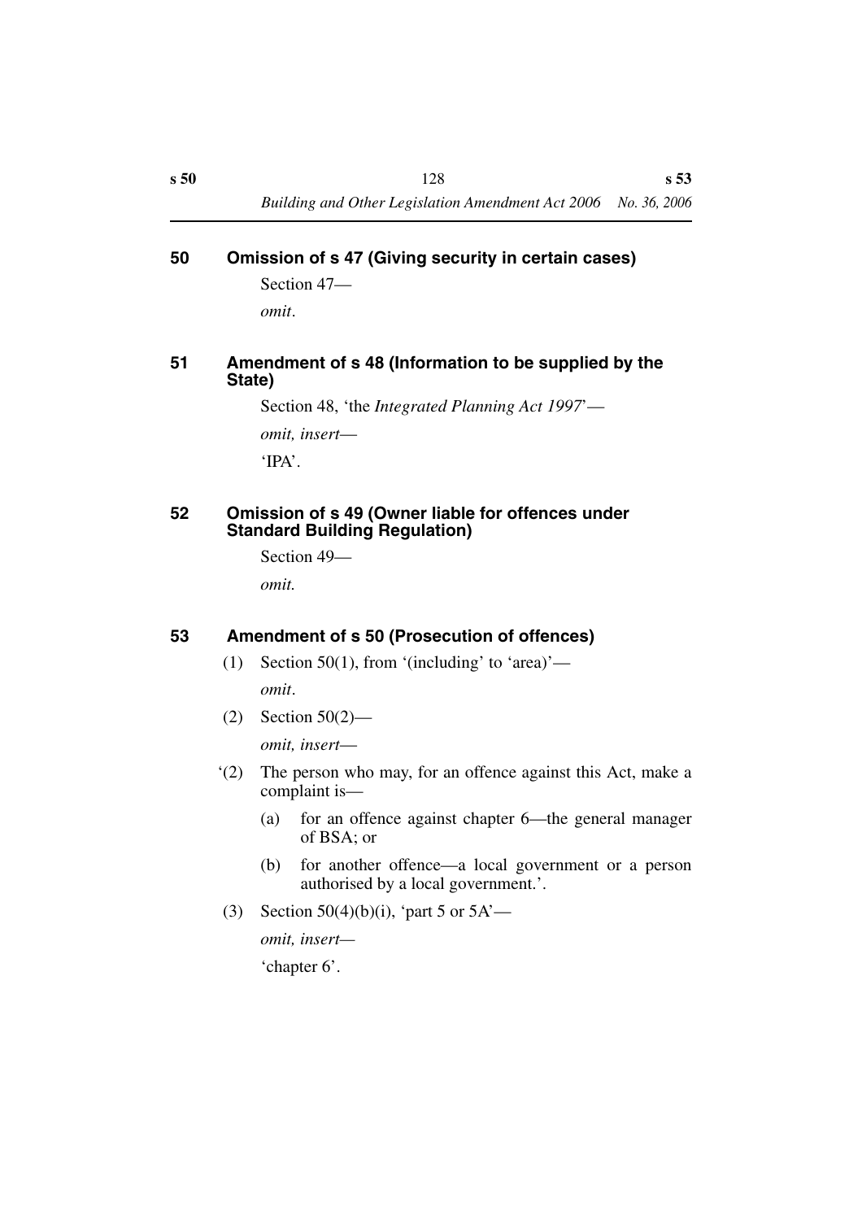## 50 Omission of s 47 (Giving security in certain cases)

Section 47—

*omit*.

## 51 Amendment of s 48 (Information to be supplied by the State)

Section 48, 'the *Integrated Planning Act 1997*'—

*omit, insert*—

'IPA'.

## 52 Omission of s 49 (Owner liable for offences under Standard Building Regulation)

Section 49—

*omit.*

## 53 Amendment of s 50 (Prosecution of offences)

(1) Section 50(1), from '(including' to 'area)'—

*omit*.

(2) Section 50(2)—

*omit, insert*—

'(2) The person who may, for an offence against this Act, make a complaint is—

(a) for an offence against chapter 6—the general manager of BSA; or

(b) for another offence—a local government or a person authorised by a local government.'.

(3) Section 50(4)(b)(i), 'part 5 or 5A'—

*omit, insert*—

'chapter 6'.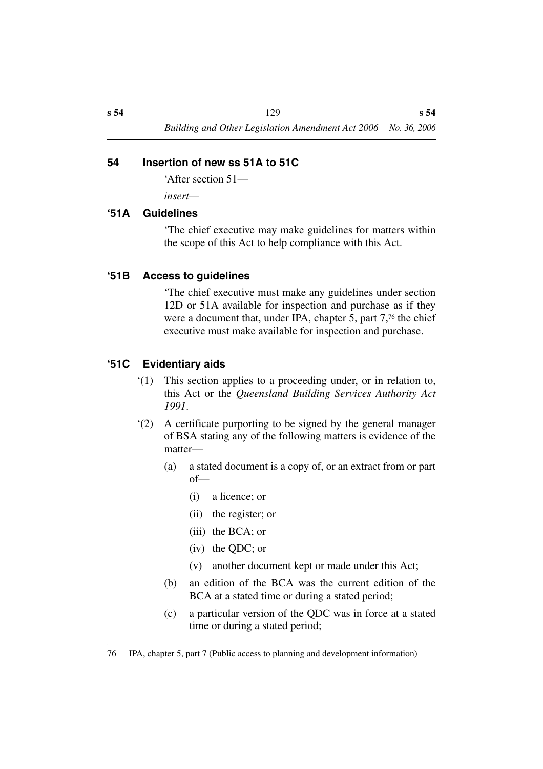## 54 Insertion of new ss 51A to 51C

'After section 51—

*insert*—

### '51A Guidelines

'The chief executive may make guidelines for matters within the scope of this Act to help compliance with this Act.

### '51B Access to guidelines

'The chief executive must make any guidelines under section 12D or 51A available for inspection and purchase as if they were a document that, under IPA, chapter 5, part 7,[76] the chief executive must make available for inspection and purchase.

### '51C Evidentiary aids

'(1) This section applies to a proceeding under, or in relation to, this Act or the *Queensland Building Services Authority Act 1991*.

'(2) A certificate purporting to be signed by the general manager of BSA stating any of the following matters is evidence of the matter—

- (a) a stated document is a copy of, or an extract from or part of—
  - (i) a licence; or
  - (ii) the register; or
  - (iii) the BCA; or
  - (iv) the QDC; or
  - (v) another document kept or made under this Act;
- (b) an edition of the BCA was the current edition of the BCA at a stated time or during a stated period;
- (c) a particular version of the QDC was in force at a stated time or during a stated period;

---

76 IPA, chapter 5, part 7 (Public access to planning and development information)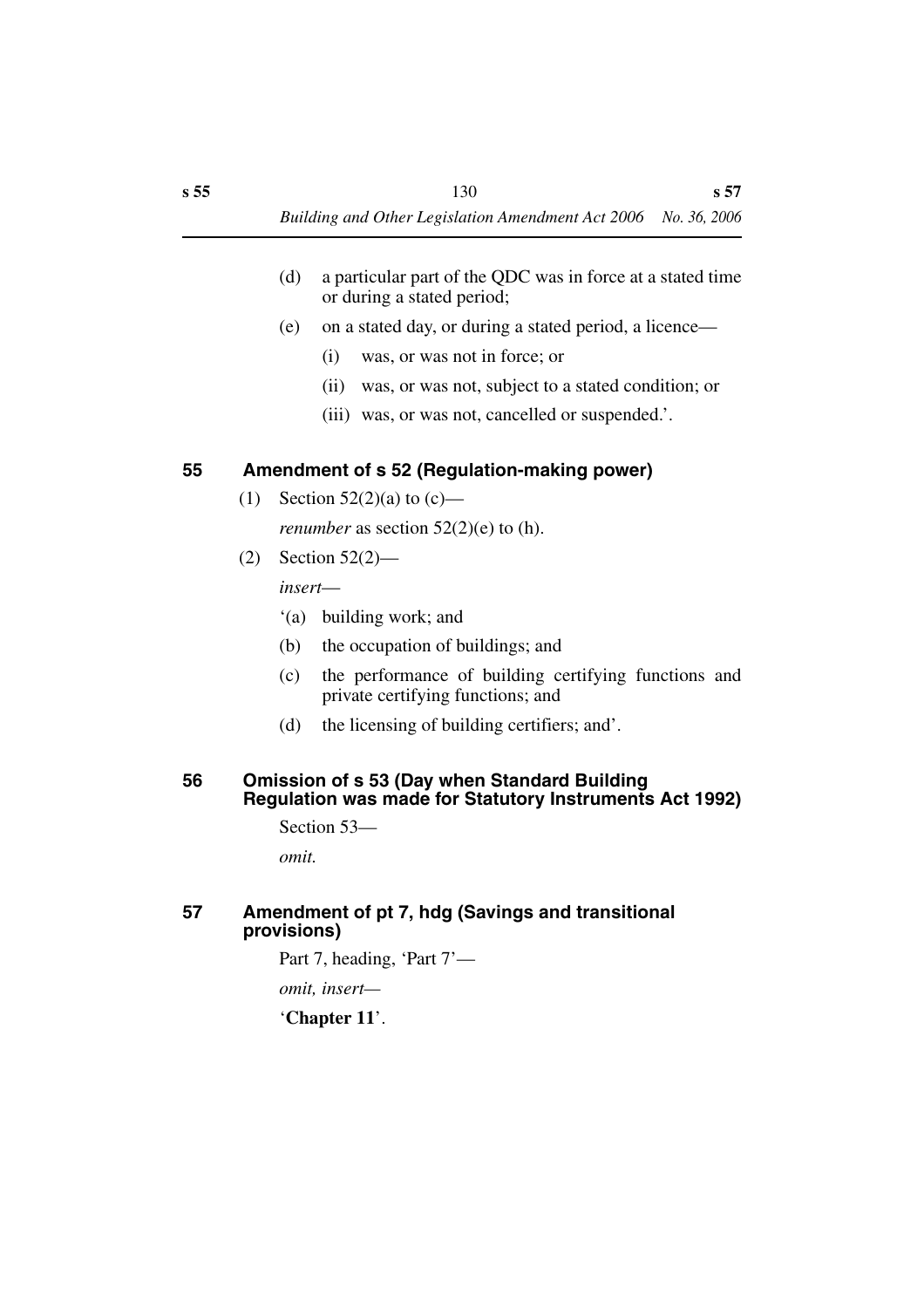(d) a particular part of the QDC was in force at a stated time or during a stated period;

(e) on a stated day, or during a stated period, a licence—

(i) was, or was not in force; or

(ii) was, or was not, subject to a stated condition; or

(iii) was, or was not, cancelled or suspended.'.

### 55 Amendment of s 52 (Regulation-making power)

(1) Section 52(2)(a) to (c)—

*renumber* as section 52(2)(e) to (h).

(2) Section 52(2)—

*insert*—

'(a) building work; and

(b) the occupation of buildings; and

(c) the performance of building certifying functions and private certifying functions; and

(d) the licensing of building certifiers; and'.

### 56 Omission of s 53 (Day when Standard Building Regulation was made for Statutory Instruments Act 1992)

Section 53—

*omit.*

### 57 Amendment of pt 7, hdg (Savings and transitional provisions)

Part 7, heading, 'Part 7'—

*omit, insert*—

'**Chapter 11**'.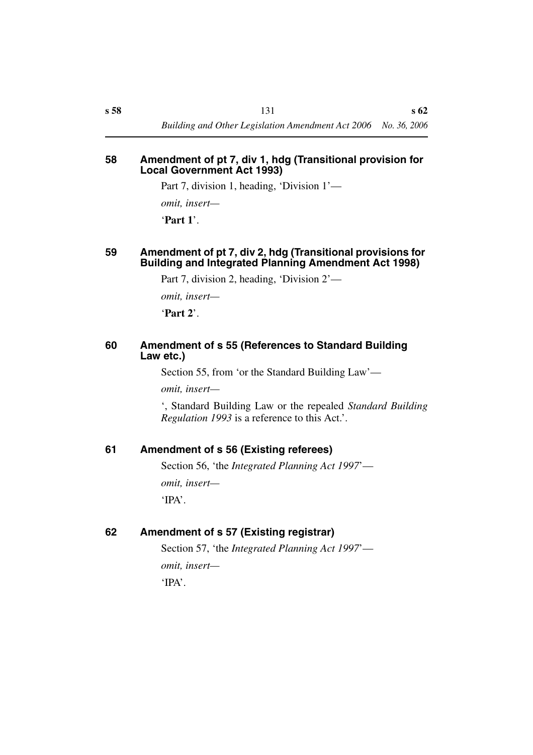### 58 Amendment of pt 7, div 1, hdg (Transitional provision for Local Government Act 1993)

Part 7, division 1, heading, 'Division 1'—

*omit, insert—*

'**Part 1**'.

### 59 Amendment of pt 7, div 2, hdg (Transitional provisions for Building and Integrated Planning Amendment Act 1998)

Part 7, division 2, heading, 'Division 2'—

*omit, insert—*

'**Part 2**'.

### 60 Amendment of s 55 (References to Standard Building Law etc.)

Section 55, from 'or the Standard Building Law'—

*omit, insert—*

', Standard Building Law or the repealed *Standard Building Regulation 1993* is a reference to this Act.'.

### 61 Amendment of s 56 (Existing referees)

Section 56, 'the *Integrated Planning Act 1997*'—

*omit, insert—*

'IPA'.

### 62 Amendment of s 57 (Existing registrar)

Section 57, 'the *Integrated Planning Act 1997*'—

*omit, insert—*

'IPA'.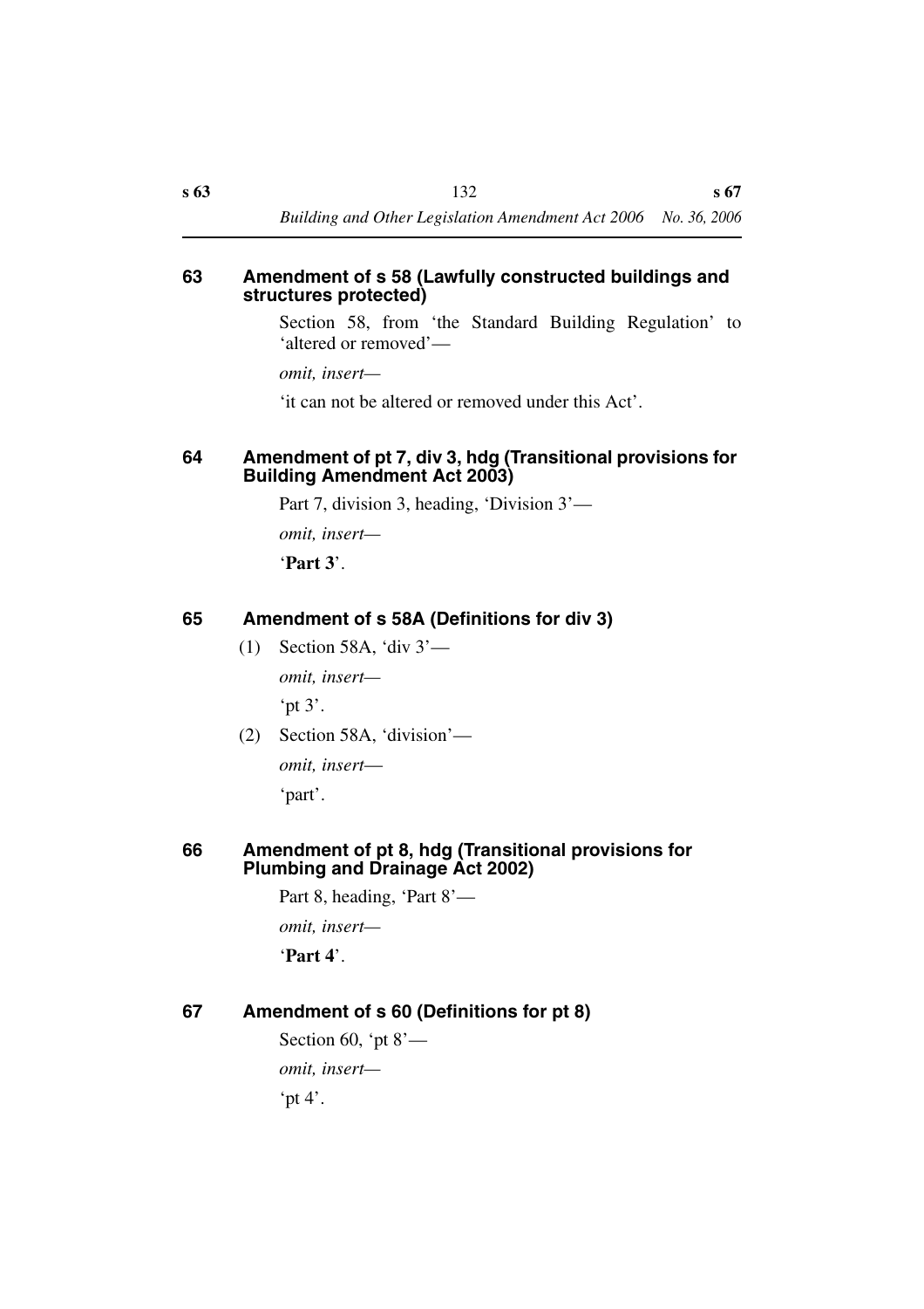### 63 Amendment of s 58 (Lawfully constructed buildings and structures protected)

Section 58, from 'the Standard Building Regulation' to 'altered or removed'—

*omit, insert—*

'it can not be altered or removed under this Act'.

### 64 Amendment of pt 7, div 3, hdg (Transitional provisions for Building Amendment Act 2003)

Part 7, division 3, heading, 'Division 3'—

*omit, insert—*

'**Part 3**'.

### 65 Amendment of s 58A (Definitions for div 3)

(1) Section 58A, 'div 3'—

*omit, insert—*

'pt 3'.

(2) Section 58A, 'division'—

*omit, insert—*

'part'.

### 66 Amendment of pt 8, hdg (Transitional provisions for Plumbing and Drainage Act 2002)

Part 8, heading, 'Part 8'—

*omit, insert—*

'**Part 4**'.

### 67 Amendment of s 60 (Definitions for pt 8)

Section 60, 'pt 8'—

*omit, insert—*

'pt 4'.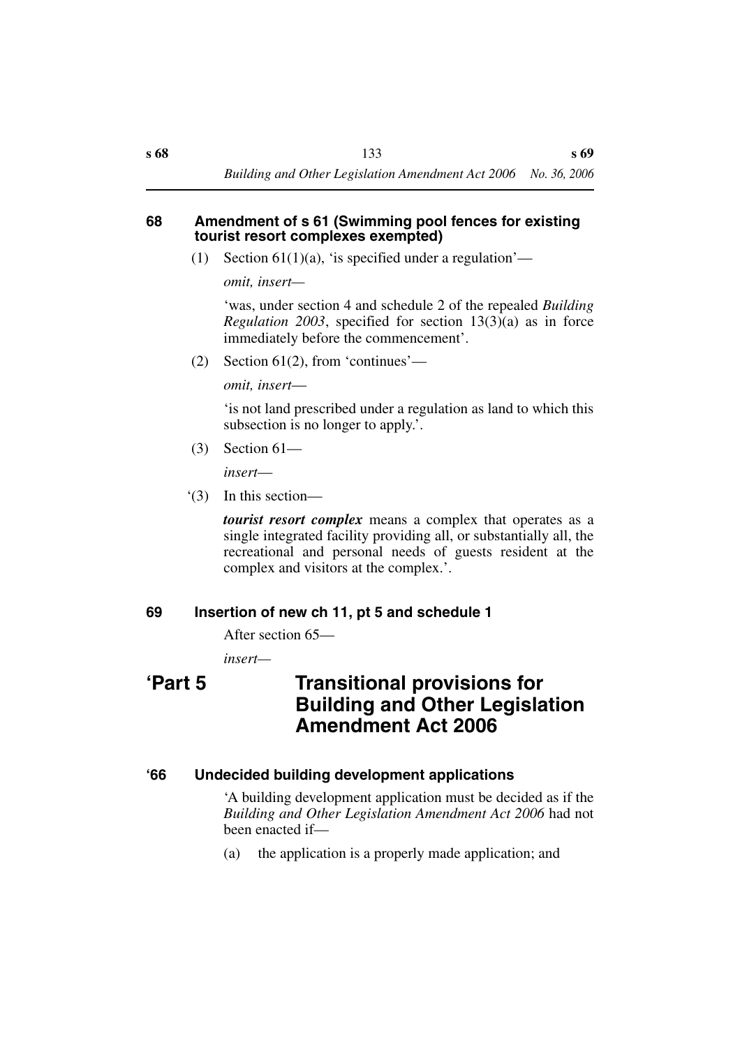#### 68 Amendment of s 61 (Swimming pool fences for existing tourist resort complexes exempted)

(1) Section 61(1)(a), 'is specified under a regulation'—

*omit, insert—*

'was, under section 4 and schedule 2 of the repealed *Building Regulation 2003*, specified for section 13(3)(a) as in force immediately before the commencement'.

(2) Section 61(2), from 'continues'—

*omit, insert—*

'is not land prescribed under a regulation as land to which this subsection is no longer to apply.'.

(3) Section 61—

*insert—*

'(3) In this section—

***tourist resort complex*** means a complex that operates as a single integrated facility providing all, or substantially all, the recreational and personal needs of guests resident at the complex and visitors at the complex.'.

#### 69 Insertion of new ch 11, pt 5 and schedule 1

After section 65—

*insert—*

## 'Part 5 Transitional provisions for Building and Other Legislation Amendment Act 2006

#### '66 Undecided building development applications

'A building development application must be decided as if the *Building and Other Legislation Amendment Act 2006* had not been enacted if—

(a) the application is a properly made application; and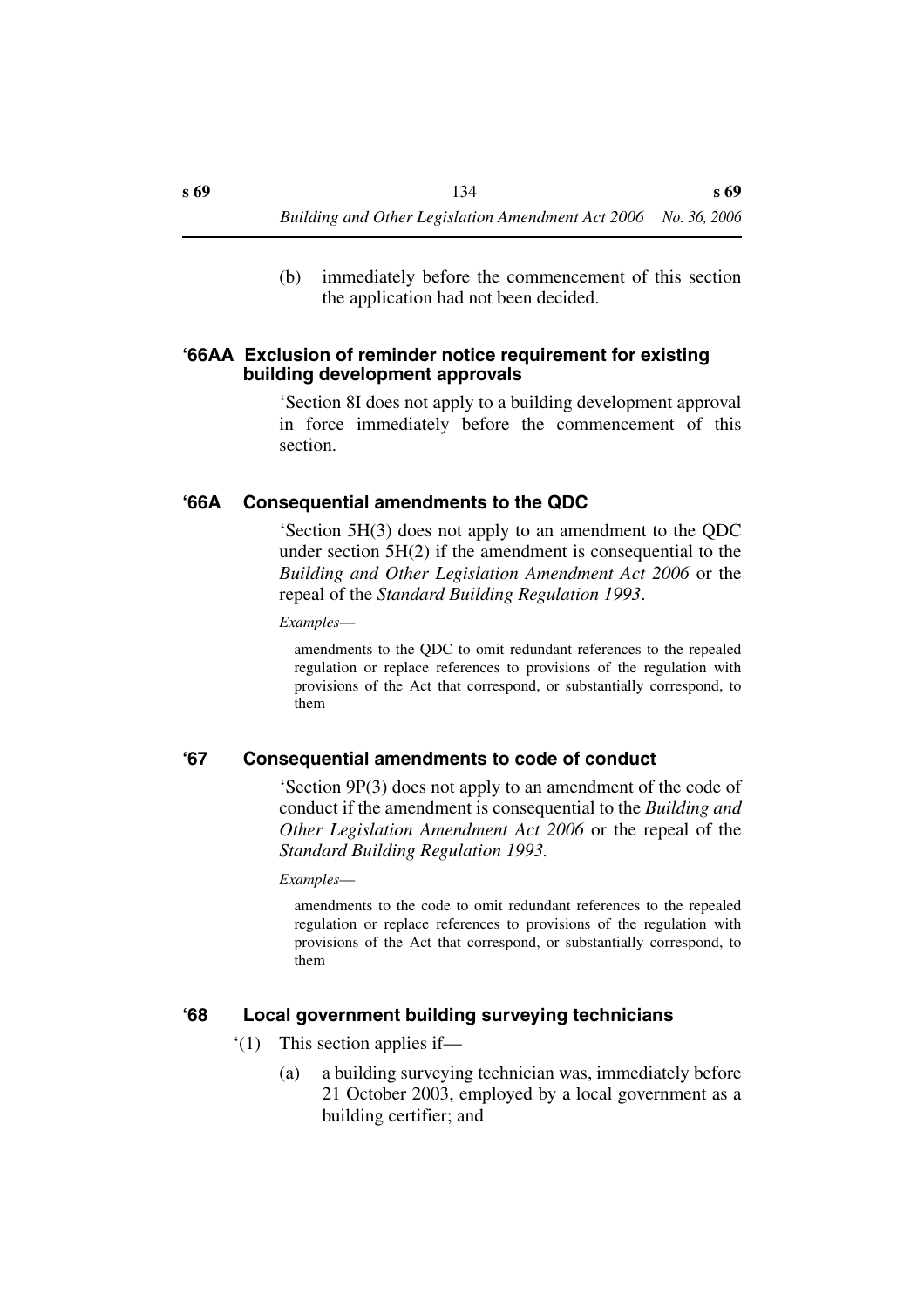(b) immediately before the commencement of this section the application had not been decided.

### '66AA Exclusion of reminder notice requirement for existing building development approvals

'Section 8I does not apply to a building development approval in force immediately before the commencement of this section.

### '66A Consequential amendments to the QDC

'Section 5H(3) does not apply to an amendment to the QDC under section 5H(2) if the amendment is consequential to the *Building and Other Legislation Amendment Act 2006* or the repeal of the *Standard Building Regulation 1993*.

*Examples*—

amendments to the QDC to omit redundant references to the repealed regulation or replace references to provisions of the regulation with provisions of the Act that correspond, or substantially correspond, to them

### '67 Consequential amendments to code of conduct

'Section 9P(3) does not apply to an amendment of the code of conduct if the amendment is consequential to the *Building and Other Legislation Amendment Act 2006* or the repeal of the *Standard Building Regulation 1993.*

*Examples*—

amendments to the code to omit redundant references to the repealed regulation or replace references to provisions of the regulation with provisions of the Act that correspond, or substantially correspond, to them

### '68 Local government building surveying technicians

'(1) This section applies if—

(a) a building surveying technician was, immediately before 21 October 2003, employed by a local government as a building certifier; and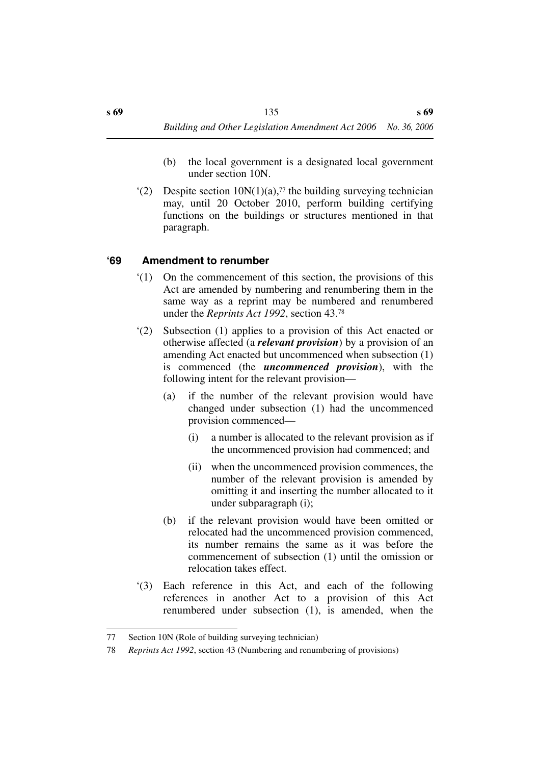(b) the local government is a designated local government under section 10N.

‘(2) Despite section 10N(1)(a),[77] the building surveying technician may, until 20 October 2010, perform building certifying functions on the buildings or structures mentioned in that paragraph.

### ‘69 Amendment to renumber

‘(1) On the commencement of this section, the provisions of this Act are amended by numbering and renumbering them in the same way as a reprint may be numbered and renumbered under the *Reprints Act 1992*, section 43.[78]

‘(2) Subsection (1) applies to a provision of this Act enacted or otherwise affected (a ***relevant provision***) by a provision of an amending Act enacted but uncommenced when subsection (1) is commenced (the ***uncommenced provision***), with the following intent for the relevant provision—

- (a) if the number of the relevant provision would have changed under subsection (1) had the uncommenced provision commenced—
  - (i) a number is allocated to the relevant provision as if the uncommenced provision had commenced; and
  - (ii) when the uncommenced provision commences, the number of the relevant provision is amended by omitting it and inserting the number allocated to it under subparagraph (i);
- (b) if the relevant provision would have been omitted or relocated had the uncommenced provision commenced, its number remains the same as it was before the commencement of subsection (1) until the omission or relocation takes effect.

‘(3) Each reference in this Act, and each of the following references in another Act to a provision of this Act renumbered under subsection (1), is amended, when the

---

77 Section 10N (Role of building surveying technician)

78 *Reprints Act 1992*, section 43 (Numbering and renumbering of provisions)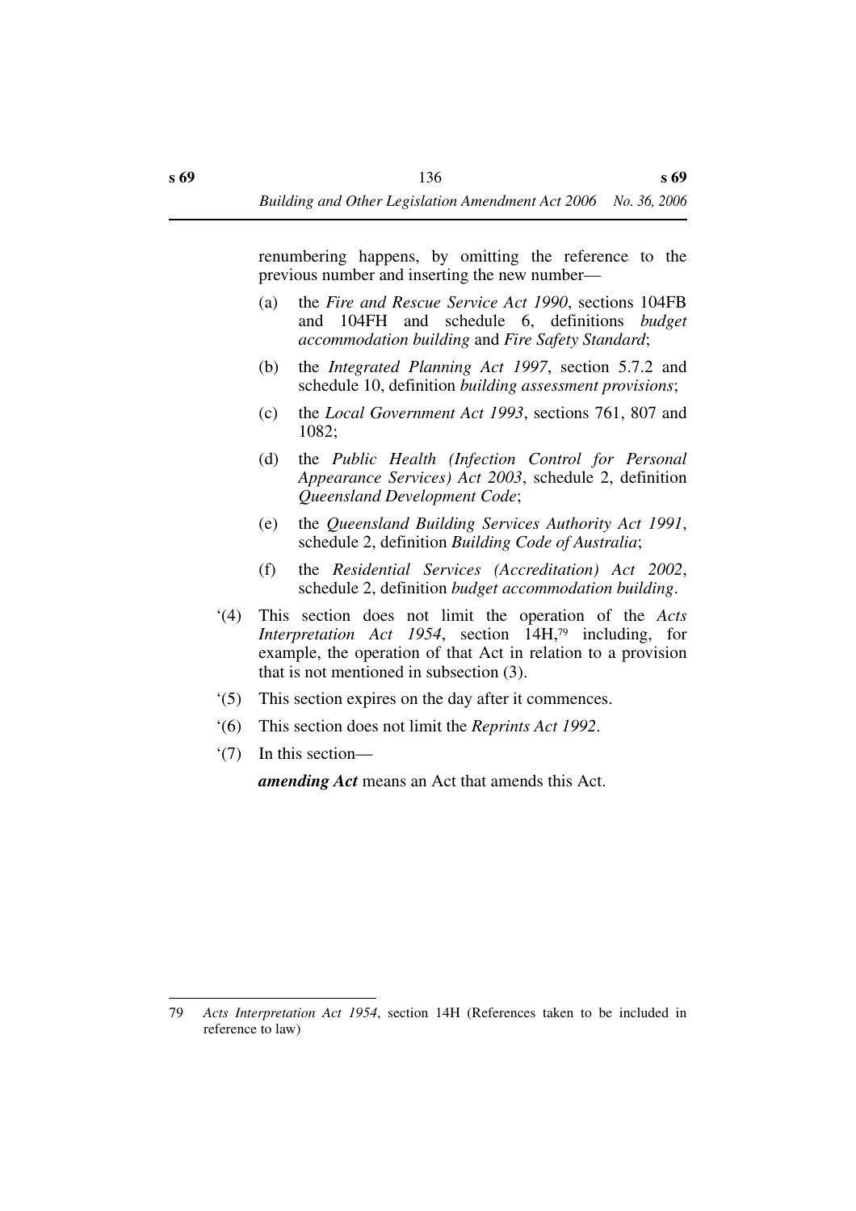renumbering happens, by omitting the reference to the previous number and inserting the new number—

(a) the *Fire and Rescue Service Act 1990*, sections 104FB and 104FH and schedule 6, definitions *budget accommodation building* and *Fire Safety Standard*;

(b) the *Integrated Planning Act 1997*, section 5.7.2 and schedule 10, definition *building assessment provisions*;

(c) the *Local Government Act 1993*, sections 761, 807 and 1082;

(d) the *Public Health (Infection Control for Personal Appearance Services) Act 2003*, schedule 2, definition *Queensland Development Code*;

(e) the *Queensland Building Services Authority Act 1991*, schedule 2, definition *Building Code of Australia*;

(f) the *Residential Services (Accreditation) Act 2002*, schedule 2, definition *budget accommodation building*.

'(4) This section does not limit the operation of the *Acts Interpretation Act 1954*, section 14H,[79] including, for example, the operation of that Act in relation to a provision that is not mentioned in subsection (3).

'(5) This section expires on the day after it commences.

'(6) This section does not limit the *Reprints Act 1992*.

'(7) In this section—

***amending Act*** means an Act that amends this Act.

---

79 *Acts Interpretation Act 1954*, section 14H (References taken to be included in reference to law)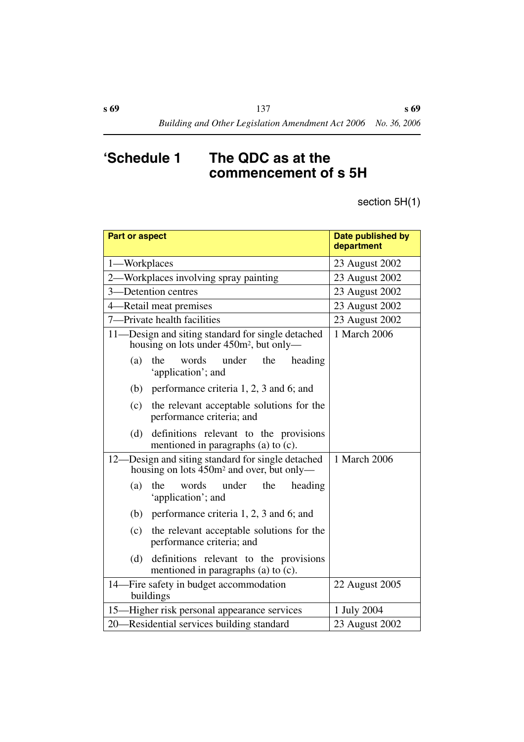# ‘Schedule 1 The QDC as at the commencement of s 5H

section 5H(1)

| Part or aspect | Date published by department |
|---|---|
| 1—Workplaces | 23 August 2002 |
| 2—Workplaces involving spray painting | 23 August 2002 |
| 3—Detention centres | 23 August 2002 |
| 4—Retail meat premises | 23 August 2002 |
| 7—Private health facilities | 23 August 2002 |
| 11—Design and siting standard for single detached housing on lots under 450m², but only—<br>(a) the words under the heading ‘application’; and<br>(b) performance criteria 1, 2, 3 and 6; and<br>(c) the relevant acceptable solutions for the performance criteria; and<br>(d) definitions relevant to the provisions mentioned in paragraphs (a) to (c). | 1 March 2006 |
| 12—Design and siting standard for single detached housing on lots 450m² and over, but only—<br>(a) the words under the heading ‘application’; and<br>(b) performance criteria 1, 2, 3 and 6; and<br>(c) the relevant acceptable solutions for the performance criteria; and<br>(d) definitions relevant to the provisions mentioned in paragraphs (a) to (c). | 1 March 2006 |
| 14—Fire safety in budget accommodation buildings | 22 August 2005 |
| 15—Higher risk personal appearance services | 1 July 2004 |
| 20—Residential services building standard | 23 August 2002 |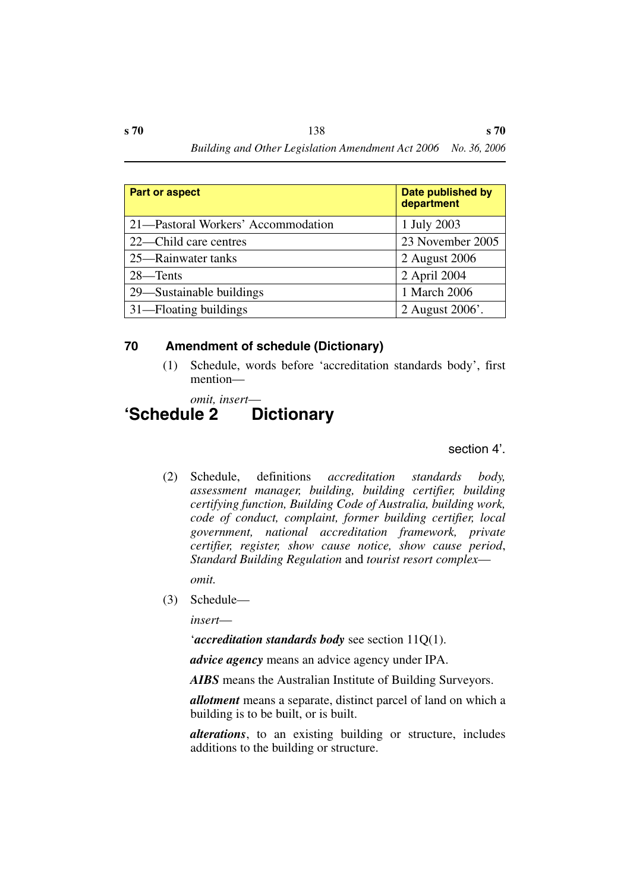| Part or aspect | Date published by department |
| --- | --- |
| 21—Pastoral Workers' Accommodation | 1 July 2003 |
| 22—Child care centres | 23 November 2005 |
| 25—Rainwater tanks | 2 August 2006 |
| 28—Tents | 2 April 2004 |
| 29—Sustainable buildings | 1 March 2006 |
| 31—Floating buildings | 2 August 2006'. |

## 70 Amendment of schedule (Dictionary)

(1) Schedule, words before 'accreditation standards body', first mention—

*omit, insert—*

## 'Schedule 2 Dictionary

section 4'.

(2) Schedule, definitions *accreditation standards body, assessment manager, building, building certifier, building certifying function, Building Code of Australia, building work, code of conduct, complaint, former building certifier, local government, national accreditation framework, private certifier, register, show cause notice, show cause period*, *Standard Building Regulation* and *tourist resort complex*—

*omit.*

(3) Schedule—

*insert—*

'***accreditation standards body*** see section 11Q(1).

***advice agency*** means an advice agency under IPA.

***AIBS*** means the Australian Institute of Building Surveyors.

***allotment*** means a separate, distinct parcel of land on which a building is to be built, or is built.

***alterations***, to an existing building or structure, includes additions to the building or structure.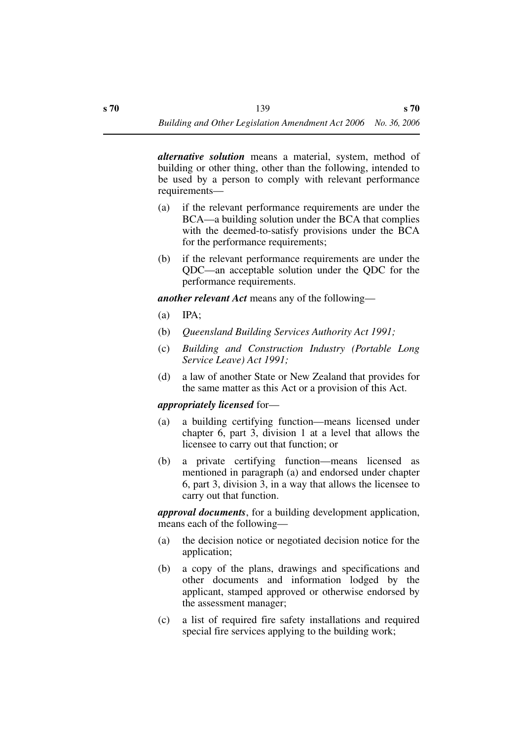***alternative solution*** means a material, system, method of building or other thing, other than the following, intended to be used by a person to comply with relevant performance requirements—

(a) if the relevant performance requirements are under the BCA—a building solution under the BCA that complies with the deemed-to-satisfy provisions under the BCA for the performance requirements;

(b) if the relevant performance requirements are under the QDC—an acceptable solution under the QDC for the performance requirements.

***another relevant Act*** means any of the following—

(a) IPA;

(b) *Queensland Building Services Authority Act 1991;*

(c) *Building and Construction Industry (Portable Long Service Leave) Act 1991;*

(d) a law of another State or New Zealand that provides for the same matter as this Act or a provision of this Act.

***appropriately licensed*** for—

(a) a building certifying function—means licensed under chapter 6, part 3, division 1 at a level that allows the licensee to carry out that function; or

(b) a private certifying function—means licensed as mentioned in paragraph (a) and endorsed under chapter 6, part 3, division 3, in a way that allows the licensee to carry out that function.

***approval documents***, for a building development application, means each of the following—

(a) the decision notice or negotiated decision notice for the application;

(b) a copy of the plans, drawings and specifications and other documents and information lodged by the applicant, stamped approved or otherwise endorsed by the assessment manager;

(c) a list of required fire safety installations and required special fire services applying to the building work;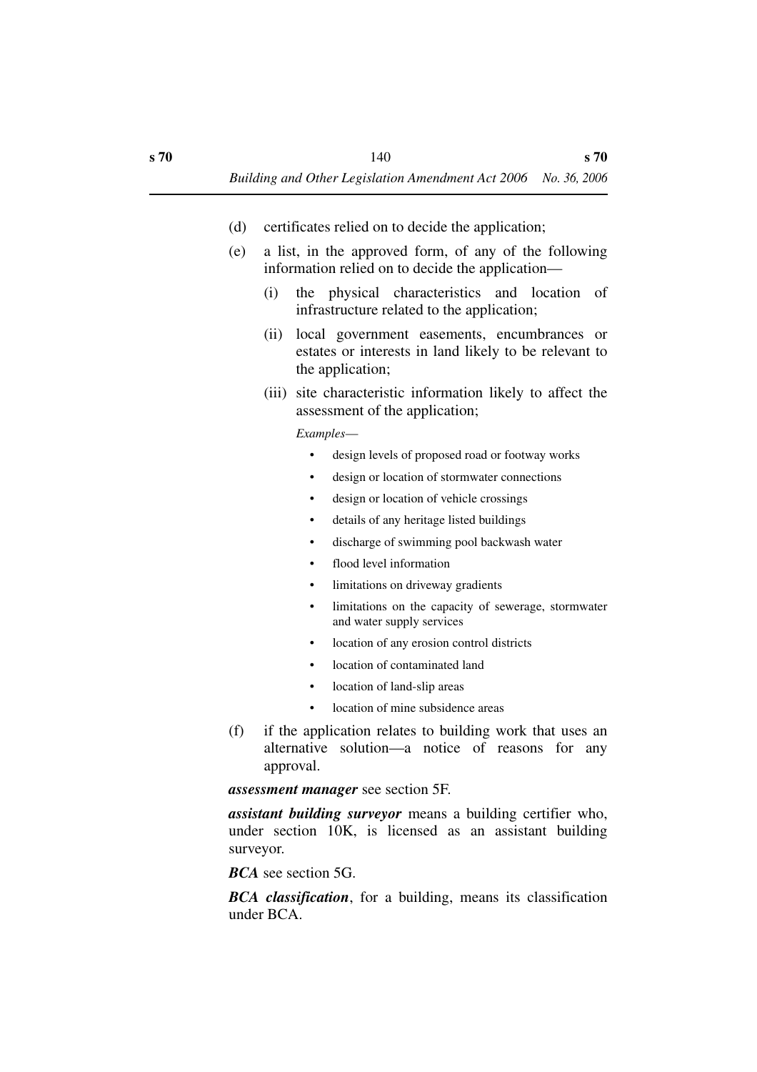(d) certificates relied on to decide the application;

(e) a list, in the approved form, of any of the following information relied on to decide the application—

   (i) the physical characteristics and location of infrastructure related to the application;

   (ii) local government easements, encumbrances or estates or interests in land likely to be relevant to the application;

   (iii) site characteristic information likely to affect the assessment of the application;

   *Examples*—

   - design levels of proposed road or footway works
   - design or location of stormwater connections
   - design or location of vehicle crossings
   - details of any heritage listed buildings
   - discharge of swimming pool backwash water
   - flood level information
   - limitations on driveway gradients
   - limitations on the capacity of sewerage, stormwater and water supply services
   - location of any erosion control districts
   - location of contaminated land
   - location of land-slip areas
   - location of mine subsidence areas

(f) if the application relates to building work that uses an alternative solution—a notice of reasons for any approval.

***assessment manager*** see section 5F.

***assistant building surveyor*** means a building certifier who, under section 10K, is licensed as an assistant building surveyor.

***BCA*** see section 5G.

***BCA classification***, for a building, means its classification under BCA.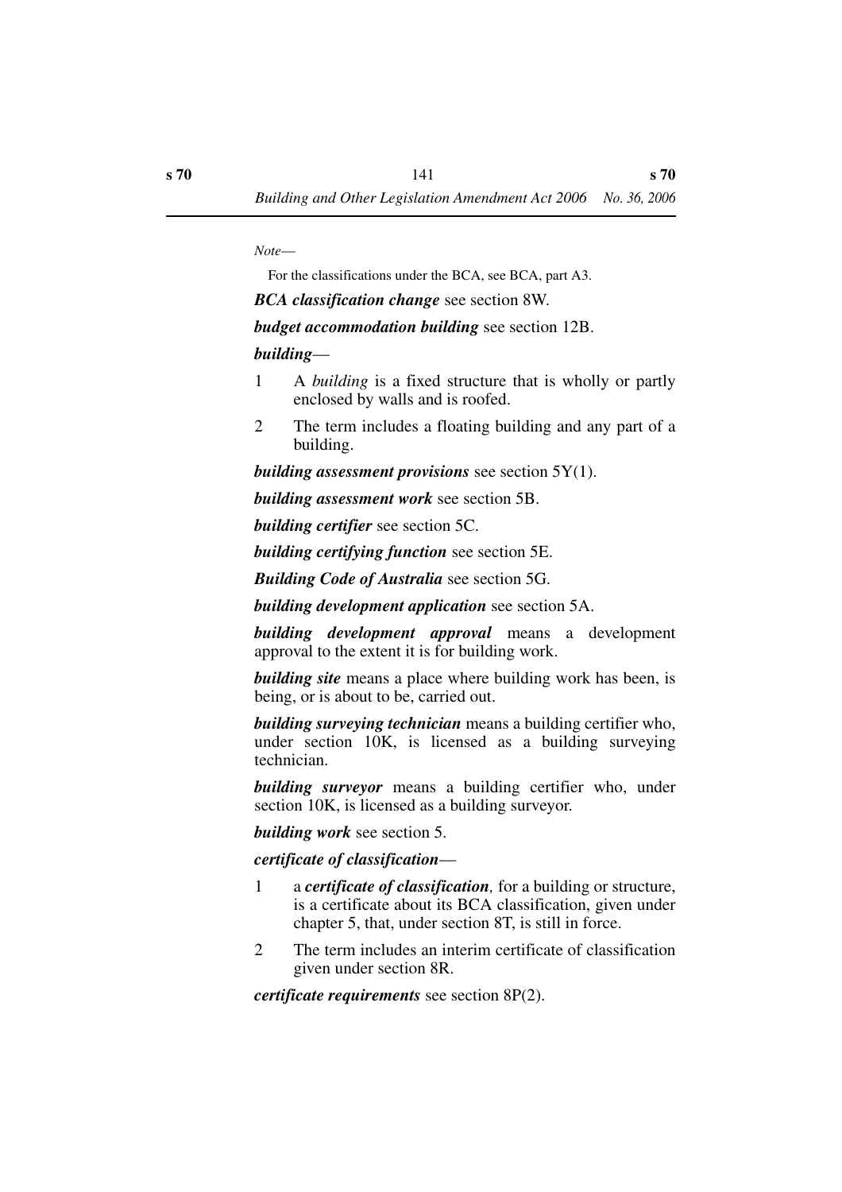*Note*—

For the classifications under the BCA, see BCA, part A3.

***BCA classification change*** see section 8W.

***budget accommodation building*** see section 12B.

***building***—

1 A *building* is a fixed structure that is wholly or partly enclosed by walls and is roofed.

2 The term includes a floating building and any part of a building.

***building assessment provisions*** see section 5Y(1).

***building assessment work*** see section 5B.

***building certifier*** see section 5C.

***building certifying function*** see section 5E.

***Building Code of Australia*** see section 5G.

***building development application*** see section 5A.

***building development approval*** means a development approval to the extent it is for building work.

***building site*** means a place where building work has been, is being, or is about to be, carried out.

***building surveying technician*** means a building certifier who, under section 10K, is licensed as a building surveying technician.

***building surveyor*** means a building certifier who, under section 10K, is licensed as a building surveyor.

***building work*** see section 5.

***certificate of classification***—

1 a ***certificate of classification****,* for a building or structure, is a certificate about its BCA classification, given under chapter 5, that, under section 8T, is still in force.

2 The term includes an interim certificate of classification given under section 8R.

***certificate requirements*** see section 8P(2).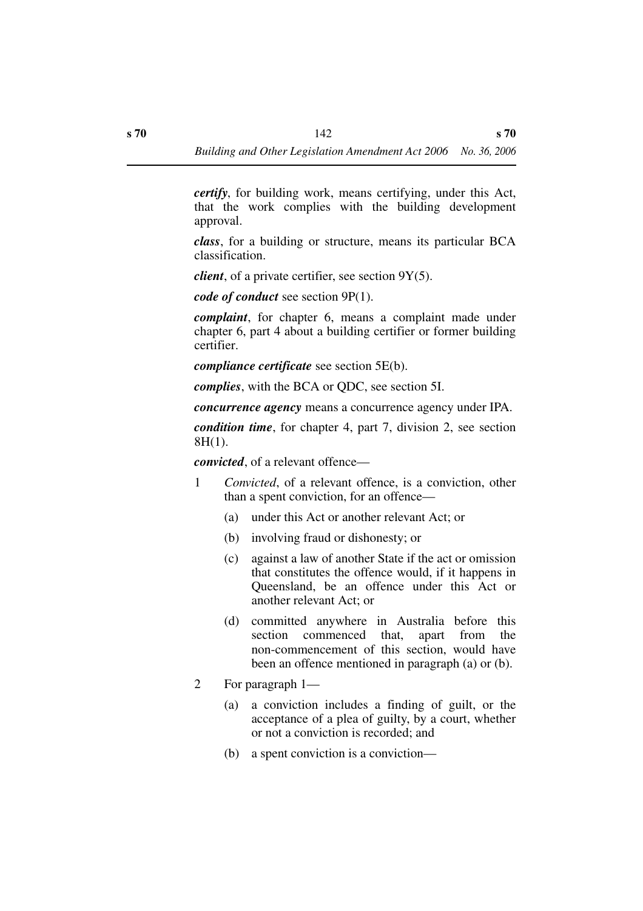***certify***, for building work, means certifying, under this Act, that the work complies with the building development approval.

***class***, for a building or structure, means its particular BCA classification.

***client***, of a private certifier, see section 9Y(5).

***code of conduct*** see section 9P(1).

***complaint***, for chapter 6, means a complaint made under chapter 6, part 4 about a building certifier or former building certifier.

***compliance certificate*** see section 5E(b).

***complies***, with the BCA or QDC, see section 5I.

***concurrence agency*** means a concurrence agency under IPA.

***condition time***, for chapter 4, part 7, division 2, see section 8H(1).

***convicted***, of a relevant offence—

1 *Convicted*, of a relevant offence, is a conviction, other than a spent conviction, for an offence—

   (a) under this Act or another relevant Act; or

   (b) involving fraud or dishonesty; or

   (c) against a law of another State if the act or omission that constitutes the offence would, if it happens in Queensland, be an offence under this Act or another relevant Act; or

   (d) committed anywhere in Australia before this section commenced that, apart from the non-commencement of this section, would have been an offence mentioned in paragraph (a) or (b).

2 For paragraph 1—

   (a) a conviction includes a finding of guilt, or the acceptance of a plea of guilty, by a court, whether or not a conviction is recorded; and

   (b) a spent conviction is a conviction—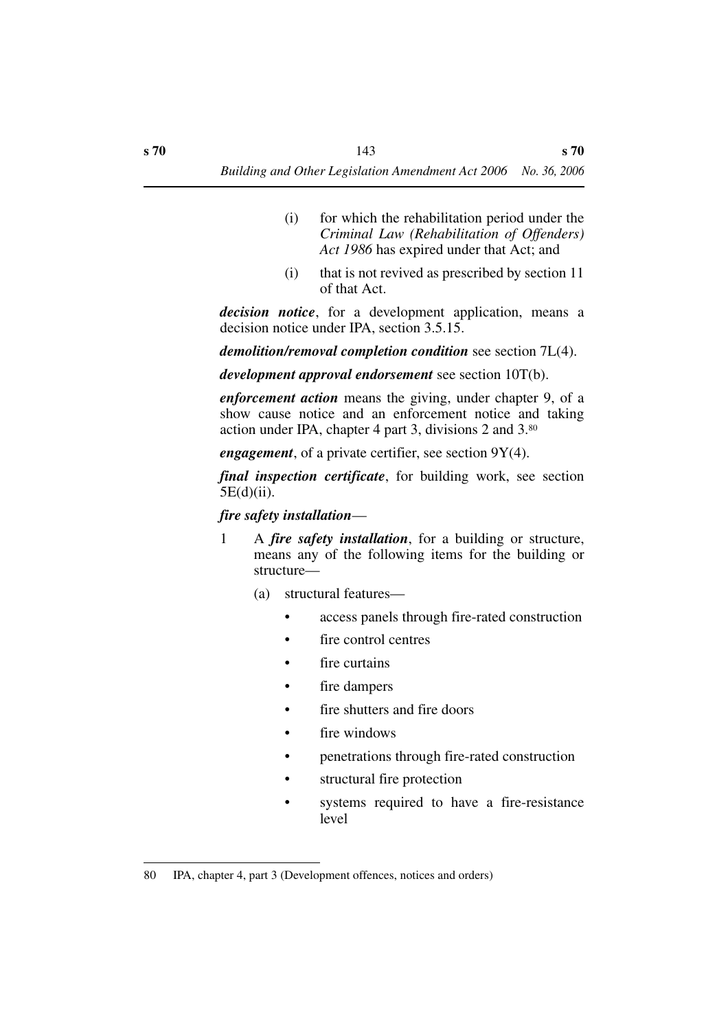(i) for which the rehabilitation period under the *Criminal Law (Rehabilitation of Offenders) Act 1986* has expired under that Act; and

(i) that is not revived as prescribed by section 11 of that Act.

***decision notice***, for a development application, means a decision notice under IPA, section 3.5.15.

***demolition/removal completion condition*** see section 7L(4).

***development approval endorsement*** see section 10T(b).

***enforcement action*** means the giving, under chapter 9, of a show cause notice and an enforcement notice and taking action under IPA, chapter 4 part 3, divisions 2 and 3.[80]

***engagement***, of a private certifier, see section 9Y(4).

***final inspection certificate***, for building work, see section 5E(d)(ii).

***fire safety installation***—

1 A ***fire safety installation***, for a building or structure, means any of the following items for the building or structure—

(a) structural features—

- access panels through fire-rated construction
- fire control centres
- fire curtains
- fire dampers
- fire shutters and fire doors
- fire windows
- penetrations through fire-rated construction
- structural fire protection
- systems required to have a fire-resistance level

---

80 IPA, chapter 4, part 3 (Development offences, notices and orders)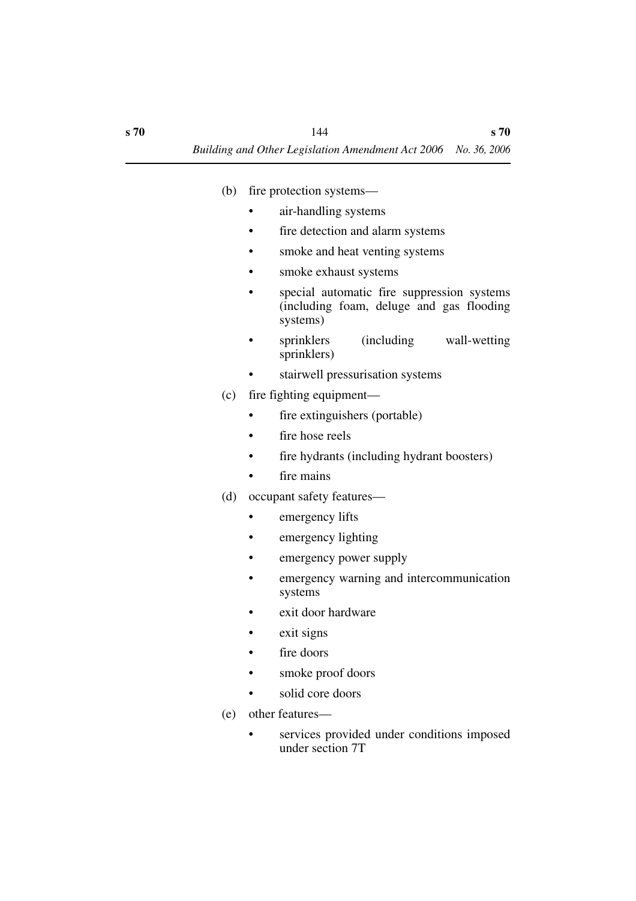(b) fire protection systems—

- air-handling systems
- fire detection and alarm systems
- smoke and heat venting systems
- smoke exhaust systems
- special automatic fire suppression systems (including foam, deluge and gas flooding systems)
- sprinklers (including wall-wetting sprinklers)
- stairwell pressurisation systems

(c) fire fighting equipment—

- fire extinguishers (portable)
- fire hose reels
- fire hydrants (including hydrant boosters)
- fire mains

(d) occupant safety features—

- emergency lifts
- emergency lighting
- emergency power supply
- emergency warning and intercommunication systems
- exit door hardware
- exit signs
- fire doors
- smoke proof doors
- solid core doors

(e) other features—

- services provided under conditions imposed under section 7T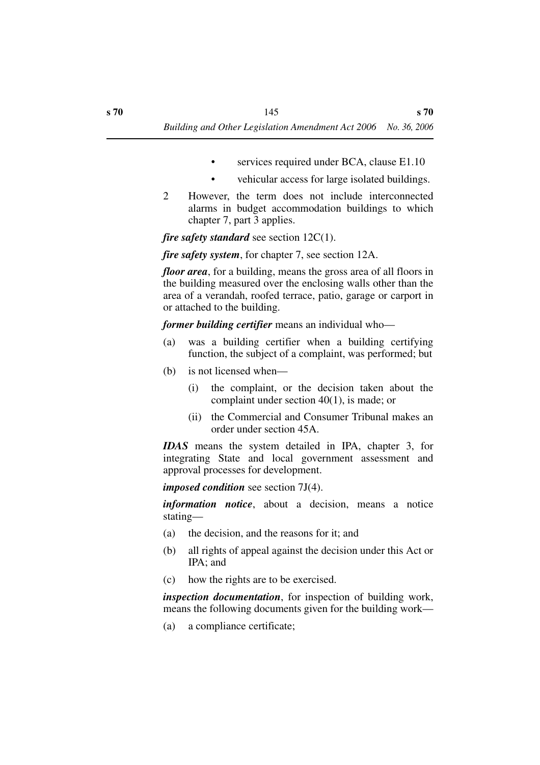- services required under BCA, clause E1.10
- vehicular access for large isolated buildings.

2 However, the term does not include interconnected alarms in budget accommodation buildings to which chapter 7, part 3 applies.

***fire safety standard*** see section 12C(1).

***fire safety system***, for chapter 7, see section 12A.

***floor area***, for a building, means the gross area of all floors in the building measured over the enclosing walls other than the area of a verandah, roofed terrace, patio, garage or carport in or attached to the building.

***former building certifier*** means an individual who—

(a) was a building certifier when a building certifying function, the subject of a complaint, was performed; but

(b) is not licensed when—

  (i) the complaint, or the decision taken about the complaint under section 40(1), is made; or

  (ii) the Commercial and Consumer Tribunal makes an order under section 45A.

***IDAS*** means the system detailed in IPA, chapter 3, for integrating State and local government assessment and approval processes for development.

***imposed condition*** see section 7J(4).

***information notice***, about a decision, means a notice stating—

(a) the decision, and the reasons for it; and

(b) all rights of appeal against the decision under this Act or IPA; and

(c) how the rights are to be exercised.

***inspection documentation***, for inspection of building work, means the following documents given for the building work—

(a) a compliance certificate;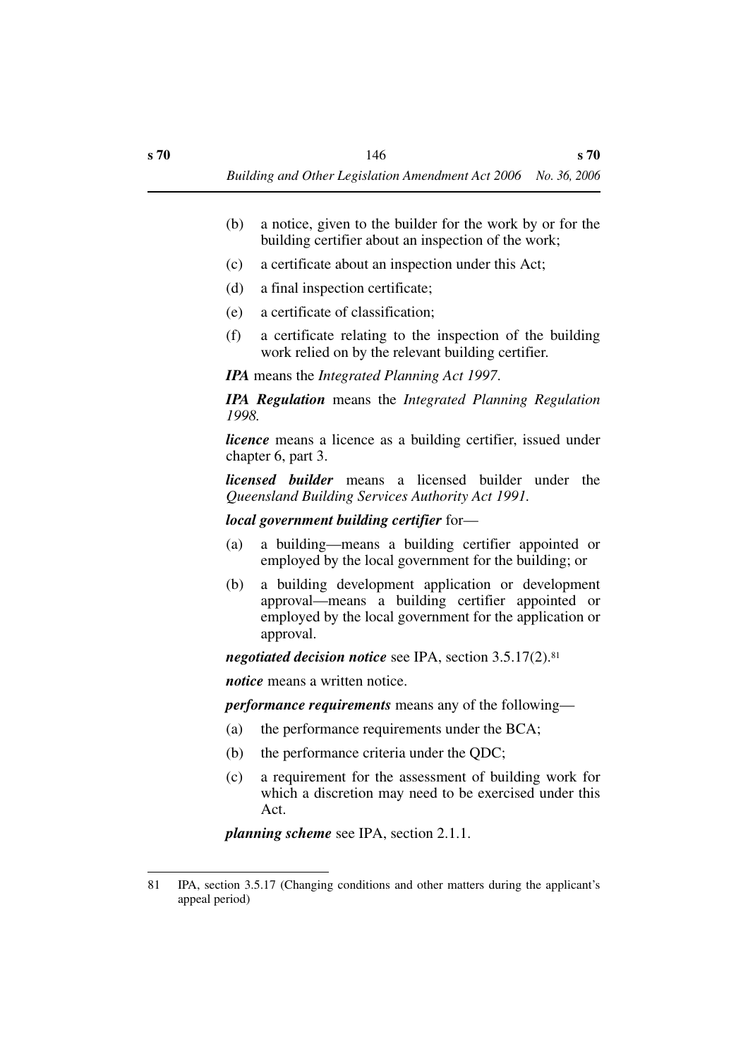(b) a notice, given to the builder for the work by or for the building certifier about an inspection of the work;

(c) a certificate about an inspection under this Act;

(d) a final inspection certificate;

(e) a certificate of classification;

(f) a certificate relating to the inspection of the building work relied on by the relevant building certifier.

***IPA*** means the *Integrated Planning Act 1997*.

***IPA Regulation*** means the *Integrated Planning Regulation 1998.*

***licence*** means a licence as a building certifier, issued under chapter 6, part 3.

***licensed builder*** means a licensed builder under the *Queensland Building Services Authority Act 1991.*

***local government building certifier*** for—

(a) a building—means a building certifier appointed or employed by the local government for the building; or

(b) a building development application or development approval—means a building certifier appointed or employed by the local government for the application or approval.

***negotiated decision notice*** see IPA, section 3.5.17(2).[81]

***notice*** means a written notice.

***performance requirements*** means any of the following—

(a) the performance requirements under the BCA;

(b) the performance criteria under the QDC;

(c) a requirement for the assessment of building work for which a discretion may need to be exercised under this Act.

***planning scheme*** see IPA, section 2.1.1.

---

81 IPA, section 3.5.17 (Changing conditions and other matters during the applicant's appeal period)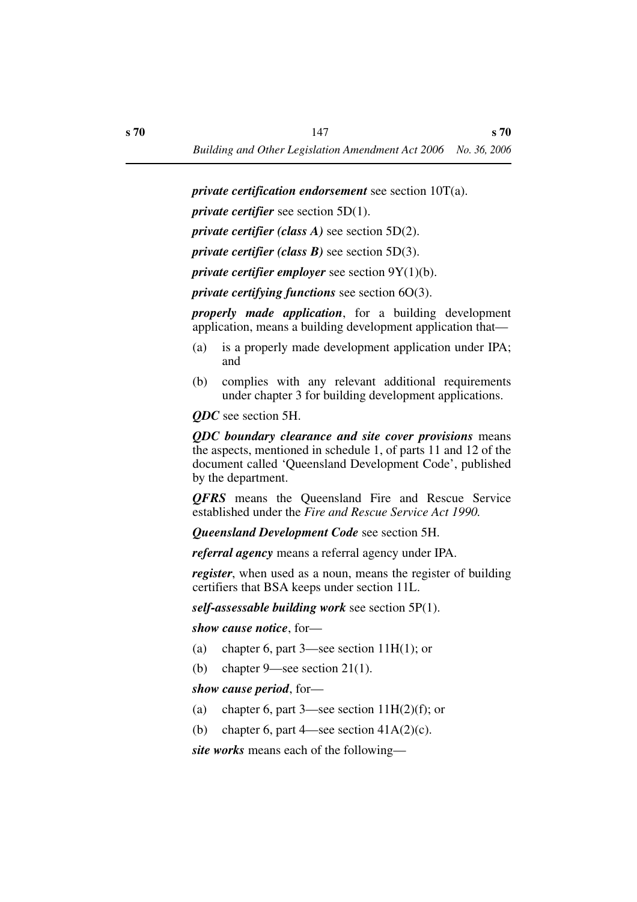***private certification endorsement*** see section 10T(a).

***private certifier*** see section 5D(1).

***private certifier (class A)*** see section 5D(2).

***private certifier (class B)*** see section 5D(3).

***private certifier employer*** see section 9Y(1)(b).

***private certifying functions*** see section 6O(3).

***properly made application***, for a building development application, means a building development application that—

(a) is a properly made development application under IPA; and

(b) complies with any relevant additional requirements under chapter 3 for building development applications.

***QDC*** see section 5H.

***QDC boundary clearance and site cover provisions*** means the aspects, mentioned in schedule 1, of parts 11 and 12 of the document called 'Queensland Development Code', published by the department.

***QFRS*** means the Queensland Fire and Rescue Service established under the *Fire and Rescue Service Act 1990.*

***Queensland Development Code*** see section 5H.

***referral agency*** means a referral agency under IPA.

***register***, when used as a noun, means the register of building certifiers that BSA keeps under section 11L.

***self-assessable building work*** see section 5P(1).

***show cause notice***, for—

(a) chapter 6, part 3—see section 11H(1); or

(b) chapter 9—see section 21(1).

***show cause period***, for—

(a) chapter 6, part 3—see section 11H(2)(f); or

(b) chapter 6, part 4—see section 41A(2)(c).

***site works*** means each of the following—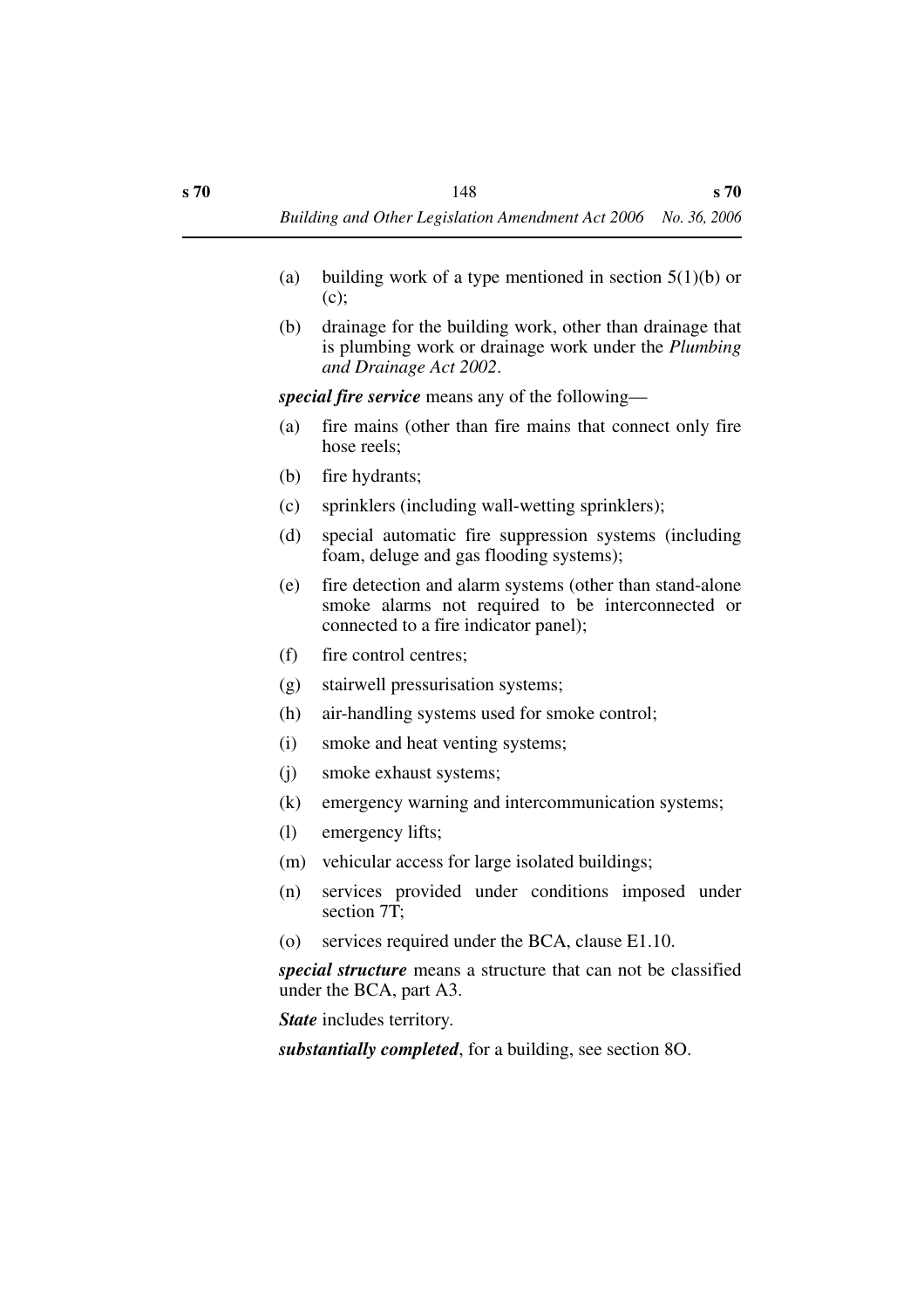(a) building work of a type mentioned in section 5(1)(b) or (c);

(b) drainage for the building work, other than drainage that is plumbing work or drainage work under the *Plumbing and Drainage Act 2002*.

***special fire service*** means any of the following—

(a) fire mains (other than fire mains that connect only fire hose reels;

(b) fire hydrants;

(c) sprinklers (including wall-wetting sprinklers);

(d) special automatic fire suppression systems (including foam, deluge and gas flooding systems);

(e) fire detection and alarm systems (other than stand-alone smoke alarms not required to be interconnected or connected to a fire indicator panel);

(f) fire control centres;

(g) stairwell pressurisation systems;

(h) air-handling systems used for smoke control;

(i) smoke and heat venting systems;

(j) smoke exhaust systems;

(k) emergency warning and intercommunication systems;

(l) emergency lifts;

(m) vehicular access for large isolated buildings;

(n) services provided under conditions imposed under section 7T;

(o) services required under the BCA, clause E1.10.

***special structure*** means a structure that can not be classified under the BCA, part A3.

***State*** includes territory.

***substantially completed***, for a building, see section 8O.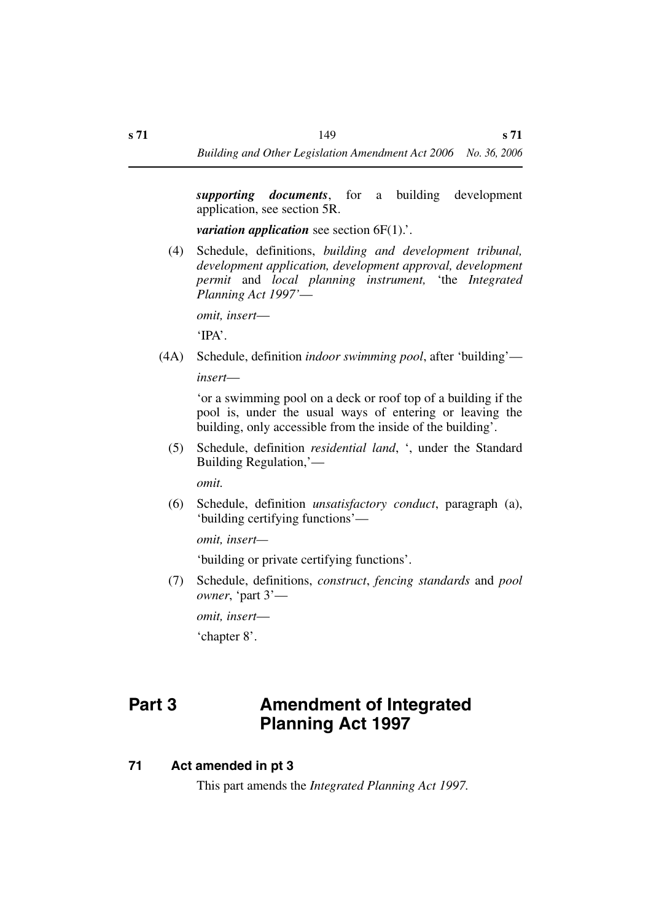***supporting documents***, for a building development application, see section 5R.

***variation application*** see section 6F(1).'.

(4) Schedule, definitions, *building and development tribunal, development application, development approval, development permit* and *local planning instrument,* 'the *Integrated Planning Act 1997*'—

*omit, insert*—

'IPA'.

(4A) Schedule, definition *indoor swimming pool*, after 'building'—

*insert*—

'or a swimming pool on a deck or roof top of a building if the pool is, under the usual ways of entering or leaving the building, only accessible from the inside of the building'.

(5) Schedule, definition *residential land*, ', under the Standard Building Regulation,'—

*omit.*

(6) Schedule, definition *unsatisfactory conduct*, paragraph (a), 'building certifying functions'—

*omit, insert—*

'building or private certifying functions'.

(7) Schedule, definitions, *construct*, *fencing standards* and *pool owner*, 'part 3'—

*omit, insert*—

'chapter 8'.

# Part 3 Amendment of Integrated Planning Act 1997

## 71 Act amended in pt 3

This part amends the *Integrated Planning Act 1997.*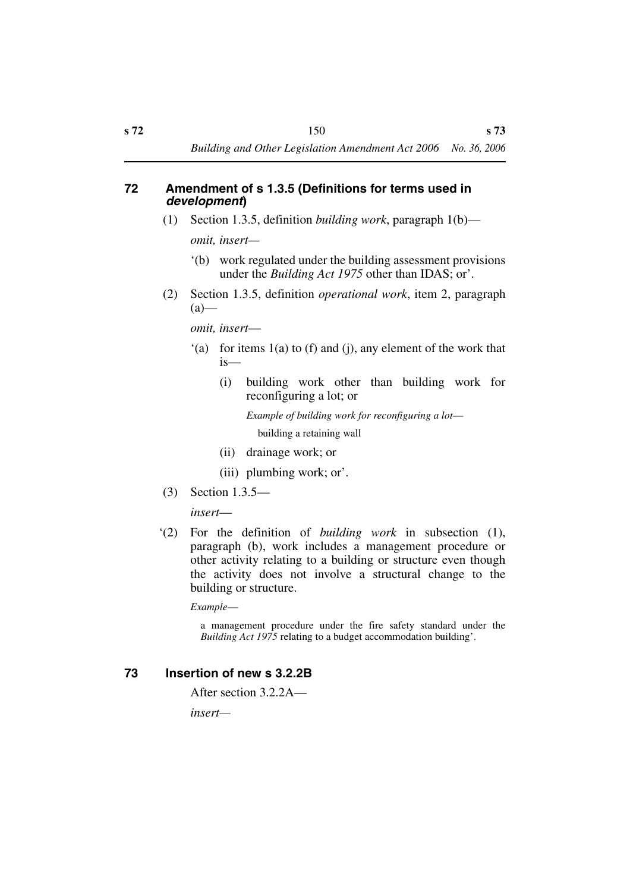## 72 Amendment of s 1.3.5 (Definitions for terms used in *development*)

(1) Section 1.3.5, definition *building work*, paragraph 1(b)—

*omit, insert*—

'(b) work regulated under the building assessment provisions under the *Building Act 1975* other than IDAS; or'.

(2) Section 1.3.5, definition *operational work*, item 2, paragraph (a)—

*omit, insert*—

'(a) for items 1(a) to (f) and (j), any element of the work that is—

(i) building work other than building work for reconfiguring a lot; or

*Example of building work for reconfiguring a lot*—

building a retaining wall

(ii) drainage work; or

(iii) plumbing work; or'.

(3) Section 1.3.5—

*insert*—

'(2) For the definition of *building work* in subsection (1), paragraph (b), work includes a management procedure or other activity relating to a building or structure even though the activity does not involve a structural change to the building or structure.

*Example*—

a management procedure under the fire safety standard under the *Building Act 1975* relating to a budget accommodation building'.

## 73 Insertion of new s 3.2.2B

After section 3.2.2A—

*insert*—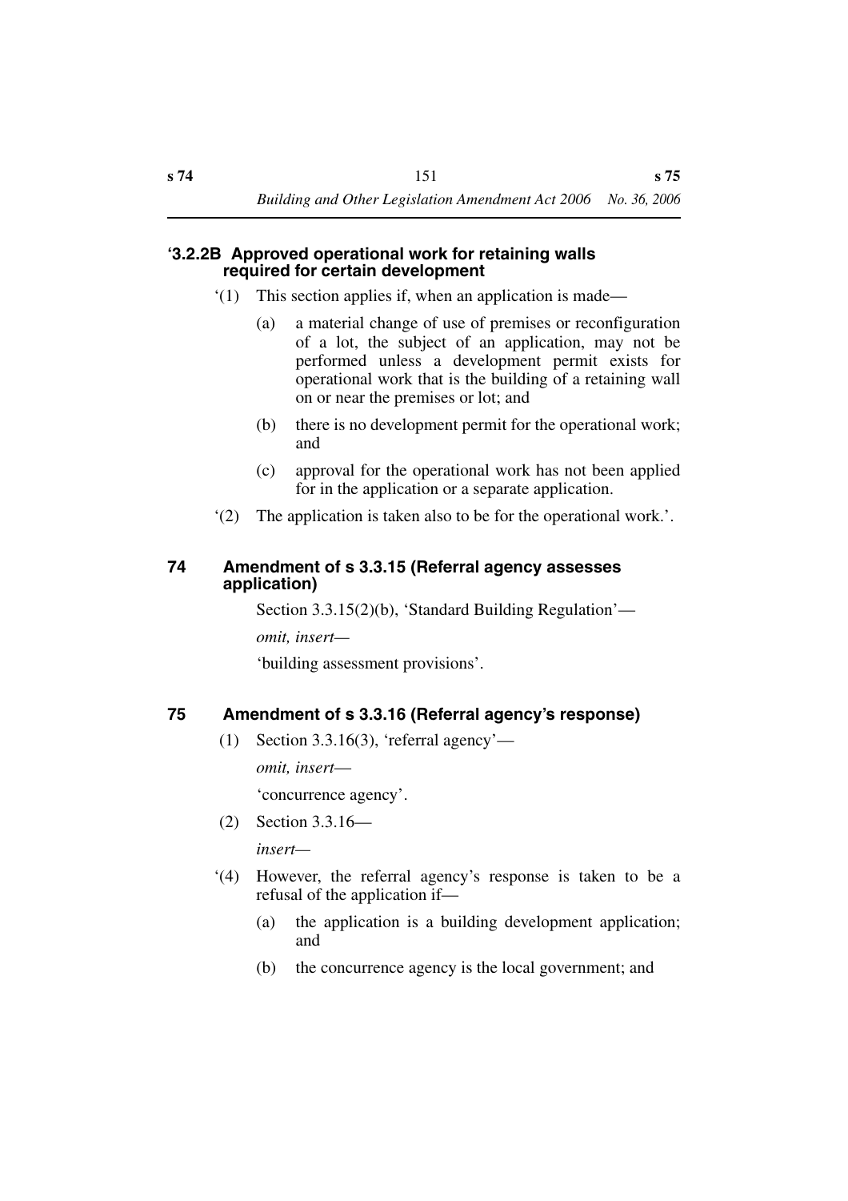**‘3.2.2B Approved operational work for retaining walls required for certain development**

‘(1) This section applies if, when an application is made—

(a) a material change of use of premises or reconfiguration of a lot, the subject of an application, may not be performed unless a development permit exists for operational work that is the building of a retaining wall on or near the premises or lot; and

(b) there is no development permit for the operational work; and

(c) approval for the operational work has not been applied for in the application or a separate application.

‘(2) The application is taken also to be for the operational work.’.

## 74 Amendment of s 3.3.15 (Referral agency assesses application)

Section 3.3.15(2)(b), ‘Standard Building Regulation’—

*omit, insert—*

‘building assessment provisions’.

## 75 Amendment of s 3.3.16 (Referral agency’s response)

(1) Section 3.3.16(3), ‘referral agency’—

*omit, insert—*

‘concurrence agency’.

(2) Section 3.3.16—

*insert—*

‘(4) However, the referral agency’s response is taken to be a refusal of the application if—

(a) the application is a building development application; and

(b) the concurrence agency is the local government; and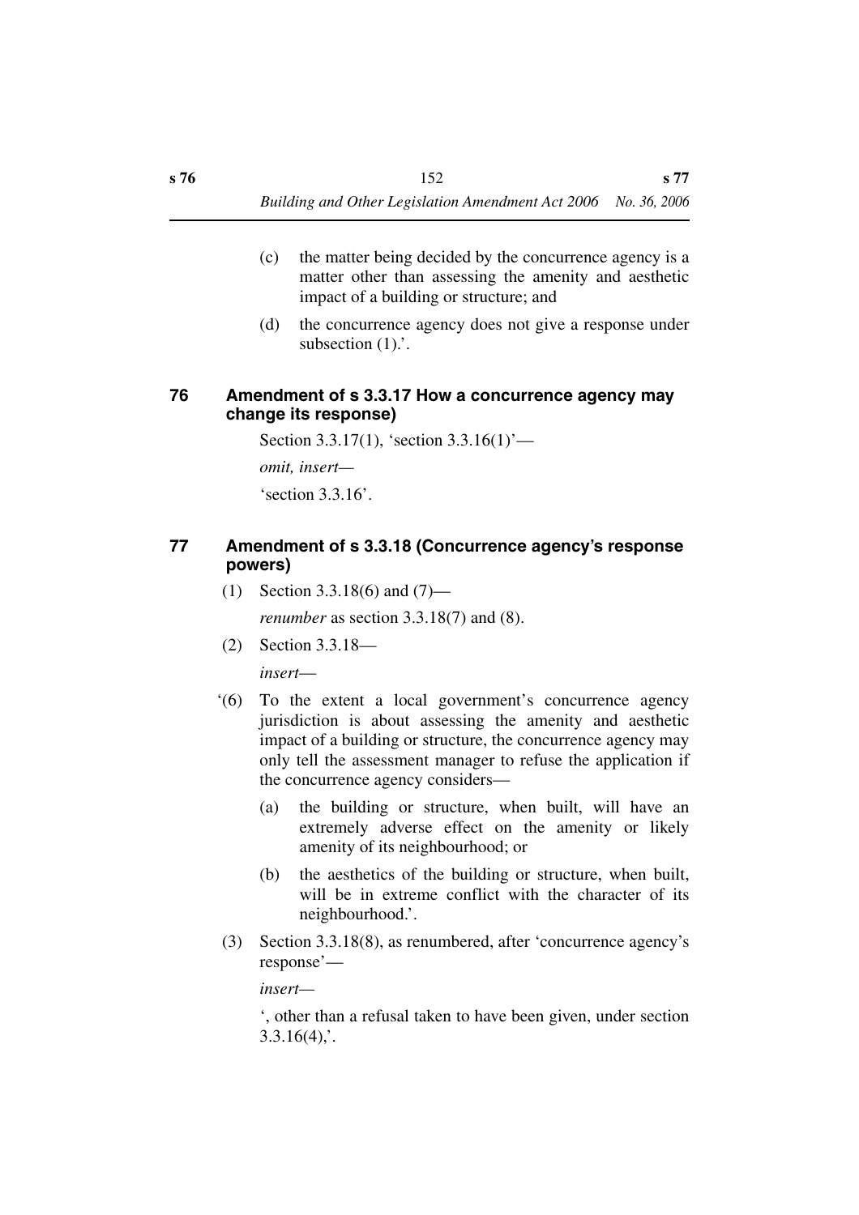(c) the matter being decided by the concurrence agency is a matter other than assessing the amenity and aesthetic impact of a building or structure; and

(d) the concurrence agency does not give a response under subsection (1).'.

### 76 Amendment of s 3.3.17 How a concurrence agency may change its response)

Section 3.3.17(1), 'section 3.3.16(1)'—

*omit, insert—*

'section 3.3.16'.

### 77 Amendment of s 3.3.18 (Concurrence agency's response powers)

(1) Section 3.3.18(6) and (7)—

*renumber* as section 3.3.18(7) and (8).

(2) Section 3.3.18—

*insert—*

'(6) To the extent a local government's concurrence agency jurisdiction is about assessing the amenity and aesthetic impact of a building or structure, the concurrence agency may only tell the assessment manager to refuse the application if the concurrence agency considers—

(a) the building or structure, when built, will have an extremely adverse effect on the amenity or likely amenity of its neighbourhood; or

(b) the aesthetics of the building or structure, when built, will be in extreme conflict with the character of its neighbourhood.'.

(3) Section 3.3.18(8), as renumbered, after 'concurrence agency's response'—

*insert—*

', other than a refusal taken to have been given, under section 3.3.16(4),'.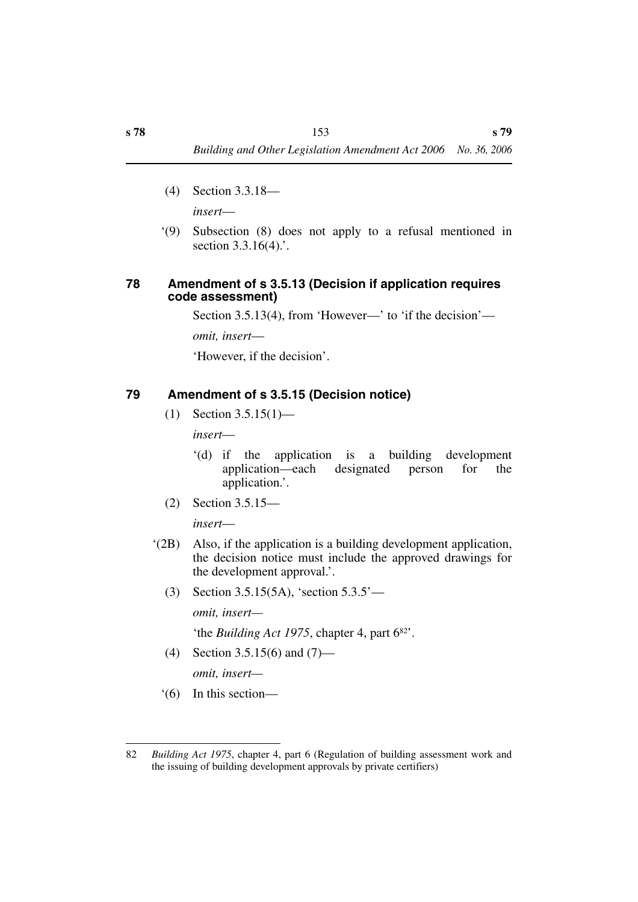(4) Section 3.3.18—

*insert*—

'(9) Subsection (8) does not apply to a refusal mentioned in section 3.3.16(4).'.

### 78 Amendment of s 3.5.13 (Decision if application requires code assessment)

Section 3.5.13(4), from 'However—' to 'if the decision'—

*omit, insert*—

'However, if the decision'.

### 79 Amendment of s 3.5.15 (Decision notice)

(1) Section 3.5.15(1)—

*insert*—

'(d) if the application is a building development application—each designated person for the application.'.

(2) Section 3.5.15—

*insert*—

'(2B) Also, if the application is a building development application, the decision notice must include the approved drawings for the development approval.'.

(3) Section 3.5.15(5A), 'section 5.3.5'—

*omit, insert*—

'the *Building Act 1975*, chapter 4, part 6[82]'.

(4) Section 3.5.15(6) and (7)—

*omit, insert*—

'(6) In this section—

---

82 *Building Act 1975*, chapter 4, part 6 (Regulation of building assessment work and the issuing of building development approvals by private certifiers)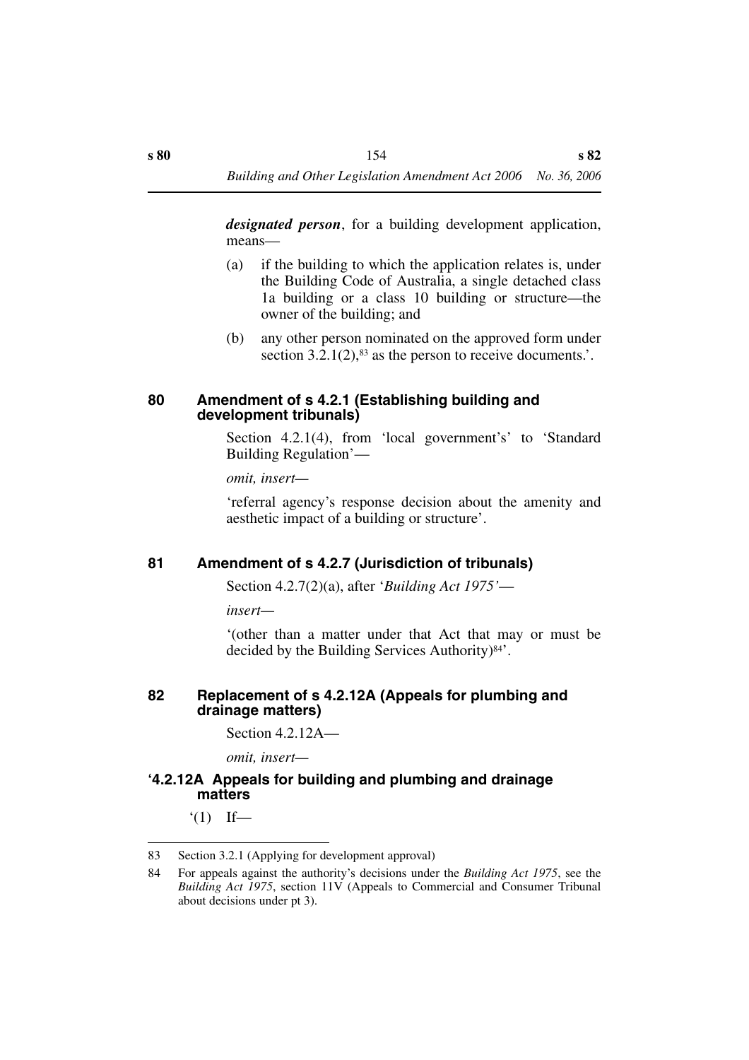***designated person***, for a building development application, means—

(a) if the building to which the application relates is, under the Building Code of Australia, a single detached class 1a building or a class 10 building or structure—the owner of the building; and

(b) any other person nominated on the approved form under section 3.2.1(2),[83] as the person to receive documents.'.

### 80 Amendment of s 4.2.1 (Establishing building and development tribunals)

Section 4.2.1(4), from 'local government's' to 'Standard Building Regulation'—

*omit, insert—*

'referral agency's response decision about the amenity and aesthetic impact of a building or structure'.

### 81 Amendment of s 4.2.7 (Jurisdiction of tribunals)

Section 4.2.7(2)(a), after '*Building Act 1975*'—

*insert—*

'(other than a matter under that Act that may or must be decided by the Building Services Authority)[84]'.

### 82 Replacement of s 4.2.12A (Appeals for plumbing and drainage matters)

Section 4.2.12A—

*omit, insert—*

#### '4.2.12A Appeals for building and plumbing and drainage matters

'(1) If—

---

83 Section 3.2.1 (Applying for development approval)

84 For appeals against the authority's decisions under the *Building Act 1975*, see the *Building Act 1975*, section 11V (Appeals to Commercial and Consumer Tribunal about decisions under pt 3).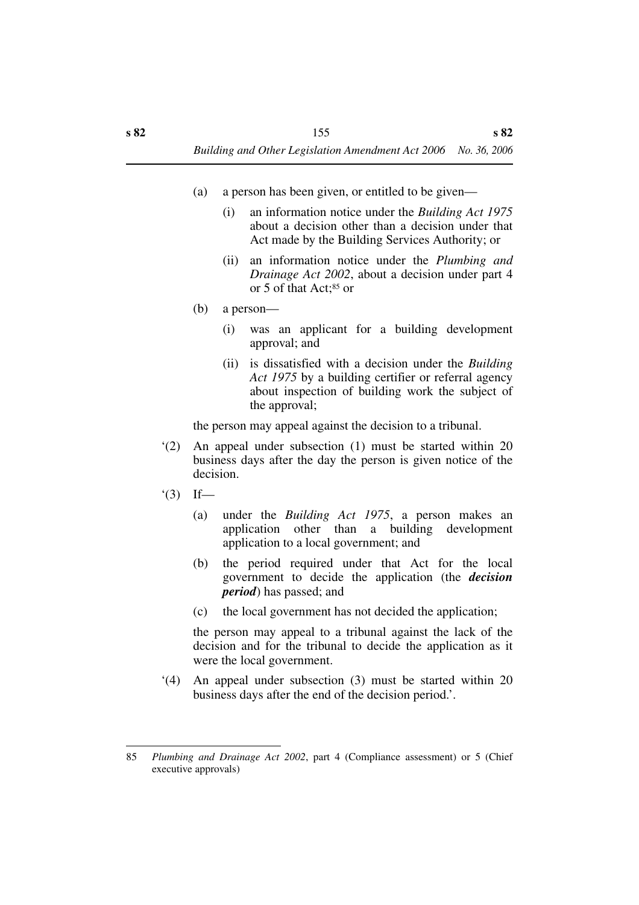(a) a person has been given, or entitled to be given—

(i) an information notice under the *Building Act 1975* about a decision other than a decision under that Act made by the Building Services Authority; or

(ii) an information notice under the *Plumbing and Drainage Act 2002*, about a decision under part 4 or 5 of that Act;[85] or

(b) a person—

(i) was an applicant for a building development approval; and

(ii) is dissatisfied with a decision under the *Building Act 1975* by a building certifier or referral agency about inspection of building work the subject of the approval;

the person may appeal against the decision to a tribunal.

'(2) An appeal under subsection (1) must be started within 20 business days after the day the person is given notice of the decision.

'(3) If—

(a) under the *Building Act 1975*, a person makes an application other than a building development application to a local government; and

(b) the period required under that Act for the local government to decide the application (the ***decision period***) has passed; and

(c) the local government has not decided the application;

the person may appeal to a tribunal against the lack of the decision and for the tribunal to decide the application as it were the local government.

'(4) An appeal under subsection (3) must be started within 20 business days after the end of the decision period.'.

---

85 *Plumbing and Drainage Act 2002*, part 4 (Compliance assessment) or 5 (Chief executive approvals)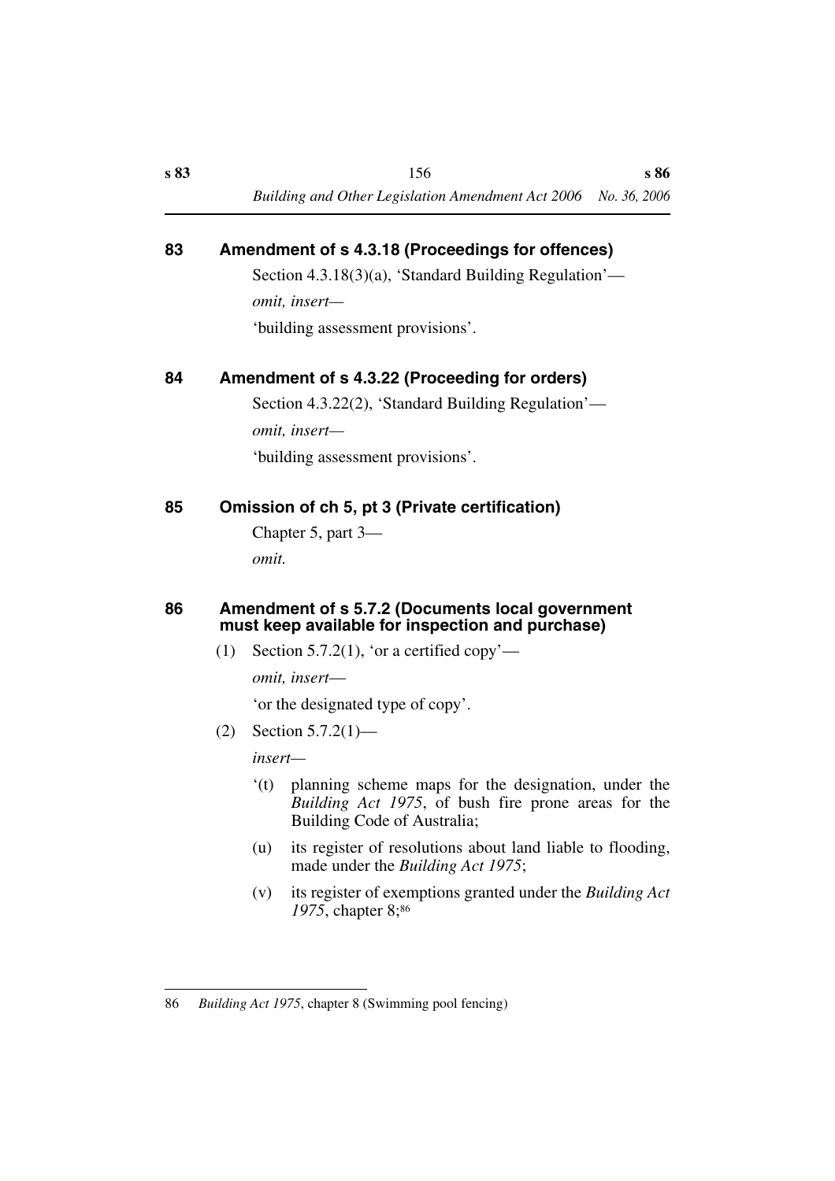## 83 Amendment of s 4.3.18 (Proceedings for offences)

Section 4.3.18(3)(a), 'Standard Building Regulation'—

*omit, insert—*

'building assessment provisions'.

## 84 Amendment of s 4.3.22 (Proceeding for orders)

Section 4.3.22(2), 'Standard Building Regulation'—

*omit, insert—*

'building assessment provisions'.

## 85 Omission of ch 5, pt 3 (Private certification)

Chapter 5, part 3—

*omit.*

## 86 Amendment of s 5.7.2 (Documents local government must keep available for inspection and purchase)

(1) Section 5.7.2(1), 'or a certified copy'—

*omit, insert—*

'or the designated type of copy'.

(2) Section 5.7.2(1)—

*insert—*

'(t) planning scheme maps for the designation, under the *Building Act 1975*, of bush fire prone areas for the Building Code of Australia;

(u) its register of resolutions about land liable to flooding, made under the *Building Act 1975*;

(v) its register of exemptions granted under the *Building Act 1975*, chapter 8;[86]

---

86 *Building Act 1975*, chapter 8 (Swimming pool fencing)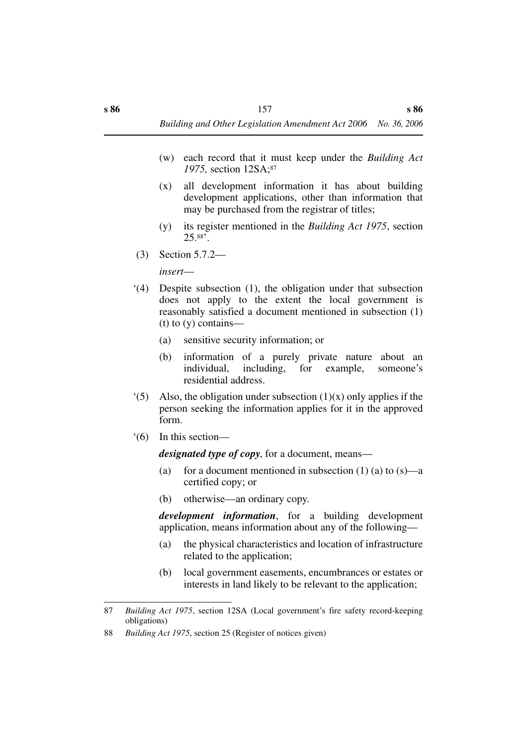(w) each record that it must keep under the *Building Act 1975,* section 12SA;[87]

(x) all development information it has about building development applications, other than information that may be purchased from the registrar of titles;

(y) its register mentioned in the *Building Act 1975*, section 25.[88]'.

(3) Section 5.7.2—

*insert*—

'(4) Despite subsection (1), the obligation under that subsection does not apply to the extent the local government is reasonably satisfied a document mentioned in subsection (1) (t) to (y) contains—

(a) sensitive security information; or

(b) information of a purely private nature about an individual, including, for example, someone's residential address.

'(5) Also, the obligation under subsection (1)(x) only applies if the person seeking the information applies for it in the approved form.

'(6) In this section—

***designated type of copy***, for a document, means—

(a) for a document mentioned in subsection (1) (a) to (s)—a certified copy; or

(b) otherwise—an ordinary copy.

***development information***, for a building development application, means information about any of the following—

(a) the physical characteristics and location of infrastructure related to the application;

(b) local government easements, encumbrances or estates or interests in land likely to be relevant to the application;

---

87 *Building Act 1975*, section 12SA (Local government's fire safety record-keeping obligations)

88 *Building Act 1975*, section 25 (Register of notices given)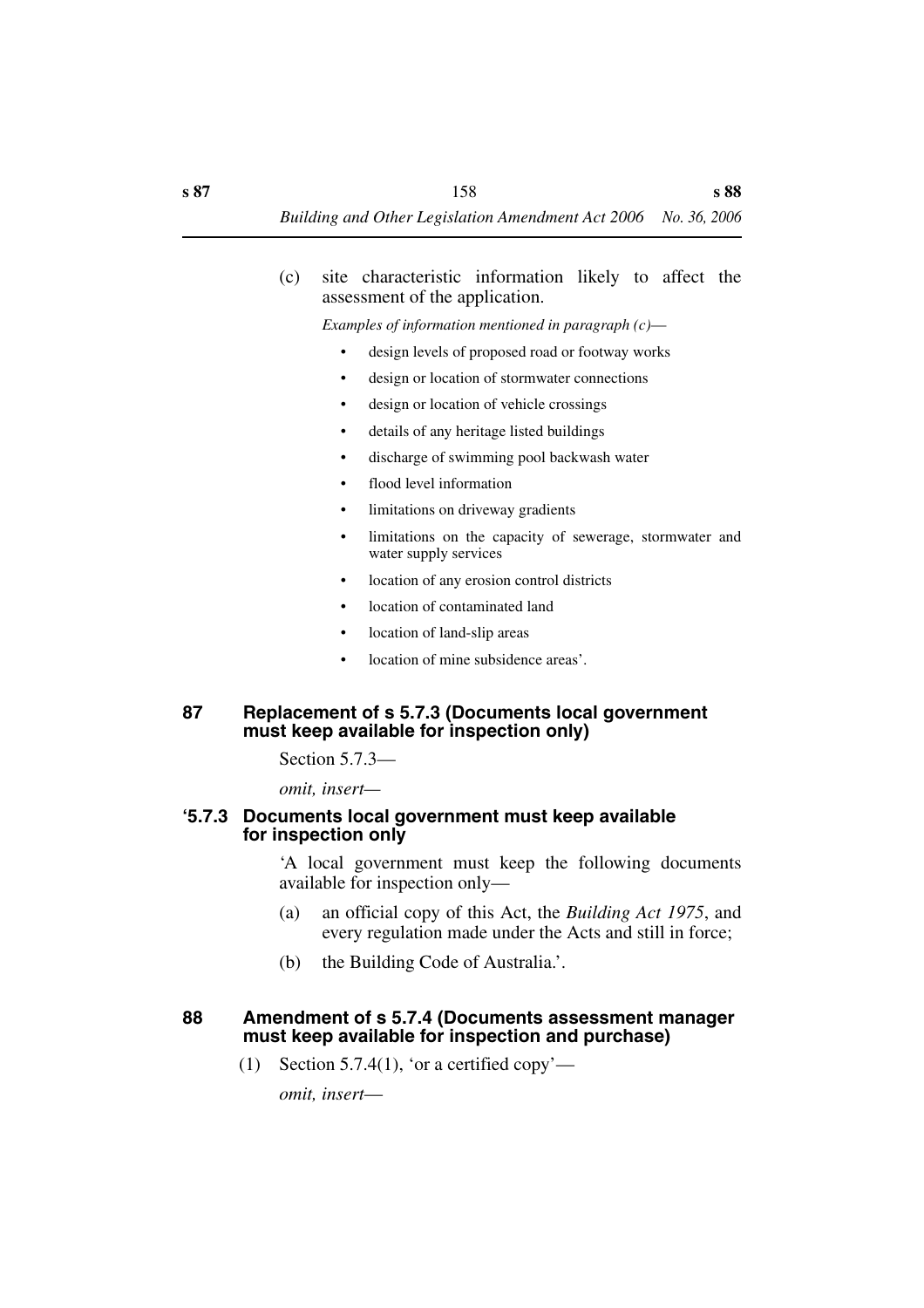(c) site characteristic information likely to affect the assessment of the application.

*Examples of information mentioned in paragraph (c)*—

- design levels of proposed road or footway works
- design or location of stormwater connections
- design or location of vehicle crossings
- details of any heritage listed buildings
- discharge of swimming pool backwash water
- flood level information
- limitations on driveway gradients
- limitations on the capacity of sewerage, stormwater and water supply services
- location of any erosion control districts
- location of contaminated land
- location of land-slip areas
- location of mine subsidence areas'.

## 87 Replacement of s 5.7.3 (Documents local government must keep available for inspection only)

Section 5.7.3—

*omit, insert*—

### '5.7.3 Documents local government must keep available for inspection only

'A local government must keep the following documents available for inspection only—

(a) an official copy of this Act, the *Building Act 1975*, and every regulation made under the Acts and still in force;

(b) the Building Code of Australia.'.

## 88 Amendment of s 5.7.4 (Documents assessment manager must keep available for inspection and purchase)

(1) Section 5.7.4(1), 'or a certified copy'—

*omit, insert*—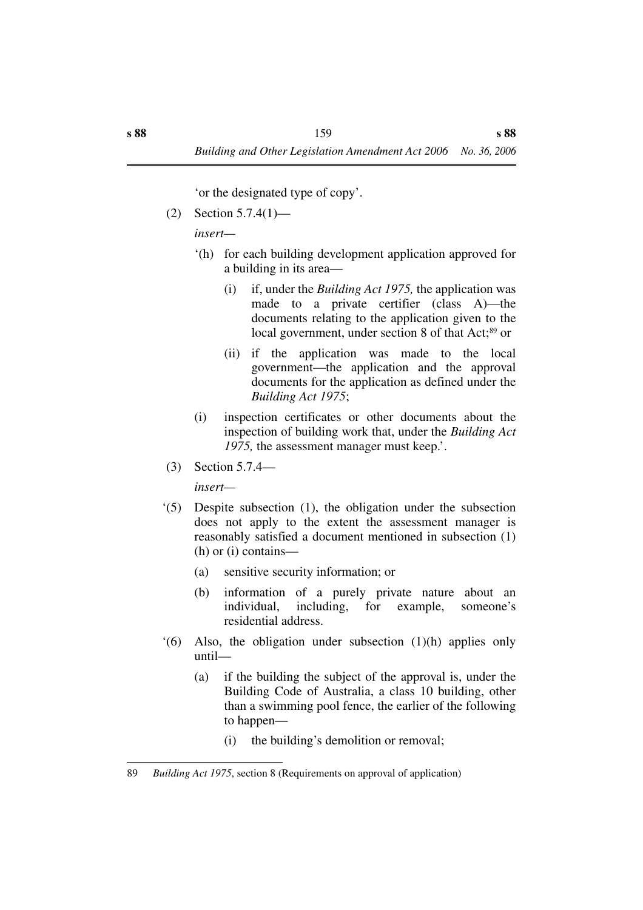'or the designated type of copy'.

(2) Section 5.7.4(1)—

*insert*—

'(h) for each building development application approved for a building in its area—

(i) if, under the *Building Act 1975,* the application was made to a private certifier (class A)—the documents relating to the application given to the local government, under section 8 of that Act;[89] or

(ii) if the application was made to the local government—the application and the approval documents for the application as defined under the *Building Act 1975*;

(i) inspection certificates or other documents about the inspection of building work that, under the *Building Act 1975,* the assessment manager must keep.'.

(3) Section 5.7.4—

*insert*—

'(5) Despite subsection (1), the obligation under the subsection does not apply to the extent the assessment manager is reasonably satisfied a document mentioned in subsection (1)(h) or (i) contains—

(a) sensitive security information; or

(b) information of a purely private nature about an individual, including, for example, someone's residential address.

'(6) Also, the obligation under subsection (1)(h) applies only until—

(a) if the building the subject of the approval is, under the Building Code of Australia, a class 10 building, other than a swimming pool fence, the earlier of the following to happen—

(i) the building's demolition or removal;

---

89 *Building Act 1975*, section 8 (Requirements on approval of application)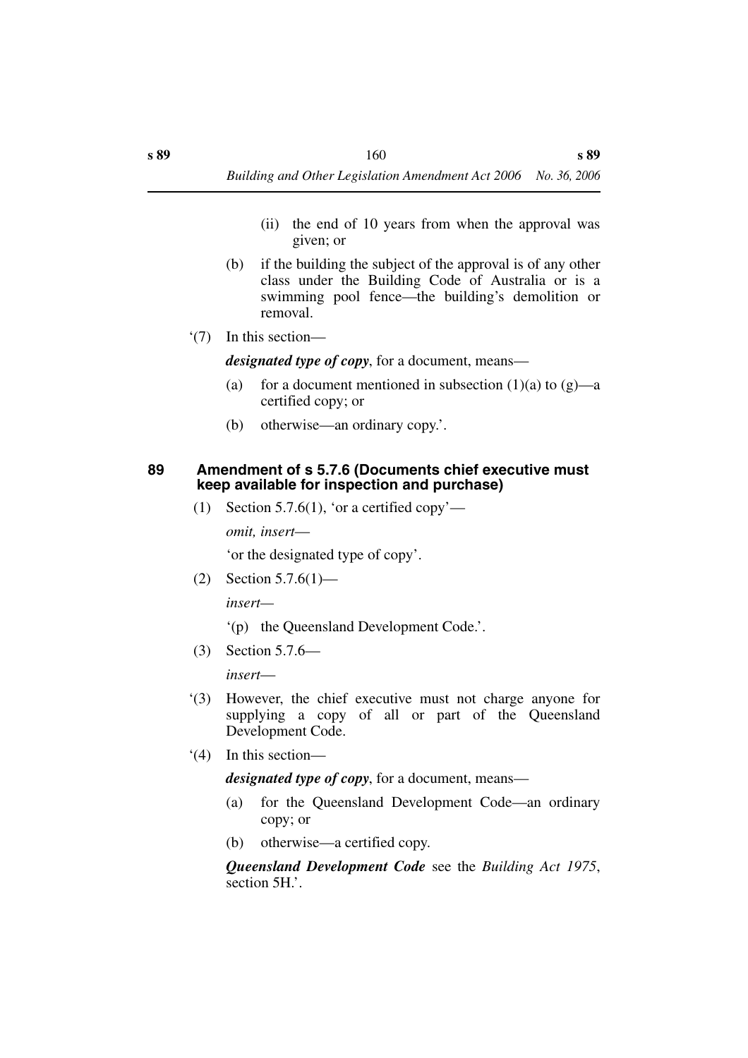(ii) the end of 10 years from when the approval was given; or

(b) if the building the subject of the approval is of any other class under the Building Code of Australia or is a swimming pool fence—the building's demolition or removal.

'(7) In this section—

***designated type of copy***, for a document, means—

(a) for a document mentioned in subsection (1)(a) to (g)—a certified copy; or

(b) otherwise—an ordinary copy.'.

## 89 Amendment of s 5.7.6 (Documents chief executive must keep available for inspection and purchase)

(1) Section 5.7.6(1), 'or a certified copy'—

*omit, insert*—

'or the designated type of copy'.

(2) Section 5.7.6(1)—

*insert*—

'(p) the Queensland Development Code.'.

(3) Section 5.7.6—

*insert*—

'(3) However, the chief executive must not charge anyone for supplying a copy of all or part of the Queensland Development Code.

'(4) In this section—

***designated type of copy***, for a document, means—

(a) for the Queensland Development Code—an ordinary copy; or

(b) otherwise—a certified copy.

***Queensland Development Code*** see the *Building Act 1975*, section 5H.'.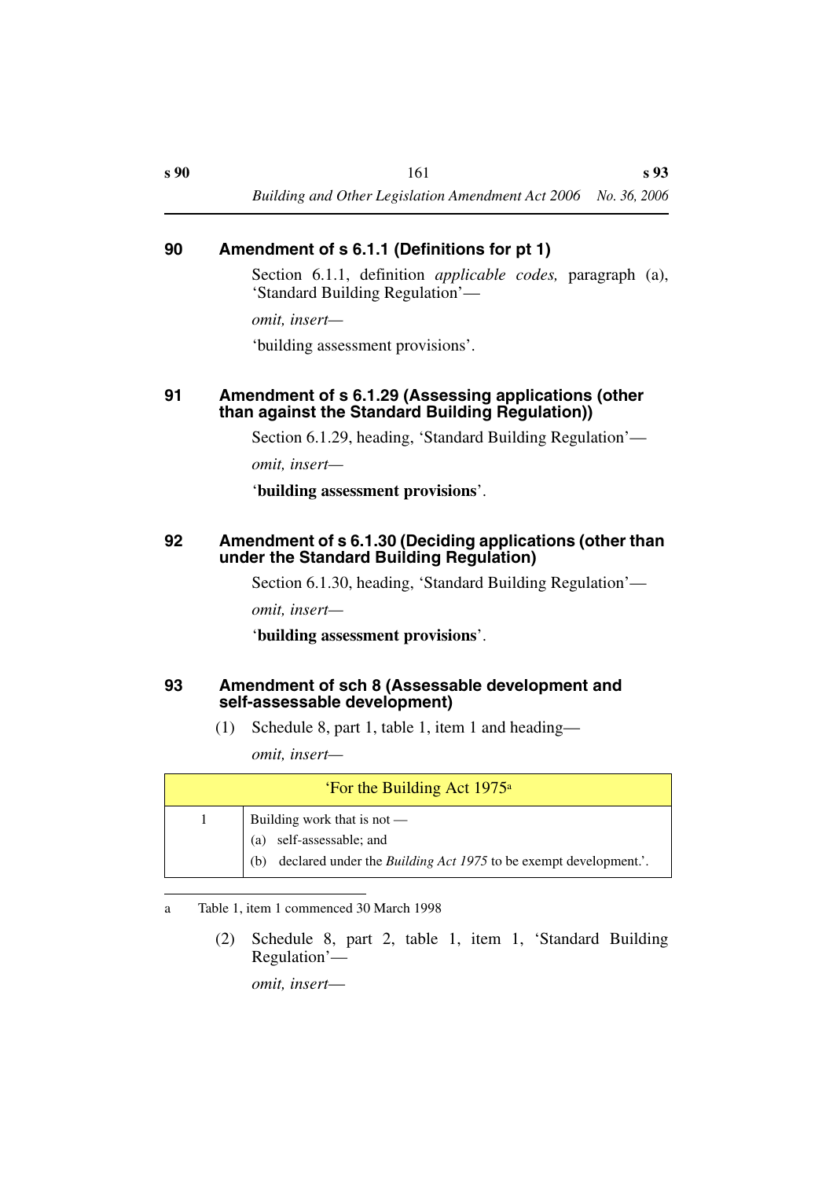### 90 Amendment of s 6.1.1 (Definitions for pt 1)

Section 6.1.1, definition *applicable codes,* paragraph (a), 'Standard Building Regulation'—

*omit, insert—*

'building assessment provisions'.

### 91 Amendment of s 6.1.29 (Assessing applications (other than against the Standard Building Regulation))

Section 6.1.29, heading, 'Standard Building Regulation'—

*omit, insert—*

'**building assessment provisions**'.

### 92 Amendment of s 6.1.30 (Deciding applications (other than under the Standard Building Regulation)

Section 6.1.30, heading, 'Standard Building Regulation'—

*omit, insert—*

'**building assessment provisions**'.

### 93 Amendment of sch 8 (Assessable development and self-assessable development)

(1) Schedule 8, part 1, table 1, item 1 and heading—

*omit, insert—*

| 'For the Building Act 1975[a] | |
|---|---|
| 1 | Building work that is not —<br>(a) self-assessable; and<br>(b) declared under the *Building Act 1975* to be exempt development.'. |

a Table 1, item 1 commenced 30 March 1998

(2) Schedule 8, part 2, table 1, item 1, 'Standard Building Regulation'—

*omit, insert—*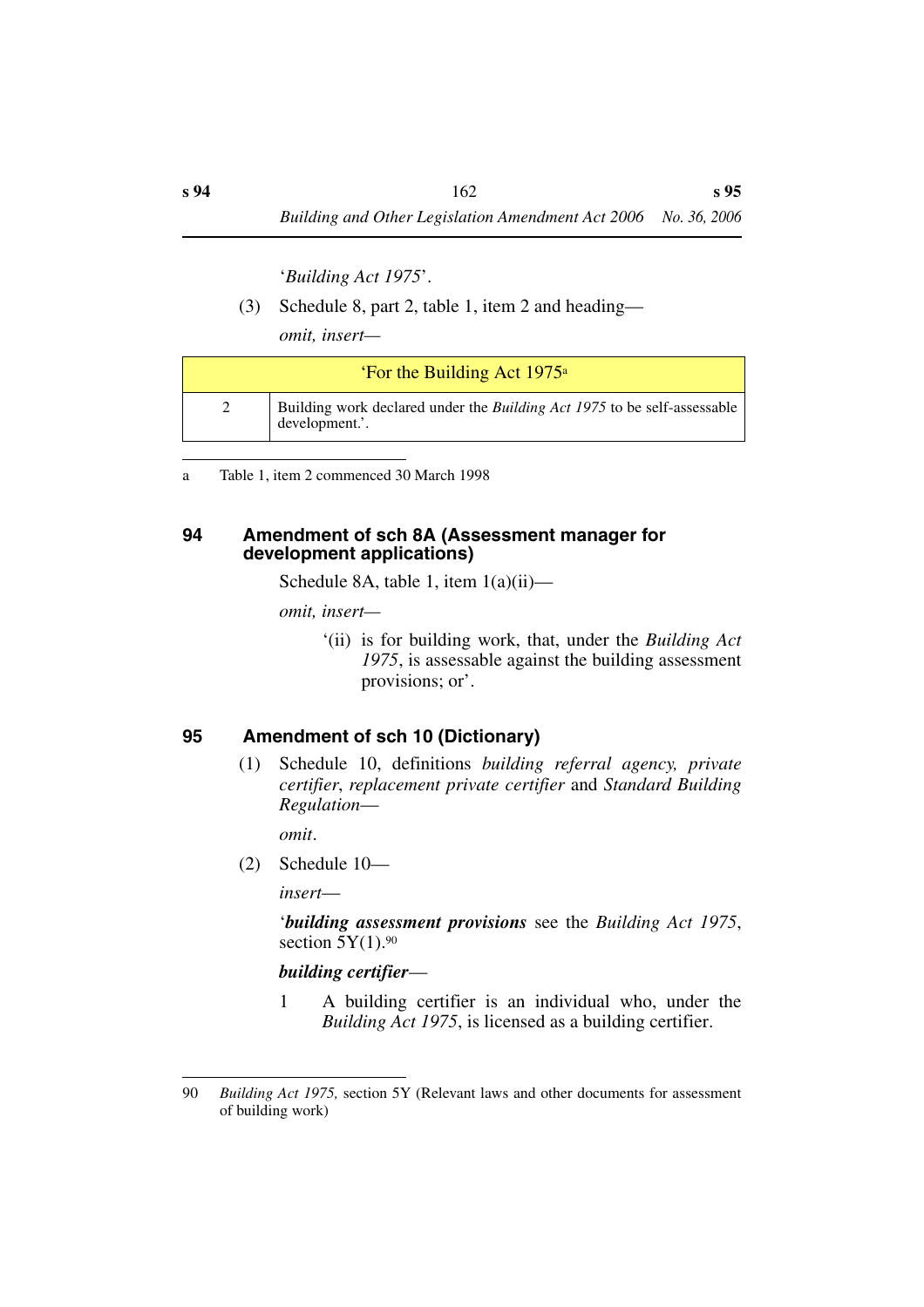'*Building Act 1975*'.

(3) Schedule 8, part 2, table 1, item 2 and heading—

*omit, insert—*

| 'For the Building Act 1975[a] | |
|---|---|
| 2 | Building work declared under the *Building Act 1975* to be self-assessable development.'. |

a Table 1, item 2 commenced 30 March 1998

## 94 Amendment of sch 8A (Assessment manager for development applications)

Schedule 8A, table 1, item 1(a)(ii)—

*omit, insert—*

'(ii) is for building work, that, under the *Building Act 1975*, is assessable against the building assessment provisions; or'.

## 95 Amendment of sch 10 (Dictionary)

(1) Schedule 10, definitions *building referral agency, private certifier*, *replacement private certifier* and *Standard Building Regulation*—

*omit*.

(2) Schedule 10—

*insert*—

'***building assessment provisions*** see the *Building Act 1975*, section 5Y(1).[90]

***building certifier***—

1 A building certifier is an individual who, under the *Building Act 1975*, is licensed as a building certifier.

---

90 *Building Act 1975,* section 5Y (Relevant laws and other documents for assessment of building work)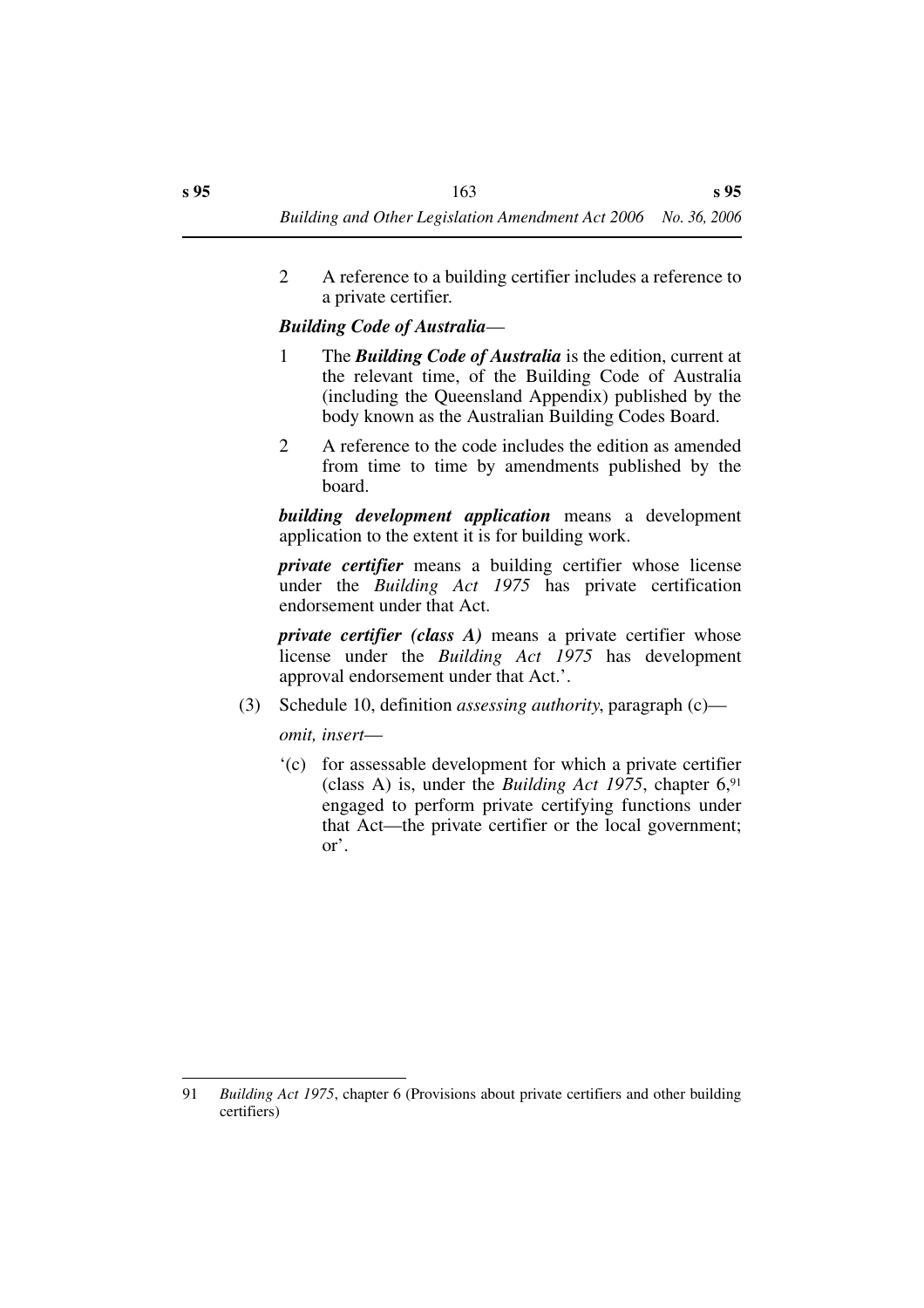2 A reference to a building certifier includes a reference to a private certifier.

***Building Code of Australia***—

1 The ***Building Code of Australia*** is the edition, current at the relevant time, of the Building Code of Australia (including the Queensland Appendix) published by the body known as the Australian Building Codes Board.

2 A reference to the code includes the edition as amended from time to time by amendments published by the board.

***building development application*** means a development application to the extent it is for building work.

***private certifier*** means a building certifier whose license under the *Building Act 1975* has private certification endorsement under that Act.

***private certifier (class A)*** means a private certifier whose license under the *Building Act 1975* has development approval endorsement under that Act.'.

(3) Schedule 10, definition *assessing authority*, paragraph (c)—

*omit, insert*—

'(c) for assessable development for which a private certifier (class A) is, under the *Building Act 1975*, chapter 6,[91] engaged to perform private certifying functions under that Act—the private certifier or the local government; or'.

---

91 *Building Act 1975*, chapter 6 (Provisions about private certifiers and other building certifiers)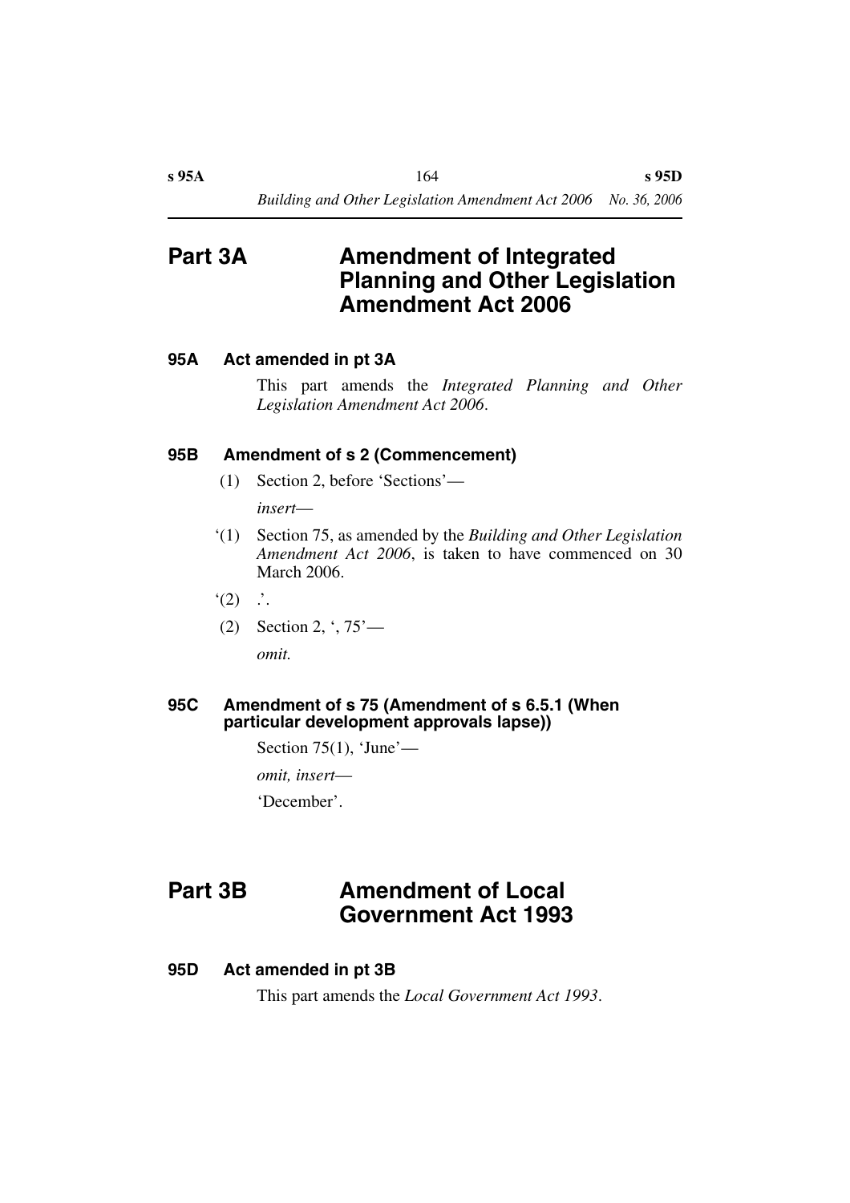# Part 3A Amendment of Integrated Planning and Other Legislation Amendment Act 2006

### 95A Act amended in pt 3A

This part amends the *Integrated Planning and Other Legislation Amendment Act 2006*.

### 95B Amendment of s 2 (Commencement)

(1) Section 2, before 'Sections'—

*insert*—

'(1) Section 75, as amended by the *Building and Other Legislation Amendment Act 2006*, is taken to have commenced on 30 March 2006.

'(2) .'.

(2) Section 2, ', 75'—

*omit.*

### 95C Amendment of s 75 (Amendment of s 6.5.1 (When particular development approvals lapse))

Section 75(1), 'June'—

*omit, insert*—

'December'.

# Part 3B Amendment of Local Government Act 1993

### 95D Act amended in pt 3B

This part amends the *Local Government Act 1993*.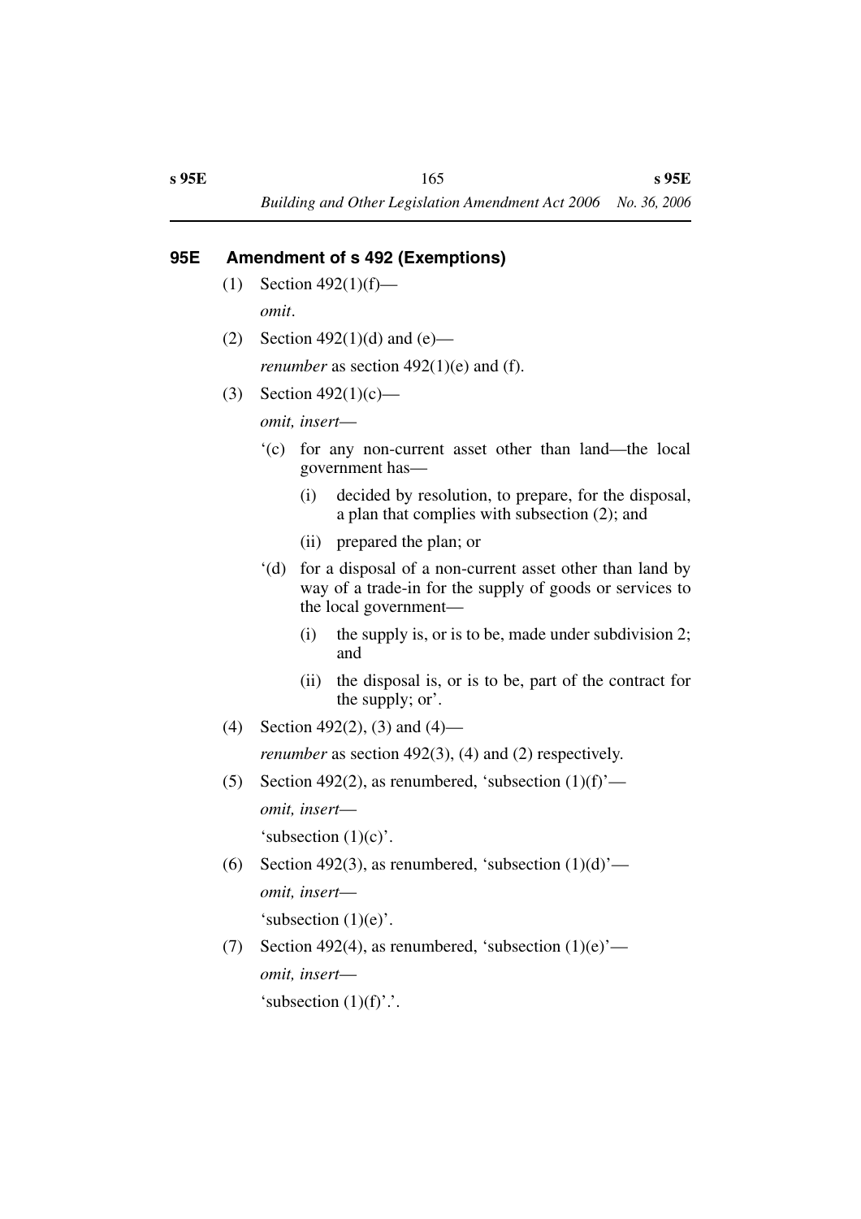## 95E Amendment of s 492 (Exemptions)

(1) Section 492(1)(f)—

*omit*.

(2) Section 492(1)(d) and (e)—

*renumber* as section 492(1)(e) and (f).

(3) Section 492(1)(c)—

*omit, insert*—

'(c) for any non-current asset other than land—the local government has—

(i) decided by resolution, to prepare, for the disposal, a plan that complies with subsection (2); and

(ii) prepared the plan; or

'(d) for a disposal of a non-current asset other than land by way of a trade-in for the supply of goods or services to the local government—

(i) the supply is, or is to be, made under subdivision 2; and

(ii) the disposal is, or is to be, part of the contract for the supply; or'.

(4) Section 492(2), (3) and (4)—

*renumber* as section 492(3), (4) and (2) respectively.

(5) Section 492(2), as renumbered, 'subsection (1)(f)'—

*omit, insert*—

'subsection (1)(c)'.

(6) Section 492(3), as renumbered, 'subsection (1)(d)'—

*omit, insert*—

'subsection (1)(e)'.

(7) Section 492(4), as renumbered, 'subsection (1)(e)'—

*omit, insert*—

'subsection (1)(f)'.'.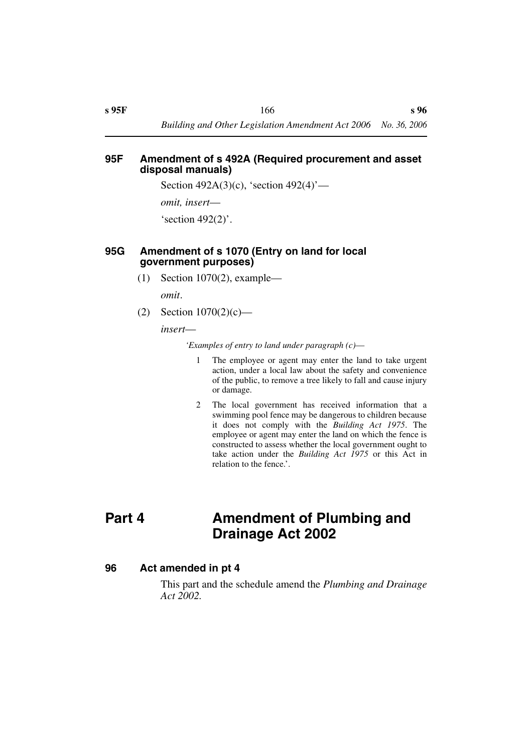### 95F Amendment of s 492A (Required procurement and asset disposal manuals)

Section 492A(3)(c), 'section 492(4)'—

*omit, insert*—

'section 492(2)'.

### 95G Amendment of s 1070 (Entry on land for local government purposes)

(1) Section 1070(2), example—

*omit*.

(2) Section 1070(2)(c)—

*insert*—

*'Examples of entry to land under paragraph (c)—*

1 The employee or agent may enter the land to take urgent action, under a local law about the safety and convenience of the public, to remove a tree likely to fall and cause injury or damage.

2 The local government has received information that a swimming pool fence may be dangerous to children because it does not comply with the *Building Act 1975*. The employee or agent may enter the land on which the fence is constructed to assess whether the local government ought to take action under the *Building Act 1975* or this Act in relation to the fence.'.

## Part 4 Amendment of Plumbing and Drainage Act 2002

### 96 Act amended in pt 4

This part and the schedule amend the *Plumbing and Drainage Act 2002.*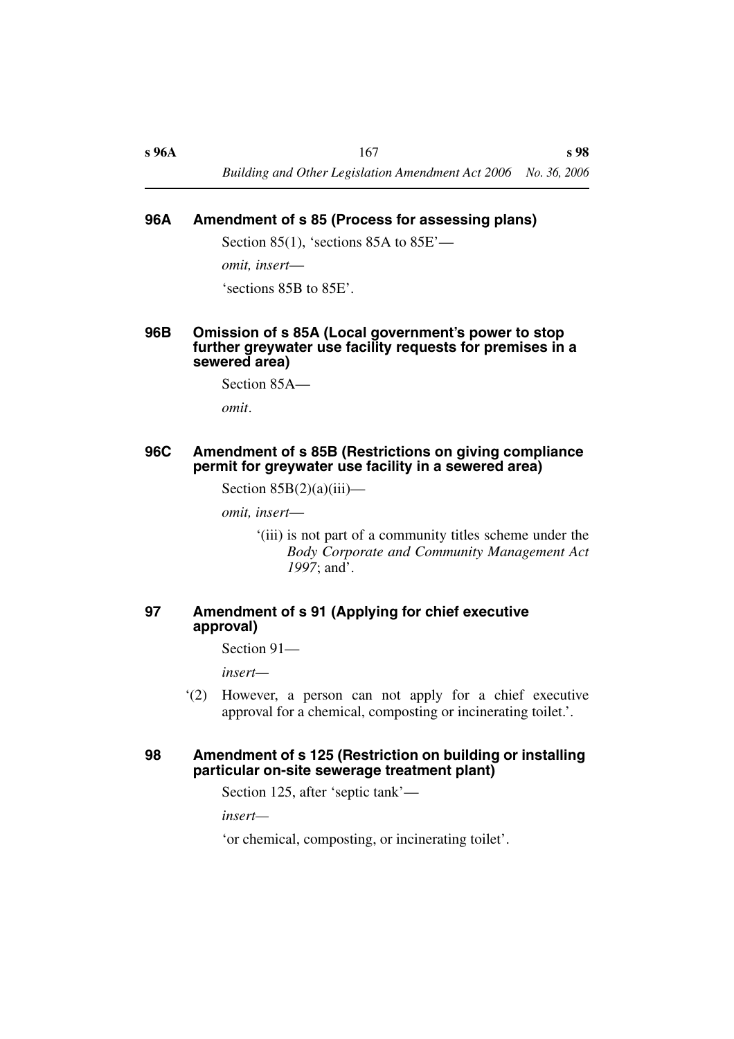#### 96A Amendment of s 85 (Process for assessing plans)

Section 85(1), 'sections 85A to 85E'—

*omit, insert*—

'sections 85B to 85E'.

#### 96B Omission of s 85A (Local government's power to stop further greywater use facility requests for premises in a sewered area)

Section 85A—

*omit*.

#### 96C Amendment of s 85B (Restrictions on giving compliance permit for greywater use facility in a sewered area)

Section 85B(2)(a)(iii)—

*omit, insert*—

'(iii) is not part of a community titles scheme under the *Body Corporate and Community Management Act 1997*; and'.

#### 97 Amendment of s 91 (Applying for chief executive approval)

Section 91—

*insert*—

'(2) However, a person can not apply for a chief executive approval for a chemical, composting or incinerating toilet.'.

#### 98 Amendment of s 125 (Restriction on building or installing particular on-site sewerage treatment plant)

Section 125, after 'septic tank'—

*insert*—

'or chemical, composting, or incinerating toilet'.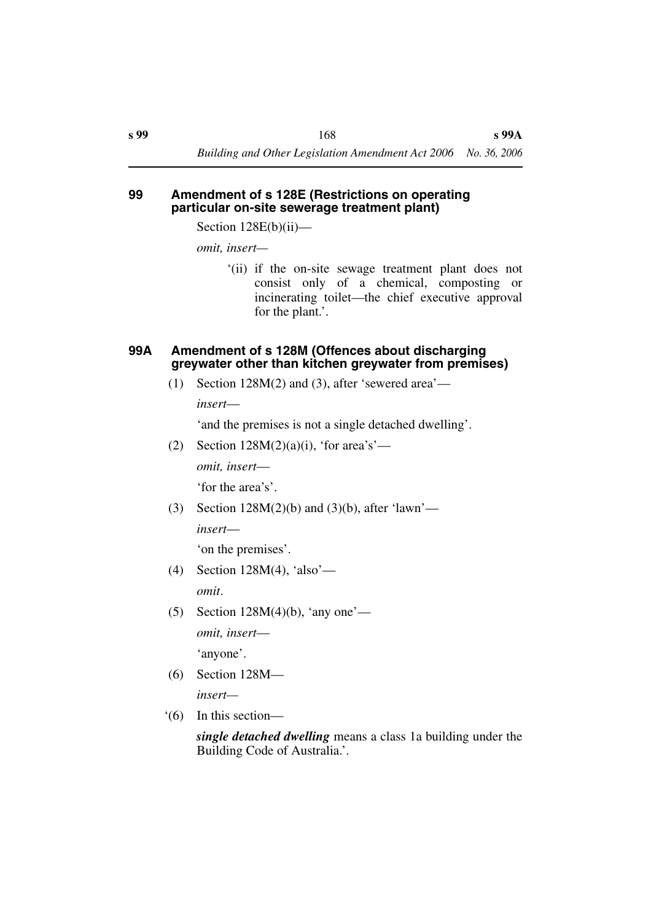#### 99 Amendment of s 128E (Restrictions on operating particular on-site sewerage treatment plant)

Section 128E(b)(ii)—

*omit, insert*—

'(ii) if the on-site sewage treatment plant does not consist only of a chemical, composting or incinerating toilet—the chief executive approval for the plant.'.

#### 99A Amendment of s 128M (Offences about discharging greywater other than kitchen greywater from premises)

(1) Section 128M(2) and (3), after 'sewered area'—

*insert*—

'and the premises is not a single detached dwelling'.

(2) Section 128M(2)(a)(i), 'for area's'—

*omit, insert*—

'for the area's'.

(3) Section 128M(2)(b) and (3)(b), after 'lawn'—

*insert*—

'on the premises'.

(4) Section 128M(4), 'also'—

*omit*.

(5) Section 128M(4)(b), 'any one'—

*omit, insert*—

'anyone'.

(6) Section 128M—

*insert*—

'(6) In this section—

***single detached dwelling*** means a class 1a building under the Building Code of Australia.'.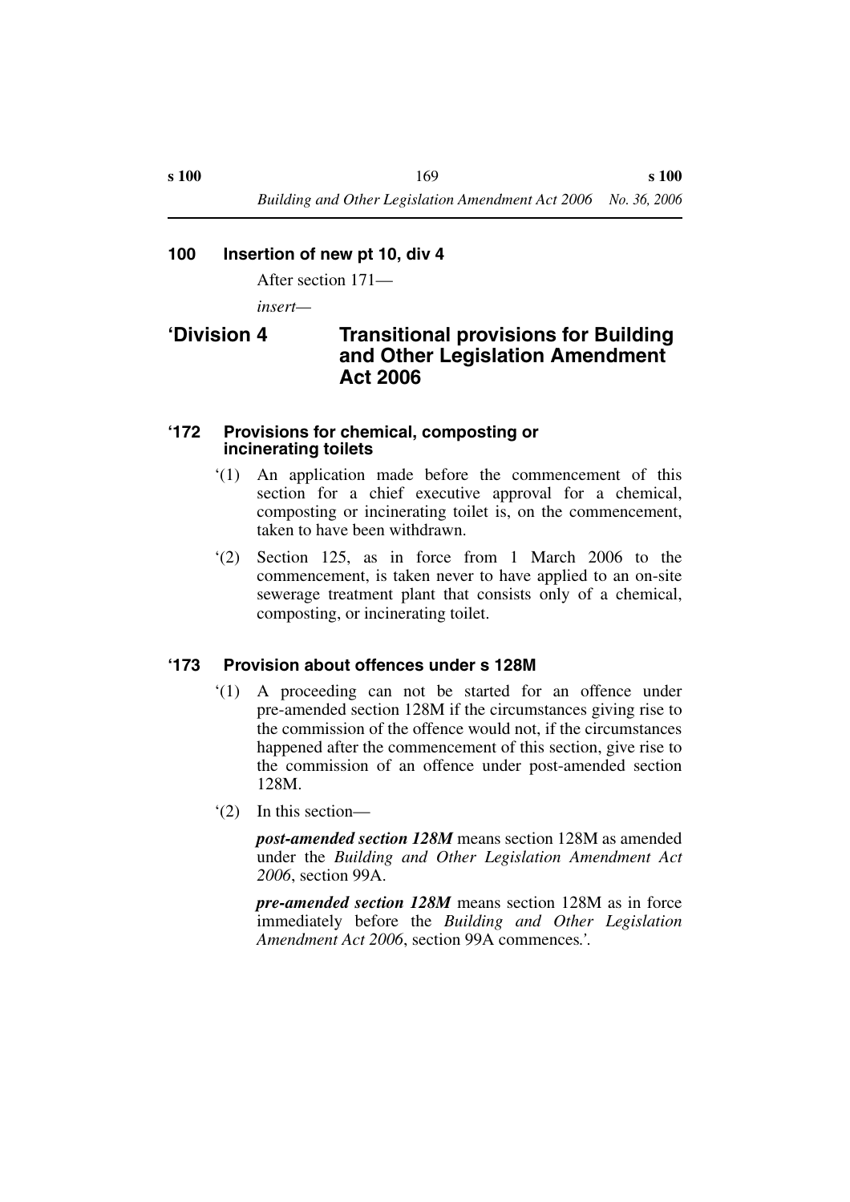## 100 Insertion of new pt 10, div 4

After section 171—

*insert*—

## ‘Division 4 Transitional provisions for Building and Other Legislation Amendment Act 2006

### ‘172 Provisions for chemical, composting or incinerating toilets

‘(1) An application made before the commencement of this section for a chief executive approval for a chemical, composting or incinerating toilet is, on the commencement, taken to have been withdrawn.

‘(2) Section 125, as in force from 1 March 2006 to the commencement, is taken never to have applied to an on-site sewerage treatment plant that consists only of a chemical, composting, or incinerating toilet.

### ‘173 Provision about offences under s 128M

‘(1) A proceeding can not be started for an offence under pre-amended section 128M if the circumstances giving rise to the commission of the offence would not, if the circumstances happened after the commencement of this section, give rise to the commission of an offence under post-amended section 128M.

‘(2) In this section—

***post-amended section 128M*** means section 128M as amended under the *Building and Other Legislation Amendment Act 2006*, section 99A.

***pre-amended section 128M*** means section 128M as in force immediately before the *Building and Other Legislation Amendment Act 2006*, section 99A commences.’.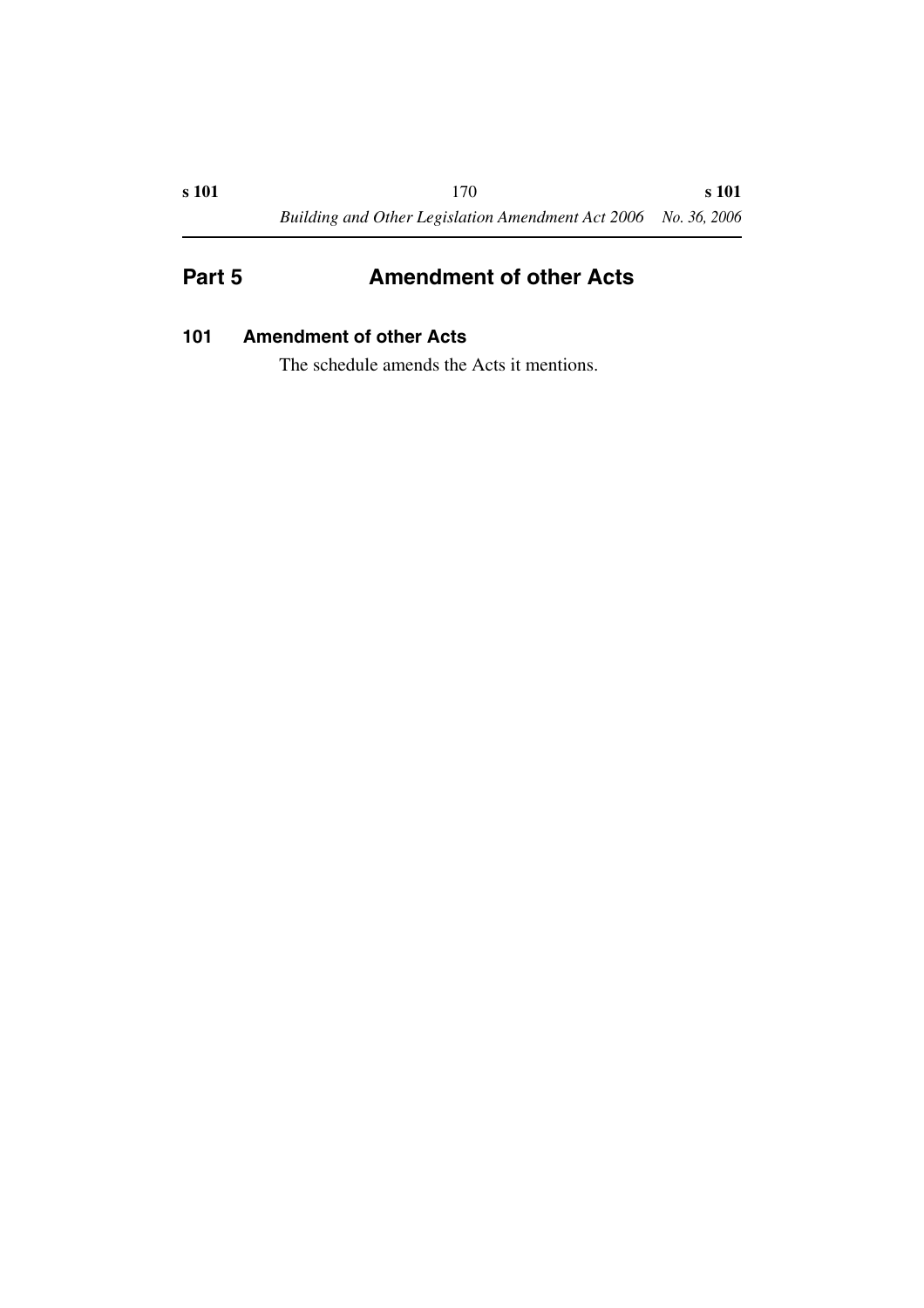# Part 5 Amendment of other Acts

## 101 Amendment of other Acts

The schedule amends the Acts it mentions.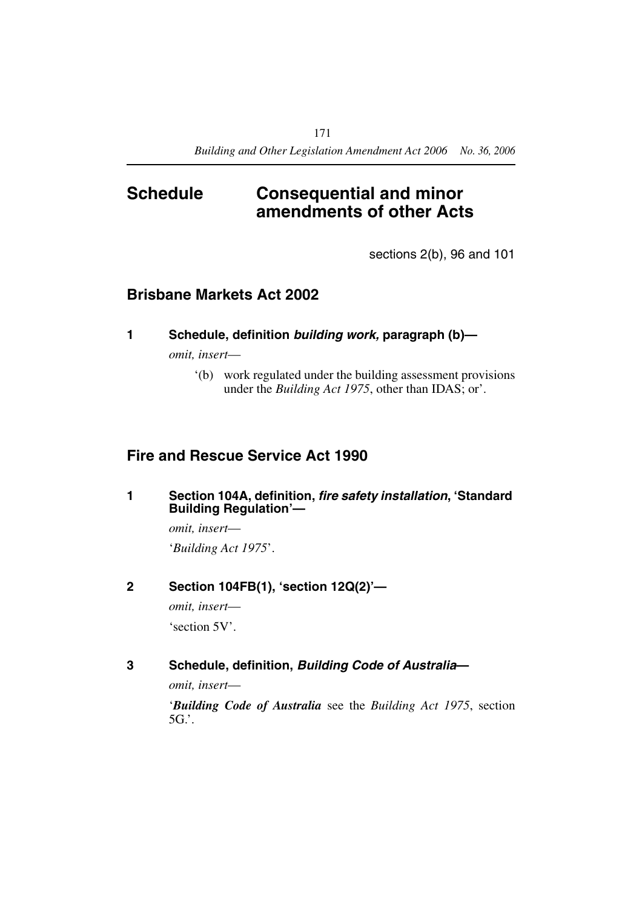# Schedule Consequential and minor amendments of other Acts

sections 2(b), 96 and 101

## Brisbane Markets Act 2002

### 1 Schedule, definition *building work,* paragraph (b)—

*omit, insert*—

'(b) work regulated under the building assessment provisions under the *Building Act 1975*, other than IDAS; or'.

## Fire and Rescue Service Act 1990

### 1 Section 104A, definition, *fire safety installation*, 'Standard Building Regulation'—

*omit, insert*—

'*Building Act 1975*'.

### 2 Section 104FB(1), 'section 12Q(2)'—

*omit, insert*—

'section 5V'.

### 3 Schedule, definition, *Building Code of Australia*—

*omit, insert*—

'***Building Code of Australia*** see the *Building Act 1975*, section 5G.'.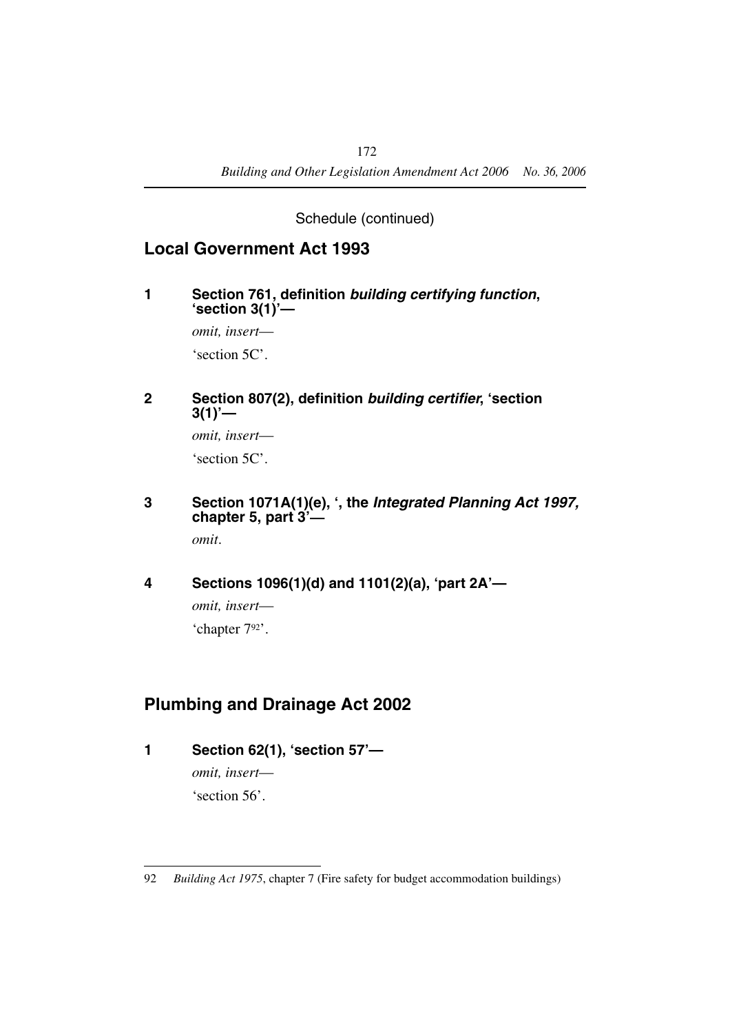Schedule (continued)

## Local Government Act 1993

**1 Section 761, definition *building certifying function*, 'section 3(1)'—**

*omit, insert*—

'section 5C'.

**2 Section 807(2), definition *building certifier*, 'section 3(1)'—**

*omit, insert*—

'section 5C'.

**3 Section 1071A(1)(e), ', the *Integrated Planning Act 1997,* chapter 5, part 3'—**

*omit*.

**4 Sections 1096(1)(d) and 1101(2)(a), 'part 2A'—**

*omit, insert*—

'chapter 7[92]'.

## Plumbing and Drainage Act 2002

**1 Section 62(1), 'section 57'—**

*omit, insert*—

'section 56'.

---

92 *Building Act 1975*, chapter 7 (Fire safety for budget accommodation buildings)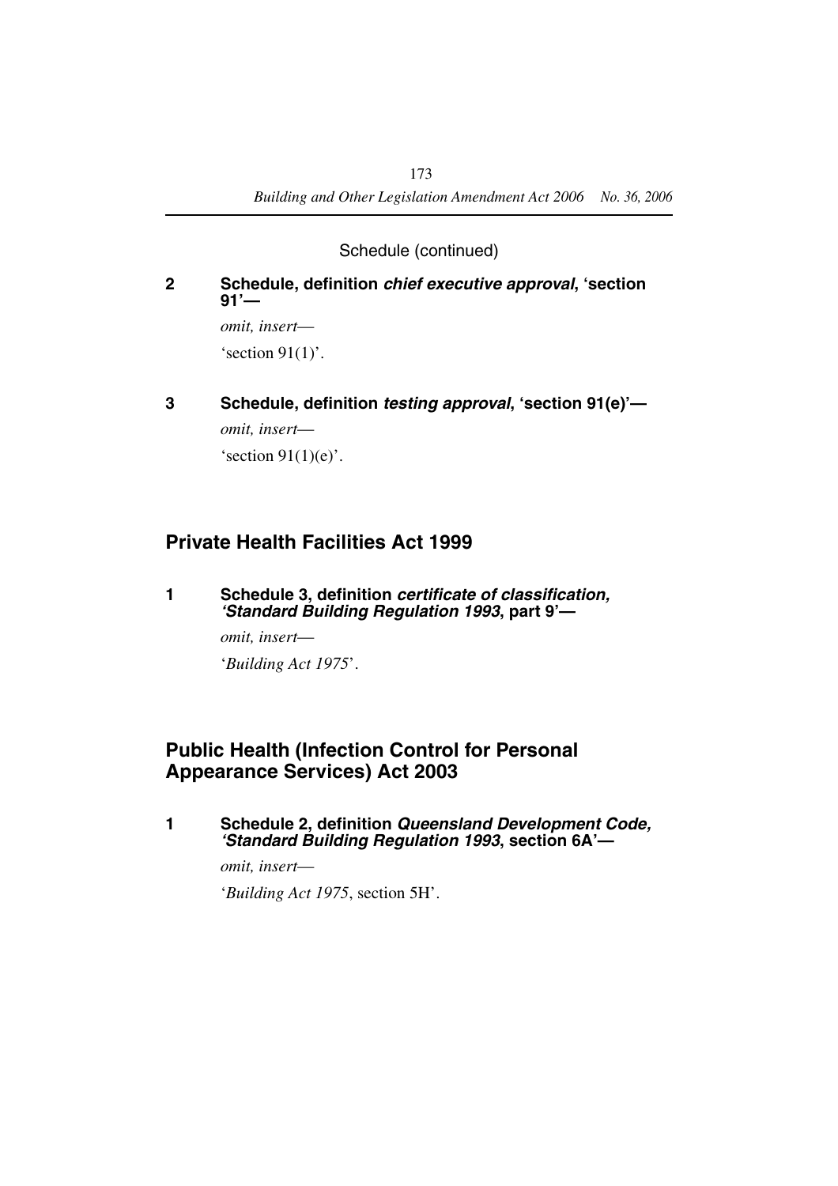Schedule (continued)

**2 Schedule, definition *chief executive approval*, 'section 91'—**

*omit, insert*—

'section 91(1)'.

**3 Schedule, definition *testing approval*, 'section 91(e)'—**

*omit, insert*—

'section 91(1)(e)'.

## Private Health Facilities Act 1999

**1 Schedule 3, definition *certificate of classification, 'Standard Building Regulation 1993*, part 9'—**

*omit, insert*—

'*Building Act 1975*'.

## Public Health (Infection Control for Personal Appearance Services) Act 2003

**1 Schedule 2, definition *Queensland Development Code, 'Standard Building Regulation 1993*, section 6A'—**

*omit, insert*—

'*Building Act 1975*, section 5H'.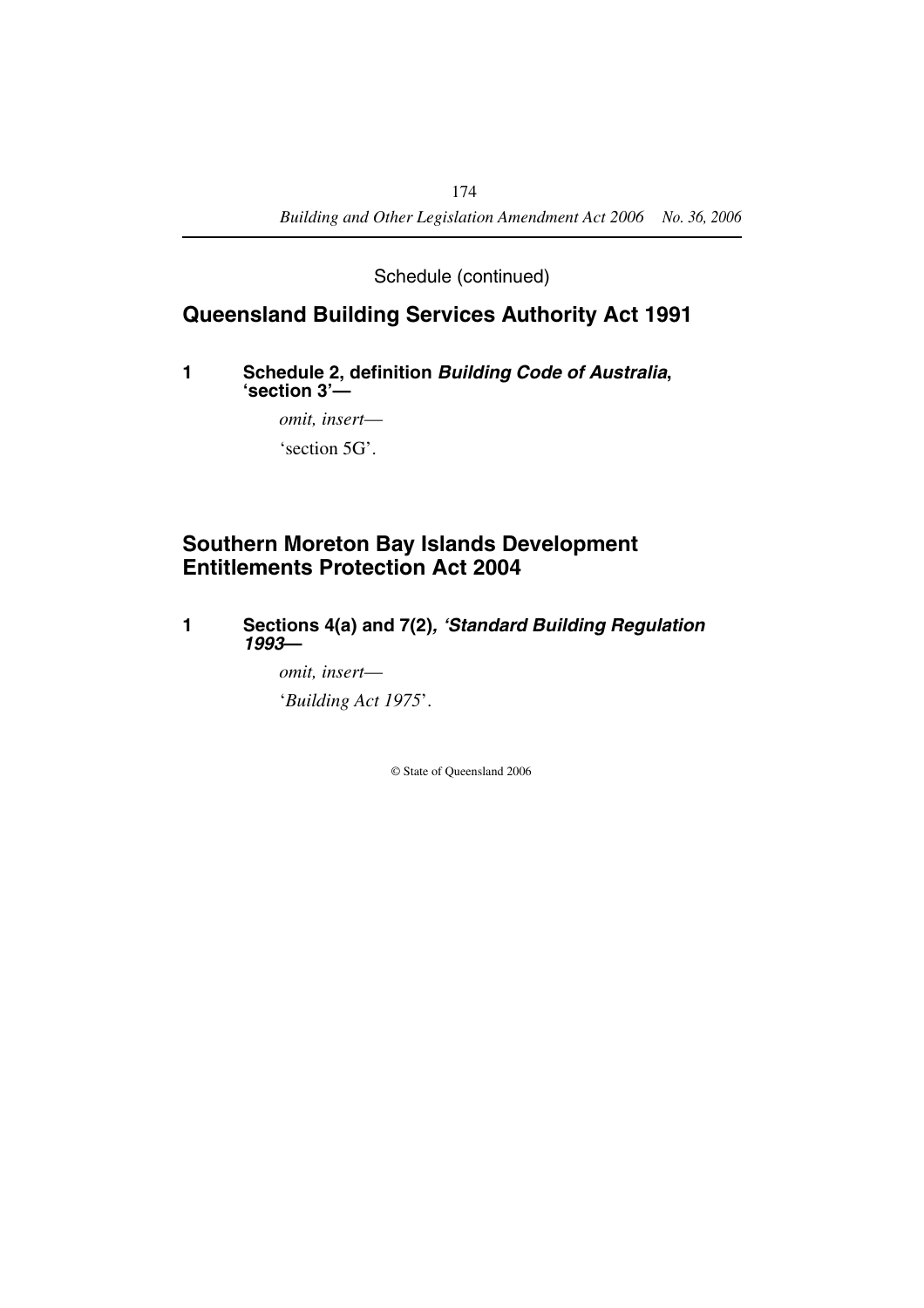Schedule (continued)

## Queensland Building Services Authority Act 1991

### 1 Schedule 2, definition *Building Code of Australia*, 'section 3'—

*omit, insert*—

'section 5G'.

## Southern Moreton Bay Islands Development Entitlements Protection Act 2004

### 1 Sections 4(a) and 7(2)*, 'Standard Building Regulation 1993*—

*omit, insert*—

'*Building Act 1975*'.

© State of Queensland 2006